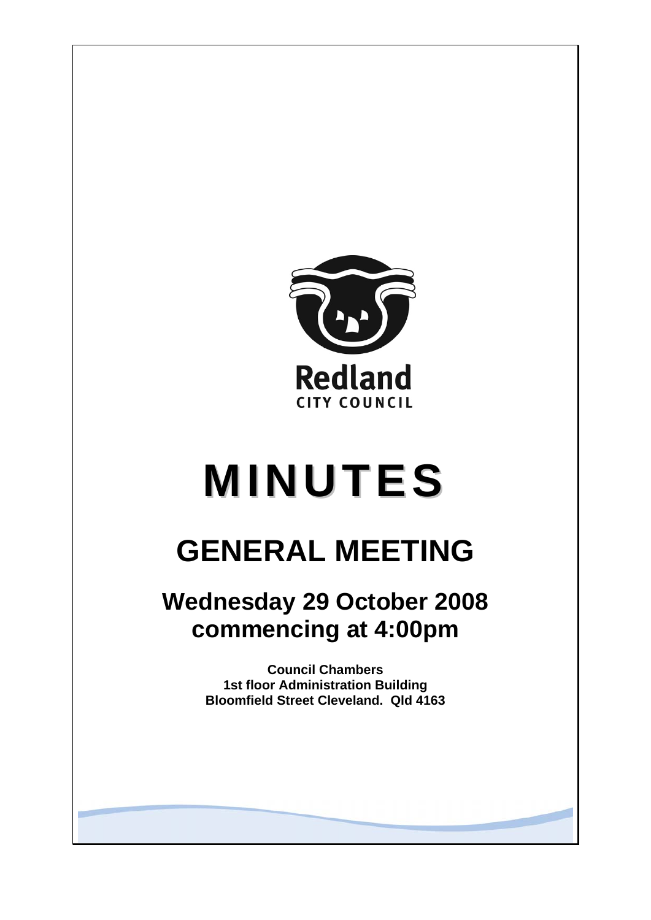Redland

CITY COUNCIL

# MINUTES

# GENERAL MEETING

## Wednesday 29 October 2008 commencing at 4:00pm

**Council Chambers**
**1st floor Administration Building**
**Bloomfield Street Cleveland. Qld 4163**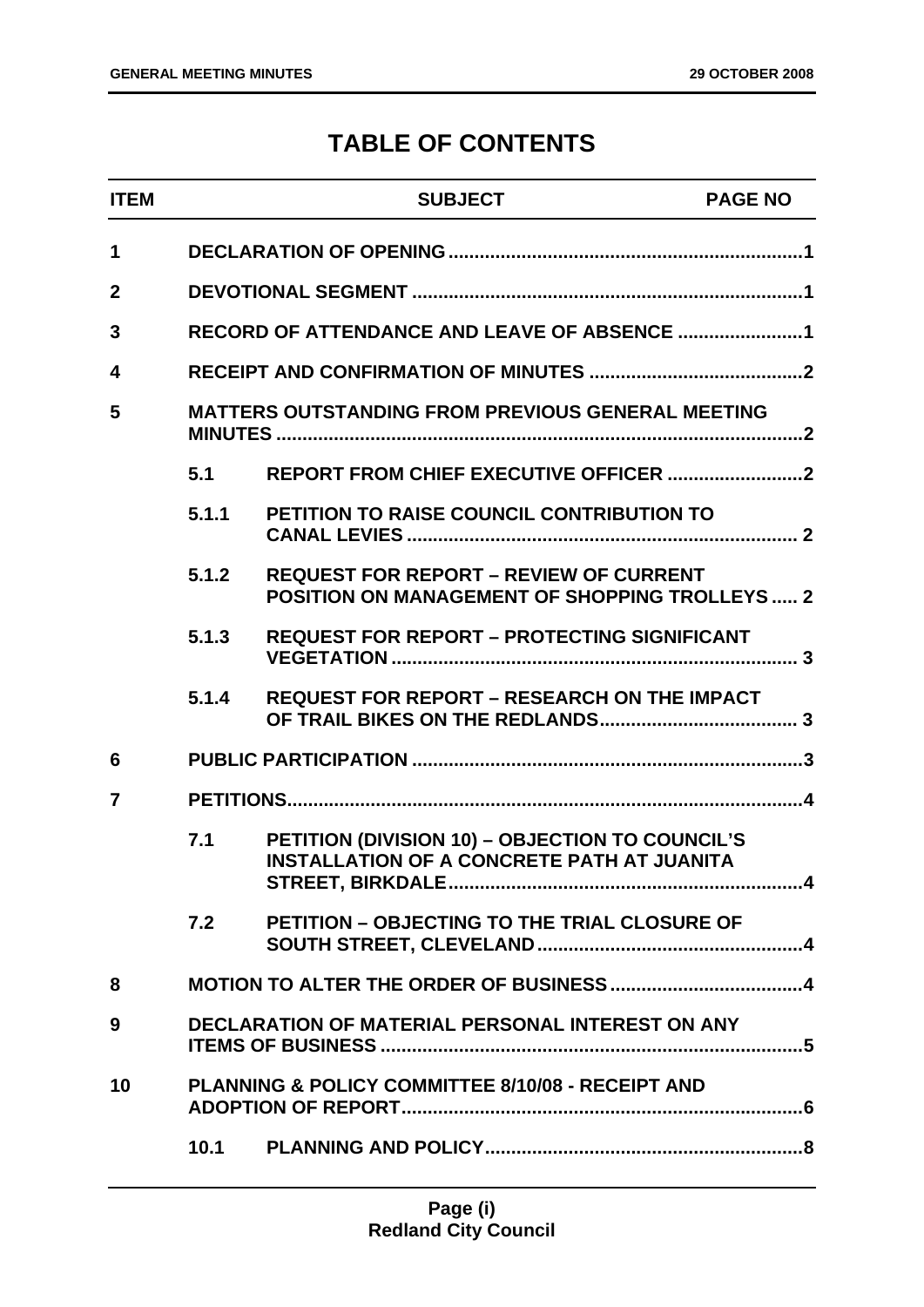# TABLE OF CONTENTS

| ITEM | | SUBJECT | PAGE NO |
|---|---|---|---|
| 1 | | DECLARATION OF OPENING | 1 |
| 2 | | DEVOTIONAL SEGMENT | 1 |
| 3 | | RECORD OF ATTENDANCE AND LEAVE OF ABSENCE | 1 |
| 4 | | RECEIPT AND CONFIRMATION OF MINUTES | 2 |
| 5 | | MATTERS OUTSTANDING FROM PREVIOUS GENERAL MEETING MINUTES | 2 |
| | 5.1 | REPORT FROM CHIEF EXECUTIVE OFFICER | 2 |
| | 5.1.1 | PETITION TO RAISE COUNCIL CONTRIBUTION TO CANAL LEVIES | 2 |
| | 5.1.2 | REQUEST FOR REPORT – REVIEW OF CURRENT POSITION ON MANAGEMENT OF SHOPPING TROLLEYS | 2 |
| | 5.1.3 | REQUEST FOR REPORT – PROTECTING SIGNIFICANT VEGETATION | 3 |
| | 5.1.4 | REQUEST FOR REPORT – RESEARCH ON THE IMPACT OF TRAIL BIKES ON THE REDLANDS | 3 |
| 6 | | PUBLIC PARTICIPATION | 3 |
| 7 | | PETITIONS | 4 |
| | 7.1 | PETITION (DIVISION 10) – OBJECTION TO COUNCIL'S INSTALLATION OF A CONCRETE PATH AT JUANITA STREET, BIRKDALE | 4 |
| | 7.2 | PETITION – OBJECTING TO THE TRIAL CLOSURE OF SOUTH STREET, CLEVELAND | 4 |
| 8 | | MOTION TO ALTER THE ORDER OF BUSINESS | 4 |
| 9 | | DECLARATION OF MATERIAL PERSONAL INTEREST ON ANY ITEMS OF BUSINESS | 5 |
| 10 | | PLANNING & POLICY COMMITTEE 8/10/08 - RECEIPT AND ADOPTION OF REPORT | 6 |
| | 10.1 | PLANNING AND POLICY | 8 |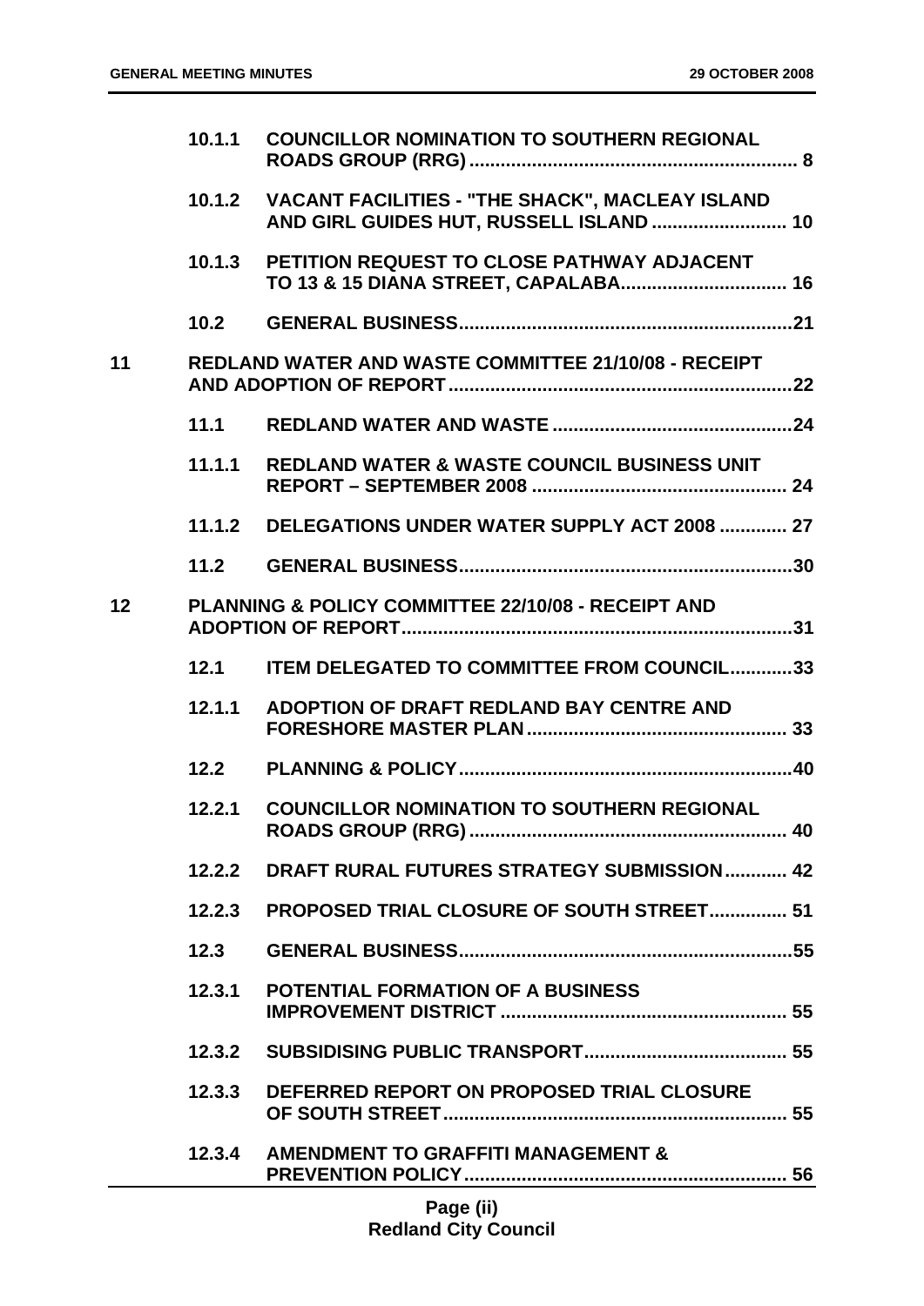| | | | |
|---|---|---|---|
| | 10.1.1 | COUNCILLOR NOMINATION TO SOUTHERN REGIONAL ROADS GROUP (RRG) | 8 |
| | 10.1.2 | VACANT FACILITIES - "THE SHACK", MACLEAY ISLAND AND GIRL GUIDES HUT, RUSSELL ISLAND | 10 |
| | 10.1.3 | PETITION REQUEST TO CLOSE PATHWAY ADJACENT TO 13 & 15 DIANA STREET, CAPALABA | 16 |
| | 10.2 | GENERAL BUSINESS | 21 |
| 11 | | REDLAND WATER AND WASTE COMMITTEE 21/10/08 - RECEIPT AND ADOPTION OF REPORT | 22 |
| | 11.1 | REDLAND WATER AND WASTE | 24 |
| | 11.1.1 | REDLAND WATER & WASTE COUNCIL BUSINESS UNIT REPORT – SEPTEMBER 2008 | 24 |
| | 11.1.2 | DELEGATIONS UNDER WATER SUPPLY ACT 2008 | 27 |
| | 11.2 | GENERAL BUSINESS | 30 |
| 12 | | PLANNING & POLICY COMMITTEE 22/10/08 - RECEIPT AND ADOPTION OF REPORT | 31 |
| | 12.1 | ITEM DELEGATED TO COMMITTEE FROM COUNCIL | 33 |
| | 12.1.1 | ADOPTION OF DRAFT REDLAND BAY CENTRE AND FORESHORE MASTER PLAN | 33 |
| | 12.2 | PLANNING & POLICY | 40 |
| | 12.2.1 | COUNCILLOR NOMINATION TO SOUTHERN REGIONAL ROADS GROUP (RRG) | 40 |
| | 12.2.2 | DRAFT RURAL FUTURES STRATEGY SUBMISSION | 42 |
| | 12.2.3 | PROPOSED TRIAL CLOSURE OF SOUTH STREET | 51 |
| | 12.3 | GENERAL BUSINESS | 55 |
| | 12.3.1 | POTENTIAL FORMATION OF A BUSINESS IMPROVEMENT DISTRICT | 55 |
| | 12.3.2 | SUBSIDISING PUBLIC TRANSPORT | 55 |
| | 12.3.3 | DEFERRED REPORT ON PROPOSED TRIAL CLOSURE OF SOUTH STREET | 55 |
| | 12.3.4 | AMENDMENT TO GRAFFITI MANAGEMENT & PREVENTION POLICY | 56 |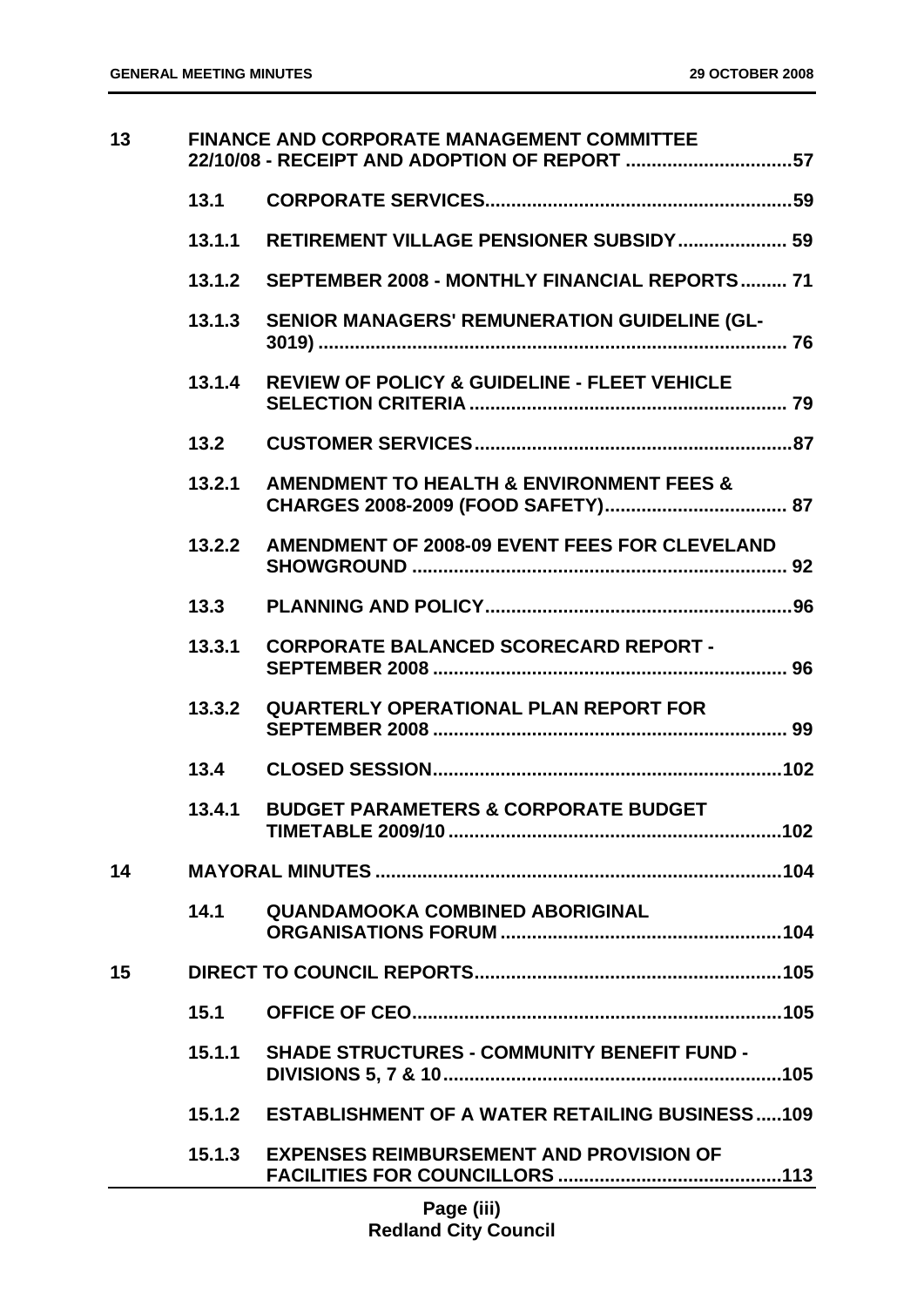| | | | |
|---|---|---|---|
| 13 | | FINANCE AND CORPORATE MANAGEMENT COMMITTEE 22/10/08 - RECEIPT AND ADOPTION OF REPORT | 57 |
| | 13.1 | CORPORATE SERVICES | 59 |
| | 13.1.1 | RETIREMENT VILLAGE PENSIONER SUBSIDY | 59 |
| | 13.1.2 | SEPTEMBER 2008 - MONTHLY FINANCIAL REPORTS | 71 |
| | 13.1.3 | SENIOR MANAGERS' REMUNERATION GUIDELINE (GL-3019) | 76 |
| | 13.1.4 | REVIEW OF POLICY & GUIDELINE - FLEET VEHICLE SELECTION CRITERIA | 79 |
| | 13.2 | CUSTOMER SERVICES | 87 |
| | 13.2.1 | AMENDMENT TO HEALTH & ENVIRONMENT FEES & CHARGES 2008-2009 (FOOD SAFETY) | 87 |
| | 13.2.2 | AMENDMENT OF 2008-09 EVENT FEES FOR CLEVELAND SHOWGROUND | 92 |
| | 13.3 | PLANNING AND POLICY | 96 |
| | 13.3.1 | CORPORATE BALANCED SCORECARD REPORT - SEPTEMBER 2008 | 96 |
| | 13.3.2 | QUARTERLY OPERATIONAL PLAN REPORT FOR SEPTEMBER 2008 | 99 |
| | 13.4 | CLOSED SESSION | 102 |
| | 13.4.1 | BUDGET PARAMETERS & CORPORATE BUDGET TIMETABLE 2009/10 | 102 |
| 14 | | MAYORAL MINUTES | 104 |
| | 14.1 | QUANDAMOOKA COMBINED ABORIGINAL ORGANISATIONS FORUM | 104 |
| 15 | | DIRECT TO COUNCIL REPORTS | 105 |
| | 15.1 | OFFICE OF CEO | 105 |
| | 15.1.1 | SHADE STRUCTURES - COMMUNITY BENEFIT FUND - DIVISIONS 5, 7 & 10 | 105 |
| | 15.1.2 | ESTABLISHMENT OF A WATER RETAILING BUSINESS | 109 |
| | 15.1.3 | EXPENSES REIMBURSEMENT AND PROVISION OF FACILITIES FOR COUNCILLORS | 113 |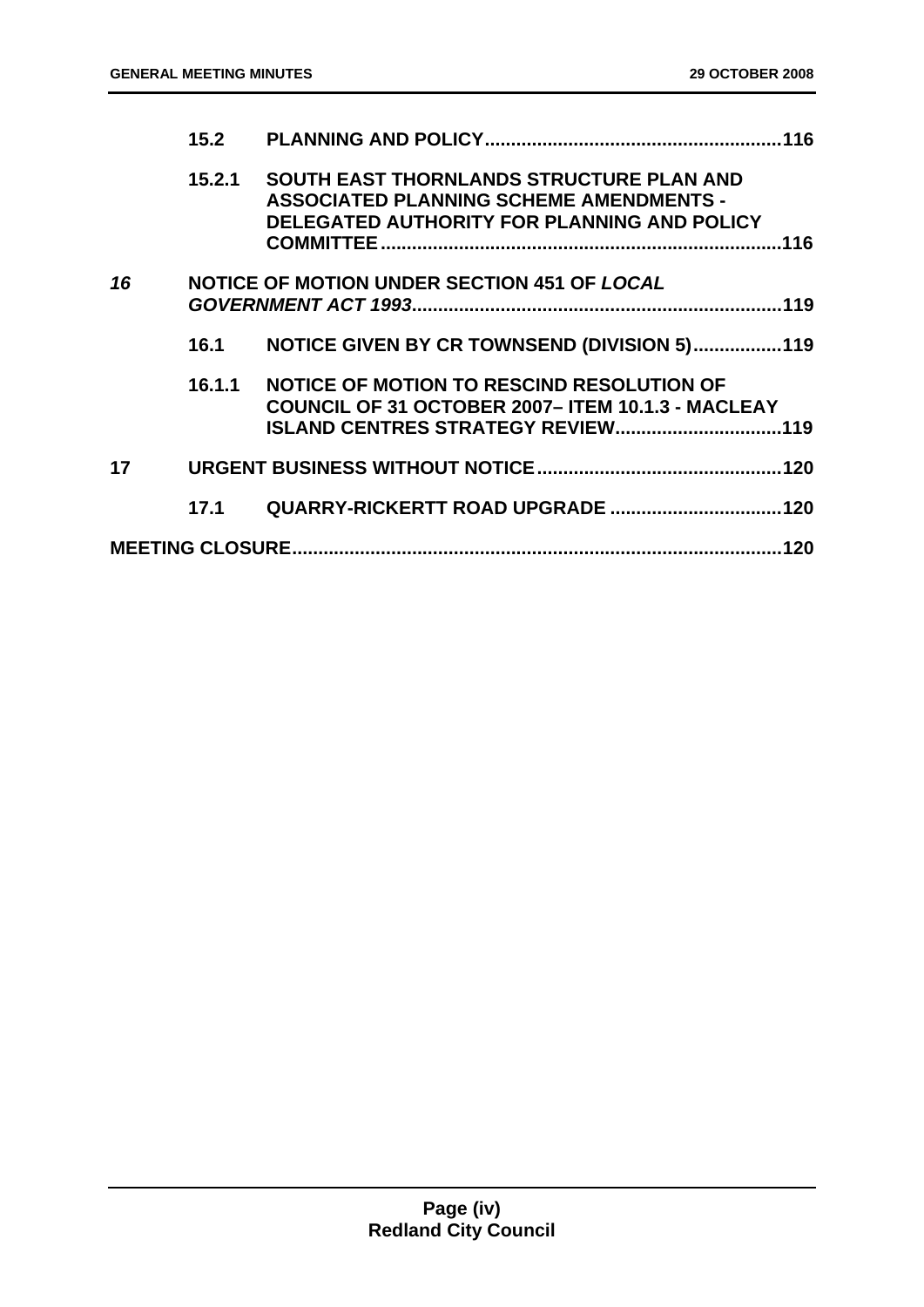**15.2 PLANNING AND POLICY......................................................116**

**15.2.1 SOUTH EAST THORNLANDS STRUCTURE PLAN AND ASSOCIATED PLANNING SCHEME AMENDMENTS - DELEGATED AUTHORITY FOR PLANNING AND POLICY COMMITTEE..........................................................................116**

***16* NOTICE OF MOTION UNDER SECTION 451 OF *LOCAL GOVERNMENT ACT 1993*......................................................................119**

**16.1 NOTICE GIVEN BY CR TOWNSEND (DIVISION 5).................119**

**16.1.1 NOTICE OF MOTION TO RESCIND RESOLUTION OF COUNCIL OF 31 OCTOBER 2007– ITEM 10.1.3 - MACLEAY ISLAND CENTRES STRATEGY REVIEW...............................119**

**17 URGENT BUSINESS WITHOUT NOTICE..............................................120**

**17.1 QUARRY-RICKERTT ROAD UPGRADE .................................120**

**MEETING CLOSURE...........................................................................................120**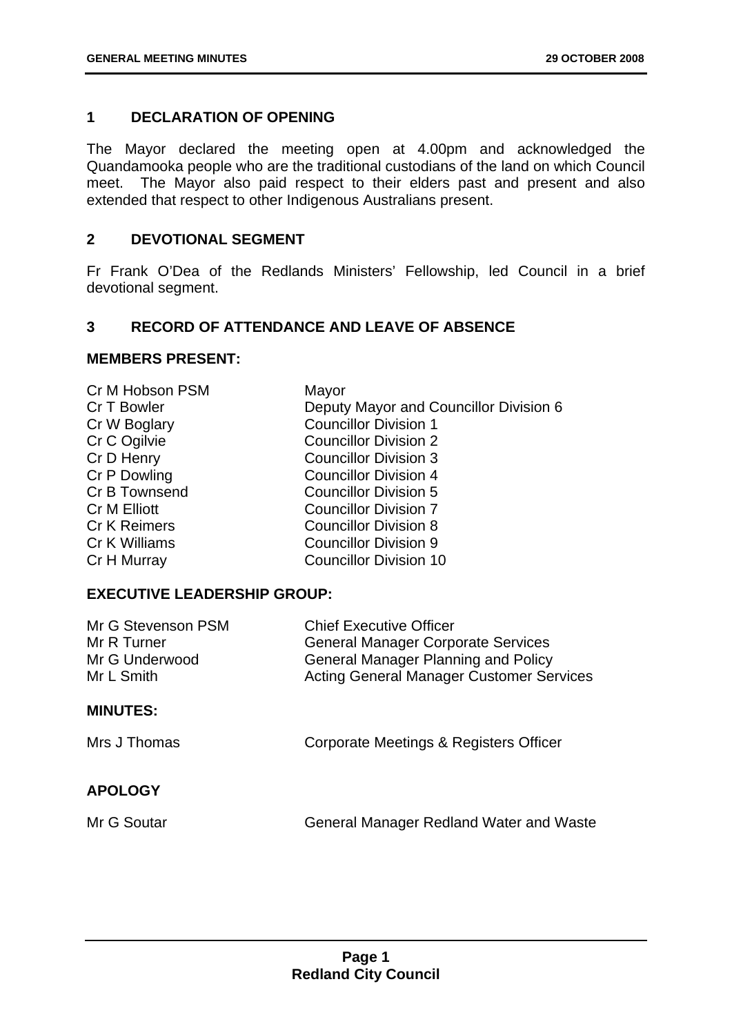## 1 DECLARATION OF OPENING

The Mayor declared the meeting open at 4.00pm and acknowledged the Quandamooka people who are the traditional custodians of the land on which Council meet. The Mayor also paid respect to their elders past and present and also extended that respect to other Indigenous Australians present.

## 2 DEVOTIONAL SEGMENT

Fr Frank O'Dea of the Redlands Ministers' Fellowship, led Council in a brief devotional segment.

## 3 RECORD OF ATTENDANCE AND LEAVE OF ABSENCE

### MEMBERS PRESENT:

| | |
|---|---|
| Cr M Hobson PSM | Mayor |
| Cr T Bowler | Deputy Mayor and Councillor Division 6 |
| Cr W Boglary | Councillor Division 1 |
| Cr C Ogilvie | Councillor Division 2 |
| Cr D Henry | Councillor Division 3 |
| Cr P Dowling | Councillor Division 4 |
| Cr B Townsend | Councillor Division 5 |
| Cr M Elliott | Councillor Division 7 |
| Cr K Reimers | Councillor Division 8 |
| Cr K Williams | Councillor Division 9 |
| Cr H Murray | Councillor Division 10 |

### EXECUTIVE LEADERSHIP GROUP:

| | |
|---|---|
| Mr G Stevenson PSM | Chief Executive Officer |
| Mr R Turner | General Manager Corporate Services |
| Mr G Underwood | General Manager Planning and Policy |
| Mr L Smith | Acting General Manager Customer Services |

### MINUTES:

| | |
|---|---|
| Mrs J Thomas | Corporate Meetings & Registers Officer |

### APOLOGY

| | |
|---|---|
| Mr G Soutar | General Manager Redland Water and Waste |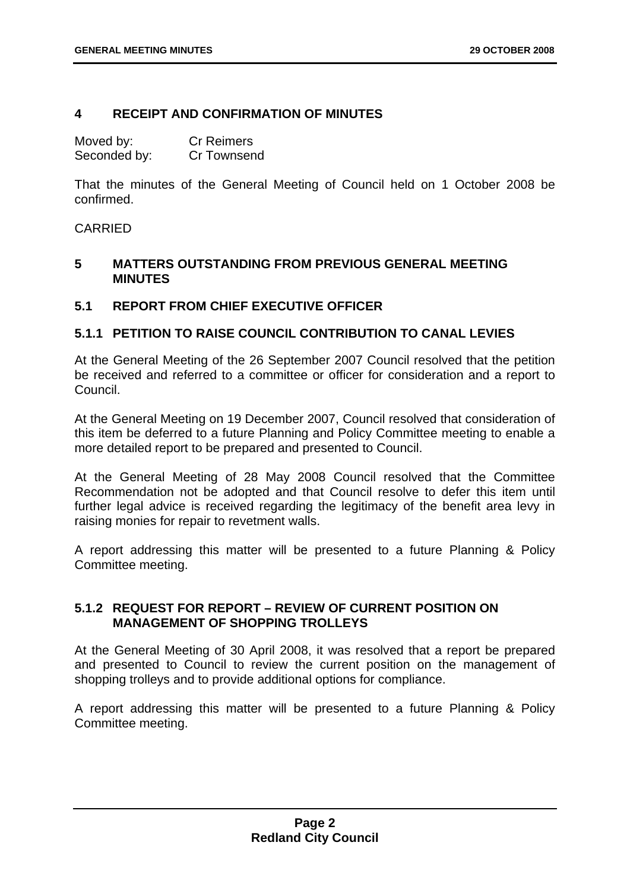## 4 RECEIPT AND CONFIRMATION OF MINUTES

Moved by: Cr Reimers
Seconded by: Cr Townsend

That the minutes of the General Meeting of Council held on 1 October 2008 be confirmed.

CARRIED

## 5 MATTERS OUTSTANDING FROM PREVIOUS GENERAL MEETING MINUTES

### 5.1 REPORT FROM CHIEF EXECUTIVE OFFICER

#### 5.1.1 PETITION TO RAISE COUNCIL CONTRIBUTION TO CANAL LEVIES

At the General Meeting of the 26 September 2007 Council resolved that the petition be received and referred to a committee or officer for consideration and a report to Council.

At the General Meeting on 19 December 2007, Council resolved that consideration of this item be deferred to a future Planning and Policy Committee meeting to enable a more detailed report to be prepared and presented to Council.

At the General Meeting of 28 May 2008 Council resolved that the Committee Recommendation not be adopted and that Council resolve to defer this item until further legal advice is received regarding the legitimacy of the benefit area levy in raising monies for repair to revetment walls.

A report addressing this matter will be presented to a future Planning & Policy Committee meeting.

#### 5.1.2 REQUEST FOR REPORT – REVIEW OF CURRENT POSITION ON MANAGEMENT OF SHOPPING TROLLEYS

At the General Meeting of 30 April 2008, it was resolved that a report be prepared and presented to Council to review the current position on the management of shopping trolleys and to provide additional options for compliance.

A report addressing this matter will be presented to a future Planning & Policy Committee meeting.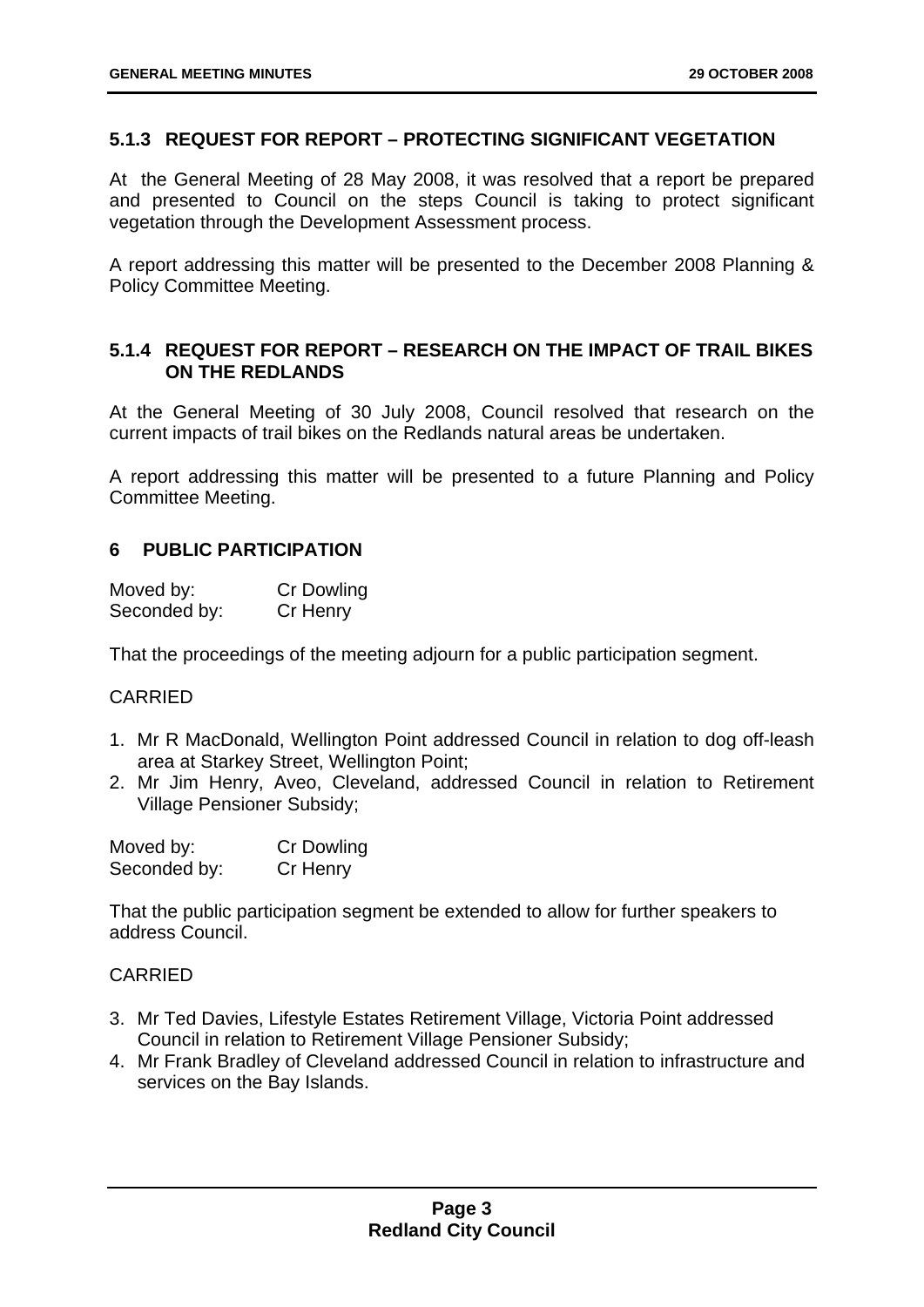### 5.1.3 REQUEST FOR REPORT – PROTECTING SIGNIFICANT VEGETATION

At the General Meeting of 28 May 2008, it was resolved that a report be prepared and presented to Council on the steps Council is taking to protect significant vegetation through the Development Assessment process.

A report addressing this matter will be presented to the December 2008 Planning & Policy Committee Meeting.

### 5.1.4 REQUEST FOR REPORT – RESEARCH ON THE IMPACT OF TRAIL BIKES ON THE REDLANDS

At the General Meeting of 30 July 2008, Council resolved that research on the current impacts of trail bikes on the Redlands natural areas be undertaken.

A report addressing this matter will be presented to a future Planning and Policy Committee Meeting.

## 6 PUBLIC PARTICIPATION

Moved by: Cr Dowling
Seconded by: Cr Henry

That the proceedings of the meeting adjourn for a public participation segment.

CARRIED

1. Mr R MacDonald, Wellington Point addressed Council in relation to dog off-leash area at Starkey Street, Wellington Point;
2. Mr Jim Henry, Aveo, Cleveland, addressed Council in relation to Retirement Village Pensioner Subsidy;

Moved by: Cr Dowling
Seconded by: Cr Henry

That the public participation segment be extended to allow for further speakers to address Council.

CARRIED

3. Mr Ted Davies, Lifestyle Estates Retirement Village, Victoria Point addressed Council in relation to Retirement Village Pensioner Subsidy;
4. Mr Frank Bradley of Cleveland addressed Council in relation to infrastructure and services on the Bay Islands.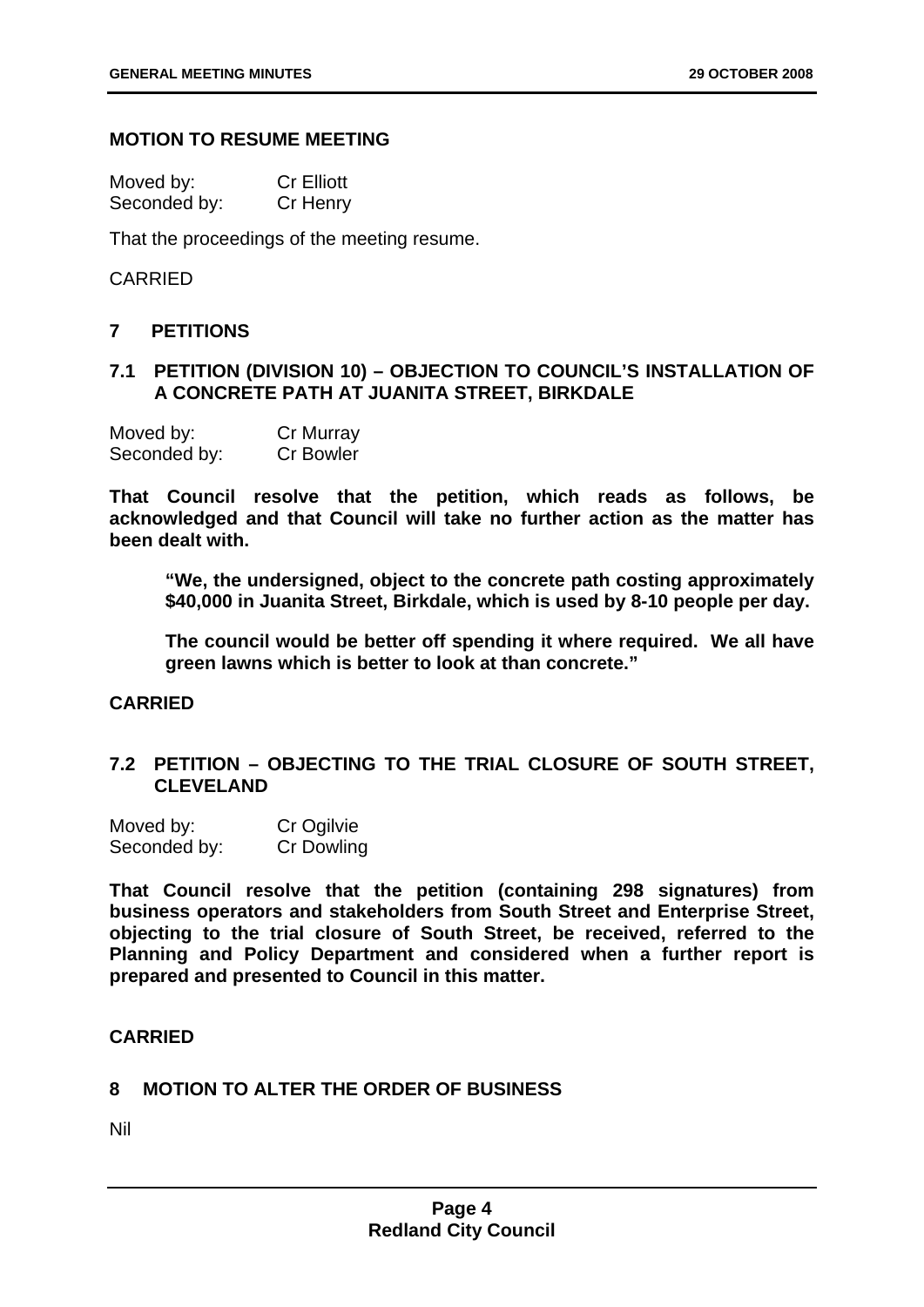**MOTION TO RESUME MEETING**

Moved by: Cr Elliott
Seconded by: Cr Henry

That the proceedings of the meeting resume.

CARRIED

## 7 PETITIONS

### 7.1 PETITION (DIVISION 10) – OBJECTION TO COUNCIL'S INSTALLATION OF A CONCRETE PATH AT JUANITA STREET, BIRKDALE

Moved by: Cr Murray
Seconded by: Cr Bowler

**That Council resolve that the petition, which reads as follows, be acknowledged and that Council will take no further action as the matter has been dealt with.**

> **"We, the undersigned, object to the concrete path costing approximately $40,000 in Juanita Street, Birkdale, which is used by 8-10 people per day.**
>
> **The council would be better off spending it where required. We all have green lawns which is better to look at than concrete."**

**CARRIED**

### 7.2 PETITION – OBJECTING TO THE TRIAL CLOSURE OF SOUTH STREET, CLEVELAND

Moved by: Cr Ogilvie
Seconded by: Cr Dowling

**That Council resolve that the petition (containing 298 signatures) from business operators and stakeholders from South Street and Enterprise Street, objecting to the trial closure of South Street, be received, referred to the Planning and Policy Department and considered when a further report is prepared and presented to Council in this matter.**

**CARRIED**

## 8 MOTION TO ALTER THE ORDER OF BUSINESS

Nil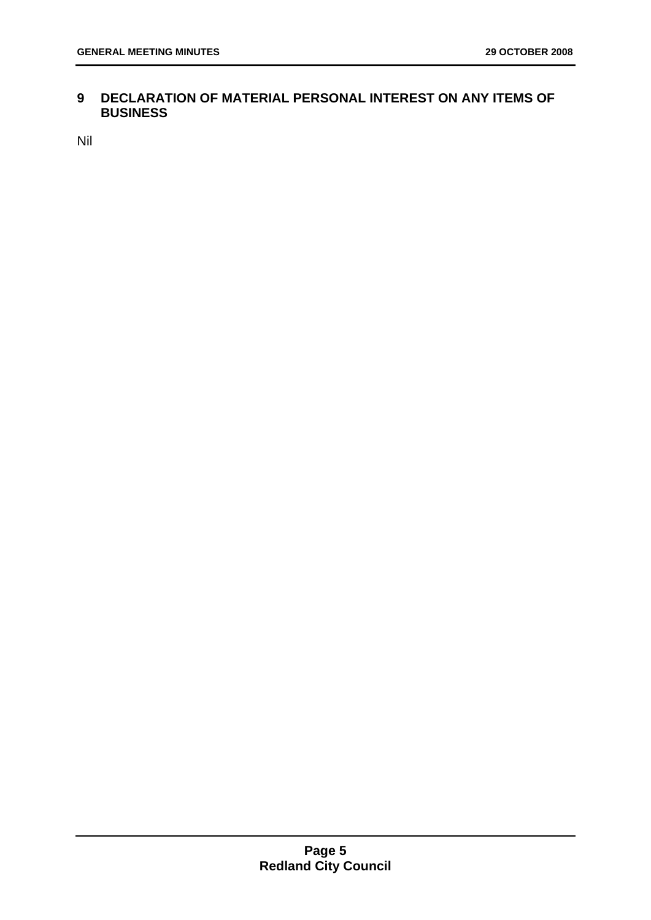## 9 DECLARATION OF MATERIAL PERSONAL INTEREST ON ANY ITEMS OF BUSINESS

Nil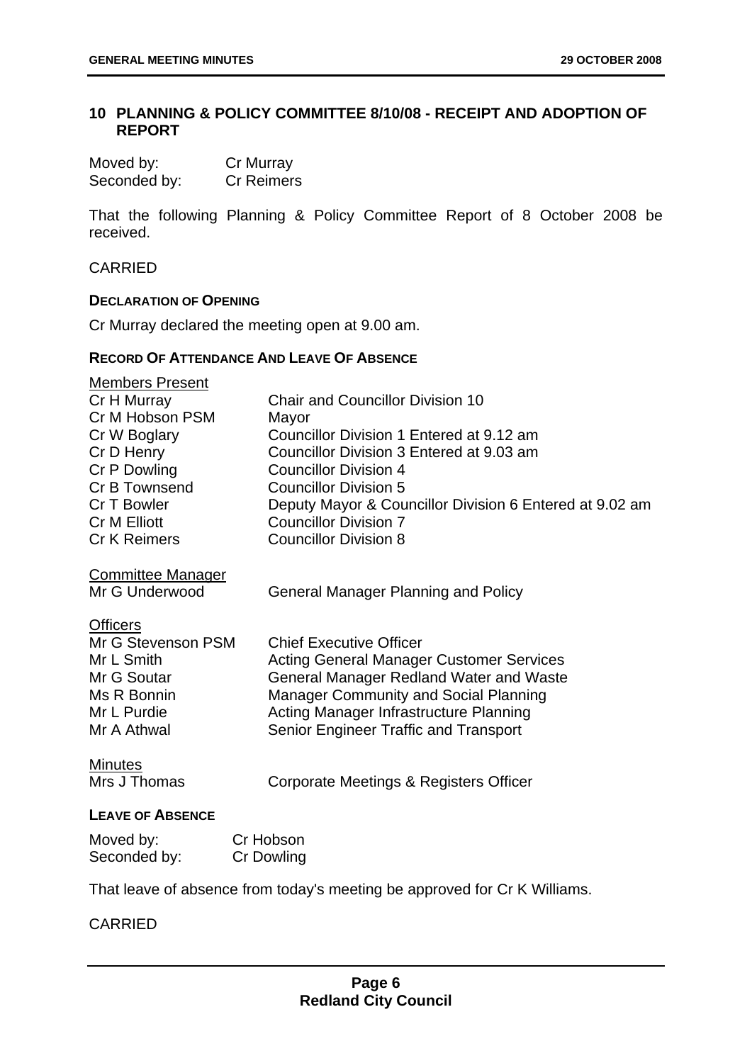## 10 PLANNING & POLICY COMMITTEE 8/10/08 - RECEIPT AND ADOPTION OF REPORT

| | |
|---|---|
| Moved by: | Cr Murray |
| Seconded by: | Cr Reimers |

That the following Planning & Policy Committee Report of 8 October 2008 be received.

CARRIED

**DECLARATION OF OPENING**

Cr Murray declared the meeting open at 9.00 am.

**RECORD OF ATTENDANCE AND LEAVE OF ABSENCE**

Members Present

| | |
|---|---|
| Cr H Murray | Chair and Councillor Division 10 |
| Cr M Hobson PSM | Mayor |
| Cr W Boglary | Councillor Division 1 Entered at 9.12 am |
| Cr D Henry | Councillor Division 3 Entered at 9.03 am |
| Cr P Dowling | Councillor Division 4 |
| Cr B Townsend | Councillor Division 5 |
| Cr T Bowler | Deputy Mayor & Councillor Division 6 Entered at 9.02 am |
| Cr M Elliott | Councillor Division 7 |
| Cr K Reimers | Councillor Division 8 |

Committee Manager

| | |
|---|---|
| Mr G Underwood | General Manager Planning and Policy |

Officers

| | |
|---|---|
| Mr G Stevenson PSM | Chief Executive Officer |
| Mr L Smith | Acting General Manager Customer Services |
| Mr G Soutar | General Manager Redland Water and Waste |
| Ms R Bonnin | Manager Community and Social Planning |
| Mr L Purdie | Acting Manager Infrastructure Planning |
| Mr A Athwal | Senior Engineer Traffic and Transport |

Minutes

| | |
|---|---|
| Mrs J Thomas | Corporate Meetings & Registers Officer |

**LEAVE OF ABSENCE**

| | |
|---|---|
| Moved by: | Cr Hobson |
| Seconded by: | Cr Dowling |

That leave of absence from today's meeting be approved for Cr K Williams.

CARRIED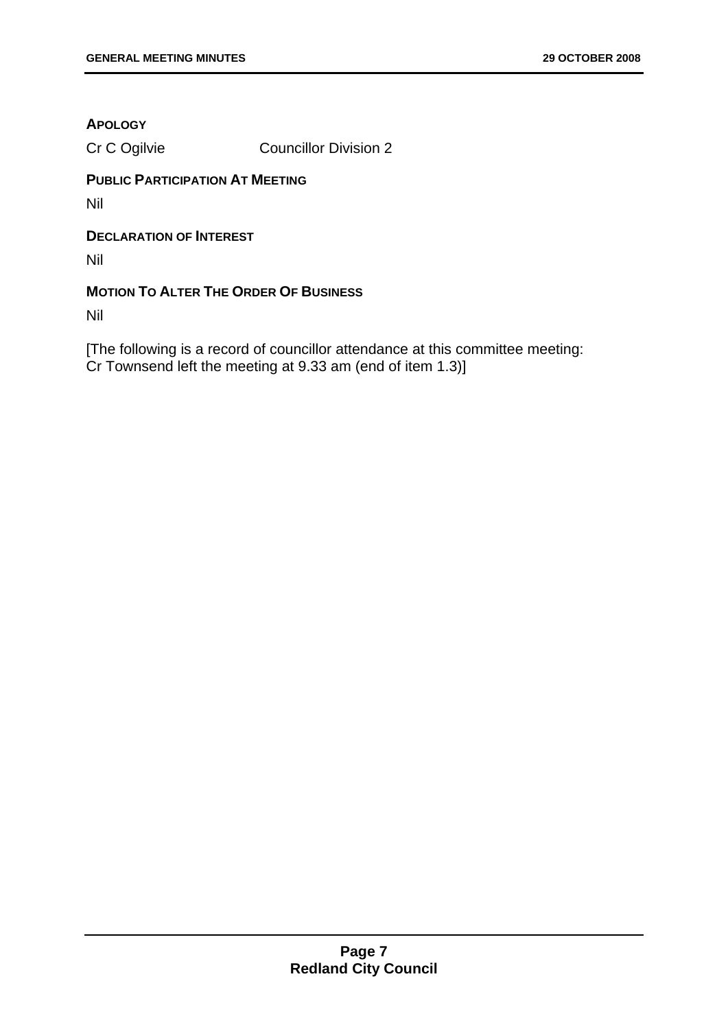## APOLOGY

Cr C Ogilvie Councillor Division 2

## PUBLIC PARTICIPATION AT MEETING

Nil

## DECLARATION OF INTEREST

Nil

## MOTION TO ALTER THE ORDER OF BUSINESS

Nil

[The following is a record of councillor attendance at this committee meeting:
Cr Townsend left the meeting at 9.33 am (end of item 1.3)]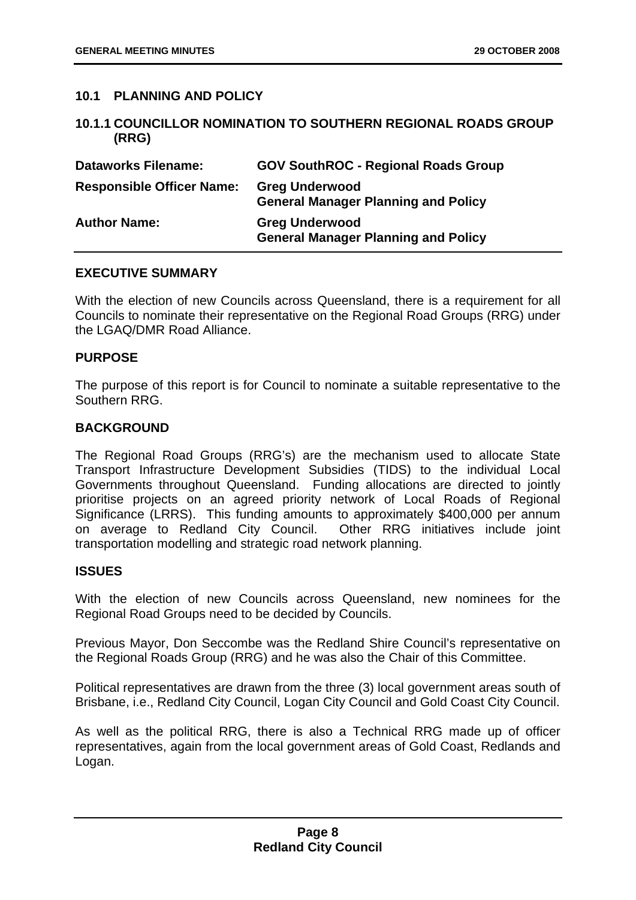## 10.1 PLANNING AND POLICY

### 10.1.1 COUNCILLOR NOMINATION TO SOUTHERN REGIONAL ROADS GROUP (RRG)

| | |
|---|---|
| **Dataworks Filename:** | **GOV SouthROC - Regional Roads Group** |
| **Responsible Officer Name:** | **Greg Underwood**<br>**General Manager Planning and Policy** |
| **Author Name:** | **Greg Underwood**<br>**General Manager Planning and Policy** |

**EXECUTIVE SUMMARY**

With the election of new Councils across Queensland, there is a requirement for all Councils to nominate their representative on the Regional Road Groups (RRG) under the LGAQ/DMR Road Alliance.

**PURPOSE**

The purpose of this report is for Council to nominate a suitable representative to the Southern RRG.

**BACKGROUND**

The Regional Road Groups (RRG's) are the mechanism used to allocate State Transport Infrastructure Development Subsidies (TIDS) to the individual Local Governments throughout Queensland. Funding allocations are directed to jointly prioritise projects on an agreed priority network of Local Roads of Regional Significance (LRRS). This funding amounts to approximately $400,000 per annum on average to Redland City Council. Other RRG initiatives include joint transportation modelling and strategic road network planning.

**ISSUES**

With the election of new Councils across Queensland, new nominees for the Regional Road Groups need to be decided by Councils.

Previous Mayor, Don Seccombe was the Redland Shire Council's representative on the Regional Roads Group (RRG) and he was also the Chair of this Committee.

Political representatives are drawn from the three (3) local government areas south of Brisbane, i.e., Redland City Council, Logan City Council and Gold Coast City Council.

As well as the political RRG, there is also a Technical RRG made up of officer representatives, again from the local government areas of Gold Coast, Redlands and Logan.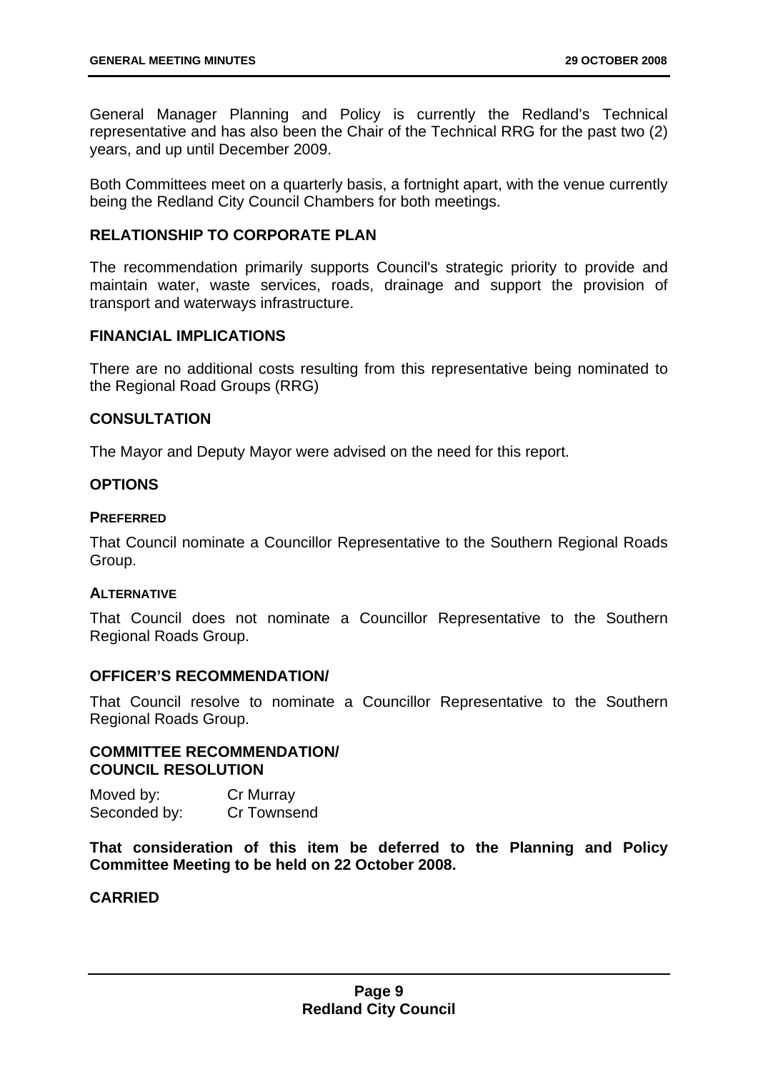General Manager Planning and Policy is currently the Redland's Technical representative and has also been the Chair of the Technical RRG for the past two (2) years, and up until December 2009.

Both Committees meet on a quarterly basis, a fortnight apart, with the venue currently being the Redland City Council Chambers for both meetings.

## RELATIONSHIP TO CORPORATE PLAN

The recommendation primarily supports Council's strategic priority to provide and maintain water, waste services, roads, drainage and support the provision of transport and waterways infrastructure.

## FINANCIAL IMPLICATIONS

There are no additional costs resulting from this representative being nominated to the Regional Road Groups (RRG)

## CONSULTATION

The Mayor and Deputy Mayor were advised on the need for this report.

## OPTIONS

### PREFERRED

That Council nominate a Councillor Representative to the Southern Regional Roads Group.

### ALTERNATIVE

That Council does not nominate a Councillor Representative to the Southern Regional Roads Group.

## OFFICER'S RECOMMENDATION/

That Council resolve to nominate a Councillor Representative to the Southern Regional Roads Group.

## COMMITTEE RECOMMENDATION/ COUNCIL RESOLUTION

Moved by: Cr Murray
Seconded by: Cr Townsend

**That consideration of this item be deferred to the Planning and Policy Committee Meeting to be held on 22 October 2008.**

**CARRIED**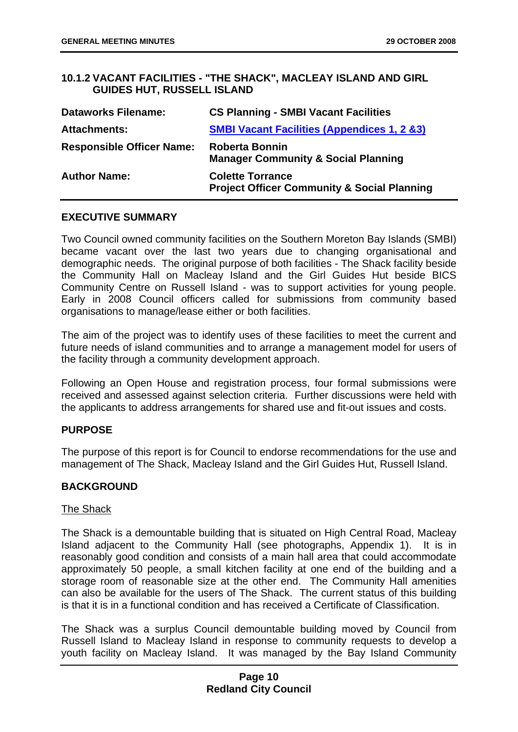## 10.1.2 VACANT FACILITIES - "THE SHACK", MACLEAY ISLAND AND GIRL GUIDES HUT, RUSSELL ISLAND

| | |
|---|---|
| **Dataworks Filename:** | **CS Planning - SMBI Vacant Facilities** |
| **Attachments:** | **SMBI Vacant Facilities (Appendices 1, 2 &3)** |
| **Responsible Officer Name:** | **Roberta Bonnin**<br>**Manager Community & Social Planning** |
| **Author Name:** | **Colette Torrance**<br>**Project Officer Community & Social Planning** |

### EXECUTIVE SUMMARY

Two Council owned community facilities on the Southern Moreton Bay Islands (SMBI) became vacant over the last two years due to changing organisational and demographic needs. The original purpose of both facilities - The Shack facility beside the Community Hall on Macleay Island and the Girl Guides Hut beside BICS Community Centre on Russell Island - was to support activities for young people. Early in 2008 Council officers called for submissions from community based organisations to manage/lease either or both facilities.

The aim of the project was to identify uses of these facilities to meet the current and future needs of island communities and to arrange a management model for users of the facility through a community development approach.

Following an Open House and registration process, four formal submissions were received and assessed against selection criteria. Further discussions were held with the applicants to address arrangements for shared use and fit-out issues and costs.

### PURPOSE

The purpose of this report is for Council to endorse recommendations for the use and management of The Shack, Macleay Island and the Girl Guides Hut, Russell Island.

### BACKGROUND

The Shack

The Shack is a demountable building that is situated on High Central Road, Macleay Island adjacent to the Community Hall (see photographs, Appendix 1). It is in reasonably good condition and consists of a main hall area that could accommodate approximately 50 people, a small kitchen facility at one end of the building and a storage room of reasonable size at the other end. The Community Hall amenities can also be available for the users of The Shack. The current status of this building is that it is in a functional condition and has received a Certificate of Classification.

The Shack was a surplus Council demountable building moved by Council from Russell Island to Macleay Island in response to community requests to develop a youth facility on Macleay Island. It was managed by the Bay Island Community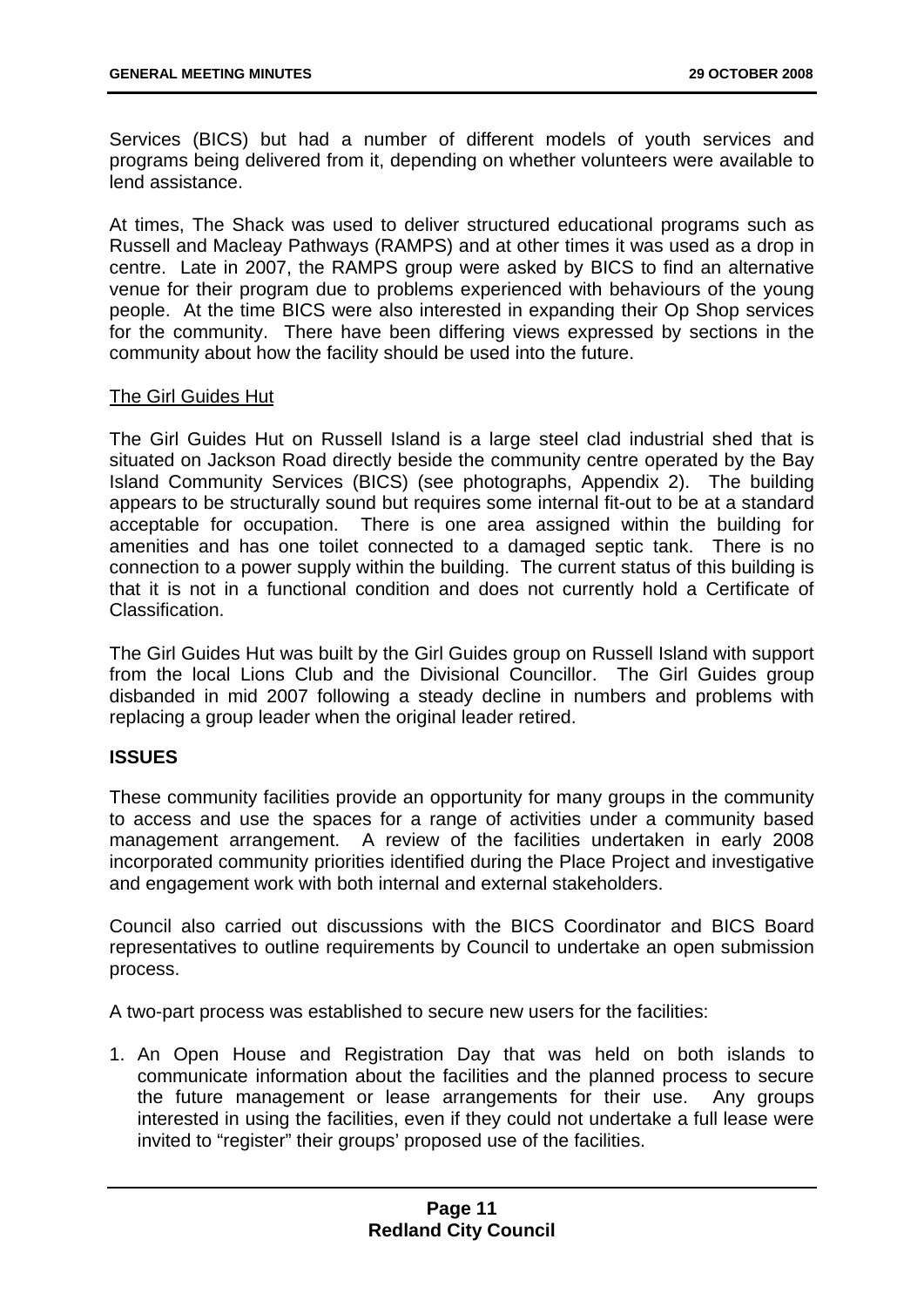Services (BICS) but had a number of different models of youth services and programs being delivered from it, depending on whether volunteers were available to lend assistance.

At times, The Shack was used to deliver structured educational programs such as Russell and Macleay Pathways (RAMPS) and at other times it was used as a drop in centre. Late in 2007, the RAMPS group were asked by BICS to find an alternative venue for their program due to problems experienced with behaviours of the young people. At the time BICS were also interested in expanding their Op Shop services for the community. There have been differing views expressed by sections in the community about how the facility should be used into the future.

<u>The Girl Guides Hut</u>

The Girl Guides Hut on Russell Island is a large steel clad industrial shed that is situated on Jackson Road directly beside the community centre operated by the Bay Island Community Services (BICS) (see photographs, Appendix 2). The building appears to be structurally sound but requires some internal fit-out to be at a standard acceptable for occupation. There is one area assigned within the building for amenities and has one toilet connected to a damaged septic tank. There is no connection to a power supply within the building. The current status of this building is that it is not in a functional condition and does not currently hold a Certificate of Classification.

The Girl Guides Hut was built by the Girl Guides group on Russell Island with support from the local Lions Club and the Divisional Councillor. The Girl Guides group disbanded in mid 2007 following a steady decline in numbers and problems with replacing a group leader when the original leader retired.

**ISSUES**

These community facilities provide an opportunity for many groups in the community to access and use the spaces for a range of activities under a community based management arrangement. A review of the facilities undertaken in early 2008 incorporated community priorities identified during the Place Project and investigative and engagement work with both internal and external stakeholders.

Council also carried out discussions with the BICS Coordinator and BICS Board representatives to outline requirements by Council to undertake an open submission process.

A two-part process was established to secure new users for the facilities:

1. An Open House and Registration Day that was held on both islands to communicate information about the facilities and the planned process to secure the future management or lease arrangements for their use. Any groups interested in using the facilities, even if they could not undertake a full lease were invited to "register" their groups' proposed use of the facilities.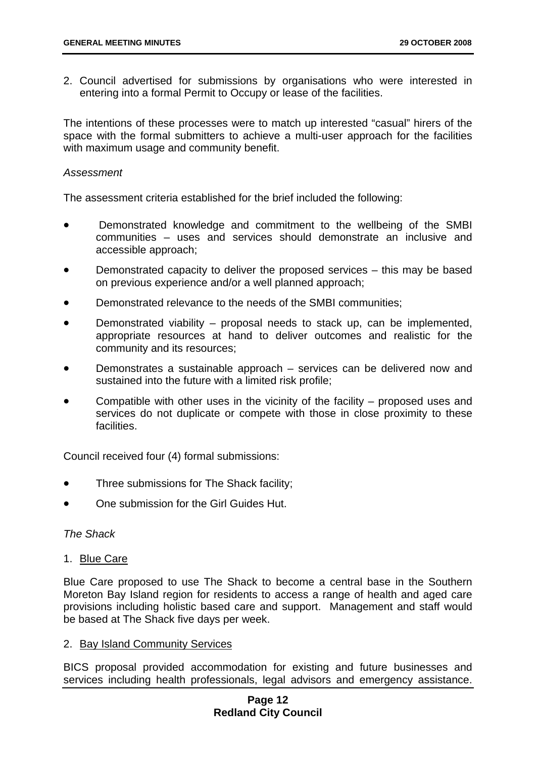2. Council advertised for submissions by organisations who were interested in entering into a formal Permit to Occupy or lease of the facilities.

The intentions of these processes were to match up interested "casual" hirers of the space with the formal submitters to achieve a multi-user approach for the facilities with maximum usage and community benefit.

*Assessment*

The assessment criteria established for the brief included the following:

- Demonstrated knowledge and commitment to the wellbeing of the SMBI communities – uses and services should demonstrate an inclusive and accessible approach;
- Demonstrated capacity to deliver the proposed services – this may be based on previous experience and/or a well planned approach;
- Demonstrated relevance to the needs of the SMBI communities;
- Demonstrated viability – proposal needs to stack up, can be implemented, appropriate resources at hand to deliver outcomes and realistic for the community and its resources;
- Demonstrates a sustainable approach – services can be delivered now and sustained into the future with a limited risk profile;
- Compatible with other uses in the vicinity of the facility – proposed uses and services do not duplicate or compete with those in close proximity to these facilities.

Council received four (4) formal submissions:

- Three submissions for The Shack facility;
- One submission for the Girl Guides Hut.

*The Shack*

1. Blue Care

Blue Care proposed to use The Shack to become a central base in the Southern Moreton Bay Island region for residents to access a range of health and aged care provisions including holistic based care and support. Management and staff would be based at The Shack five days per week.

2. Bay Island Community Services

BICS proposal provided accommodation for existing and future businesses and services including health professionals, legal advisors and emergency assistance.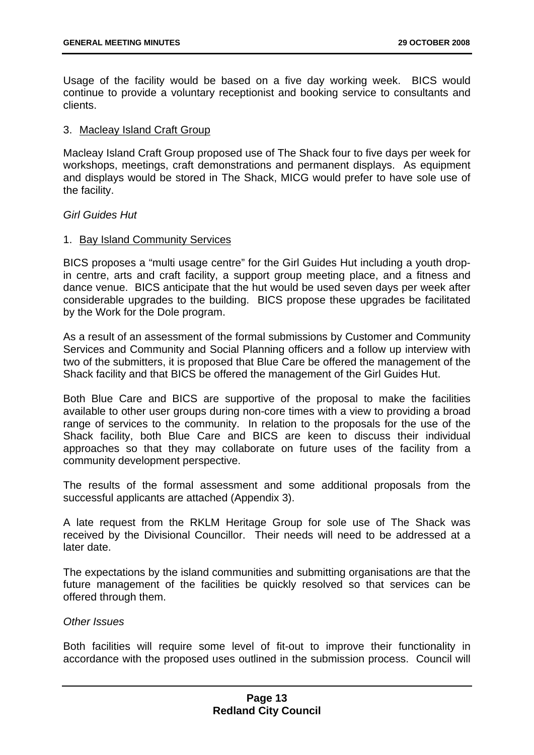Usage of the facility would be based on a five day working week. BICS would continue to provide a voluntary receptionist and booking service to consultants and clients.

3. Macleay Island Craft Group

Macleay Island Craft Group proposed use of The Shack four to five days per week for workshops, meetings, craft demonstrations and permanent displays. As equipment and displays would be stored in The Shack, MICG would prefer to have sole use of the facility.

*Girl Guides Hut*

1. Bay Island Community Services

BICS proposes a "multi usage centre" for the Girl Guides Hut including a youth drop-in centre, arts and craft facility, a support group meeting place, and a fitness and dance venue. BICS anticipate that the hut would be used seven days per week after considerable upgrades to the building. BICS propose these upgrades be facilitated by the Work for the Dole program.

As a result of an assessment of the formal submissions by Customer and Community Services and Community and Social Planning officers and a follow up interview with two of the submitters, it is proposed that Blue Care be offered the management of the Shack facility and that BICS be offered the management of the Girl Guides Hut.

Both Blue Care and BICS are supportive of the proposal to make the facilities available to other user groups during non-core times with a view to providing a broad range of services to the community. In relation to the proposals for the use of the Shack facility, both Blue Care and BICS are keen to discuss their individual approaches so that they may collaborate on future uses of the facility from a community development perspective.

The results of the formal assessment and some additional proposals from the successful applicants are attached (Appendix 3).

A late request from the RKLM Heritage Group for sole use of The Shack was received by the Divisional Councillor. Their needs will need to be addressed at a later date.

The expectations by the island communities and submitting organisations are that the future management of the facilities be quickly resolved so that services can be offered through them.

*Other Issues*

Both facilities will require some level of fit-out to improve their functionality in accordance with the proposed uses outlined in the submission process. Council will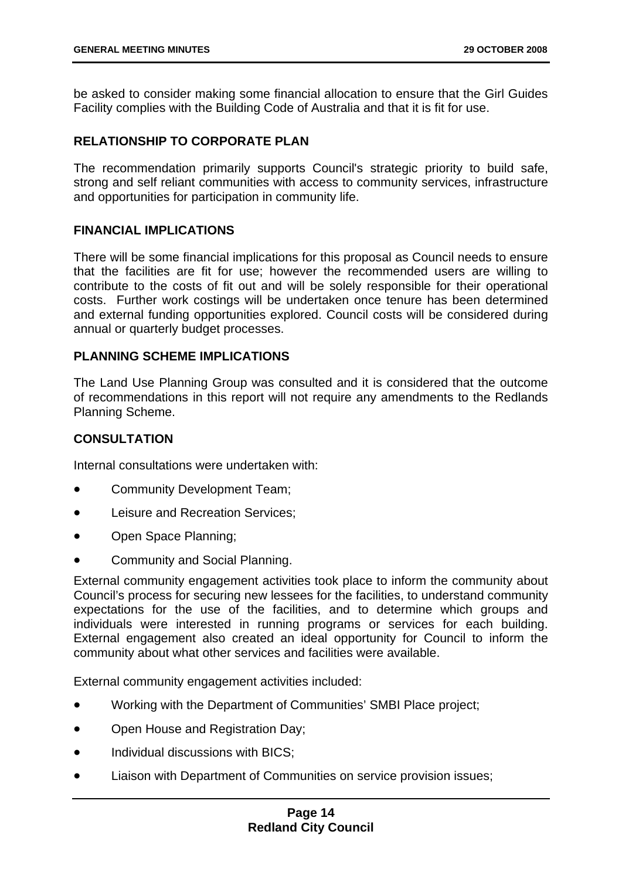be asked to consider making some financial allocation to ensure that the Girl Guides Facility complies with the Building Code of Australia and that it is fit for use.

## RELATIONSHIP TO CORPORATE PLAN

The recommendation primarily supports Council's strategic priority to build safe, strong and self reliant communities with access to community services, infrastructure and opportunities for participation in community life.

## FINANCIAL IMPLICATIONS

There will be some financial implications for this proposal as Council needs to ensure that the facilities are fit for use; however the recommended users are willing to contribute to the costs of fit out and will be solely responsible for their operational costs. Further work costings will be undertaken once tenure has been determined and external funding opportunities explored. Council costs will be considered during annual or quarterly budget processes.

## PLANNING SCHEME IMPLICATIONS

The Land Use Planning Group was consulted and it is considered that the outcome of recommendations in this report will not require any amendments to the Redlands Planning Scheme.

## CONSULTATION

Internal consultations were undertaken with:

- Community Development Team;
- Leisure and Recreation Services;
- Open Space Planning;
- Community and Social Planning.

External community engagement activities took place to inform the community about Council's process for securing new lessees for the facilities, to understand community expectations for the use of the facilities, and to determine which groups and individuals were interested in running programs or services for each building. External engagement also created an ideal opportunity for Council to inform the community about what other services and facilities were available.

External community engagement activities included:

- Working with the Department of Communities' SMBI Place project;
- Open House and Registration Day;
- Individual discussions with BICS;
- Liaison with Department of Communities on service provision issues;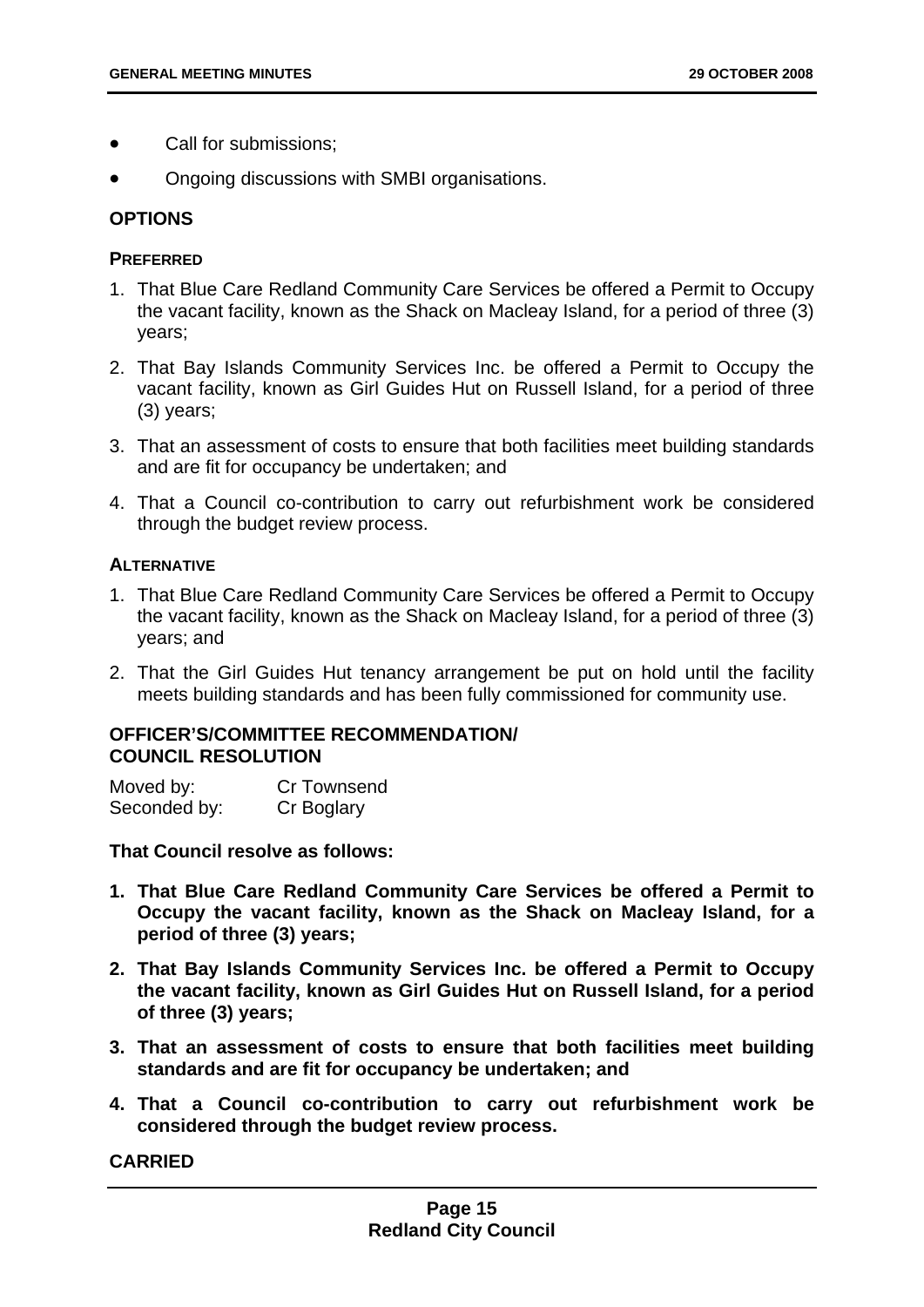- Call for submissions;
- Ongoing discussions with SMBI organisations.

## OPTIONS

### PREFERRED

1. That Blue Care Redland Community Care Services be offered a Permit to Occupy the vacant facility, known as the Shack on Macleay Island, for a period of three (3) years;
2. That Bay Islands Community Services Inc. be offered a Permit to Occupy the vacant facility, known as Girl Guides Hut on Russell Island, for a period of three (3) years;
3. That an assessment of costs to ensure that both facilities meet building standards and are fit for occupancy be undertaken; and
4. That a Council co-contribution to carry out refurbishment work be considered through the budget review process.

### ALTERNATIVE

1. That Blue Care Redland Community Care Services be offered a Permit to Occupy the vacant facility, known as the Shack on Macleay Island, for a period of three (3) years; and
2. That the Girl Guides Hut tenancy arrangement be put on hold until the facility meets building standards and has been fully commissioned for community use.

## OFFICER'S/COMMITTEE RECOMMENDATION/ COUNCIL RESOLUTION

Moved by: Cr Townsend
Seconded by: Cr Boglary

**That Council resolve as follows:**

1. **That Blue Care Redland Community Care Services be offered a Permit to Occupy the vacant facility, known as the Shack on Macleay Island, for a period of three (3) years;**
2. **That Bay Islands Community Services Inc. be offered a Permit to Occupy the vacant facility, known as Girl Guides Hut on Russell Island, for a period of three (3) years;**
3. **That an assessment of costs to ensure that both facilities meet building standards and are fit for occupancy be undertaken; and**
4. **That a Council co-contribution to carry out refurbishment work be considered through the budget review process.**

**CARRIED**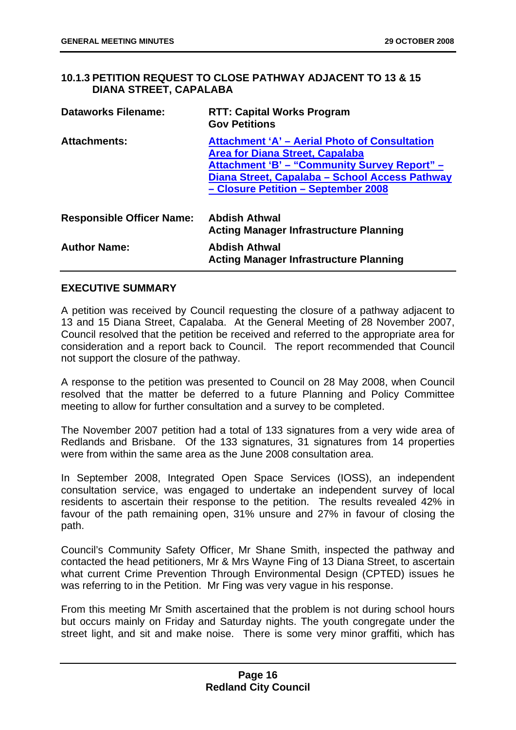### 10.1.3 PETITION REQUEST TO CLOSE PATHWAY ADJACENT TO 13 & 15 DIANA STREET, CAPALABA

| | |
|---|---|
| **Dataworks Filename:** | **RTT: Capital Works Program**<br>**Gov Petitions** |
| **Attachments:** | **Attachment 'A' – Aerial Photo of Consultation Area for Diana Street, Capalaba**<br>**Attachment 'B' – "Community Survey Report" – Diana Street, Capalaba – School Access Pathway – Closure Petition – September 2008** |
| **Responsible Officer Name:** | **Abdish Athwal**<br>**Acting Manager Infrastructure Planning** |
| **Author Name:** | **Abdish Athwal**<br>**Acting Manager Infrastructure Planning** |

#### EXECUTIVE SUMMARY

A petition was received by Council requesting the closure of a pathway adjacent to 13 and 15 Diana Street, Capalaba. At the General Meeting of 28 November 2007, Council resolved that the petition be received and referred to the appropriate area for consideration and a report back to Council. The report recommended that Council not support the closure of the pathway.

A response to the petition was presented to Council on 28 May 2008, when Council resolved that the matter be deferred to a future Planning and Policy Committee meeting to allow for further consultation and a survey to be completed.

The November 2007 petition had a total of 133 signatures from a very wide area of Redlands and Brisbane. Of the 133 signatures, 31 signatures from 14 properties were from within the same area as the June 2008 consultation area.

In September 2008, Integrated Open Space Services (IOSS), an independent consultation service, was engaged to undertake an independent survey of local residents to ascertain their response to the petition. The results revealed 42% in favour of the path remaining open, 31% unsure and 27% in favour of closing the path.

Council's Community Safety Officer, Mr Shane Smith, inspected the pathway and contacted the head petitioners, Mr & Mrs Wayne Fing of 13 Diana Street, to ascertain what current Crime Prevention Through Environmental Design (CPTED) issues he was referring to in the Petition. Mr Fing was very vague in his response.

From this meeting Mr Smith ascertained that the problem is not during school hours but occurs mainly on Friday and Saturday nights. The youth congregate under the street light, and sit and make noise. There is some very minor graffiti, which has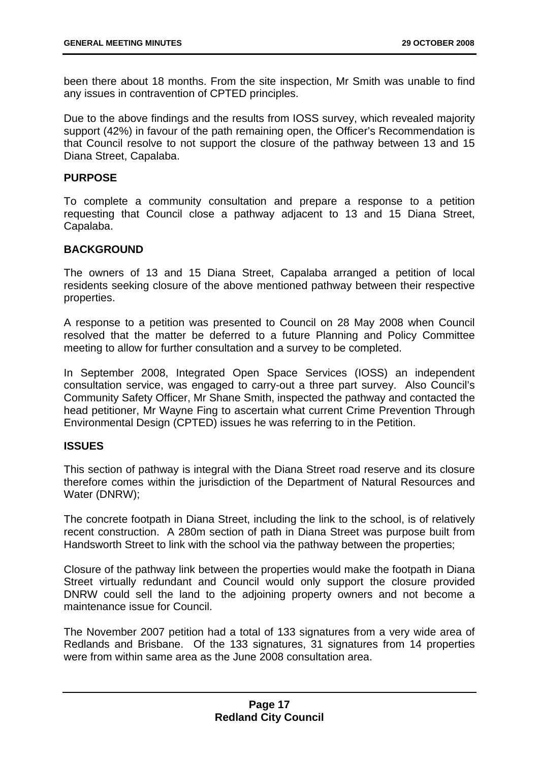been there about 18 months. From the site inspection, Mr Smith was unable to find any issues in contravention of CPTED principles.

Due to the above findings and the results from IOSS survey, which revealed majority support (42%) in favour of the path remaining open, the Officer's Recommendation is that Council resolve to not support the closure of the pathway between 13 and 15 Diana Street, Capalaba.

**PURPOSE**

To complete a community consultation and prepare a response to a petition requesting that Council close a pathway adjacent to 13 and 15 Diana Street, Capalaba.

**BACKGROUND**

The owners of 13 and 15 Diana Street, Capalaba arranged a petition of local residents seeking closure of the above mentioned pathway between their respective properties.

A response to a petition was presented to Council on 28 May 2008 when Council resolved that the matter be deferred to a future Planning and Policy Committee meeting to allow for further consultation and a survey to be completed.

In September 2008, Integrated Open Space Services (IOSS) an independent consultation service, was engaged to carry-out a three part survey. Also Council's Community Safety Officer, Mr Shane Smith, inspected the pathway and contacted the head petitioner, Mr Wayne Fing to ascertain what current Crime Prevention Through Environmental Design (CPTED) issues he was referring to in the Petition.

**ISSUES**

This section of pathway is integral with the Diana Street road reserve and its closure therefore comes within the jurisdiction of the Department of Natural Resources and Water (DNRW);

The concrete footpath in Diana Street, including the link to the school, is of relatively recent construction. A 280m section of path in Diana Street was purpose built from Handsworth Street to link with the school via the pathway between the properties;

Closure of the pathway link between the properties would make the footpath in Diana Street virtually redundant and Council would only support the closure provided DNRW could sell the land to the adjoining property owners and not become a maintenance issue for Council.

The November 2007 petition had a total of 133 signatures from a very wide area of Redlands and Brisbane. Of the 133 signatures, 31 signatures from 14 properties were from within same area as the June 2008 consultation area.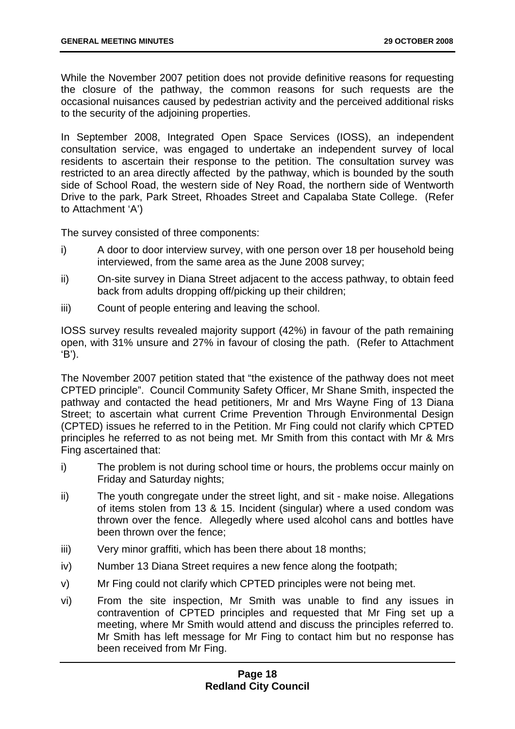While the November 2007 petition does not provide definitive reasons for requesting the closure of the pathway, the common reasons for such requests are the occasional nuisances caused by pedestrian activity and the perceived additional risks to the security of the adjoining properties.

In September 2008, Integrated Open Space Services (IOSS), an independent consultation service, was engaged to undertake an independent survey of local residents to ascertain their response to the petition. The consultation survey was restricted to an area directly affected by the pathway, which is bounded by the south side of School Road, the western side of Ney Road, the northern side of Wentworth Drive to the park, Park Street, Rhoades Street and Capalaba State College. (Refer to Attachment 'A')

The survey consisted of three components:

i) A door to door interview survey, with one person over 18 per household being interviewed, from the same area as the June 2008 survey;

ii) On-site survey in Diana Street adjacent to the access pathway, to obtain feed back from adults dropping off/picking up their children;

iii) Count of people entering and leaving the school.

IOSS survey results revealed majority support (42%) in favour of the path remaining open, with 31% unsure and 27% in favour of closing the path. (Refer to Attachment 'B').

The November 2007 petition stated that "the existence of the pathway does not meet CPTED principle". Council Community Safety Officer, Mr Shane Smith, inspected the pathway and contacted the head petitioners, Mr and Mrs Wayne Fing of 13 Diana Street; to ascertain what current Crime Prevention Through Environmental Design (CPTED) issues he referred to in the Petition. Mr Fing could not clarify which CPTED principles he referred to as not being met. Mr Smith from this contact with Mr & Mrs Fing ascertained that:

i) The problem is not during school time or hours, the problems occur mainly on Friday and Saturday nights;

ii) The youth congregate under the street light, and sit - make noise. Allegations of items stolen from 13 & 15. Incident (singular) where a used condom was thrown over the fence. Allegedly where used alcohol cans and bottles have been thrown over the fence;

iii) Very minor graffiti, which has been there about 18 months;

iv) Number 13 Diana Street requires a new fence along the footpath;

v) Mr Fing could not clarify which CPTED principles were not being met.

vi) From the site inspection, Mr Smith was unable to find any issues in contravention of CPTED principles and requested that Mr Fing set up a meeting, where Mr Smith would attend and discuss the principles referred to. Mr Smith has left message for Mr Fing to contact him but no response has been received from Mr Fing.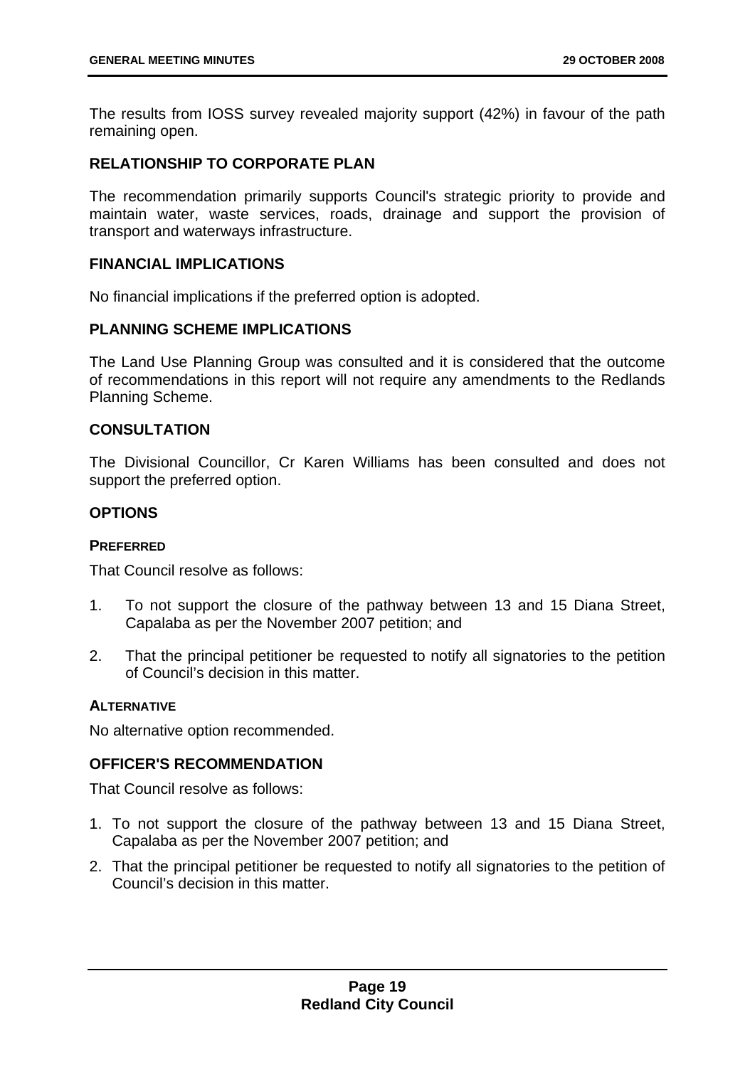The results from IOSS survey revealed majority support (42%) in favour of the path remaining open.

### RELATIONSHIP TO CORPORATE PLAN

The recommendation primarily supports Council's strategic priority to provide and maintain water, waste services, roads, drainage and support the provision of transport and waterways infrastructure.

### FINANCIAL IMPLICATIONS

No financial implications if the preferred option is adopted.

### PLANNING SCHEME IMPLICATIONS

The Land Use Planning Group was consulted and it is considered that the outcome of recommendations in this report will not require any amendments to the Redlands Planning Scheme.

### CONSULTATION

The Divisional Councillor, Cr Karen Williams has been consulted and does not support the preferred option.

### OPTIONS

#### PREFERRED

That Council resolve as follows:

1. To not support the closure of the pathway between 13 and 15 Diana Street, Capalaba as per the November 2007 petition; and
2. That the principal petitioner be requested to notify all signatories to the petition of Council's decision in this matter.

#### ALTERNATIVE

No alternative option recommended.

### OFFICER'S RECOMMENDATION

That Council resolve as follows:

1. To not support the closure of the pathway between 13 and 15 Diana Street, Capalaba as per the November 2007 petition; and
2. That the principal petitioner be requested to notify all signatories to the petition of Council's decision in this matter.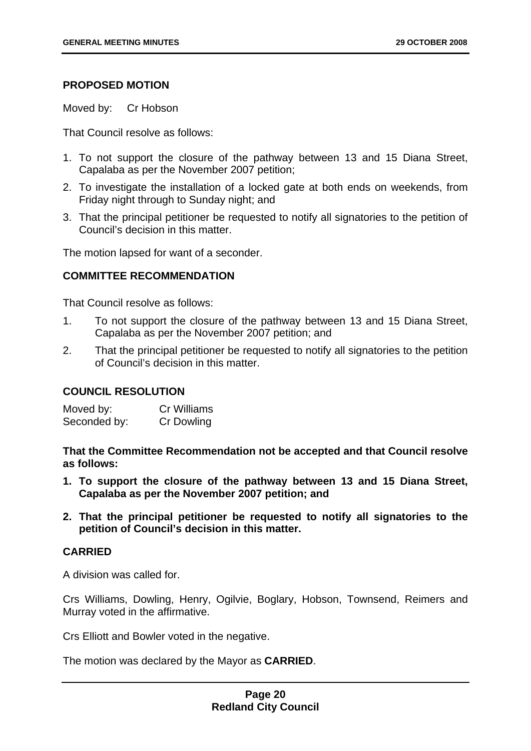**PROPOSED MOTION**

Moved by: Cr Hobson

That Council resolve as follows:

1. To not support the closure of the pathway between 13 and 15 Diana Street, Capalaba as per the November 2007 petition;
2. To investigate the installation of a locked gate at both ends on weekends, from Friday night through to Sunday night; and
3. That the principal petitioner be requested to notify all signatories to the petition of Council's decision in this matter.

The motion lapsed for want of a seconder.

**COMMITTEE RECOMMENDATION**

That Council resolve as follows:

1. To not support the closure of the pathway between 13 and 15 Diana Street, Capalaba as per the November 2007 petition; and
2. That the principal petitioner be requested to notify all signatories to the petition of Council's decision in this matter.

**COUNCIL RESOLUTION**

Moved by: Cr Williams
Seconded by: Cr Dowling

**That the Committee Recommendation not be accepted and that Council resolve as follows:**

1. **To support the closure of the pathway between 13 and 15 Diana Street, Capalaba as per the November 2007 petition; and**
2. **That the principal petitioner be requested to notify all signatories to the petition of Council's decision in this matter.**

**CARRIED**

A division was called for.

Crs Williams, Dowling, Henry, Ogilvie, Boglary, Hobson, Townsend, Reimers and Murray voted in the affirmative.

Crs Elliott and Bowler voted in the negative.

The motion was declared by the Mayor as **CARRIED**.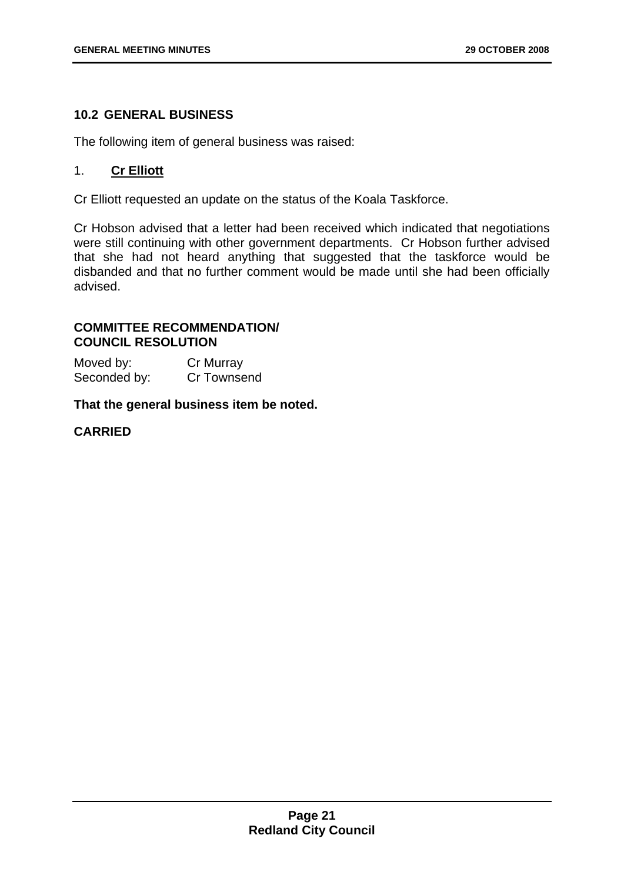## 10.2 GENERAL BUSINESS

The following item of general business was raised:

1. **Cr Elliott**

Cr Elliott requested an update on the status of the Koala Taskforce.

Cr Hobson advised that a letter had been received which indicated that negotiations were still continuing with other government departments. Cr Hobson further advised that she had not heard anything that suggested that the taskforce would be disbanded and that no further comment would be made until she had been officially advised.

**COMMITTEE RECOMMENDATION/ COUNCIL RESOLUTION**

Moved by: Cr Murray
Seconded by: Cr Townsend

**That the general business item be noted.**

**CARRIED**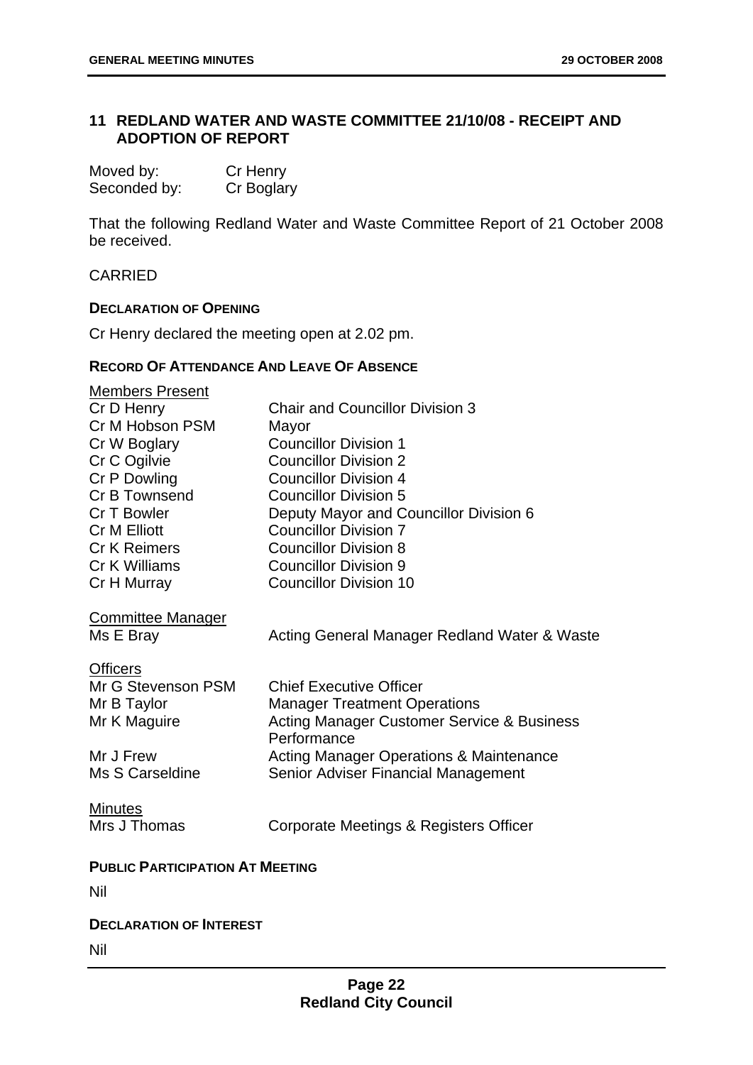## 11 REDLAND WATER AND WASTE COMMITTEE 21/10/08 - RECEIPT AND ADOPTION OF REPORT

| | |
|---|---|
| Moved by: | Cr Henry |
| Seconded by: | Cr Boglary |

That the following Redland Water and Waste Committee Report of 21 October 2008 be received.

CARRIED

**DECLARATION OF OPENING**

Cr Henry declared the meeting open at 2.02 pm.

**RECORD OF ATTENDANCE AND LEAVE OF ABSENCE**

Members Present

| | |
|---|---|
| Cr D Henry | Chair and Councillor Division 3 |
| Cr M Hobson PSM | Mayor |
| Cr W Boglary | Councillor Division 1 |
| Cr C Ogilvie | Councillor Division 2 |
| Cr P Dowling | Councillor Division 4 |
| Cr B Townsend | Councillor Division 5 |
| Cr T Bowler | Deputy Mayor and Councillor Division 6 |
| Cr M Elliott | Councillor Division 7 |
| Cr K Reimers | Councillor Division 8 |
| Cr K Williams | Councillor Division 9 |
| Cr H Murray | Councillor Division 10 |

Committee Manager

| | |
|---|---|
| Ms E Bray | Acting General Manager Redland Water & Waste |

Officers

| | |
|---|---|
| Mr G Stevenson PSM | Chief Executive Officer |
| Mr B Taylor | Manager Treatment Operations |
| Mr K Maguire | Acting Manager Customer Service & Business Performance |
| Mr J Frew | Acting Manager Operations & Maintenance |
| Ms S Carseldine | Senior Adviser Financial Management |

Minutes

| | |
|---|---|
| Mrs J Thomas | Corporate Meetings & Registers Officer |

**PUBLIC PARTICIPATION AT MEETING**

Nil

**DECLARATION OF INTEREST**

Nil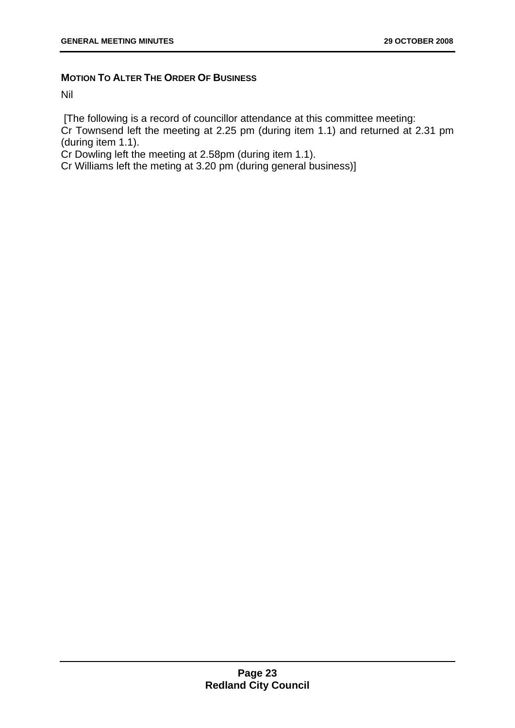**MOTION TO ALTER THE ORDER OF BUSINESS**

Nil

[The following is a record of councillor attendance at this committee meeting:
Cr Townsend left the meeting at 2.25 pm (during item 1.1) and returned at 2.31 pm (during item 1.1).
Cr Dowling left the meeting at 2.58pm (during item 1.1).
Cr Williams left the meting at 3.20 pm (during general business)]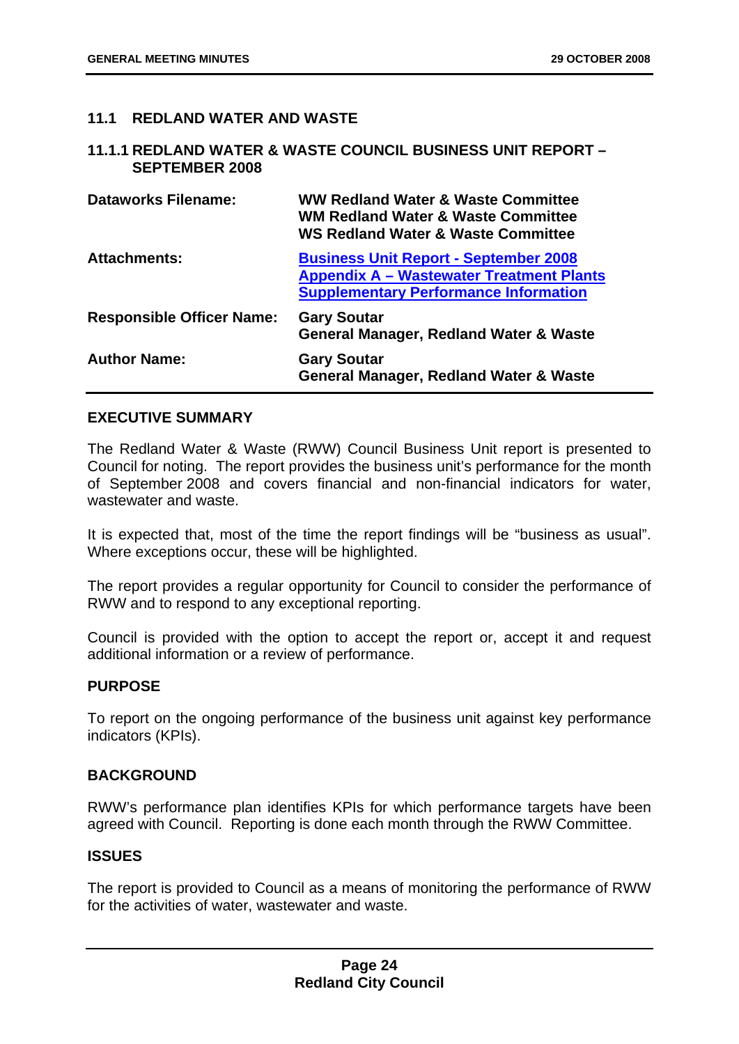## 11.1 REDLAND WATER AND WASTE

### 11.1.1 REDLAND WATER & WASTE COUNCIL BUSINESS UNIT REPORT – SEPTEMBER 2008

| | |
|---|---|
| **Dataworks Filename:** | **WW Redland Water & Waste Committee**<br>**WM Redland Water & Waste Committee**<br>**WS Redland Water & Waste Committee** |
| **Attachments:** | **Business Unit Report - September 2008**<br>**Appendix A – Wastewater Treatment Plants Supplementary Performance Information** |
| **Responsible Officer Name:** | **Gary Soutar**<br>**General Manager, Redland Water & Waste** |
| **Author Name:** | **Gary Soutar**<br>**General Manager, Redland Water & Waste** |

#### EXECUTIVE SUMMARY

The Redland Water & Waste (RWW) Council Business Unit report is presented to Council for noting. The report provides the business unit's performance for the month of September 2008 and covers financial and non-financial indicators for water, wastewater and waste.

It is expected that, most of the time the report findings will be "business as usual". Where exceptions occur, these will be highlighted.

The report provides a regular opportunity for Council to consider the performance of RWW and to respond to any exceptional reporting.

Council is provided with the option to accept the report or, accept it and request additional information or a review of performance.

#### PURPOSE

To report on the ongoing performance of the business unit against key performance indicators (KPIs).

#### BACKGROUND

RWW's performance plan identifies KPIs for which performance targets have been agreed with Council. Reporting is done each month through the RWW Committee.

#### ISSUES

The report is provided to Council as a means of monitoring the performance of RWW for the activities of water, wastewater and waste.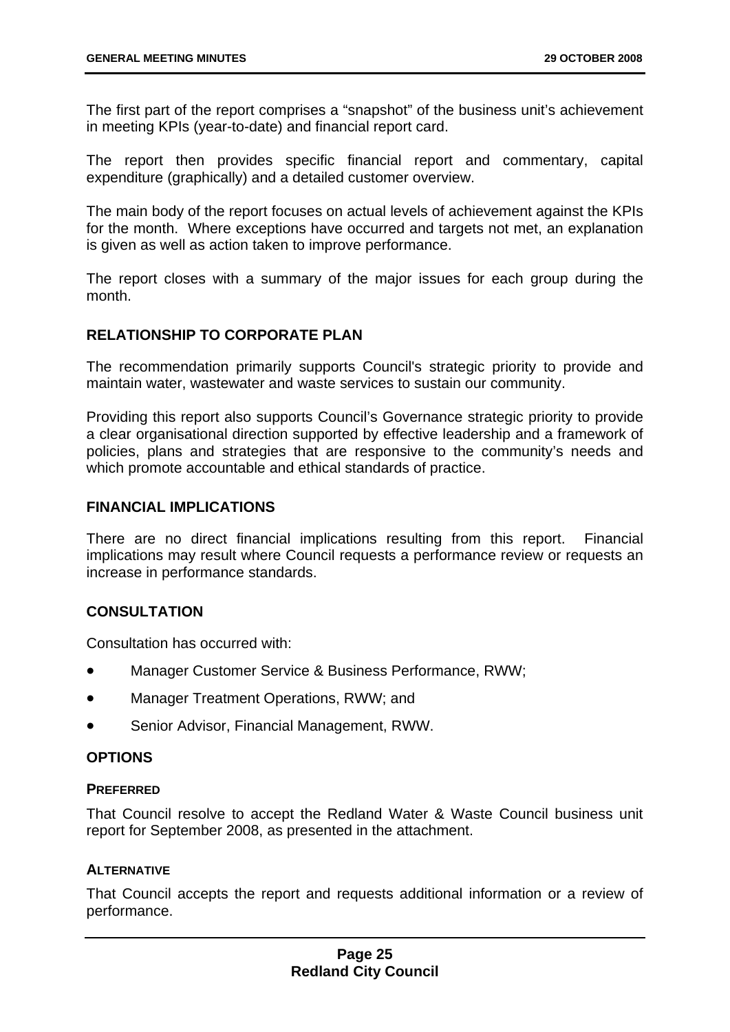The first part of the report comprises a "snapshot" of the business unit's achievement in meeting KPIs (year-to-date) and financial report card.

The report then provides specific financial report and commentary, capital expenditure (graphically) and a detailed customer overview.

The main body of the report focuses on actual levels of achievement against the KPIs for the month. Where exceptions have occurred and targets not met, an explanation is given as well as action taken to improve performance.

The report closes with a summary of the major issues for each group during the month.

## RELATIONSHIP TO CORPORATE PLAN

The recommendation primarily supports Council's strategic priority to provide and maintain water, wastewater and waste services to sustain our community.

Providing this report also supports Council's Governance strategic priority to provide a clear organisational direction supported by effective leadership and a framework of policies, plans and strategies that are responsive to the community's needs and which promote accountable and ethical standards of practice.

## FINANCIAL IMPLICATIONS

There are no direct financial implications resulting from this report. Financial implications may result where Council requests a performance review or requests an increase in performance standards.

## CONSULTATION

Consultation has occurred with:

- Manager Customer Service & Business Performance, RWW;
- Manager Treatment Operations, RWW; and
- Senior Advisor, Financial Management, RWW.

## OPTIONS

### PREFERRED

That Council resolve to accept the Redland Water & Waste Council business unit report for September 2008, as presented in the attachment.

### ALTERNATIVE

That Council accepts the report and requests additional information or a review of performance.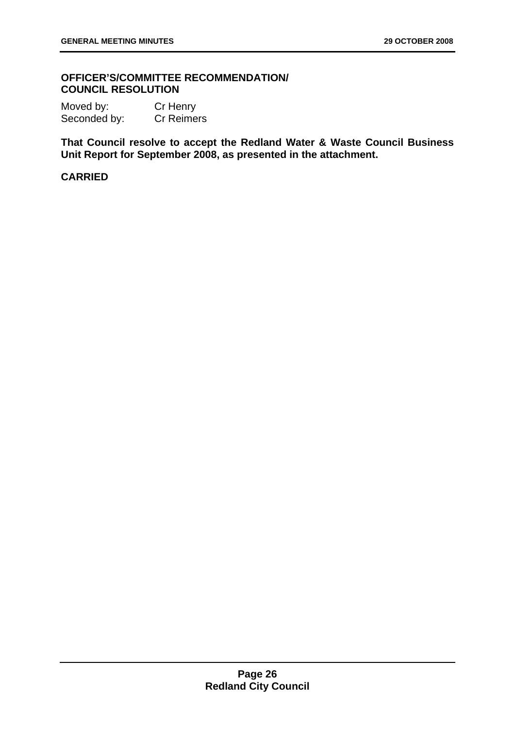**OFFICER'S/COMMITTEE RECOMMENDATION/
COUNCIL RESOLUTION**

Moved by: Cr Henry
Seconded by: Cr Reimers

**That Council resolve to accept the Redland Water & Waste Council Business Unit Report for September 2008, as presented in the attachment.**

**CARRIED**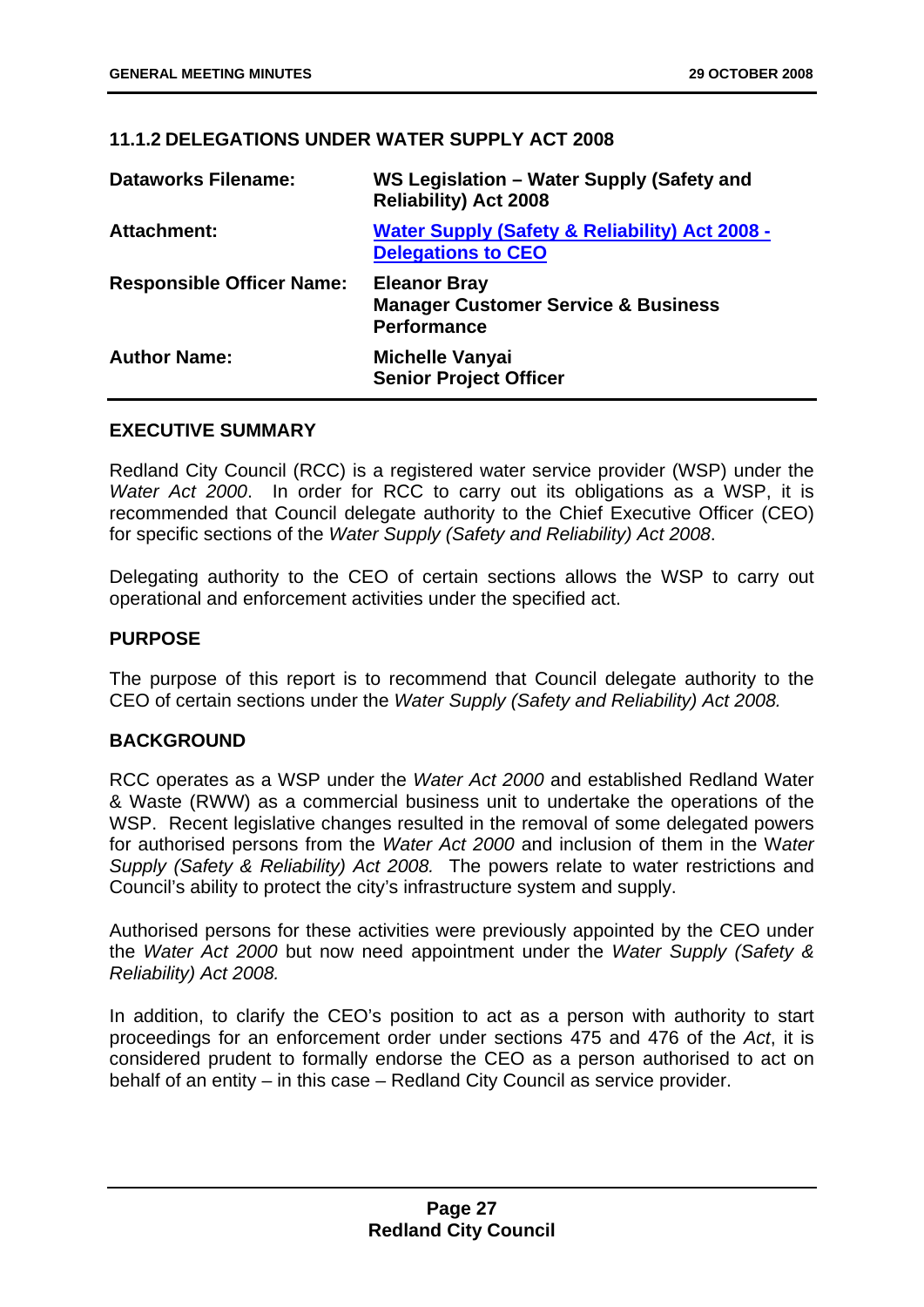## 11.1.2 DELEGATIONS UNDER WATER SUPPLY ACT 2008

| | |
|---|---|
| **Dataworks Filename:** | **WS Legislation – Water Supply (Safety and Reliability) Act 2008** |
| **Attachment:** | **Water Supply (Safety & Reliability) Act 2008 - Delegations to CEO** |
| **Responsible Officer Name:** | **Eleanor Bray**<br>**Manager Customer Service & Business Performance** |
| **Author Name:** | **Michelle Vanyai**<br>**Senior Project Officer** |

### EXECUTIVE SUMMARY

Redland City Council (RCC) is a registered water service provider (WSP) under the *Water Act 2000*. In order for RCC to carry out its obligations as a WSP, it is recommended that Council delegate authority to the Chief Executive Officer (CEO) for specific sections of the *Water Supply (Safety and Reliability) Act 2008*.

Delegating authority to the CEO of certain sections allows the WSP to carry out operational and enforcement activities under the specified act.

### PURPOSE

The purpose of this report is to recommend that Council delegate authority to the CEO of certain sections under the *Water Supply (Safety and Reliability) Act 2008.*

### BACKGROUND

RCC operates as a WSP under the *Water Act 2000* and established Redland Water & Waste (RWW) as a commercial business unit to undertake the operations of the WSP. Recent legislative changes resulted in the removal of some delegated powers for authorised persons from the *Water Act 2000* and inclusion of them in the W*ater Supply (Safety & Reliability) Act 2008.* The powers relate to water restrictions and Council's ability to protect the city's infrastructure system and supply.

Authorised persons for these activities were previously appointed by the CEO under the *Water Act 2000* but now need appointment under the *Water Supply (Safety & Reliability) Act 2008.*

In addition, to clarify the CEO's position to act as a person with authority to start proceedings for an enforcement order under sections 475 and 476 of the *Act*, it is considered prudent to formally endorse the CEO as a person authorised to act on behalf of an entity – in this case – Redland City Council as service provider.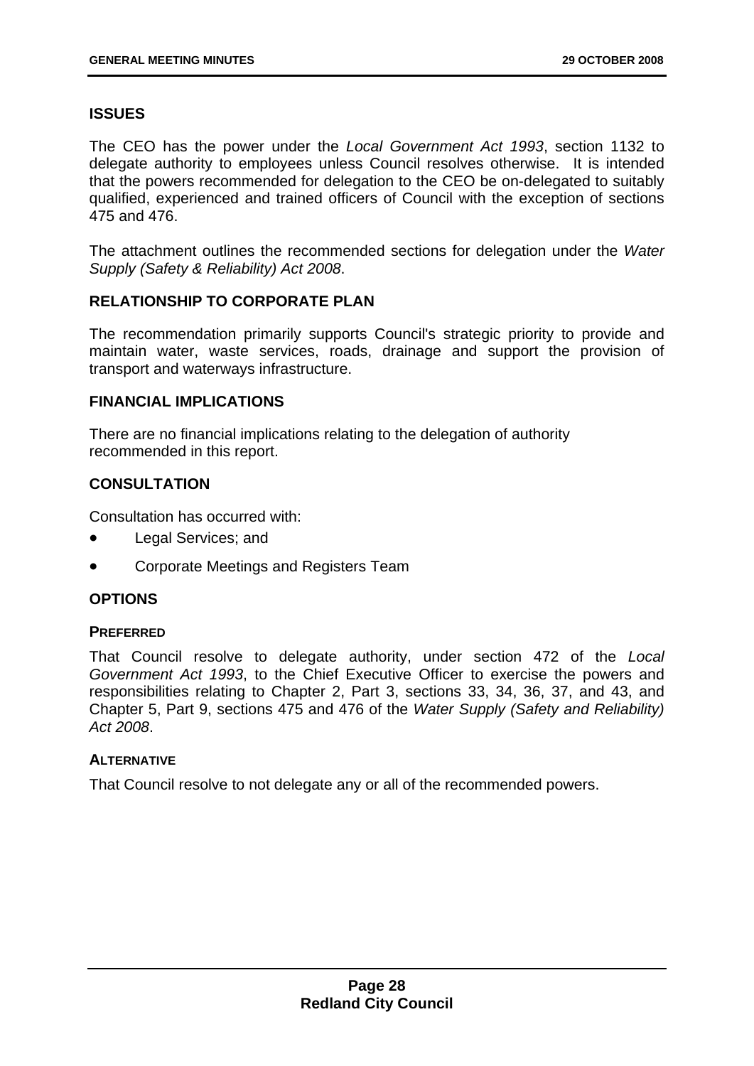## ISSUES

The CEO has the power under the *Local Government Act 1993*, section 1132 to delegate authority to employees unless Council resolves otherwise. It is intended that the powers recommended for delegation to the CEO be on-delegated to suitably qualified, experienced and trained officers of Council with the exception of sections 475 and 476.

The attachment outlines the recommended sections for delegation under the *Water Supply (Safety & Reliability) Act 2008*.

## RELATIONSHIP TO CORPORATE PLAN

The recommendation primarily supports Council's strategic priority to provide and maintain water, waste services, roads, drainage and support the provision of transport and waterways infrastructure.

## FINANCIAL IMPLICATIONS

There are no financial implications relating to the delegation of authority recommended in this report.

## CONSULTATION

Consultation has occurred with:

- Legal Services; and
- Corporate Meetings and Registers Team

## OPTIONS

### PREFERRED

That Council resolve to delegate authority, under section 472 of the *Local Government Act 1993*, to the Chief Executive Officer to exercise the powers and responsibilities relating to Chapter 2, Part 3, sections 33, 34, 36, 37, and 43, and Chapter 5, Part 9, sections 475 and 476 of the *Water Supply (Safety and Reliability) Act 2008*.

### ALTERNATIVE

That Council resolve to not delegate any or all of the recommended powers.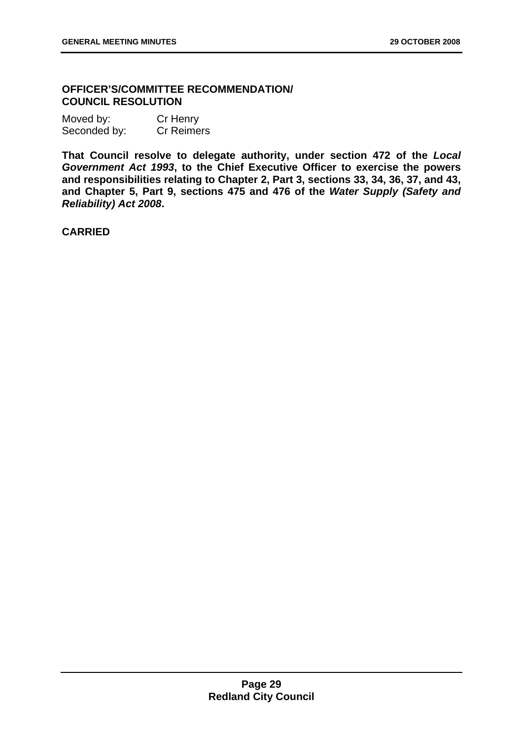**OFFICER'S/COMMITTEE RECOMMENDATION/ COUNCIL RESOLUTION**

Moved by: Cr Henry
Seconded by: Cr Reimers

**That Council resolve to delegate authority, under section 472 of the *Local Government Act 1993*, to the Chief Executive Officer to exercise the powers and responsibilities relating to Chapter 2, Part 3, sections 33, 34, 36, 37, and 43, and Chapter 5, Part 9, sections 475 and 476 of the *Water Supply (Safety and Reliability) Act 2008*.**

**CARRIED**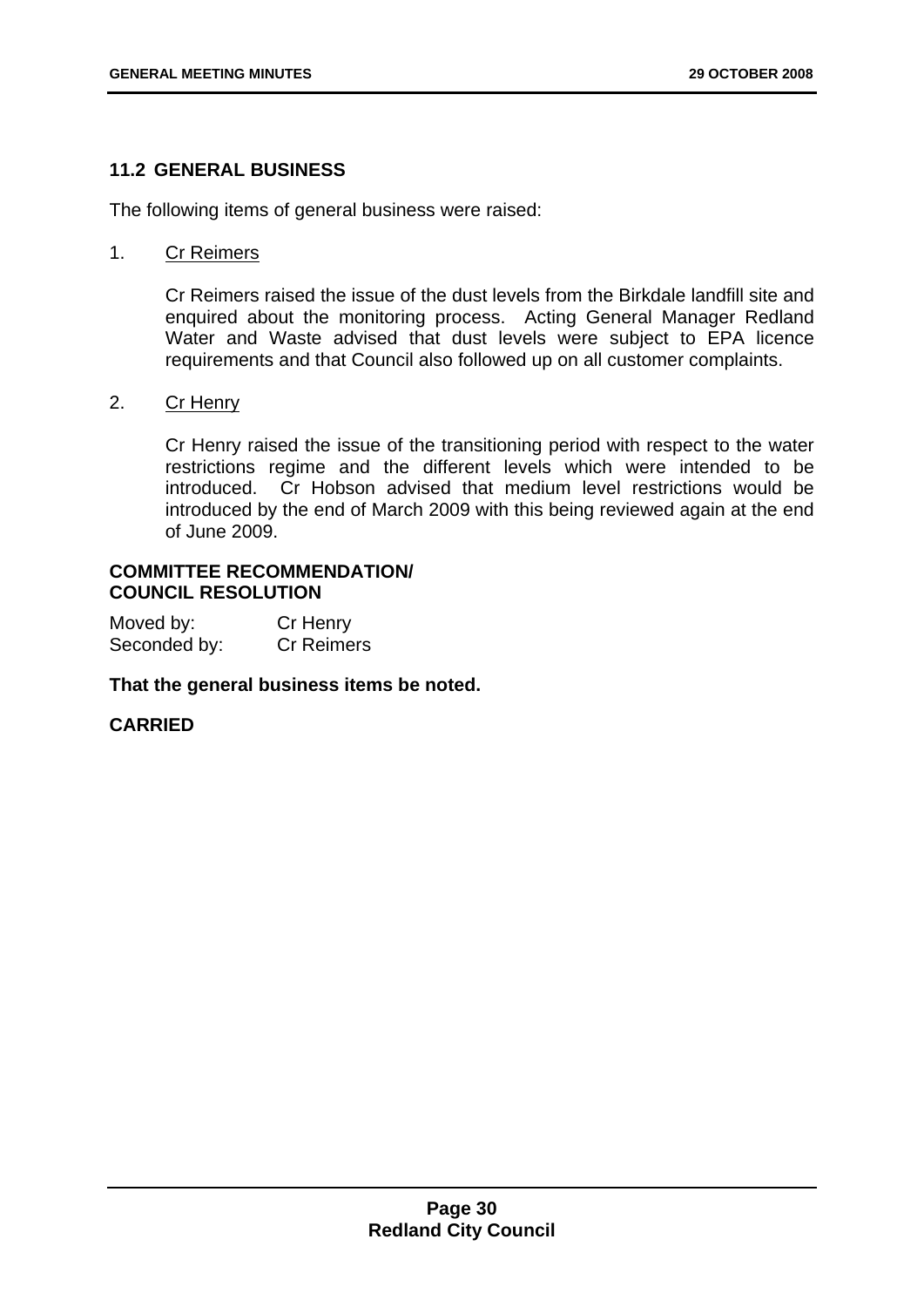## 11.2 GENERAL BUSINESS

The following items of general business were raised:

1. Cr Reimers

   Cr Reimers raised the issue of the dust levels from the Birkdale landfill site and enquired about the monitoring process. Acting General Manager Redland Water and Waste advised that dust levels were subject to EPA licence requirements and that Council also followed up on all customer complaints.

2. Cr Henry

   Cr Henry raised the issue of the transitioning period with respect to the water restrictions regime and the different levels which were intended to be introduced. Cr Hobson advised that medium level restrictions would be introduced by the end of March 2009 with this being reviewed again at the end of June 2009.

**COMMITTEE RECOMMENDATION/
COUNCIL RESOLUTION**

Moved by: Cr Henry
Seconded by: Cr Reimers

**That the general business items be noted.**

**CARRIED**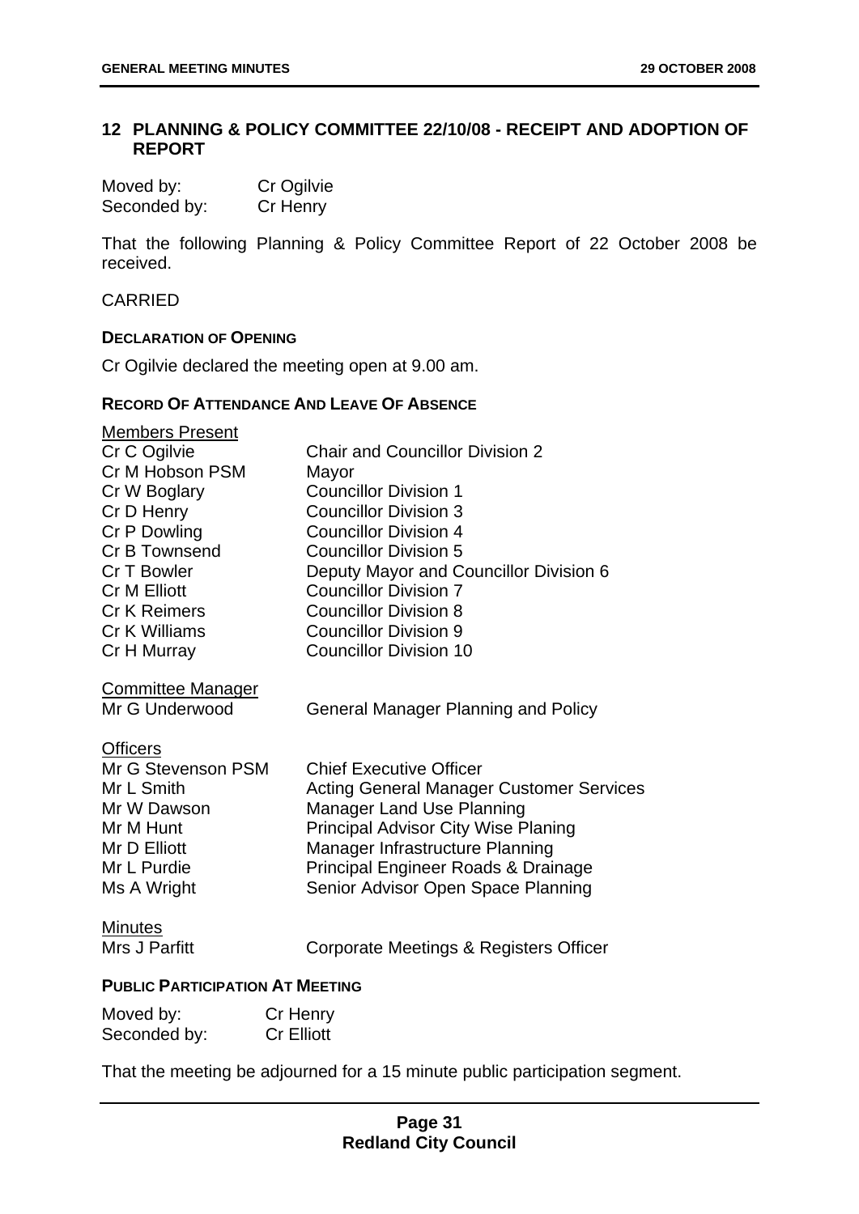## 12 PLANNING & POLICY COMMITTEE 22/10/08 - RECEIPT AND ADOPTION OF REPORT

| | |
|---|---|
| Moved by: | Cr Ogilvie |
| Seconded by: | Cr Henry |

That the following Planning & Policy Committee Report of 22 October 2008 be received.

CARRIED

**DECLARATION OF OPENING**

Cr Ogilvie declared the meeting open at 9.00 am.

**RECORD OF ATTENDANCE AND LEAVE OF ABSENCE**

Members Present

| | |
|---|---|
| Cr C Ogilvie | Chair and Councillor Division 2 |
| Cr M Hobson PSM | Mayor |
| Cr W Boglary | Councillor Division 1 |
| Cr D Henry | Councillor Division 3 |
| Cr P Dowling | Councillor Division 4 |
| Cr B Townsend | Councillor Division 5 |
| Cr T Bowler | Deputy Mayor and Councillor Division 6 |
| Cr M Elliott | Councillor Division 7 |
| Cr K Reimers | Councillor Division 8 |
| Cr K Williams | Councillor Division 9 |
| Cr H Murray | Councillor Division 10 |

Committee Manager

| | |
|---|---|
| Mr G Underwood | General Manager Planning and Policy |

Officers

| | |
|---|---|
| Mr G Stevenson PSM | Chief Executive Officer |
| Mr L Smith | Acting General Manager Customer Services |
| Mr W Dawson | Manager Land Use Planning |
| Mr M Hunt | Principal Advisor City Wise Planing |
| Mr D Elliott | Manager Infrastructure Planning |
| Mr L Purdie | Principal Engineer Roads & Drainage |
| Ms A Wright | Senior Advisor Open Space Planning |

Minutes

| | |
|---|---|
| Mrs J Parfitt | Corporate Meetings & Registers Officer |

**PUBLIC PARTICIPATION AT MEETING**

| | |
|---|---|
| Moved by: | Cr Henry |
| Seconded by: | Cr Elliott |

That the meeting be adjourned for a 15 minute public participation segment.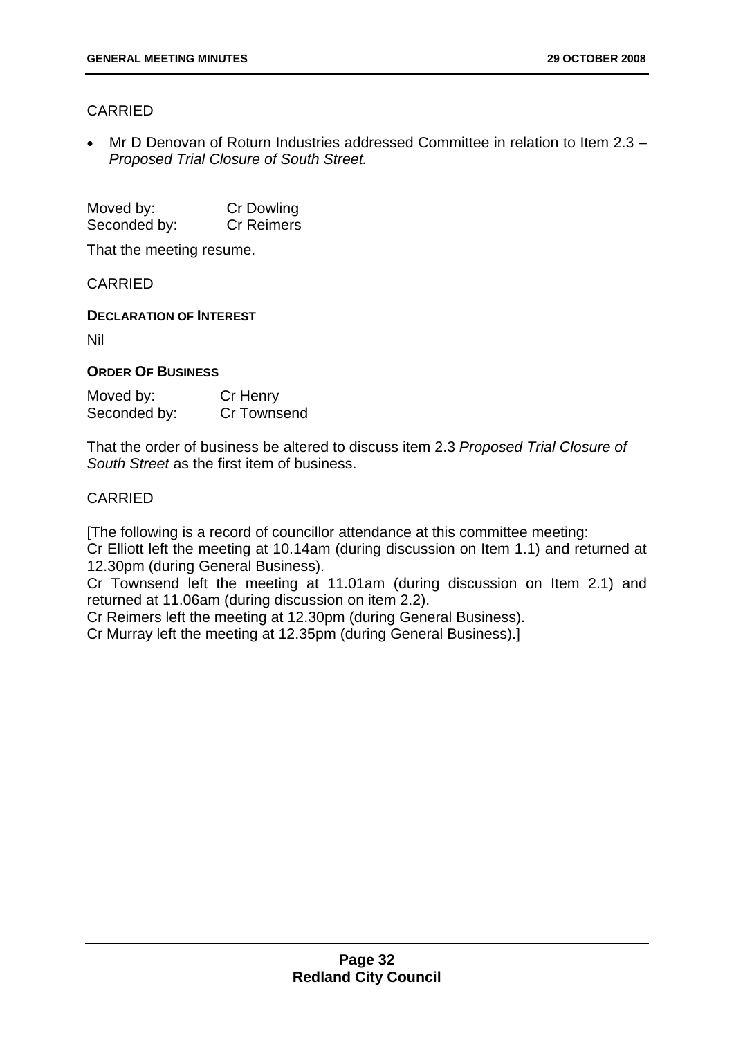CARRIED

- Mr D Denovan of Roturn Industries addressed Committee in relation to Item 2.3 – *Proposed Trial Closure of South Street.*

Moved by: Cr Dowling
Seconded by: Cr Reimers

That the meeting resume.

CARRIED

**DECLARATION OF INTEREST**

Nil

**ORDER OF BUSINESS**

Moved by: Cr Henry
Seconded by: Cr Townsend

That the order of business be altered to discuss item 2.3 *Proposed Trial Closure of South Street* as the first item of business.

CARRIED

[The following is a record of councillor attendance at this committee meeting:
Cr Elliott left the meeting at 10.14am (during discussion on Item 1.1) and returned at 12.30pm (during General Business).
Cr Townsend left the meeting at 11.01am (during discussion on Item 2.1) and returned at 11.06am (during discussion on item 2.2).
Cr Reimers left the meeting at 12.30pm (during General Business).
Cr Murray left the meeting at 12.35pm (during General Business).]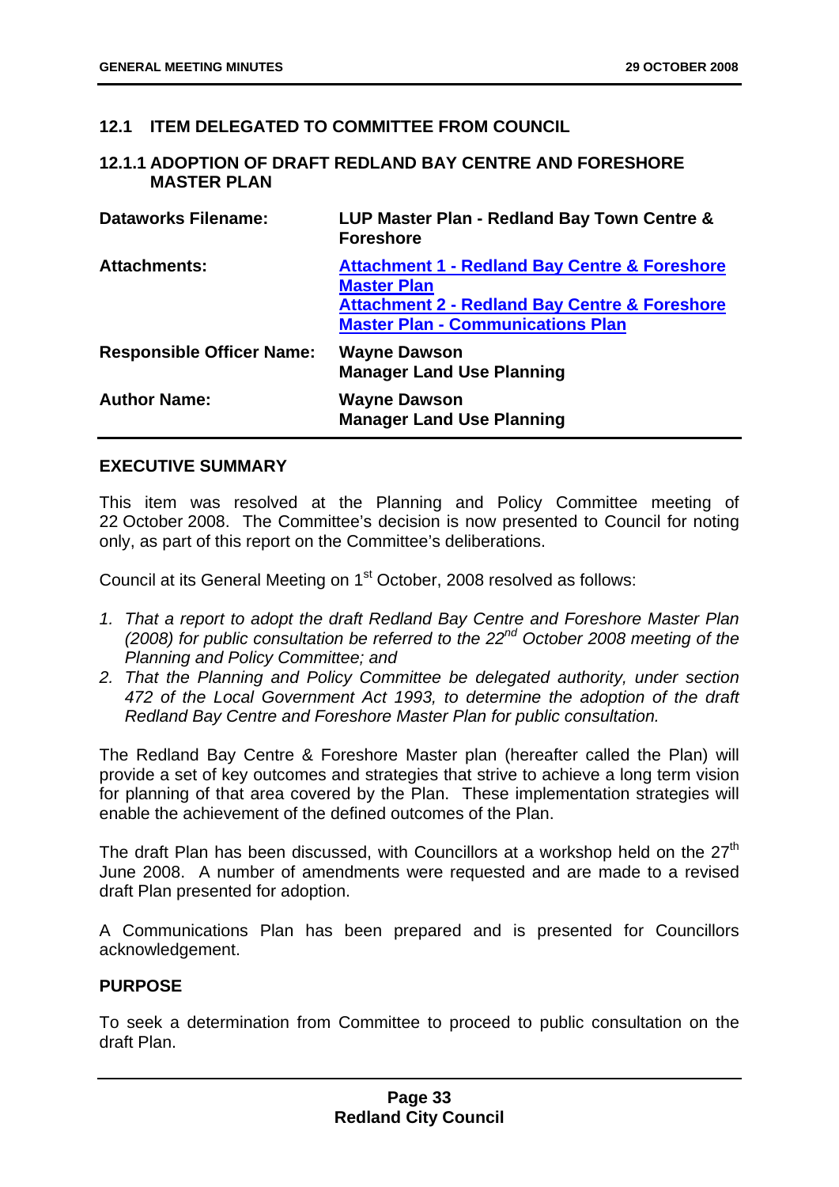## 12.1 ITEM DELEGATED TO COMMITTEE FROM COUNCIL

### 12.1.1 ADOPTION OF DRAFT REDLAND BAY CENTRE AND FORESHORE MASTER PLAN

| | |
|---|---|
| **Dataworks Filename:** | **LUP Master Plan - Redland Bay Town Centre & Foreshore** |
| **Attachments:** | **Attachment 1 - Redland Bay Centre & Foreshore Master Plan**<br>**Attachment 2 - Redland Bay Centre & Foreshore Master Plan - Communications Plan** |
| **Responsible Officer Name:** | **Wayne Dawson**<br>**Manager Land Use Planning** |
| **Author Name:** | **Wayne Dawson**<br>**Manager Land Use Planning** |

**EXECUTIVE SUMMARY**

This item was resolved at the Planning and Policy Committee meeting of 22 October 2008. The Committee's decision is now presented to Council for noting only, as part of this report on the Committee's deliberations.

Council at its General Meeting on 1st October, 2008 resolved as follows:

1. *That a report to adopt the draft Redland Bay Centre and Foreshore Master Plan (2008) for public consultation be referred to the 22nd October 2008 meeting of the Planning and Policy Committee; and*
2. *That the Planning and Policy Committee be delegated authority, under section 472 of the Local Government Act 1993, to determine the adoption of the draft Redland Bay Centre and Foreshore Master Plan for public consultation.*

The Redland Bay Centre & Foreshore Master plan (hereafter called the Plan) will provide a set of key outcomes and strategies that strive to achieve a long term vision for planning of that area covered by the Plan. These implementation strategies will enable the achievement of the defined outcomes of the Plan.

The draft Plan has been discussed, with Councillors at a workshop held on the 27th June 2008. A number of amendments were requested and are made to a revised draft Plan presented for adoption.

A Communications Plan has been prepared and is presented for Councillors acknowledgement.

**PURPOSE**

To seek a determination from Committee to proceed to public consultation on the draft Plan.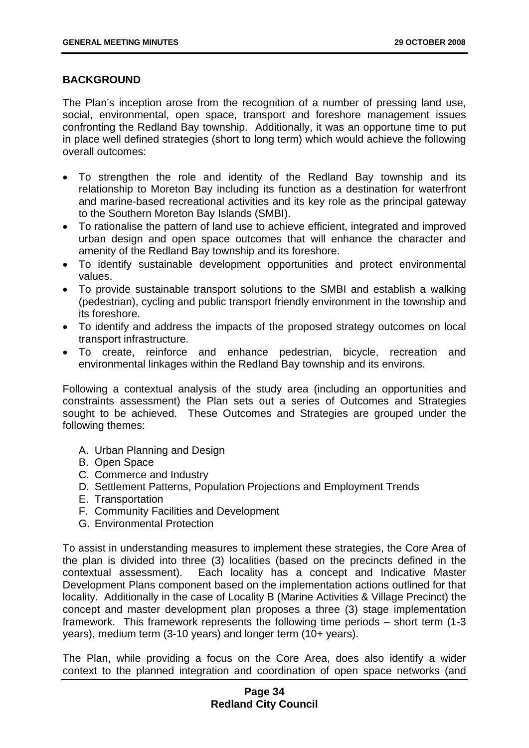## BACKGROUND

The Plan's inception arose from the recognition of a number of pressing land use, social, environmental, open space, transport and foreshore management issues confronting the Redland Bay township. Additionally, it was an opportune time to put in place well defined strategies (short to long term) which would achieve the following overall outcomes:

- To strengthen the role and identity of the Redland Bay township and its relationship to Moreton Bay including its function as a destination for waterfront and marine-based recreational activities and its key role as the principal gateway to the Southern Moreton Bay Islands (SMBI).
- To rationalise the pattern of land use to achieve efficient, integrated and improved urban design and open space outcomes that will enhance the character and amenity of the Redland Bay township and its foreshore.
- To identify sustainable development opportunities and protect environmental values.
- To provide sustainable transport solutions to the SMBI and establish a walking (pedestrian), cycling and public transport friendly environment in the township and its foreshore.
- To identify and address the impacts of the proposed strategy outcomes on local transport infrastructure.
- To create, reinforce and enhance pedestrian, bicycle, recreation and environmental linkages within the Redland Bay township and its environs.

Following a contextual analysis of the study area (including an opportunities and constraints assessment) the Plan sets out a series of Outcomes and Strategies sought to be achieved. These Outcomes and Strategies are grouped under the following themes:

A. Urban Planning and Design
B. Open Space
C. Commerce and Industry
D. Settlement Patterns, Population Projections and Employment Trends
E. Transportation
F. Community Facilities and Development
G. Environmental Protection

To assist in understanding measures to implement these strategies, the Core Area of the plan is divided into three (3) localities (based on the precincts defined in the contextual assessment). Each locality has a concept and Indicative Master Development Plans component based on the implementation actions outlined for that locality. Additionally in the case of Locality B (Marine Activities & Village Precinct) the concept and master development plan proposes a three (3) stage implementation framework. This framework represents the following time periods – short term (1-3 years), medium term (3-10 years) and longer term (10+ years).

The Plan, while providing a focus on the Core Area, does also identify a wider context to the planned integration and coordination of open space networks (and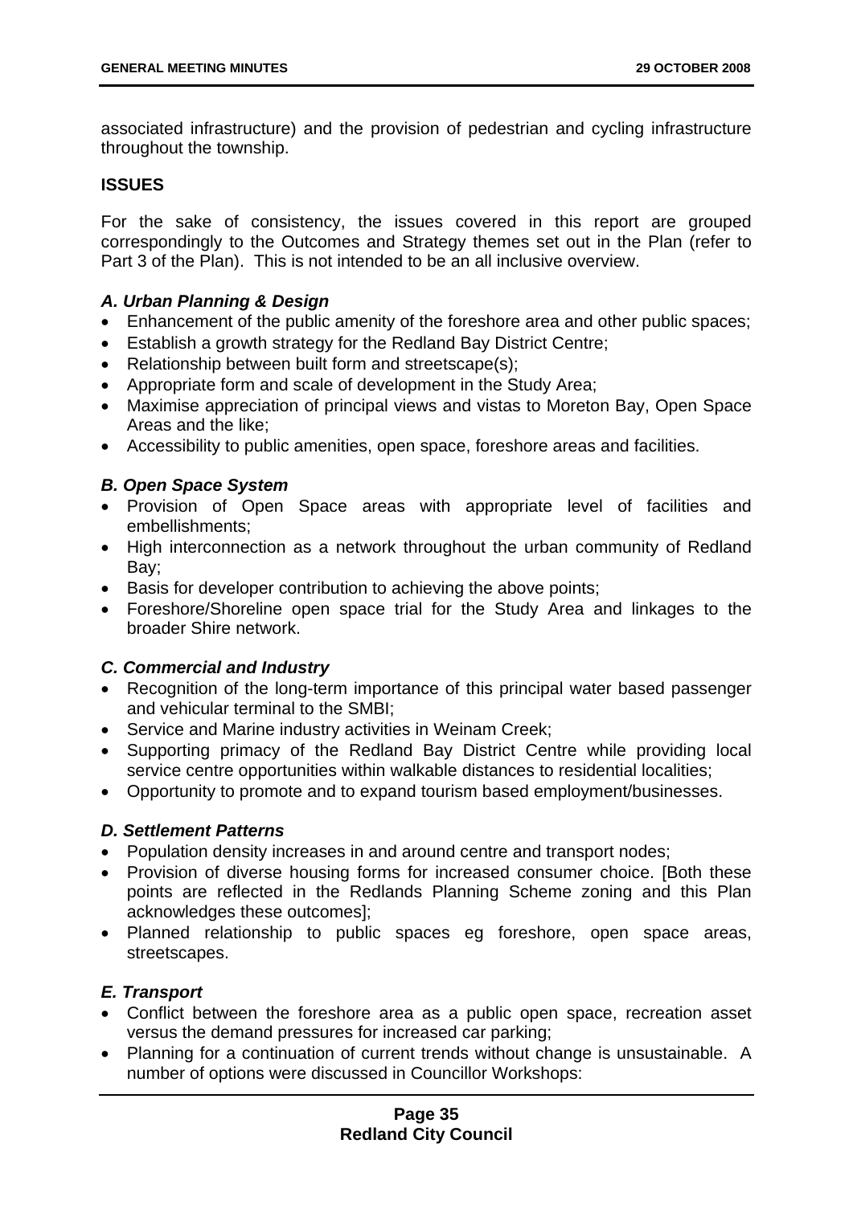associated infrastructure) and the provision of pedestrian and cycling infrastructure throughout the township.

**ISSUES**

For the sake of consistency, the issues covered in this report are grouped correspondingly to the Outcomes and Strategy themes set out in the Plan (refer to Part 3 of the Plan). This is not intended to be an all inclusive overview.

***A. Urban Planning & Design***

- Enhancement of the public amenity of the foreshore area and other public spaces;
- Establish a growth strategy for the Redland Bay District Centre;
- Relationship between built form and streetscape(s);
- Appropriate form and scale of development in the Study Area;
- Maximise appreciation of principal views and vistas to Moreton Bay, Open Space Areas and the like;
- Accessibility to public amenities, open space, foreshore areas and facilities.

***B. Open Space System***

- Provision of Open Space areas with appropriate level of facilities and embellishments;
- High interconnection as a network throughout the urban community of Redland Bay;
- Basis for developer contribution to achieving the above points;
- Foreshore/Shoreline open space trial for the Study Area and linkages to the broader Shire network.

***C. Commercial and Industry***

- Recognition of the long-term importance of this principal water based passenger and vehicular terminal to the SMBI;
- Service and Marine industry activities in Weinam Creek;
- Supporting primacy of the Redland Bay District Centre while providing local service centre opportunities within walkable distances to residential localities;
- Opportunity to promote and to expand tourism based employment/businesses.

***D. Settlement Patterns***

- Population density increases in and around centre and transport nodes;
- Provision of diverse housing forms for increased consumer choice. [Both these points are reflected in the Redlands Planning Scheme zoning and this Plan acknowledges these outcomes];
- Planned relationship to public spaces eg foreshore, open space areas, streetscapes.

***E. Transport***

- Conflict between the foreshore area as a public open space, recreation asset versus the demand pressures for increased car parking;
- Planning for a continuation of current trends without change is unsustainable. A number of options were discussed in Councillor Workshops: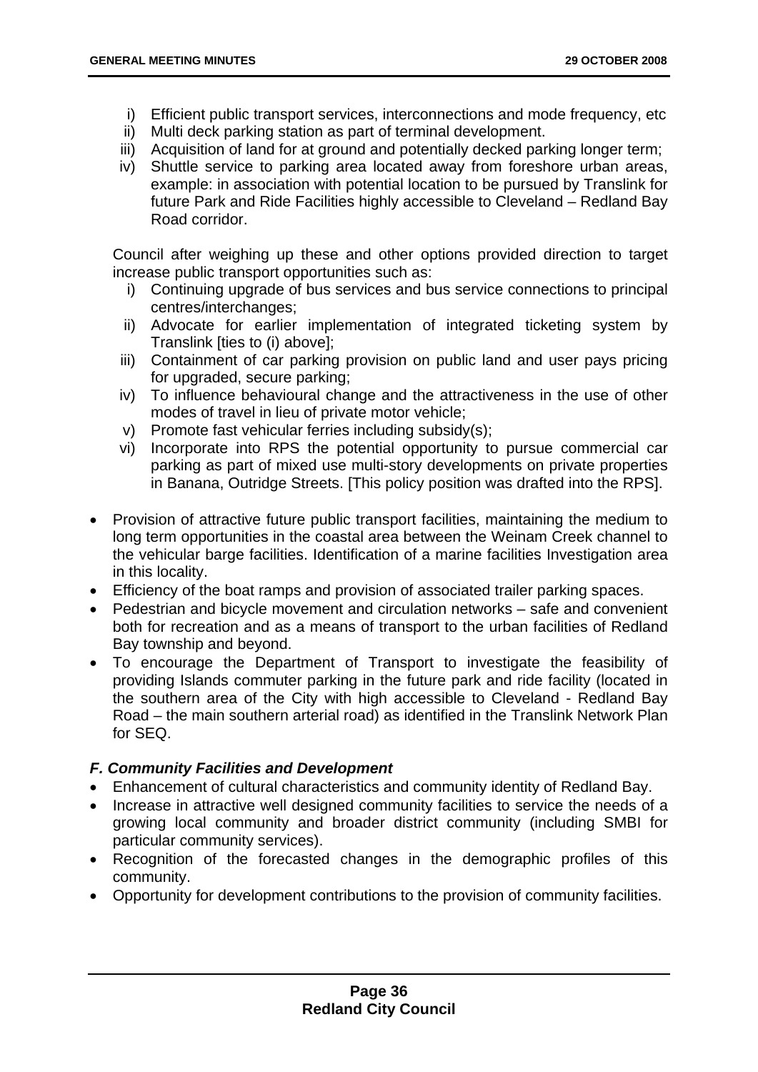i) Efficient public transport services, interconnections and mode frequency, etc
ii) Multi deck parking station as part of terminal development.
iii) Acquisition of land for at ground and potentially decked parking longer term;
iv) Shuttle service to parking area located away from foreshore urban areas, example: in association with potential location to be pursued by Translink for future Park and Ride Facilities highly accessible to Cleveland – Redland Bay Road corridor.

Council after weighing up these and other options provided direction to target increase public transport opportunities such as:

i) Continuing upgrade of bus services and bus service connections to principal centres/interchanges;
ii) Advocate for earlier implementation of integrated ticketing system by Translink [ties to (i) above];
iii) Containment of car parking provision on public land and user pays pricing for upgraded, secure parking;
iv) To influence behavioural change and the attractiveness in the use of other modes of travel in lieu of private motor vehicle;
v) Promote fast vehicular ferries including subsidy(s);
vi) Incorporate into RPS the potential opportunity to pursue commercial car parking as part of mixed use multi-story developments on private properties in Banana, Outridge Streets. [This policy position was drafted into the RPS].

- Provision of attractive future public transport facilities, maintaining the medium to long term opportunities in the coastal area between the Weinam Creek channel to the vehicular barge facilities. Identification of a marine facilities Investigation area in this locality.
- Efficiency of the boat ramps and provision of associated trailer parking spaces.
- Pedestrian and bicycle movement and circulation networks – safe and convenient both for recreation and as a means of transport to the urban facilities of Redland Bay township and beyond.
- To encourage the Department of Transport to investigate the feasibility of providing Islands commuter parking in the future park and ride facility (located in the southern area of the City with high accessible to Cleveland - Redland Bay Road – the main southern arterial road) as identified in the Translink Network Plan for SEQ.

### *F. Community Facilities and Development*

- Enhancement of cultural characteristics and community identity of Redland Bay.
- Increase in attractive well designed community facilities to service the needs of a growing local community and broader district community (including SMBI for particular community services).
- Recognition of the forecasted changes in the demographic profiles of this community.
- Opportunity for development contributions to the provision of community facilities.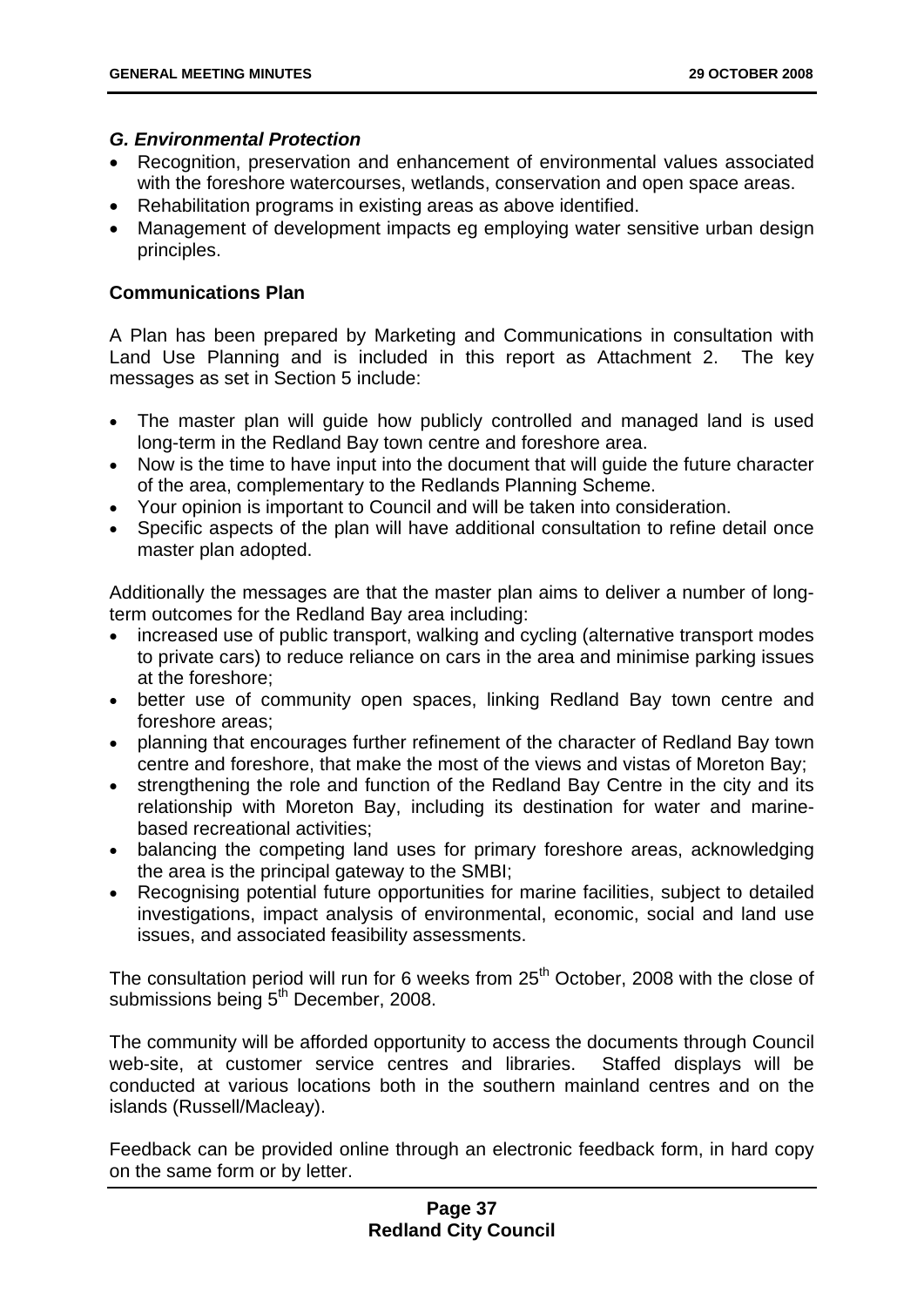### *G. Environmental Protection*

- Recognition, preservation and enhancement of environmental values associated with the foreshore watercourses, wetlands, conservation and open space areas.
- Rehabilitation programs in existing areas as above identified.
- Management of development impacts eg employing water sensitive urban design principles.

**Communications Plan**

A Plan has been prepared by Marketing and Communications in consultation with Land Use Planning and is included in this report as Attachment 2. The key messages as set in Section 5 include:

- The master plan will guide how publicly controlled and managed land is used long-term in the Redland Bay town centre and foreshore area.
- Now is the time to have input into the document that will guide the future character of the area, complementary to the Redlands Planning Scheme.
- Your opinion is important to Council and will be taken into consideration.
- Specific aspects of the plan will have additional consultation to refine detail once master plan adopted.

Additionally the messages are that the master plan aims to deliver a number of long-term outcomes for the Redland Bay area including:

- increased use of public transport, walking and cycling (alternative transport modes to private cars) to reduce reliance on cars in the area and minimise parking issues at the foreshore;
- better use of community open spaces, linking Redland Bay town centre and foreshore areas;
- planning that encourages further refinement of the character of Redland Bay town centre and foreshore, that make the most of the views and vistas of Moreton Bay;
- strengthening the role and function of the Redland Bay Centre in the city and its relationship with Moreton Bay, including its destination for water and marine-based recreational activities;
- balancing the competing land uses for primary foreshore areas, acknowledging the area is the principal gateway to the SMBI;
- Recognising potential future opportunities for marine facilities, subject to detailed investigations, impact analysis of environmental, economic, social and land use issues, and associated feasibility assessments.

The consultation period will run for 6 weeks from 25th October, 2008 with the close of submissions being 5th December, 2008.

The community will be afforded opportunity to access the documents through Council web-site, at customer service centres and libraries. Staffed displays will be conducted at various locations both in the southern mainland centres and on the islands (Russell/Macleay).

Feedback can be provided online through an electronic feedback form, in hard copy on the same form or by letter.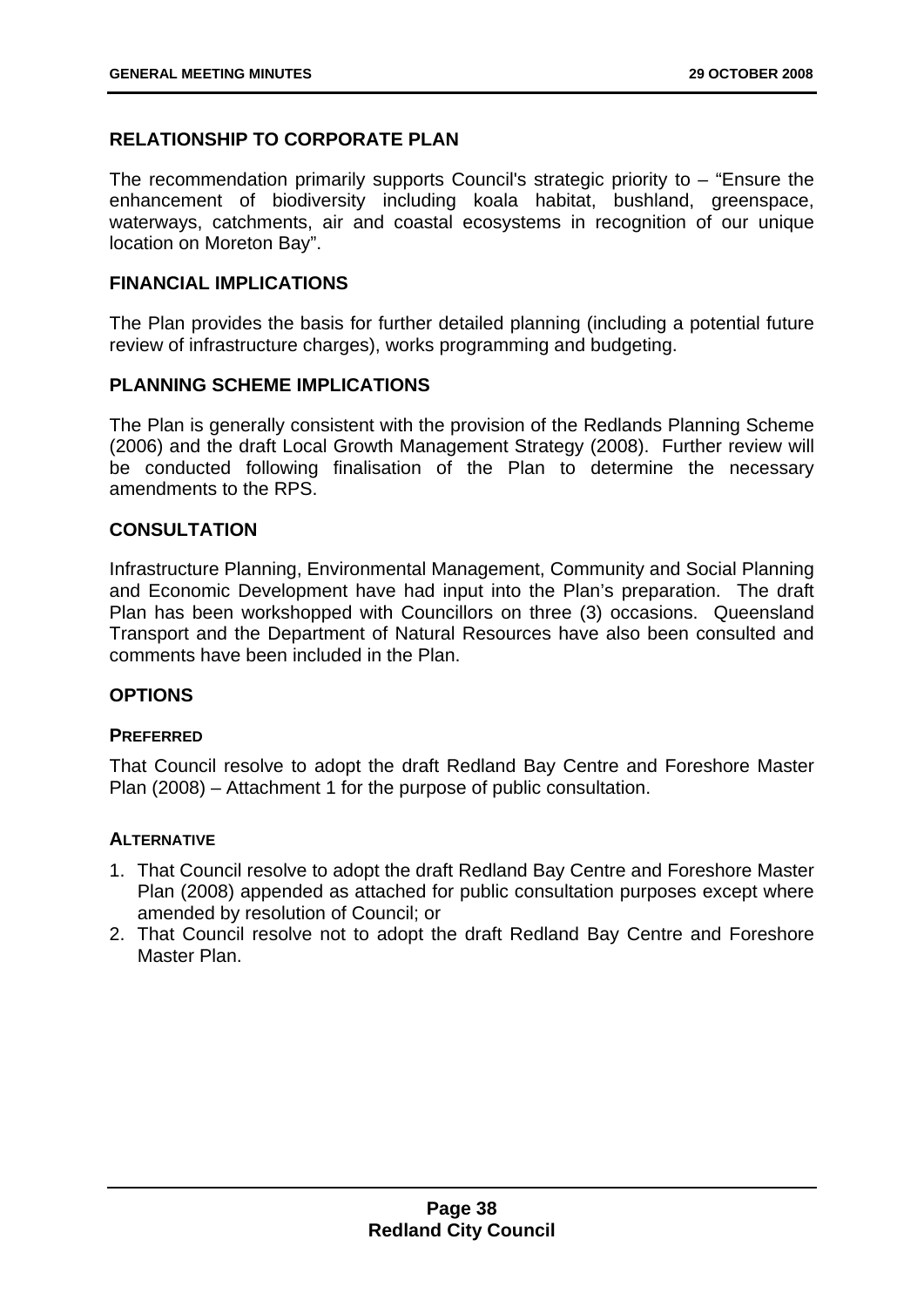## RELATIONSHIP TO CORPORATE PLAN

The recommendation primarily supports Council's strategic priority to – "Ensure the enhancement of biodiversity including koala habitat, bushland, greenspace, waterways, catchments, air and coastal ecosystems in recognition of our unique location on Moreton Bay".

## FINANCIAL IMPLICATIONS

The Plan provides the basis for further detailed planning (including a potential future review of infrastructure charges), works programming and budgeting.

## PLANNING SCHEME IMPLICATIONS

The Plan is generally consistent with the provision of the Redlands Planning Scheme (2006) and the draft Local Growth Management Strategy (2008). Further review will be conducted following finalisation of the Plan to determine the necessary amendments to the RPS.

## CONSULTATION

Infrastructure Planning, Environmental Management, Community and Social Planning and Economic Development have had input into the Plan's preparation. The draft Plan has been workshopped with Councillors on three (3) occasions. Queensland Transport and the Department of Natural Resources have also been consulted and comments have been included in the Plan.

## OPTIONS

### PREFERRED

That Council resolve to adopt the draft Redland Bay Centre and Foreshore Master Plan (2008) – Attachment 1 for the purpose of public consultation.

### ALTERNATIVE

1. That Council resolve to adopt the draft Redland Bay Centre and Foreshore Master Plan (2008) appended as attached for public consultation purposes except where amended by resolution of Council; or
2. That Council resolve not to adopt the draft Redland Bay Centre and Foreshore Master Plan.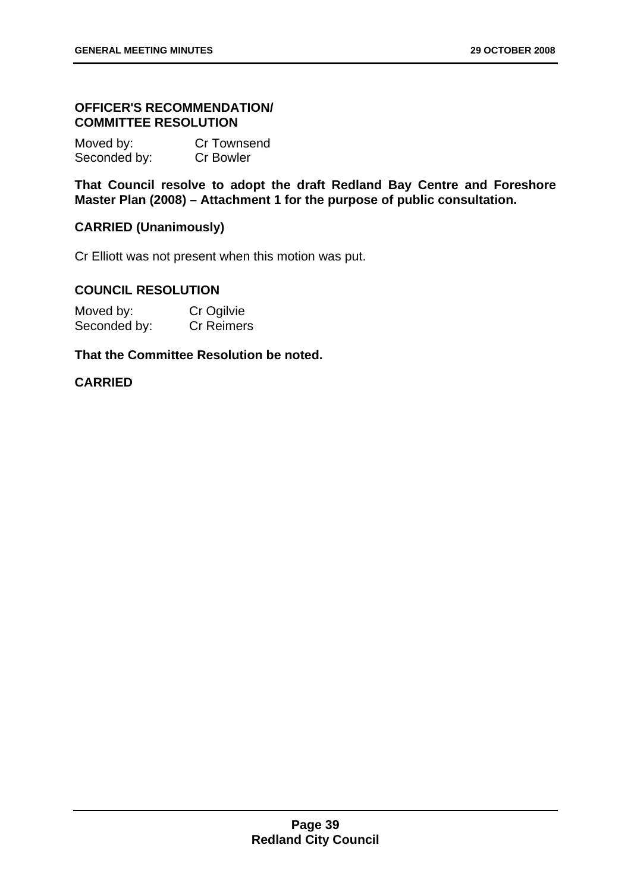**OFFICER'S RECOMMENDATION/ COMMITTEE RESOLUTION**

Moved by: Cr Townsend
Seconded by: Cr Bowler

**That Council resolve to adopt the draft Redland Bay Centre and Foreshore Master Plan (2008) – Attachment 1 for the purpose of public consultation.**

**CARRIED (Unanimously)**

Cr Elliott was not present when this motion was put.

**COUNCIL RESOLUTION**

Moved by: Cr Ogilvie
Seconded by: Cr Reimers

**That the Committee Resolution be noted.**

**CARRIED**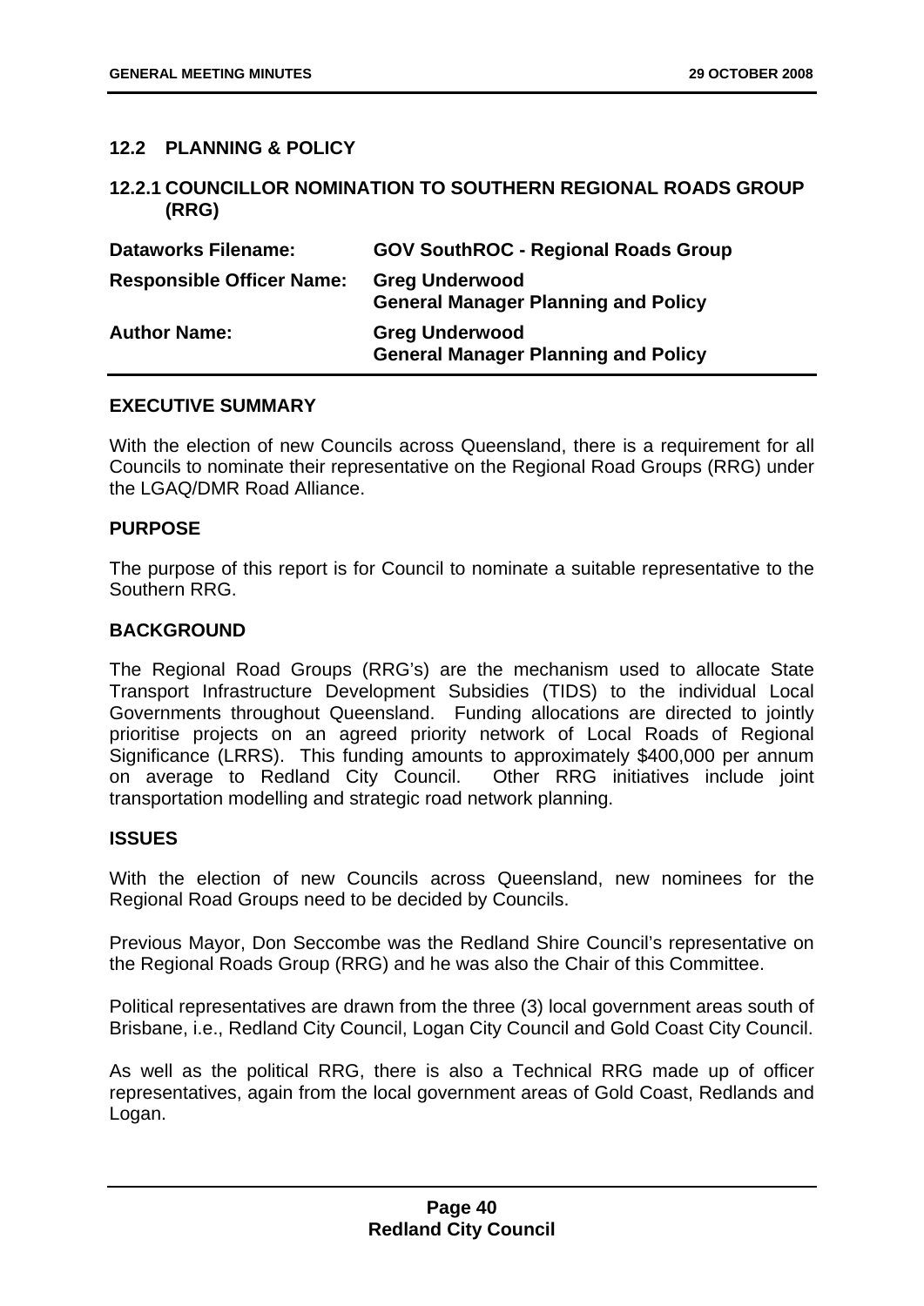## 12.2 PLANNING & POLICY

### 12.2.1 COUNCILLOR NOMINATION TO SOUTHERN REGIONAL ROADS GROUP (RRG)

| | |
|---|---|
| **Dataworks Filename:** | **GOV SouthROC - Regional Roads Group** |
| **Responsible Officer Name:** | **Greg Underwood**<br>**General Manager Planning and Policy** |
| **Author Name:** | **Greg Underwood**<br>**General Manager Planning and Policy** |

**EXECUTIVE SUMMARY**

With the election of new Councils across Queensland, there is a requirement for all Councils to nominate their representative on the Regional Road Groups (RRG) under the LGAQ/DMR Road Alliance.

**PURPOSE**

The purpose of this report is for Council to nominate a suitable representative to the Southern RRG.

**BACKGROUND**

The Regional Road Groups (RRG's) are the mechanism used to allocate State Transport Infrastructure Development Subsidies (TIDS) to the individual Local Governments throughout Queensland. Funding allocations are directed to jointly prioritise projects on an agreed priority network of Local Roads of Regional Significance (LRRS). This funding amounts to approximately $400,000 per annum on average to Redland City Council. Other RRG initiatives include joint transportation modelling and strategic road network planning.

**ISSUES**

With the election of new Councils across Queensland, new nominees for the Regional Road Groups need to be decided by Councils.

Previous Mayor, Don Seccombe was the Redland Shire Council's representative on the Regional Roads Group (RRG) and he was also the Chair of this Committee.

Political representatives are drawn from the three (3) local government areas south of Brisbane, i.e., Redland City Council, Logan City Council and Gold Coast City Council.

As well as the political RRG, there is also a Technical RRG made up of officer representatives, again from the local government areas of Gold Coast, Redlands and Logan.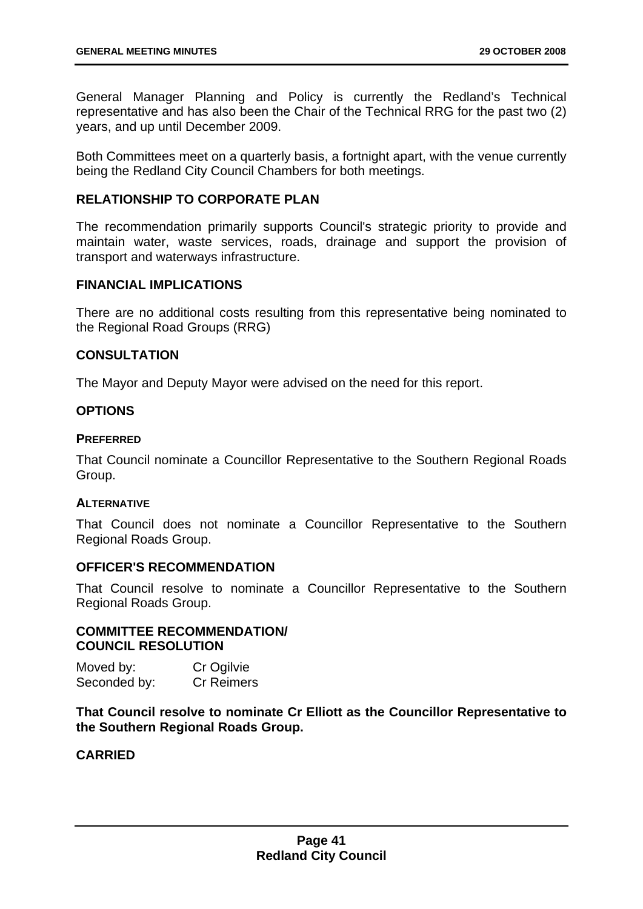General Manager Planning and Policy is currently the Redland's Technical representative and has also been the Chair of the Technical RRG for the past two (2) years, and up until December 2009.

Both Committees meet on a quarterly basis, a fortnight apart, with the venue currently being the Redland City Council Chambers for both meetings.

## RELATIONSHIP TO CORPORATE PLAN

The recommendation primarily supports Council's strategic priority to provide and maintain water, waste services, roads, drainage and support the provision of transport and waterways infrastructure.

## FINANCIAL IMPLICATIONS

There are no additional costs resulting from this representative being nominated to the Regional Road Groups (RRG)

## CONSULTATION

The Mayor and Deputy Mayor were advised on the need for this report.

## OPTIONS

### PREFERRED

That Council nominate a Councillor Representative to the Southern Regional Roads Group.

### ALTERNATIVE

That Council does not nominate a Councillor Representative to the Southern Regional Roads Group.

## OFFICER'S RECOMMENDATION

That Council resolve to nominate a Councillor Representative to the Southern Regional Roads Group.

## COMMITTEE RECOMMENDATION/ COUNCIL RESOLUTION

Moved by: Cr Ogilvie
Seconded by: Cr Reimers

**That Council resolve to nominate Cr Elliott as the Councillor Representative to the Southern Regional Roads Group.**

**CARRIED**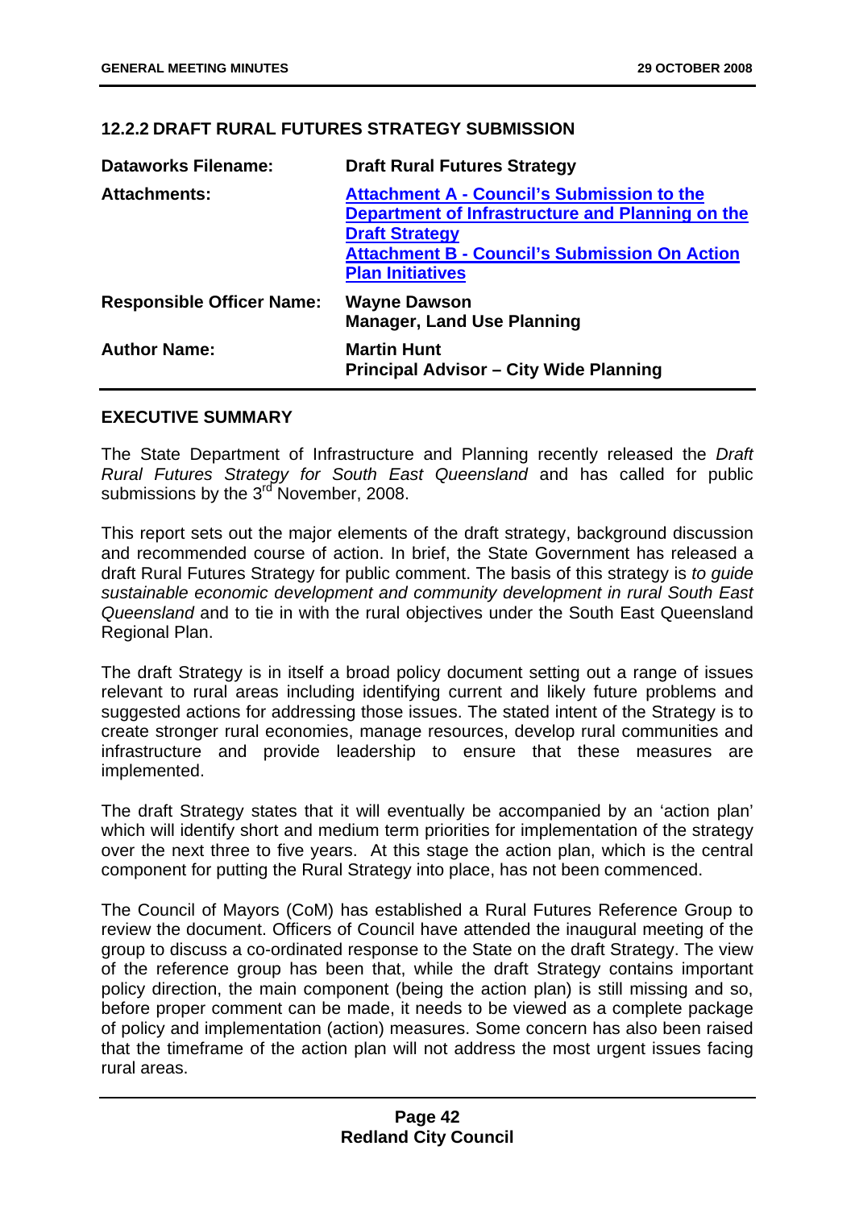## 12.2.2 DRAFT RURAL FUTURES STRATEGY SUBMISSION

| | |
|---|---|
| **Dataworks Filename:** | **Draft Rural Futures Strategy** |
| **Attachments:** | **Attachment A - Council's Submission to the Department of Infrastructure and Planning on the Draft Strategy**<br>**Attachment B - Council's Submission On Action Plan Initiatives** |
| **Responsible Officer Name:** | **Wayne Dawson**<br>**Manager, Land Use Planning** |
| **Author Name:** | **Martin Hunt**<br>**Principal Advisor – City Wide Planning** |

### EXECUTIVE SUMMARY

The State Department of Infrastructure and Planning recently released the *Draft Rural Futures Strategy for South East Queensland* and has called for public submissions by the 3rd November, 2008.

This report sets out the major elements of the draft strategy, background discussion and recommended course of action. In brief, the State Government has released a draft Rural Futures Strategy for public comment. The basis of this strategy is *to guide sustainable economic development and community development in rural South East Queensland* and to tie in with the rural objectives under the South East Queensland Regional Plan.

The draft Strategy is in itself a broad policy document setting out a range of issues relevant to rural areas including identifying current and likely future problems and suggested actions for addressing those issues. The stated intent of the Strategy is to create stronger rural economies, manage resources, develop rural communities and infrastructure and provide leadership to ensure that these measures are implemented.

The draft Strategy states that it will eventually be accompanied by an 'action plan' which will identify short and medium term priorities for implementation of the strategy over the next three to five years. At this stage the action plan, which is the central component for putting the Rural Strategy into place, has not been commenced.

The Council of Mayors (CoM) has established a Rural Futures Reference Group to review the document. Officers of Council have attended the inaugural meeting of the group to discuss a co-ordinated response to the State on the draft Strategy. The view of the reference group has been that, while the draft Strategy contains important policy direction, the main component (being the action plan) is still missing and so, before proper comment can be made, it needs to be viewed as a complete package of policy and implementation (action) measures. Some concern has also been raised that the timeframe of the action plan will not address the most urgent issues facing rural areas.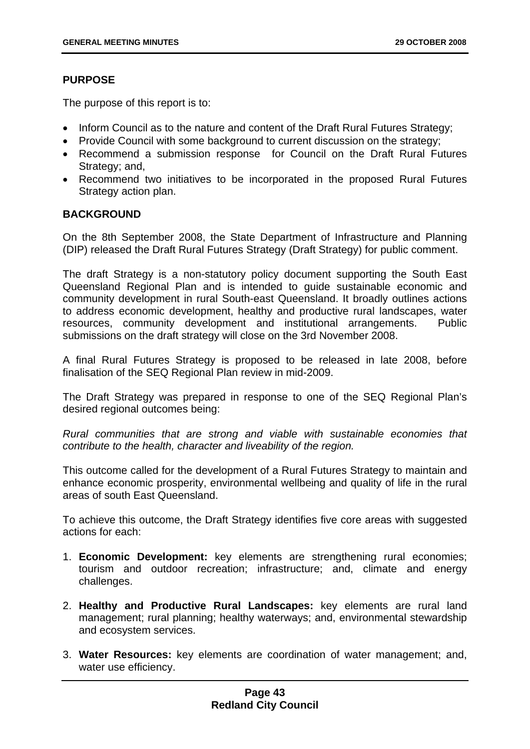## PURPOSE

The purpose of this report is to:

- Inform Council as to the nature and content of the Draft Rural Futures Strategy;
- Provide Council with some background to current discussion on the strategy;
- Recommend a submission response for Council on the Draft Rural Futures Strategy; and,
- Recommend two initiatives to be incorporated in the proposed Rural Futures Strategy action plan.

## BACKGROUND

On the 8th September 2008, the State Department of Infrastructure and Planning (DIP) released the Draft Rural Futures Strategy (Draft Strategy) for public comment.

The draft Strategy is a non-statutory policy document supporting the South East Queensland Regional Plan and is intended to guide sustainable economic and community development in rural South-east Queensland. It broadly outlines actions to address economic development, healthy and productive rural landscapes, water resources, community development and institutional arrangements. Public submissions on the draft strategy will close on the 3rd November 2008.

A final Rural Futures Strategy is proposed to be released in late 2008, before finalisation of the SEQ Regional Plan review in mid-2009.

The Draft Strategy was prepared in response to one of the SEQ Regional Plan's desired regional outcomes being:

*Rural communities that are strong and viable with sustainable economies that contribute to the health, character and liveability of the region.*

This outcome called for the development of a Rural Futures Strategy to maintain and enhance economic prosperity, environmental wellbeing and quality of life in the rural areas of south East Queensland.

To achieve this outcome, the Draft Strategy identifies five core areas with suggested actions for each:

1. **Economic Development:** key elements are strengthening rural economies; tourism and outdoor recreation; infrastructure; and, climate and energy challenges.
2. **Healthy and Productive Rural Landscapes:** key elements are rural land management; rural planning; healthy waterways; and, environmental stewardship and ecosystem services.
3. **Water Resources:** key elements are coordination of water management; and, water use efficiency.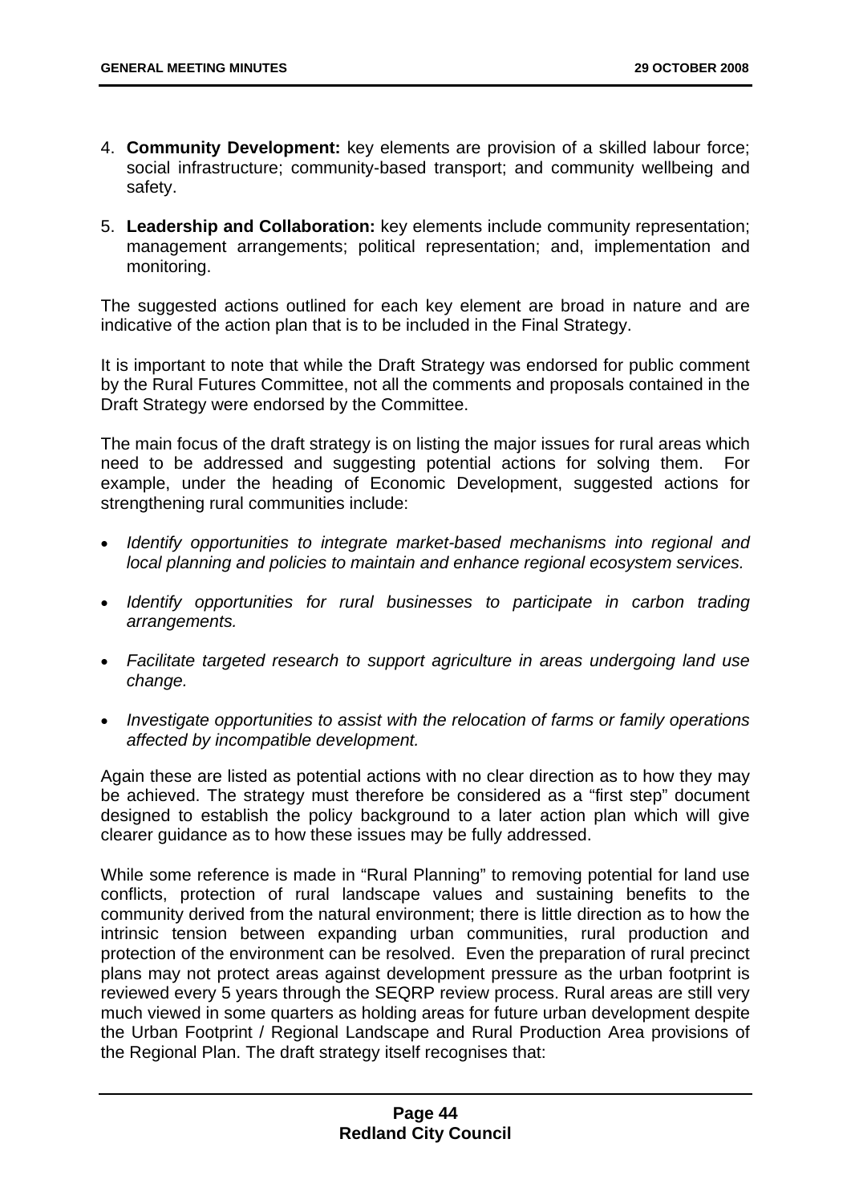4. **Community Development:** key elements are provision of a skilled labour force; social infrastructure; community-based transport; and community wellbeing and safety.

5. **Leadership and Collaboration:** key elements include community representation; management arrangements; political representation; and, implementation and monitoring.

The suggested actions outlined for each key element are broad in nature and are indicative of the action plan that is to be included in the Final Strategy.

It is important to note that while the Draft Strategy was endorsed for public comment by the Rural Futures Committee, not all the comments and proposals contained in the Draft Strategy were endorsed by the Committee.

The main focus of the draft strategy is on listing the major issues for rural areas which need to be addressed and suggesting potential actions for solving them. For example, under the heading of Economic Development, suggested actions for strengthening rural communities include:

- *Identify opportunities to integrate market-based mechanisms into regional and local planning and policies to maintain and enhance regional ecosystem services.*

- *Identify opportunities for rural businesses to participate in carbon trading arrangements.*

- *Facilitate targeted research to support agriculture in areas undergoing land use change.*

- *Investigate opportunities to assist with the relocation of farms or family operations affected by incompatible development.*

Again these are listed as potential actions with no clear direction as to how they may be achieved. The strategy must therefore be considered as a "first step" document designed to establish the policy background to a later action plan which will give clearer guidance as to how these issues may be fully addressed.

While some reference is made in "Rural Planning" to removing potential for land use conflicts, protection of rural landscape values and sustaining benefits to the community derived from the natural environment; there is little direction as to how the intrinsic tension between expanding urban communities, rural production and protection of the environment can be resolved. Even the preparation of rural precinct plans may not protect areas against development pressure as the urban footprint is reviewed every 5 years through the SEQRP review process. Rural areas are still very much viewed in some quarters as holding areas for future urban development despite the Urban Footprint / Regional Landscape and Rural Production Area provisions of the Regional Plan. The draft strategy itself recognises that: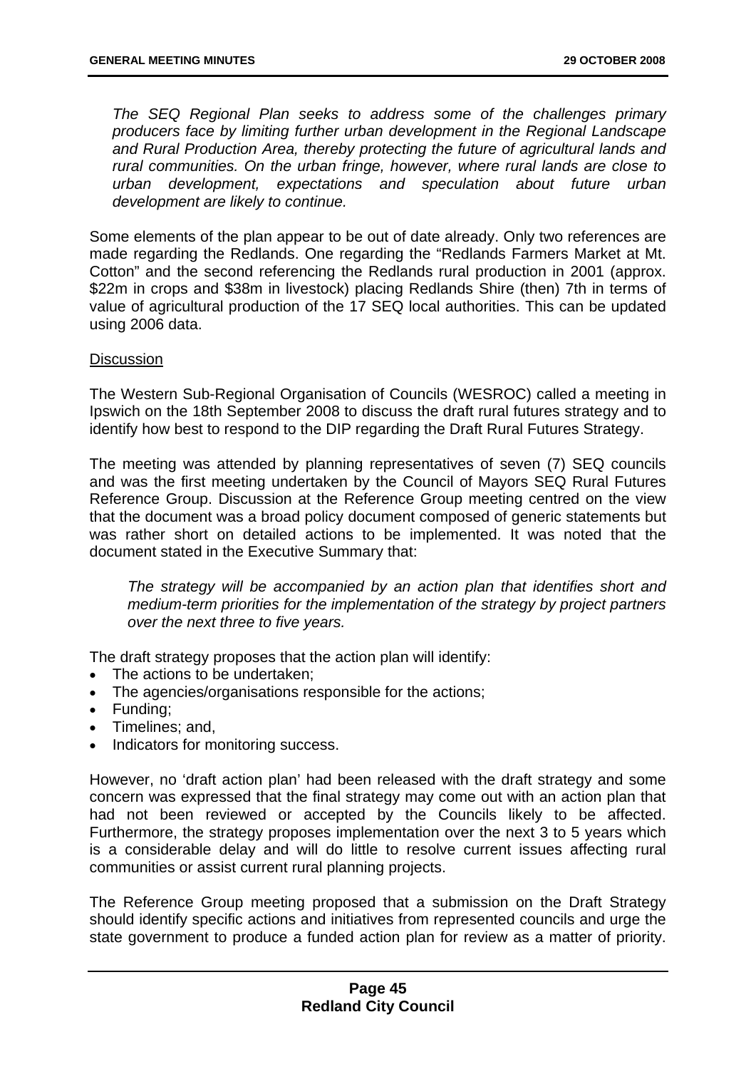*The SEQ Regional Plan seeks to address some of the challenges primary producers face by limiting further urban development in the Regional Landscape and Rural Production Area, thereby protecting the future of agricultural lands and rural communities. On the urban fringe, however, where rural lands are close to urban development, expectations and speculation about future urban development are likely to continue.*

Some elements of the plan appear to be out of date already. Only two references are made regarding the Redlands. One regarding the "Redlands Farmers Market at Mt. Cotton" and the second referencing the Redlands rural production in 2001 (approx. $22m in crops and $38m in livestock) placing Redlands Shire (then) 7th in terms of value of agricultural production of the 17 SEQ local authorities. This can be updated using 2006 data.

Discussion

The Western Sub-Regional Organisation of Councils (WESROC) called a meeting in Ipswich on the 18th September 2008 to discuss the draft rural futures strategy and to identify how best to respond to the DIP regarding the Draft Rural Futures Strategy.

The meeting was attended by planning representatives of seven (7) SEQ councils and was the first meeting undertaken by the Council of Mayors SEQ Rural Futures Reference Group. Discussion at the Reference Group meeting centred on the view that the document was a broad policy document composed of generic statements but was rather short on detailed actions to be implemented. It was noted that the document stated in the Executive Summary that:

*The strategy will be accompanied by an action plan that identifies short and medium-term priorities for the implementation of the strategy by project partners over the next three to five years.*

The draft strategy proposes that the action plan will identify:

- The actions to be undertaken;
- The agencies/organisations responsible for the actions;
- Funding;
- Timelines; and,
- Indicators for monitoring success.

However, no 'draft action plan' had been released with the draft strategy and some concern was expressed that the final strategy may come out with an action plan that had not been reviewed or accepted by the Councils likely to be affected. Furthermore, the strategy proposes implementation over the next 3 to 5 years which is a considerable delay and will do little to resolve current issues affecting rural communities or assist current rural planning projects.

The Reference Group meeting proposed that a submission on the Draft Strategy should identify specific actions and initiatives from represented councils and urge the state government to produce a funded action plan for review as a matter of priority.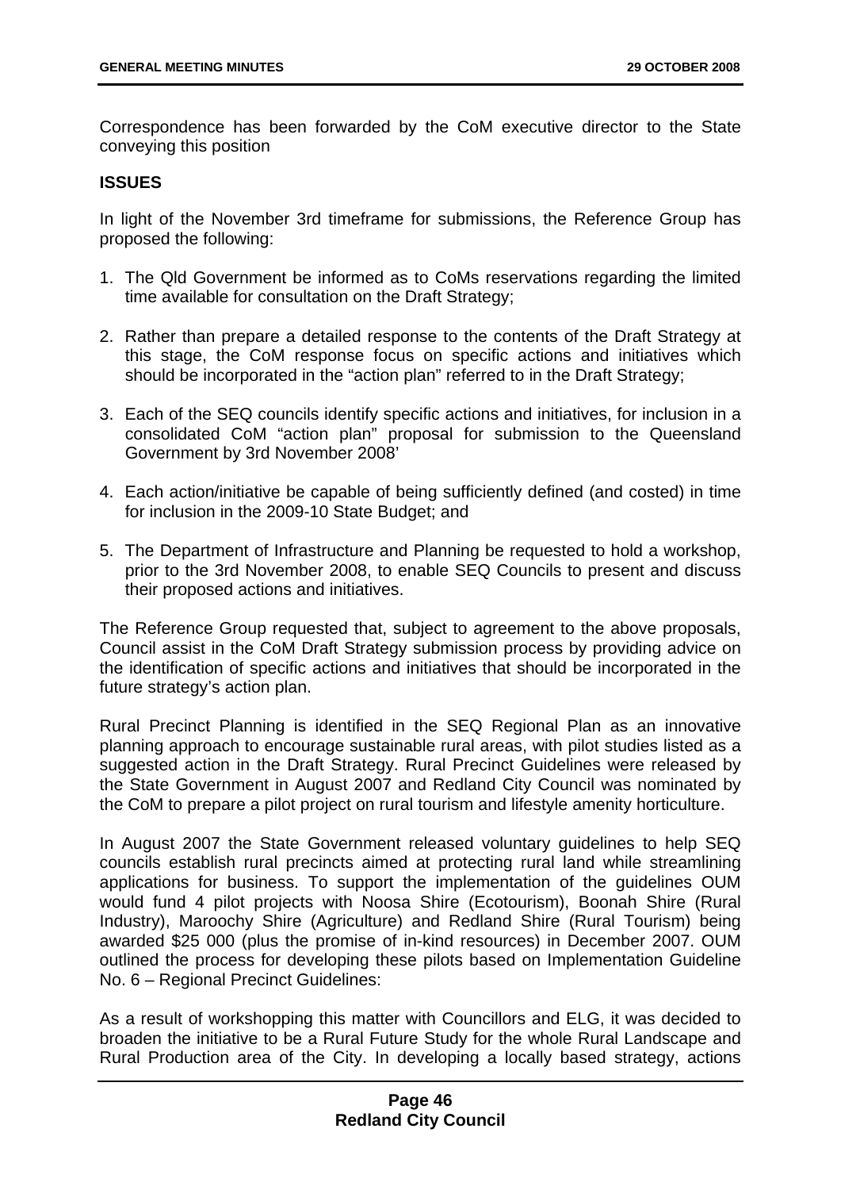Correspondence has been forwarded by the CoM executive director to the State conveying this position

**ISSUES**

In light of the November 3rd timeframe for submissions, the Reference Group has proposed the following:

1. The Qld Government be informed as to CoMs reservations regarding the limited time available for consultation on the Draft Strategy;

2. Rather than prepare a detailed response to the contents of the Draft Strategy at this stage, the CoM response focus on specific actions and initiatives which should be incorporated in the "action plan" referred to in the Draft Strategy;

3. Each of the SEQ councils identify specific actions and initiatives, for inclusion in a consolidated CoM "action plan" proposal for submission to the Queensland Government by 3rd November 2008'

4. Each action/initiative be capable of being sufficiently defined (and costed) in time for inclusion in the 2009-10 State Budget; and

5. The Department of Infrastructure and Planning be requested to hold a workshop, prior to the 3rd November 2008, to enable SEQ Councils to present and discuss their proposed actions and initiatives.

The Reference Group requested that, subject to agreement to the above proposals, Council assist in the CoM Draft Strategy submission process by providing advice on the identification of specific actions and initiatives that should be incorporated in the future strategy's action plan.

Rural Precinct Planning is identified in the SEQ Regional Plan as an innovative planning approach to encourage sustainable rural areas, with pilot studies listed as a suggested action in the Draft Strategy. Rural Precinct Guidelines were released by the State Government in August 2007 and Redland City Council was nominated by the CoM to prepare a pilot project on rural tourism and lifestyle amenity horticulture.

In August 2007 the State Government released voluntary guidelines to help SEQ councils establish rural precincts aimed at protecting rural land while streamlining applications for business. To support the implementation of the guidelines OUM would fund 4 pilot projects with Noosa Shire (Ecotourism), Boonah Shire (Rural Industry), Maroochy Shire (Agriculture) and Redland Shire (Rural Tourism) being awarded $25 000 (plus the promise of in-kind resources) in December 2007. OUM outlined the process for developing these pilots based on Implementation Guideline No. 6 – Regional Precinct Guidelines:

As a result of workshopping this matter with Councillors and ELG, it was decided to broaden the initiative to be a Rural Future Study for the whole Rural Landscape and Rural Production area of the City. In developing a locally based strategy, actions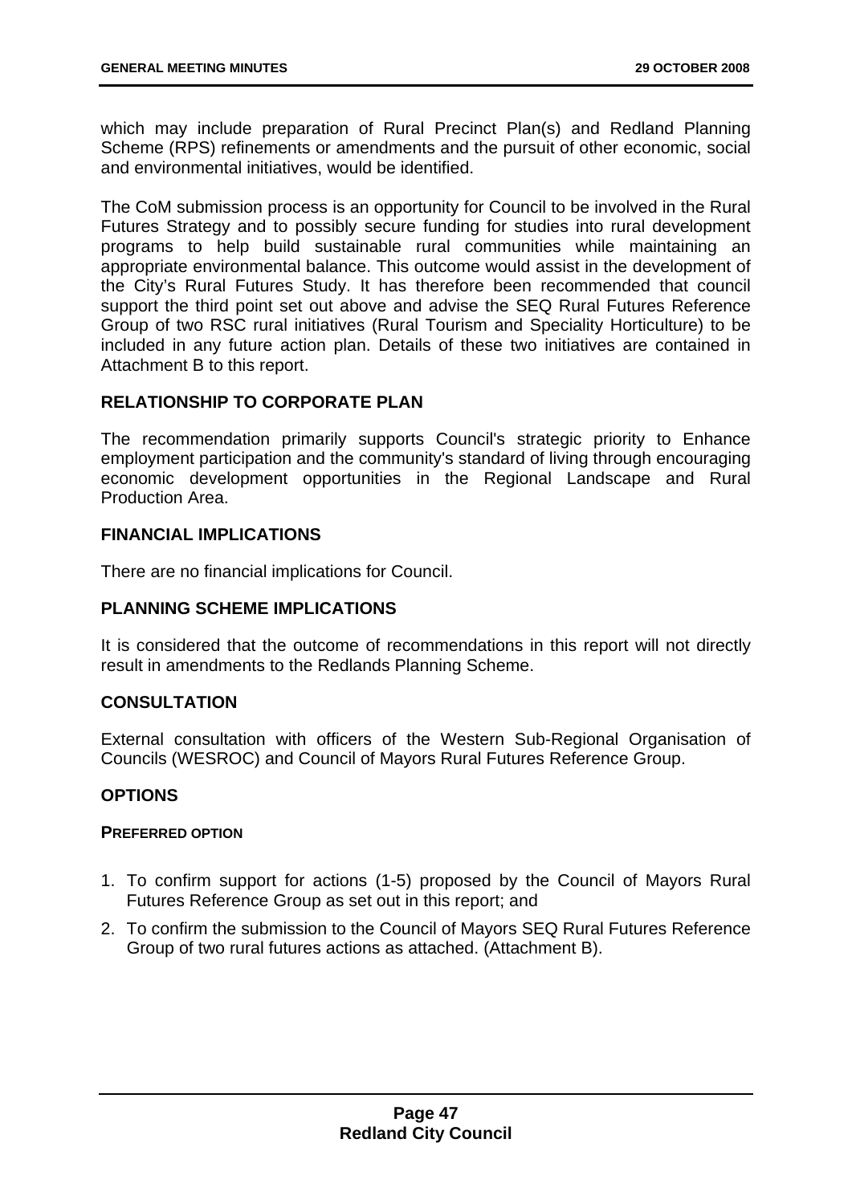which may include preparation of Rural Precinct Plan(s) and Redland Planning Scheme (RPS) refinements or amendments and the pursuit of other economic, social and environmental initiatives, would be identified.

The CoM submission process is an opportunity for Council to be involved in the Rural Futures Strategy and to possibly secure funding for studies into rural development programs to help build sustainable rural communities while maintaining an appropriate environmental balance. This outcome would assist in the development of the City's Rural Futures Study. It has therefore been recommended that council support the third point set out above and advise the SEQ Rural Futures Reference Group of two RSC rural initiatives (Rural Tourism and Speciality Horticulture) to be included in any future action plan. Details of these two initiatives are contained in Attachment B to this report.

## RELATIONSHIP TO CORPORATE PLAN

The recommendation primarily supports Council's strategic priority to Enhance employment participation and the community's standard of living through encouraging economic development opportunities in the Regional Landscape and Rural Production Area.

## FINANCIAL IMPLICATIONS

There are no financial implications for Council.

## PLANNING SCHEME IMPLICATIONS

It is considered that the outcome of recommendations in this report will not directly result in amendments to the Redlands Planning Scheme.

## CONSULTATION

External consultation with officers of the Western Sub-Regional Organisation of Councils (WESROC) and Council of Mayors Rural Futures Reference Group.

## OPTIONS

### PREFERRED OPTION

1. To confirm support for actions (1-5) proposed by the Council of Mayors Rural Futures Reference Group as set out in this report; and
2. To confirm the submission to the Council of Mayors SEQ Rural Futures Reference Group of two rural futures actions as attached. (Attachment B).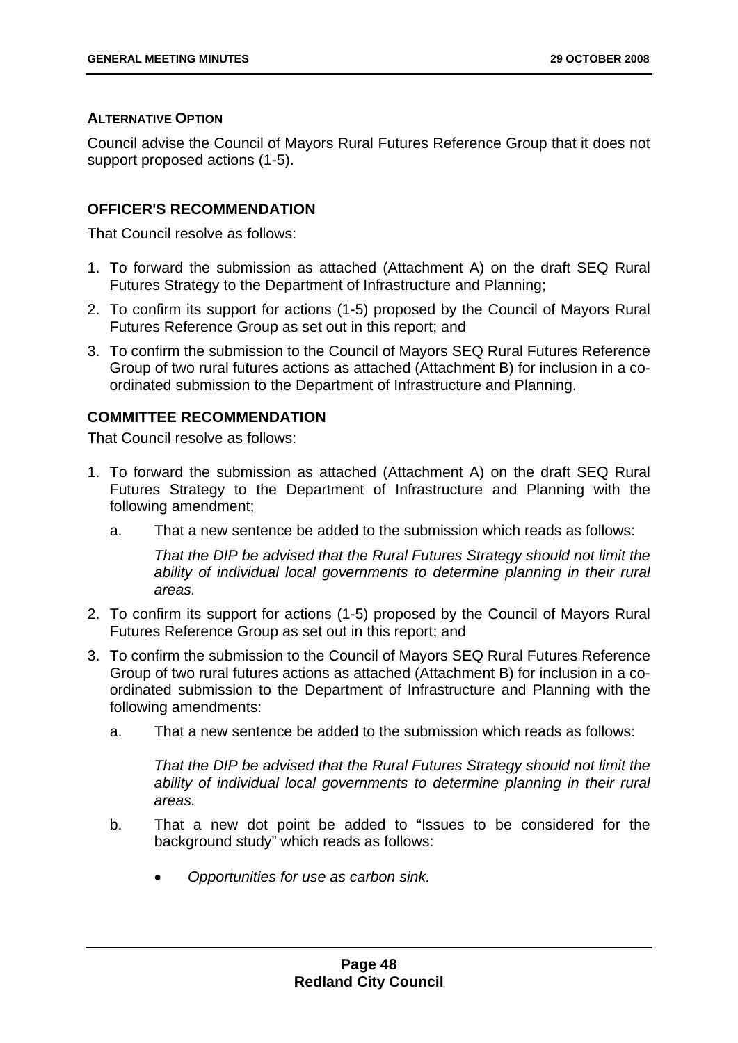#### ALTERNATIVE OPTION

Council advise the Council of Mayors Rural Futures Reference Group that it does not support proposed actions (1-5).

### OFFICER'S RECOMMENDATION

That Council resolve as follows:

1. To forward the submission as attached (Attachment A) on the draft SEQ Rural Futures Strategy to the Department of Infrastructure and Planning;
2. To confirm its support for actions (1-5) proposed by the Council of Mayors Rural Futures Reference Group as set out in this report; and
3. To confirm the submission to the Council of Mayors SEQ Rural Futures Reference Group of two rural futures actions as attached (Attachment B) for inclusion in a co-ordinated submission to the Department of Infrastructure and Planning.

### COMMITTEE RECOMMENDATION

That Council resolve as follows:

1. To forward the submission as attached (Attachment A) on the draft SEQ Rural Futures Strategy to the Department of Infrastructure and Planning with the following amendment;
   a. That a new sentence be added to the submission which reads as follows:

      *That the DIP be advised that the Rural Futures Strategy should not limit the ability of individual local governments to determine planning in their rural areas.*
2. To confirm its support for actions (1-5) proposed by the Council of Mayors Rural Futures Reference Group as set out in this report; and
3. To confirm the submission to the Council of Mayors SEQ Rural Futures Reference Group of two rural futures actions as attached (Attachment B) for inclusion in a co-ordinated submission to the Department of Infrastructure and Planning with the following amendments:
   a. That a new sentence be added to the submission which reads as follows:

      *That the DIP be advised that the Rural Futures Strategy should not limit the ability of individual local governments to determine planning in their rural areas.*
   b. That a new dot point be added to "Issues to be considered for the background study" which reads as follows:

      - *Opportunities for use as carbon sink.*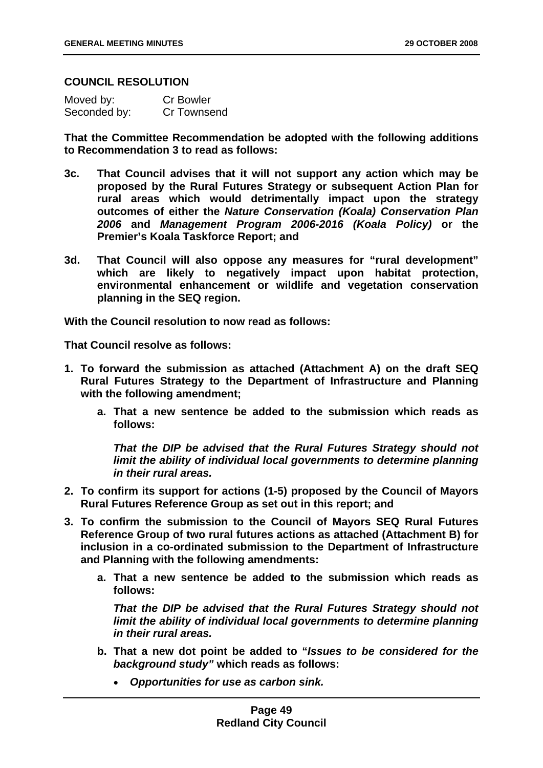**COUNCIL RESOLUTION**

Moved by: Cr Bowler
Seconded by: Cr Townsend

**That the Committee Recommendation be adopted with the following additions to Recommendation 3 to read as follows:**

**3c. That Council advises that it will not support any action which may be proposed by the Rural Futures Strategy or subsequent Action Plan for rural areas which would detrimentally impact upon the strategy outcomes of either the *Nature Conservation (Koala) Conservation Plan 2006* and *Management Program 2006-2016 (Koala Policy)* or the Premier's Koala Taskforce Report; and**

**3d. That Council will also oppose any measures for "rural development" which are likely to negatively impact upon habitat protection, environmental enhancement or wildlife and vegetation conservation planning in the SEQ region.**

**With the Council resolution to now read as follows:**

**That Council resolve as follows:**

1. **To forward the submission as attached (Attachment A) on the draft SEQ Rural Futures Strategy to the Department of Infrastructure and Planning with the following amendment;**
   a. **That a new sentence be added to the submission which reads as follows:**

      ***That the DIP be advised that the Rural Futures Strategy should not limit the ability of individual local governments to determine planning in their rural areas.***
2. **To confirm its support for actions (1-5) proposed by the Council of Mayors Rural Futures Reference Group as set out in this report; and**
3. **To confirm the submission to the Council of Mayors SEQ Rural Futures Reference Group of two rural futures actions as attached (Attachment B) for inclusion in a co-ordinated submission to the Department of Infrastructure and Planning with the following amendments:**
   a. **That a new sentence be added to the submission which reads as follows:**

      ***That the DIP be advised that the Rural Futures Strategy should not limit the ability of individual local governments to determine planning in their rural areas.***
   b. **That a new dot point be added to "*Issues to be considered for the background study*" which reads as follows:**
      - ***Opportunities for use as carbon sink.***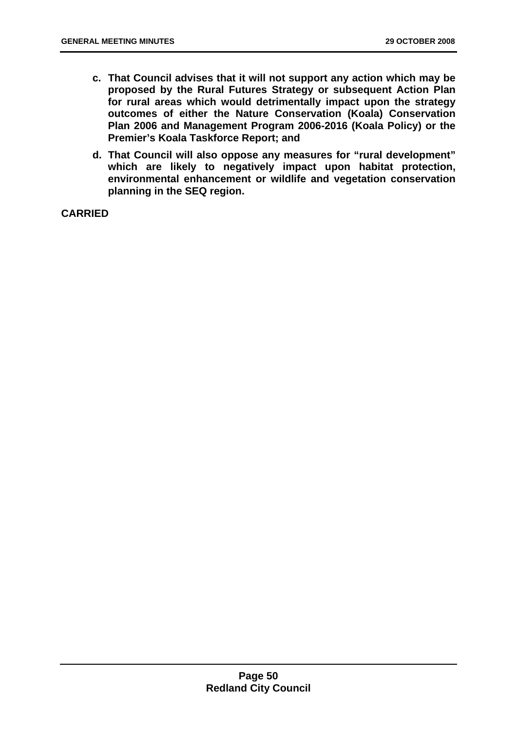**c. That Council advises that it will not support any action which may be proposed by the Rural Futures Strategy or subsequent Action Plan for rural areas which would detrimentally impact upon the strategy outcomes of either the Nature Conservation (Koala) Conservation Plan 2006 and Management Program 2006-2016 (Koala Policy) or the Premier's Koala Taskforce Report; and**

**d. That Council will also oppose any measures for "rural development" which are likely to negatively impact upon habitat protection, environmental enhancement or wildlife and vegetation conservation planning in the SEQ region.**

**CARRIED**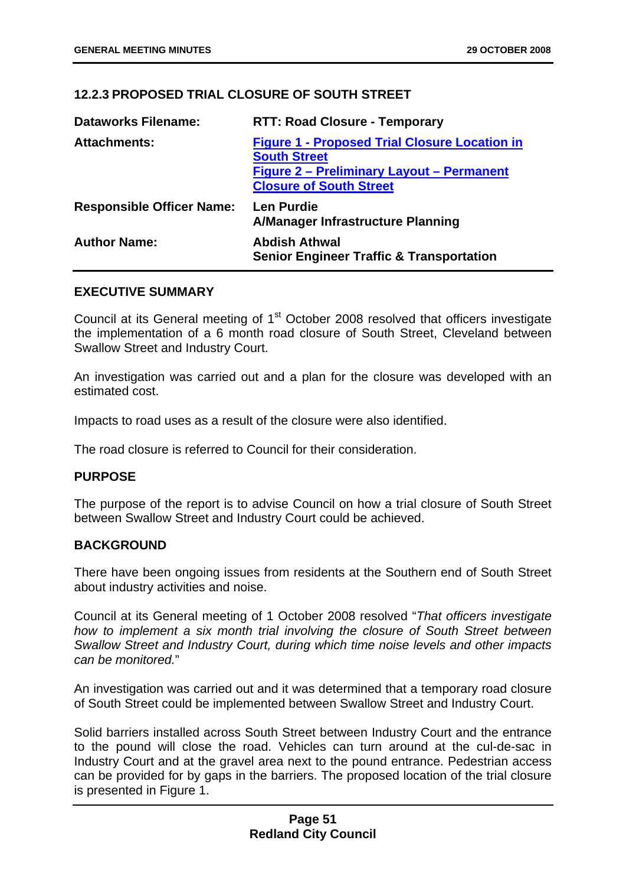## 12.2.3 PROPOSED TRIAL CLOSURE OF SOUTH STREET

| | |
|---|---|
| **Dataworks Filename:** | **RTT: Road Closure - Temporary** |
| **Attachments:** | **Figure 1 - Proposed Trial Closure Location in South Street**<br>**Figure 2 – Preliminary Layout – Permanent Closure of South Street** |
| **Responsible Officer Name:** | **Len Purdie**<br>**A/Manager Infrastructure Planning** |
| **Author Name:** | **Abdish Athwal**<br>**Senior Engineer Traffic & Transportation** |

### EXECUTIVE SUMMARY

Council at its General meeting of 1st October 2008 resolved that officers investigate the implementation of a 6 month road closure of South Street, Cleveland between Swallow Street and Industry Court.

An investigation was carried out and a plan for the closure was developed with an estimated cost.

Impacts to road uses as a result of the closure were also identified.

The road closure is referred to Council for their consideration.

### PURPOSE

The purpose of the report is to advise Council on how a trial closure of South Street between Swallow Street and Industry Court could be achieved.

### BACKGROUND

There have been ongoing issues from residents at the Southern end of South Street about industry activities and noise.

Council at its General meeting of 1 October 2008 resolved "*That officers investigate how to implement a six month trial involving the closure of South Street between Swallow Street and Industry Court, during which time noise levels and other impacts can be monitored.*"

An investigation was carried out and it was determined that a temporary road closure of South Street could be implemented between Swallow Street and Industry Court.

Solid barriers installed across South Street between Industry Court and the entrance to the pound will close the road. Vehicles can turn around at the cul-de-sac in Industry Court and at the gravel area next to the pound entrance. Pedestrian access can be provided for by gaps in the barriers. The proposed location of the trial closure is presented in Figure 1.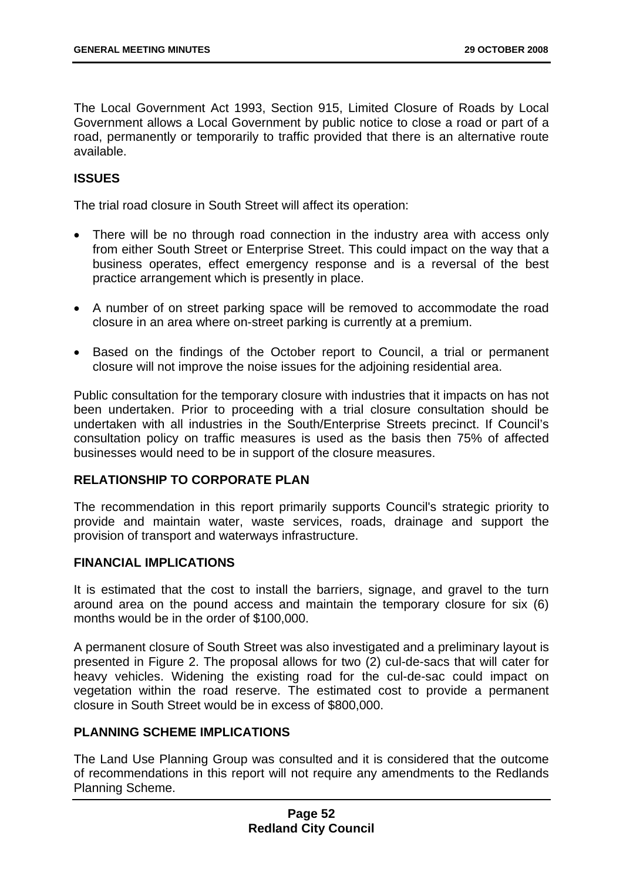The Local Government Act 1993, Section 915, Limited Closure of Roads by Local Government allows a Local Government by public notice to close a road or part of a road, permanently or temporarily to traffic provided that there is an alternative route available.

## ISSUES

The trial road closure in South Street will affect its operation:

- There will be no through road connection in the industry area with access only from either South Street or Enterprise Street. This could impact on the way that a business operates, effect emergency response and is a reversal of the best practice arrangement which is presently in place.
- A number of on street parking space will be removed to accommodate the road closure in an area where on-street parking is currently at a premium.
- Based on the findings of the October report to Council, a trial or permanent closure will not improve the noise issues for the adjoining residential area.

Public consultation for the temporary closure with industries that it impacts on has not been undertaken. Prior to proceeding with a trial closure consultation should be undertaken with all industries in the South/Enterprise Streets precinct. If Council's consultation policy on traffic measures is used as the basis then 75% of affected businesses would need to be in support of the closure measures.

## RELATIONSHIP TO CORPORATE PLAN

The recommendation in this report primarily supports Council's strategic priority to provide and maintain water, waste services, roads, drainage and support the provision of transport and waterways infrastructure.

## FINANCIAL IMPLICATIONS

It is estimated that the cost to install the barriers, signage, and gravel to the turn around area on the pound access and maintain the temporary closure for six (6) months would be in the order of $100,000.

A permanent closure of South Street was also investigated and a preliminary layout is presented in Figure 2. The proposal allows for two (2) cul-de-sacs that will cater for heavy vehicles. Widening the existing road for the cul-de-sac could impact on vegetation within the road reserve. The estimated cost to provide a permanent closure in South Street would be in excess of $800,000.

## PLANNING SCHEME IMPLICATIONS

The Land Use Planning Group was consulted and it is considered that the outcome of recommendations in this report will not require any amendments to the Redlands Planning Scheme.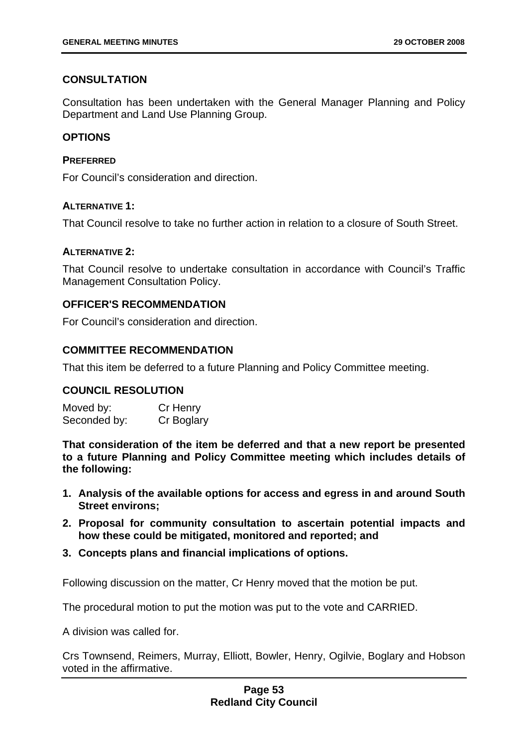### CONSULTATION

Consultation has been undertaken with the General Manager Planning and Policy Department and Land Use Planning Group.

### OPTIONS

#### PREFERRED

For Council's consideration and direction.

#### ALTERNATIVE 1:

That Council resolve to take no further action in relation to a closure of South Street.

#### ALTERNATIVE 2:

That Council resolve to undertake consultation in accordance with Council's Traffic Management Consultation Policy.

### OFFICER'S RECOMMENDATION

For Council's consideration and direction.

### COMMITTEE RECOMMENDATION

That this item be deferred to a future Planning and Policy Committee meeting.

### COUNCIL RESOLUTION

| | |
|---|---|
| Moved by: | Cr Henry |
| Seconded by: | Cr Boglary |

**That consideration of the item be deferred and that a new report be presented to a future Planning and Policy Committee meeting which includes details of the following:**

1. **Analysis of the available options for access and egress in and around South Street environs;**
2. **Proposal for community consultation to ascertain potential impacts and how these could be mitigated, monitored and reported; and**
3. **Concepts plans and financial implications of options.**

Following discussion on the matter, Cr Henry moved that the motion be put.

The procedural motion to put the motion was put to the vote and CARRIED.

A division was called for.

Crs Townsend, Reimers, Murray, Elliott, Bowler, Henry, Ogilvie, Boglary and Hobson voted in the affirmative.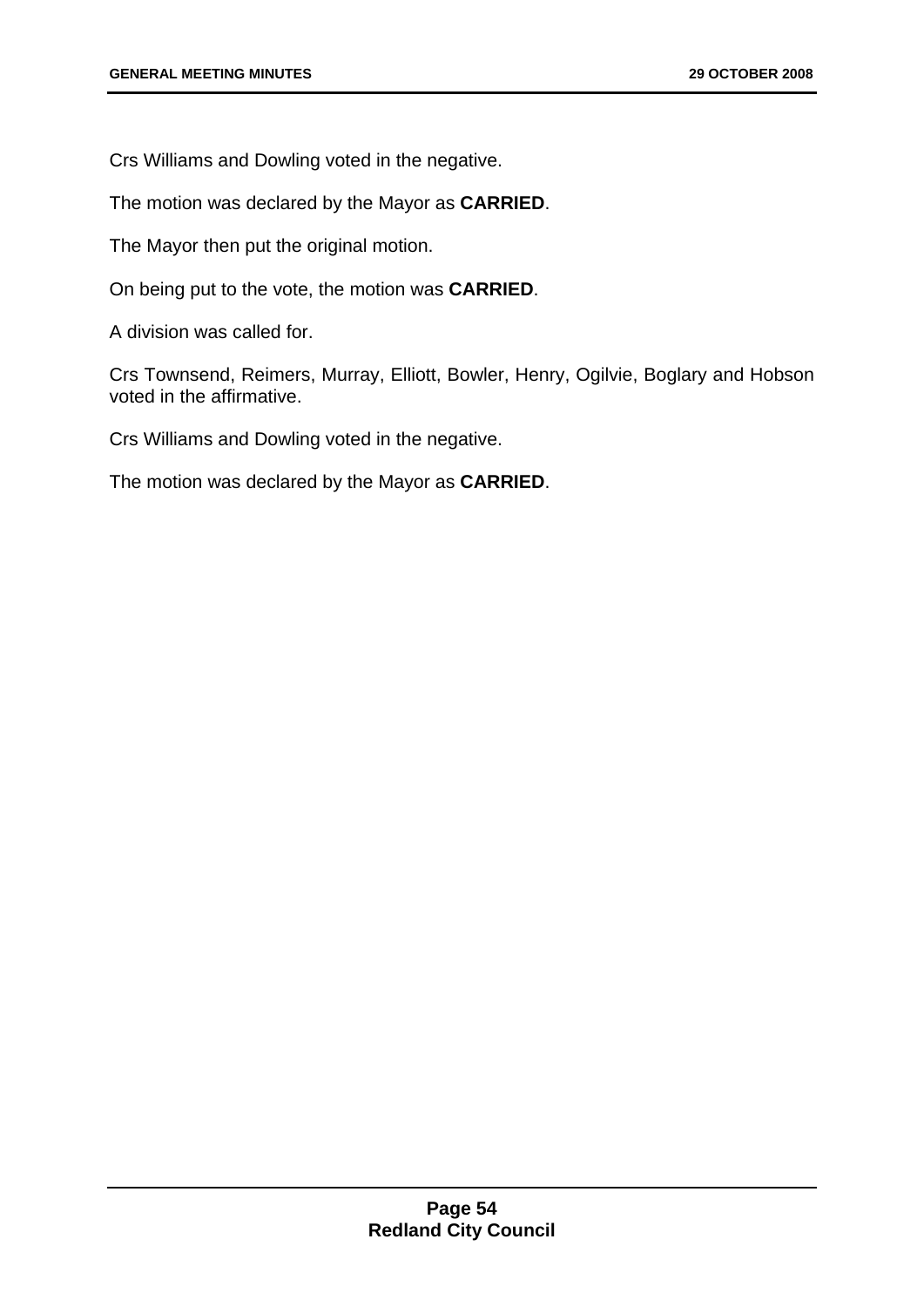Crs Williams and Dowling voted in the negative.

The motion was declared by the Mayor as **CARRIED**.

The Mayor then put the original motion.

On being put to the vote, the motion was **CARRIED**.

A division was called for.

Crs Townsend, Reimers, Murray, Elliott, Bowler, Henry, Ogilvie, Boglary and Hobson voted in the affirmative.

Crs Williams and Dowling voted in the negative.

The motion was declared by the Mayor as **CARRIED**.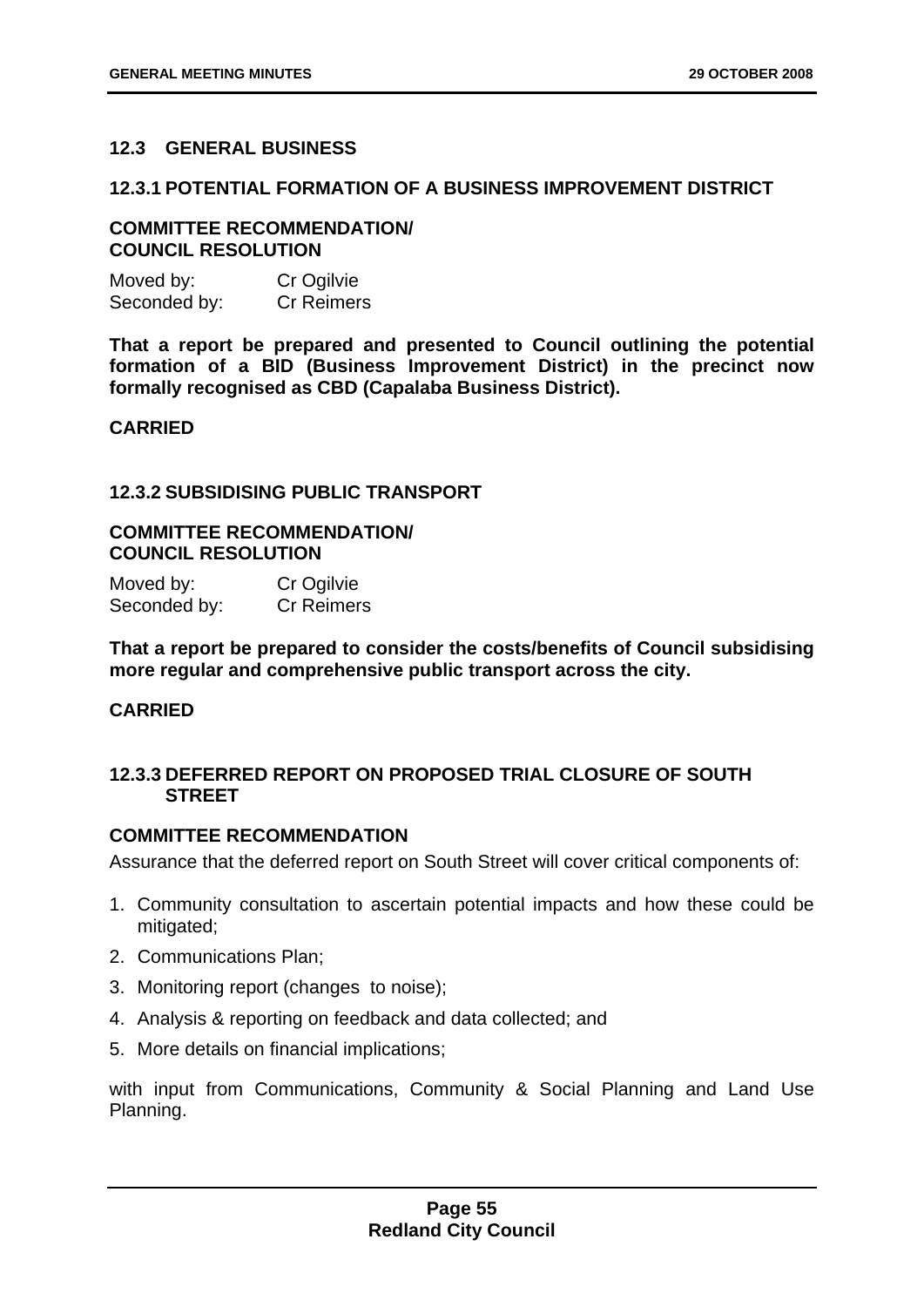## 12.3 GENERAL BUSINESS

### 12.3.1 POTENTIAL FORMATION OF A BUSINESS IMPROVEMENT DISTRICT

**COMMITTEE RECOMMENDATION/
COUNCIL RESOLUTION**

Moved by: Cr Ogilvie
Seconded by: Cr Reimers

**That a report be prepared and presented to Council outlining the potential formation of a BID (Business Improvement District) in the precinct now formally recognised as CBD (Capalaba Business District).**

**CARRIED**

### 12.3.2 SUBSIDISING PUBLIC TRANSPORT

**COMMITTEE RECOMMENDATION/
COUNCIL RESOLUTION**

Moved by: Cr Ogilvie
Seconded by: Cr Reimers

**That a report be prepared to consider the costs/benefits of Council subsidising more regular and comprehensive public transport across the city.**

**CARRIED**

### 12.3.3 DEFERRED REPORT ON PROPOSED TRIAL CLOSURE OF SOUTH STREET

**COMMITTEE RECOMMENDATION**

Assurance that the deferred report on South Street will cover critical components of:

1. Community consultation to ascertain potential impacts and how these could be mitigated;
2. Communications Plan;
3. Monitoring report (changes to noise);
4. Analysis & reporting on feedback and data collected; and
5. More details on financial implications;

with input from Communications, Community & Social Planning and Land Use Planning.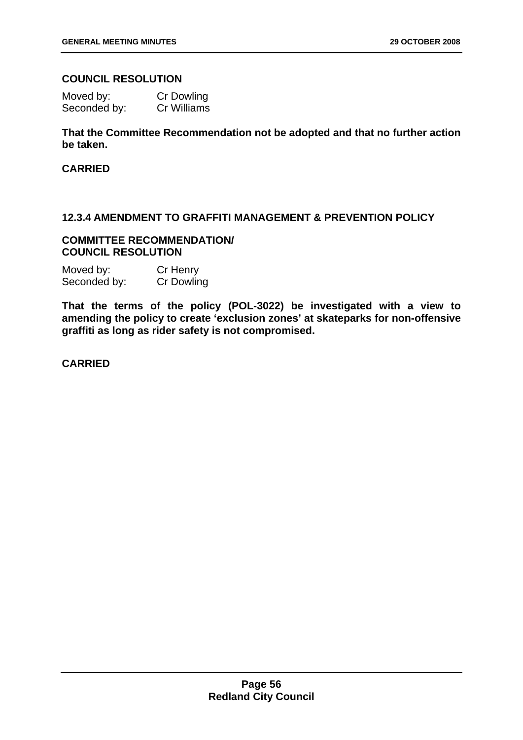**COUNCIL RESOLUTION**

Moved by: Cr Dowling
Seconded by: Cr Williams

**That the Committee Recommendation not be adopted and that no further action be taken.**

**CARRIED**

### 12.3.4 AMENDMENT TO GRAFFITI MANAGEMENT & PREVENTION POLICY

**COMMITTEE RECOMMENDATION/**
**COUNCIL RESOLUTION**

Moved by: Cr Henry
Seconded by: Cr Dowling

**That the terms of the policy (POL-3022) be investigated with a view to amending the policy to create 'exclusion zones' at skateparks for non-offensive graffiti as long as rider safety is not compromised.**

**CARRIED**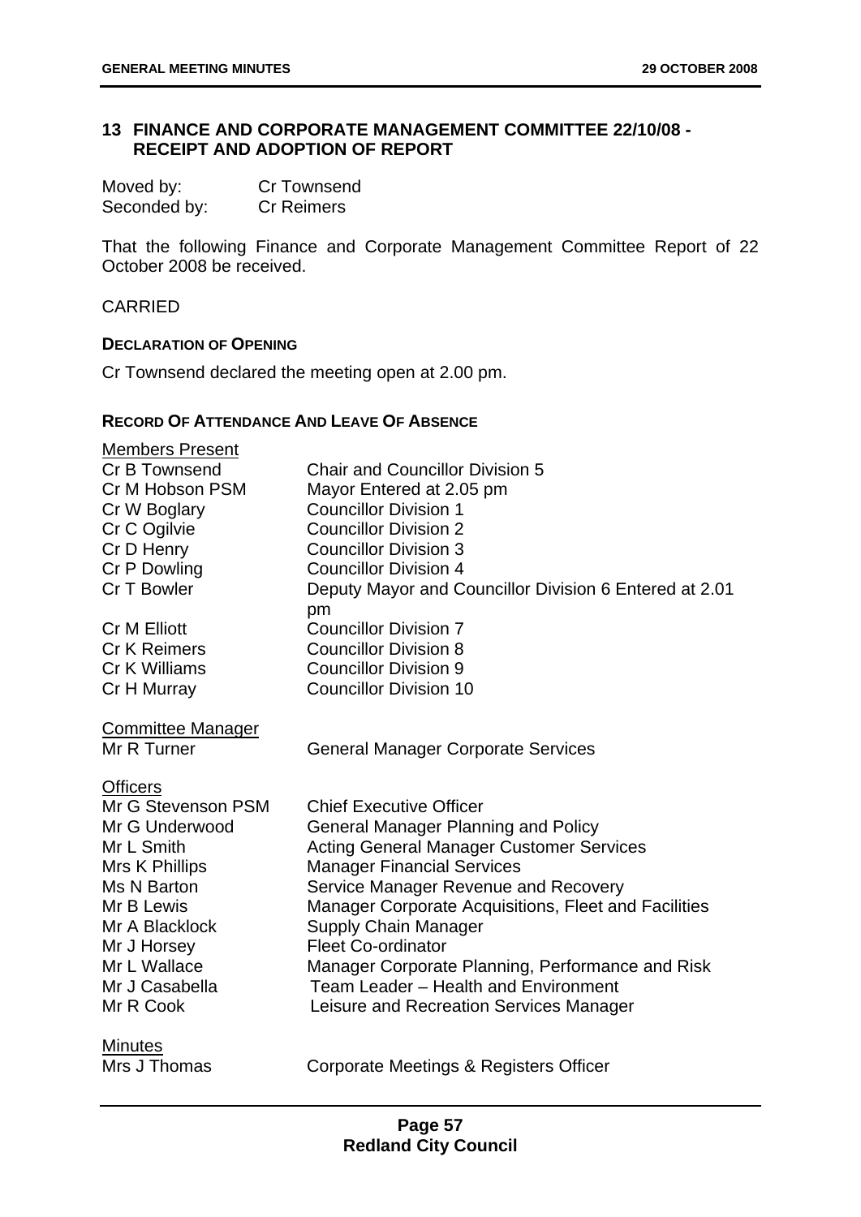## 13 FINANCE AND CORPORATE MANAGEMENT COMMITTEE 22/10/08 - RECEIPT AND ADOPTION OF REPORT

| | |
|---|---|
| Moved by: | Cr Townsend |
| Seconded by: | Cr Reimers |

That the following Finance and Corporate Management Committee Report of 22 October 2008 be received.

CARRIED

**DECLARATION OF OPENING**

Cr Townsend declared the meeting open at 2.00 pm.

**RECORD OF ATTENDANCE AND LEAVE OF ABSENCE**

Members Present

| | |
|---|---|
| Cr B Townsend | Chair and Councillor Division 5 |
| Cr M Hobson PSM | Mayor Entered at 2.05 pm |
| Cr W Boglary | Councillor Division 1 |
| Cr C Ogilvie | Councillor Division 2 |
| Cr D Henry | Councillor Division 3 |
| Cr P Dowling | Councillor Division 4 |
| Cr T Bowler | Deputy Mayor and Councillor Division 6 Entered at 2.01 pm |
| Cr M Elliott | Councillor Division 7 |
| Cr K Reimers | Councillor Division 8 |
| Cr K Williams | Councillor Division 9 |
| Cr H Murray | Councillor Division 10 |

Committee Manager

| | |
|---|---|
| Mr R Turner | General Manager Corporate Services |

Officers

| | |
|---|---|
| Mr G Stevenson PSM | Chief Executive Officer |
| Mr G Underwood | General Manager Planning and Policy |
| Mr L Smith | Acting General Manager Customer Services |
| Mrs K Phillips | Manager Financial Services |
| Ms N Barton | Service Manager Revenue and Recovery |
| Mr B Lewis | Manager Corporate Acquisitions, Fleet and Facilities |
| Mr A Blacklock | Supply Chain Manager |
| Mr J Horsey | Fleet Co-ordinator |
| Mr L Wallace | Manager Corporate Planning, Performance and Risk |
| Mr J Casabella | Team Leader – Health and Environment |
| Mr R Cook | Leisure and Recreation Services Manager |

Minutes

| | |
|---|---|
| Mrs J Thomas | Corporate Meetings & Registers Officer |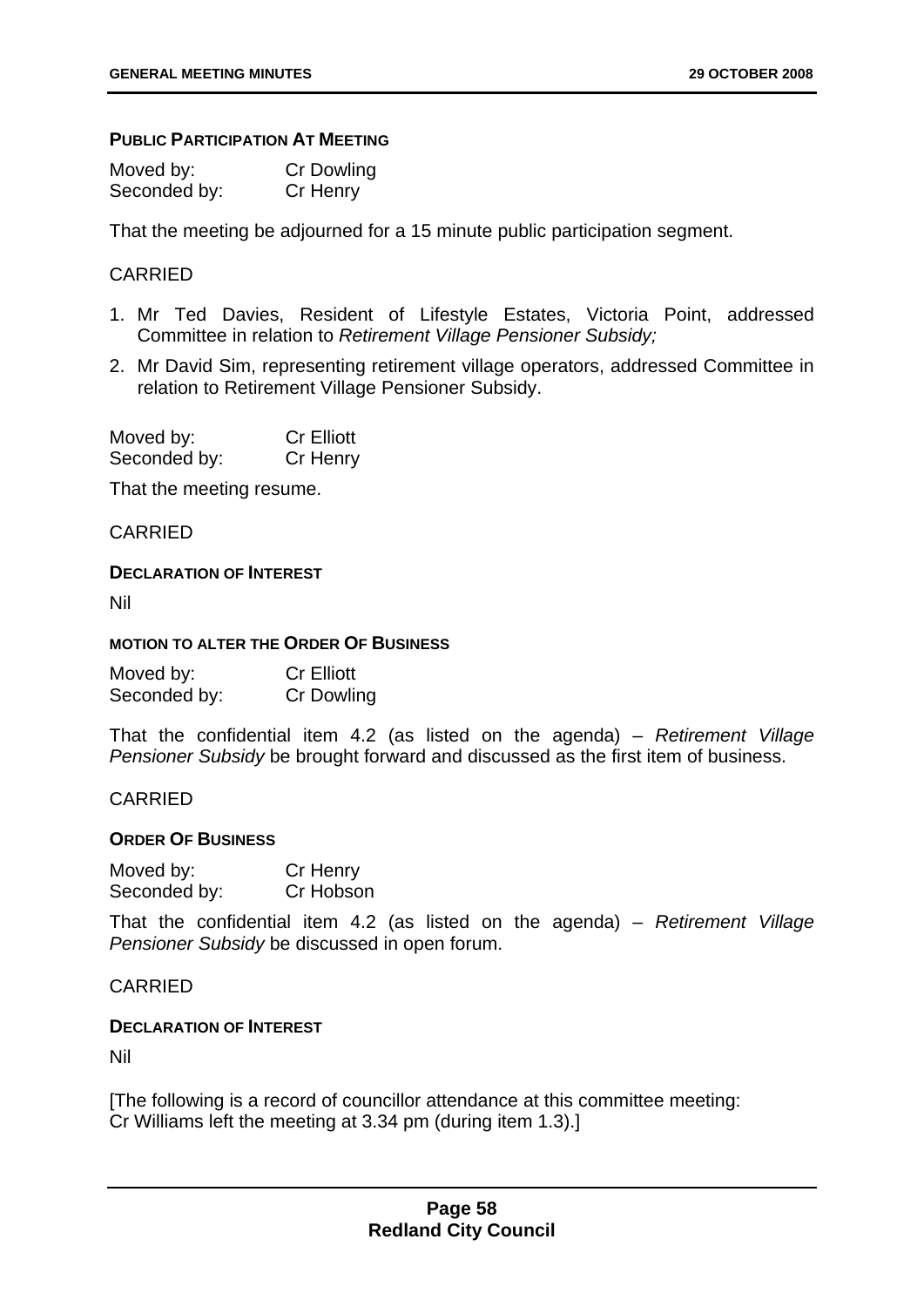**PUBLIC PARTICIPATION AT MEETING**

Moved by: Cr Dowling
Seconded by: Cr Henry

That the meeting be adjourned for a 15 minute public participation segment.

CARRIED

1. Mr Ted Davies, Resident of Lifestyle Estates, Victoria Point, addressed Committee in relation to *Retirement Village Pensioner Subsidy;*
2. Mr David Sim, representing retirement village operators, addressed Committee in relation to Retirement Village Pensioner Subsidy.

Moved by: Cr Elliott
Seconded by: Cr Henry

That the meeting resume.

CARRIED

**DECLARATION OF INTEREST**

Nil

**MOTION TO ALTER THE ORDER OF BUSINESS**

Moved by: Cr Elliott
Seconded by: Cr Dowling

That the confidential item 4.2 (as listed on the agenda) – *Retirement Village Pensioner Subsidy* be brought forward and discussed as the first item of business.

CARRIED

**ORDER OF BUSINESS**

Moved by: Cr Henry
Seconded by: Cr Hobson

That the confidential item 4.2 (as listed on the agenda) – *Retirement Village Pensioner Subsidy* be discussed in open forum.

CARRIED

**DECLARATION OF INTEREST**

Nil

[The following is a record of councillor attendance at this committee meeting:
Cr Williams left the meeting at 3.34 pm (during item 1.3).]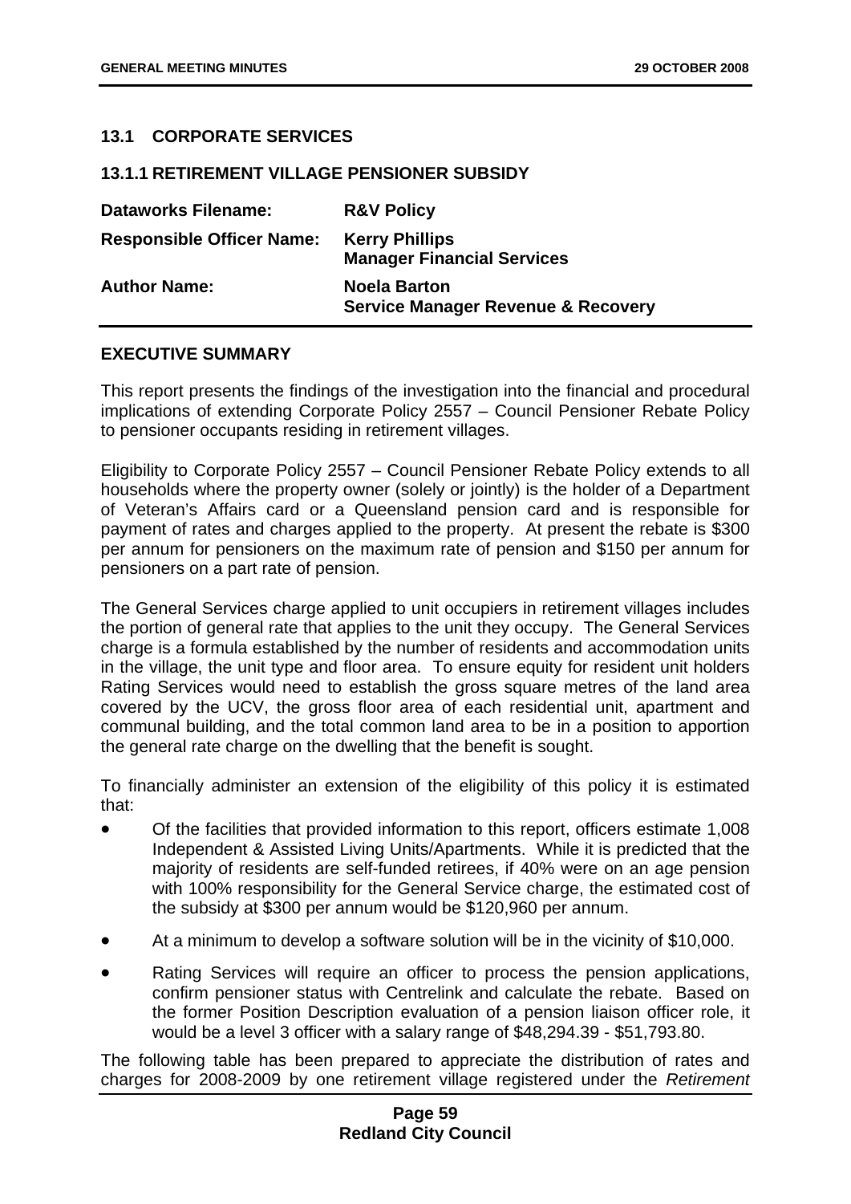## 13.1 CORPORATE SERVICES

### 13.1.1 RETIREMENT VILLAGE PENSIONER SUBSIDY

| | |
|---|---|
| **Dataworks Filename:** | **R&V Policy** |
| **Responsible Officer Name:** | **Kerry Phillips**<br>**Manager Financial Services** |
| **Author Name:** | **Noela Barton**<br>**Service Manager Revenue & Recovery** |

#### EXECUTIVE SUMMARY

This report presents the findings of the investigation into the financial and procedural implications of extending Corporate Policy 2557 – Council Pensioner Rebate Policy to pensioner occupants residing in retirement villages.

Eligibility to Corporate Policy 2557 – Council Pensioner Rebate Policy extends to all households where the property owner (solely or jointly) is the holder of a Department of Veteran's Affairs card or a Queensland pension card and is responsible for payment of rates and charges applied to the property. At present the rebate is $300 per annum for pensioners on the maximum rate of pension and $150 per annum for pensioners on a part rate of pension.

The General Services charge applied to unit occupiers in retirement villages includes the portion of general rate that applies to the unit they occupy. The General Services charge is a formula established by the number of residents and accommodation units in the village, the unit type and floor area. To ensure equity for resident unit holders Rating Services would need to establish the gross square metres of the land area covered by the UCV, the gross floor area of each residential unit, apartment and communal building, and the total common land area to be in a position to apportion the general rate charge on the dwelling that the benefit is sought.

To financially administer an extension of the eligibility of this policy it is estimated that:

- Of the facilities that provided information to this report, officers estimate 1,008 Independent & Assisted Living Units/Apartments. While it is predicted that the majority of residents are self-funded retirees, if 40% were on an age pension with 100% responsibility for the General Service charge, the estimated cost of the subsidy at $300 per annum would be $120,960 per annum.
- At a minimum to develop a software solution will be in the vicinity of $10,000.
- Rating Services will require an officer to process the pension applications, confirm pensioner status with Centrelink and calculate the rebate. Based on the former Position Description evaluation of a pension liaison officer role, it would be a level 3 officer with a salary range of $48,294.39 - $51,793.80.

The following table has been prepared to appreciate the distribution of rates and charges for 2008-2009 by one retirement village registered under the *Retirement*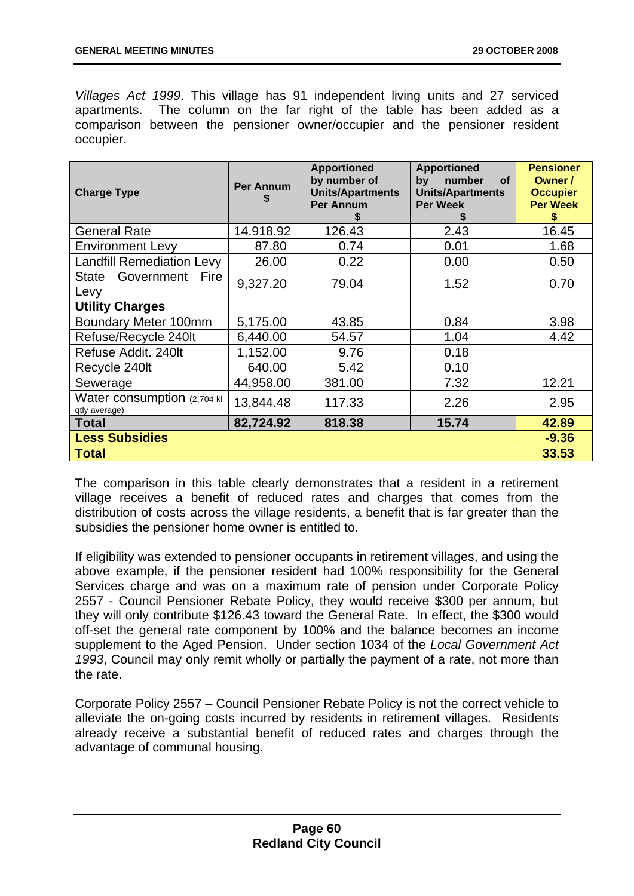*Villages Act 1999*. This village has 91 independent living units and 27 serviced apartments. The column on the far right of the table has been added as a comparison between the pensioner owner/occupier and the pensioner resident occupier.

| Charge Type | Per Annum $ | Apportioned by number of Units/Apartments Per Annum $ | Apportioned by number of Units/Apartments Per Week $ | Pensioner Owner / Occupier Per Week $ |
|---|---|---|---|---|
| General Rate | 14,918.92 | 126.43 | 2.43 | 16.45 |
| Environment Levy | 87.80 | 0.74 | 0.01 | 1.68 |
| Landfill Remediation Levy | 26.00 | 0.22 | 0.00 | 0.50 |
| State Government Fire Levy | 9,327.20 | 79.04 | 1.52 | 0.70 |
| **Utility Charges** | | | | |
| Boundary Meter 100mm | 5,175.00 | 43.85 | 0.84 | 3.98 |
| Refuse/Recycle 240lt | 6,440.00 | 54.57 | 1.04 | 4.42 |
| Refuse Addit. 240lt | 1,152.00 | 9.76 | 0.18 | |
| Recycle 240lt | 640.00 | 5.42 | 0.10 | |
| Sewerage | 44,958.00 | 381.00 | 7.32 | 12.21 |
| Water consumption (2,704 kl qtly average) | 13,844.48 | 117.33 | 2.26 | 2.95 |
| **Total** | **82,724.92** | **818.38** | **15.74** | **42.89** |
| **Less Subsidies** | | | | **-9.36** |
| **Total** | | | | **33.53** |

The comparison in this table clearly demonstrates that a resident in a retirement village receives a benefit of reduced rates and charges that comes from the distribution of costs across the village residents, a benefit that is far greater than the subsidies the pensioner home owner is entitled to.

If eligibility was extended to pensioner occupants in retirement villages, and using the above example, if the pensioner resident had 100% responsibility for the General Services charge and was on a maximum rate of pension under Corporate Policy 2557 - Council Pensioner Rebate Policy, they would receive $300 per annum, but they will only contribute $126.43 toward the General Rate. In effect, the $300 would off-set the general rate component by 100% and the balance becomes an income supplement to the Aged Pension. Under section 1034 of the *Local Government Act 1993*, Council may only remit wholly or partially the payment of a rate, not more than the rate.

Corporate Policy 2557 – Council Pensioner Rebate Policy is not the correct vehicle to alleviate the on-going costs incurred by residents in retirement villages. Residents already receive a substantial benefit of reduced rates and charges through the advantage of communal housing.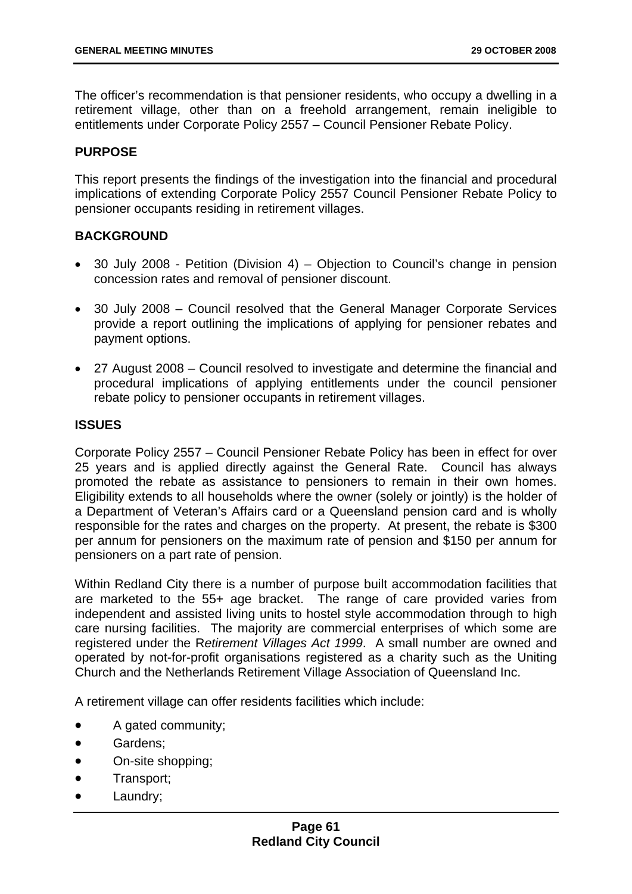The officer's recommendation is that pensioner residents, who occupy a dwelling in a retirement village, other than on a freehold arrangement, remain ineligible to entitlements under Corporate Policy 2557 – Council Pensioner Rebate Policy.

**PURPOSE**

This report presents the findings of the investigation into the financial and procedural implications of extending Corporate Policy 2557 Council Pensioner Rebate Policy to pensioner occupants residing in retirement villages.

**BACKGROUND**

- 30 July 2008 - Petition (Division 4) – Objection to Council's change in pension concession rates and removal of pensioner discount.
- 30 July 2008 – Council resolved that the General Manager Corporate Services provide a report outlining the implications of applying for pensioner rebates and payment options.
- 27 August 2008 – Council resolved to investigate and determine the financial and procedural implications of applying entitlements under the council pensioner rebate policy to pensioner occupants in retirement villages.

**ISSUES**

Corporate Policy 2557 – Council Pensioner Rebate Policy has been in effect for over 25 years and is applied directly against the General Rate. Council has always promoted the rebate as assistance to pensioners to remain in their own homes. Eligibility extends to all households where the owner (solely or jointly) is the holder of a Department of Veteran's Affairs card or a Queensland pension card and is wholly responsible for the rates and charges on the property. At present, the rebate is $300 per annum for pensioners on the maximum rate of pension and $150 per annum for pensioners on a part rate of pension.

Within Redland City there is a number of purpose built accommodation facilities that are marketed to the 55+ age bracket. The range of care provided varies from independent and assisted living units to hostel style accommodation through to high care nursing facilities. The majority are commercial enterprises of which some are registered under the R*etirement Villages Act 1999*. A small number are owned and operated by not-for-profit organisations registered as a charity such as the Uniting Church and the Netherlands Retirement Village Association of Queensland Inc.

A retirement village can offer residents facilities which include:

- A gated community;
- Gardens;
- On-site shopping;
- Transport;
- Laundry;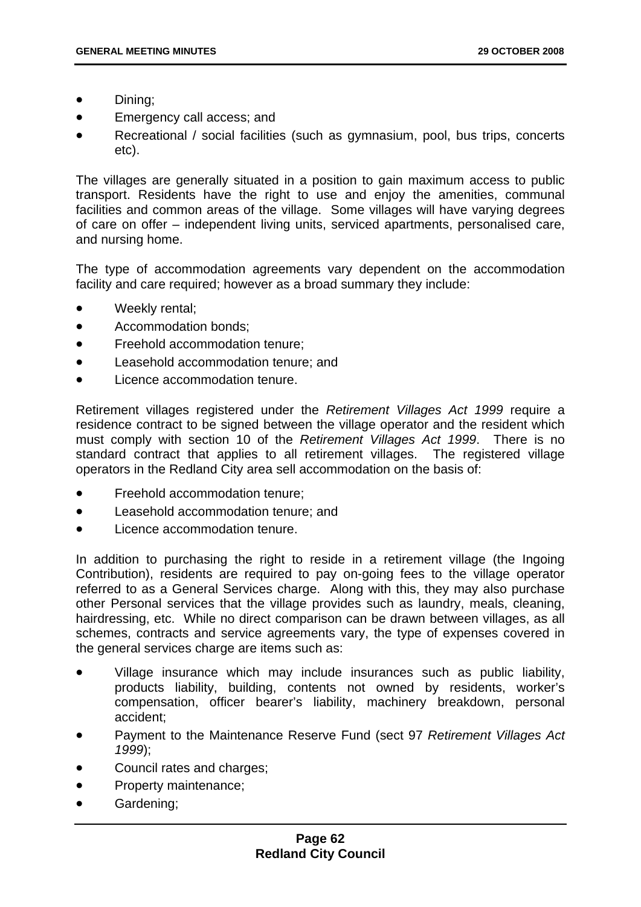- Dining;
- Emergency call access; and
- Recreational / social facilities (such as gymnasium, pool, bus trips, concerts etc).

The villages are generally situated in a position to gain maximum access to public transport. Residents have the right to use and enjoy the amenities, communal facilities and common areas of the village. Some villages will have varying degrees of care on offer – independent living units, serviced apartments, personalised care, and nursing home.

The type of accommodation agreements vary dependent on the accommodation facility and care required; however as a broad summary they include:

- Weekly rental;
- Accommodation bonds;
- Freehold accommodation tenure;
- Leasehold accommodation tenure; and
- Licence accommodation tenure.

Retirement villages registered under the *Retirement Villages Act 1999* require a residence contract to be signed between the village operator and the resident which must comply with section 10 of the *Retirement Villages Act 1999*. There is no standard contract that applies to all retirement villages. The registered village operators in the Redland City area sell accommodation on the basis of:

- Freehold accommodation tenure;
- Leasehold accommodation tenure; and
- Licence accommodation tenure.

In addition to purchasing the right to reside in a retirement village (the Ingoing Contribution), residents are required to pay on-going fees to the village operator referred to as a General Services charge. Along with this, they may also purchase other Personal services that the village provides such as laundry, meals, cleaning, hairdressing, etc. While no direct comparison can be drawn between villages, as all schemes, contracts and service agreements vary, the type of expenses covered in the general services charge are items such as:

- Village insurance which may include insurances such as public liability, products liability, building, contents not owned by residents, worker's compensation, officer bearer's liability, machinery breakdown, personal accident;
- Payment to the Maintenance Reserve Fund (sect 97 *Retirement Villages Act 1999*);
- Council rates and charges;
- Property maintenance;
- Gardening;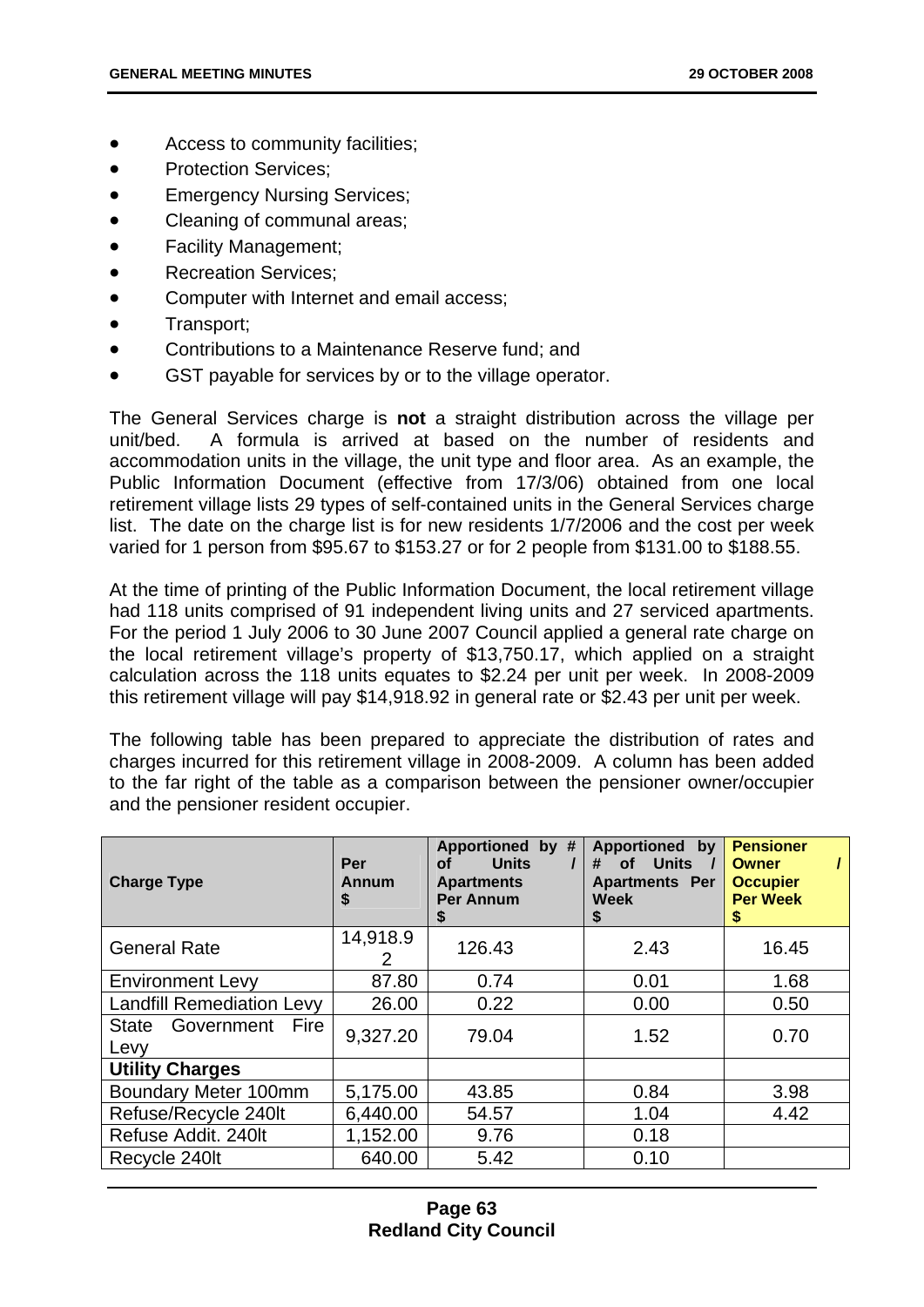- Access to community facilities;
- Protection Services;
- Emergency Nursing Services;
- Cleaning of communal areas;
- Facility Management;
- Recreation Services;
- Computer with Internet and email access;
- Transport;
- Contributions to a Maintenance Reserve fund; and
- GST payable for services by or to the village operator.

The General Services charge is **not** a straight distribution across the village per unit/bed. A formula is arrived at based on the number of residents and accommodation units in the village, the unit type and floor area. As an example, the Public Information Document (effective from 17/3/06) obtained from one local retirement village lists 29 types of self-contained units in the General Services charge list. The date on the charge list is for new residents 1/7/2006 and the cost per week varied for 1 person from $95.67 to $153.27 or for 2 people from $131.00 to $188.55.

At the time of printing of the Public Information Document, the local retirement village had 118 units comprised of 91 independent living units and 27 serviced apartments. For the period 1 July 2006 to 30 June 2007 Council applied a general rate charge on the local retirement village's property of $13,750.17, which applied on a straight calculation across the 118 units equates to $2.24 per unit per week. In 2008-2009 this retirement village will pay $14,918.92 in general rate or $2.43 per unit per week.

The following table has been prepared to appreciate the distribution of rates and charges incurred for this retirement village in 2008-2009. A column has been added to the far right of the table as a comparison between the pensioner owner/occupier and the pensioner resident occupier.

| Charge Type | Per Annum $ | Apportioned by # of Units / Apartments Per Annum $ | Apportioned by # of Units / Apartments Per Week $ | Pensioner Owner / Occupier Per Week $ |
|---|---|---|---|---|
| General Rate | 14,918.92 | 126.43 | 2.43 | 16.45 |
| Environment Levy | 87.80 | 0.74 | 0.01 | 1.68 |
| Landfill Remediation Levy | 26.00 | 0.22 | 0.00 | 0.50 |
| State Government Fire Levy | 9,327.20 | 79.04 | 1.52 | 0.70 |
| **Utility Charges** | | | | |
| Boundary Meter 100mm | 5,175.00 | 43.85 | 0.84 | 3.98 |
| Refuse/Recycle 240lt | 6,440.00 | 54.57 | 1.04 | 4.42 |
| Refuse Addit. 240lt | 1,152.00 | 9.76 | 0.18 | |
| Recycle 240lt | 640.00 | 5.42 | 0.10 | |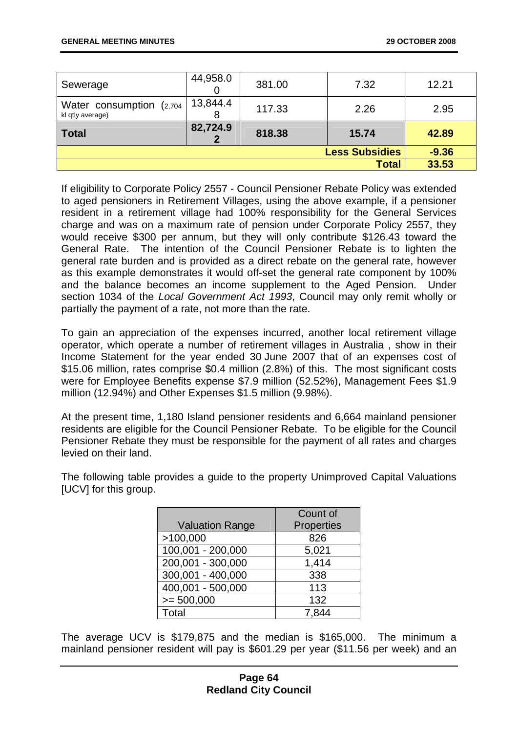| | | | | |
|---|---|---|---|---|
| Sewerage | 44,958.00 | 381.00 | 7.32 | 12.21 |
| Water consumption (2,704 kl qtly average) | 13,844.48 | 117.33 | 2.26 | 2.95 |
| **Total** | **82,724.92** | **818.38** | **15.74** | **42.89** |
| | | | **Less Subsidies** | **-9.36** |
| | | | **Total** | **33.53** |

If eligibility to Corporate Policy 2557 - Council Pensioner Rebate Policy was extended to aged pensioners in Retirement Villages, using the above example, if a pensioner resident in a retirement village had 100% responsibility for the General Services charge and was on a maximum rate of pension under Corporate Policy 2557, they would receive $300 per annum, but they will only contribute $126.43 toward the General Rate. The intention of the Council Pensioner Rebate is to lighten the general rate burden and is provided as a direct rebate on the general rate, however as this example demonstrates it would off-set the general rate component by 100% and the balance becomes an income supplement to the Aged Pension. Under section 1034 of the *Local Government Act 1993*, Council may only remit wholly or partially the payment of a rate, not more than the rate.

To gain an appreciation of the expenses incurred, another local retirement village operator, which operate a number of retirement villages in Australia , show in their Income Statement for the year ended 30 June 2007 that of an expenses cost of $15.06 million, rates comprise $0.4 million (2.8%) of this. The most significant costs were for Employee Benefits expense $7.9 million (52.52%), Management Fees $1.9 million (12.94%) and Other Expenses $1.5 million (9.98%).

At the present time, 1,180 Island pensioner residents and 6,664 mainland pensioner residents are eligible for the Council Pensioner Rebate. To be eligible for the Council Pensioner Rebate they must be responsible for the payment of all rates and charges levied on their land.

The following table provides a guide to the property Unimproved Capital Valuations [UCV] for this group.

| Valuation Range | Count of Properties |
|---|---|
| >100,000 | 826 |
| 100,001 - 200,000 | 5,021 |
| 200,001 - 300,000 | 1,414 |
| 300,001 - 400,000 | 338 |
| 400,001 - 500,000 | 113 |
| >= 500,000 | 132 |
| Total | 7,844 |

The average UCV is $179,875 and the median is $165,000. The minimum a mainland pensioner resident will pay is $601.29 per year ($11.56 per week) and an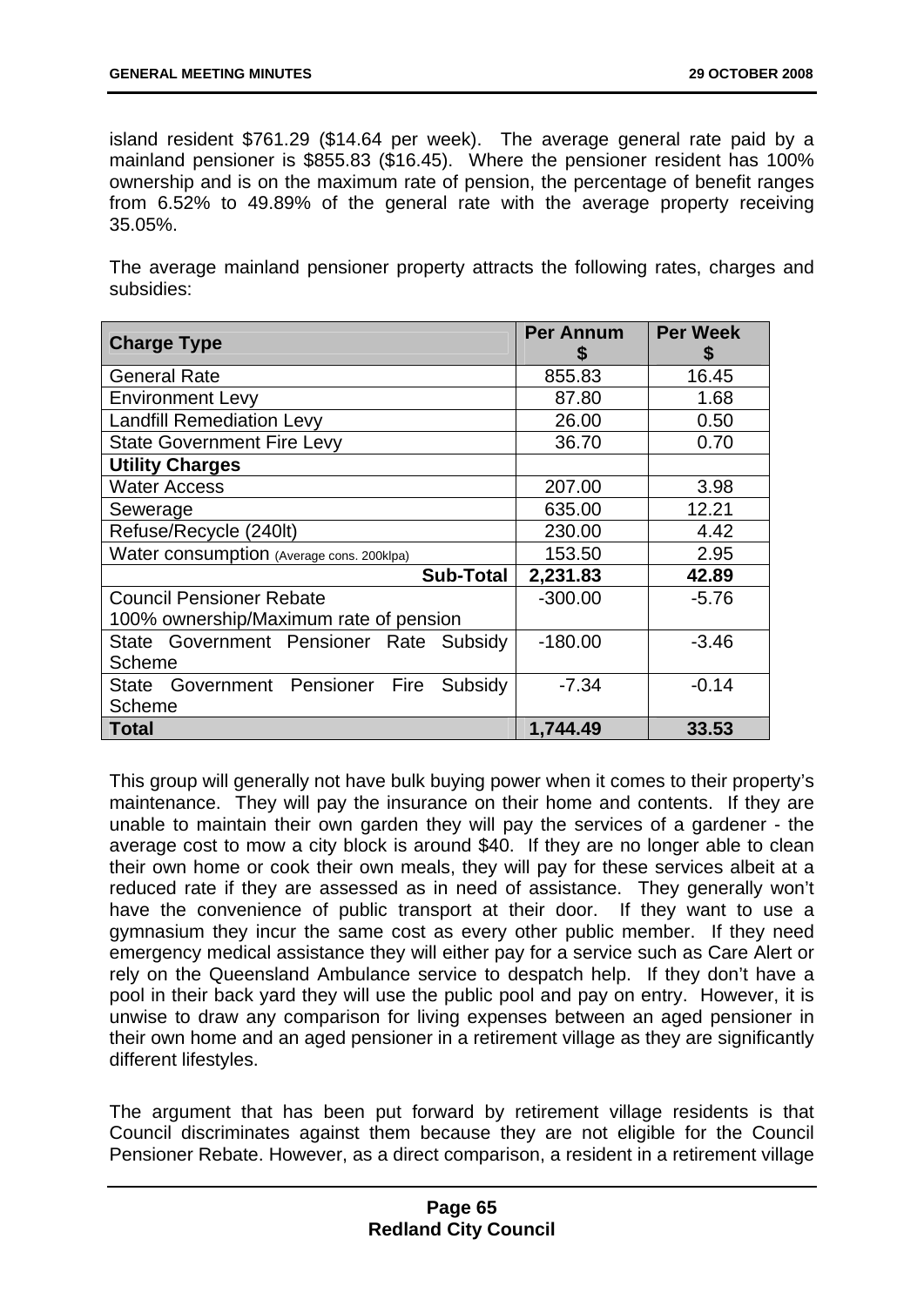island resident $761.29 ($14.64 per week). The average general rate paid by a mainland pensioner is $855.83 ($16.45). Where the pensioner resident has 100% ownership and is on the maximum rate of pension, the percentage of benefit ranges from 6.52% to 49.89% of the general rate with the average property receiving 35.05%.

The average mainland pensioner property attracts the following rates, charges and subsidies:

| Charge Type | Per Annum $ | Per Week $ |
|---|---|---|
| General Rate | 855.83 | 16.45 |
| Environment Levy | 87.80 | 1.68 |
| Landfill Remediation Levy | 26.00 | 0.50 |
| State Government Fire Levy | 36.70 | 0.70 |
| **Utility Charges** | | |
| Water Access | 207.00 | 3.98 |
| Sewerage | 635.00 | 12.21 |
| Refuse/Recycle (240lt) | 230.00 | 4.42 |
| Water consumption (Average cons. 200klpa) | 153.50 | 2.95 |
| **Sub-Total** | **2,231.83** | **42.89** |
| Council Pensioner Rebate 100% ownership/Maximum rate of pension | -300.00 | -5.76 |
| State Government Pensioner Rate Subsidy Scheme | -180.00 | -3.46 |
| State Government Pensioner Fire Subsidy Scheme | -7.34 | -0.14 |
| **Total** | **1,744.49** | **33.53** |

This group will generally not have bulk buying power when it comes to their property's maintenance. They will pay the insurance on their home and contents. If they are unable to maintain their own garden they will pay the services of a gardener - the average cost to mow a city block is around $40. If they are no longer able to clean their own home or cook their own meals, they will pay for these services albeit at a reduced rate if they are assessed as in need of assistance. They generally won't have the convenience of public transport at their door. If they want to use a gymnasium they incur the same cost as every other public member. If they need emergency medical assistance they will either pay for a service such as Care Alert or rely on the Queensland Ambulance service to despatch help. If they don't have a pool in their back yard they will use the public pool and pay on entry. However, it is unwise to draw any comparison for living expenses between an aged pensioner in their own home and an aged pensioner in a retirement village as they are significantly different lifestyles.

The argument that has been put forward by retirement village residents is that Council discriminates against them because they are not eligible for the Council Pensioner Rebate. However, as a direct comparison, a resident in a retirement village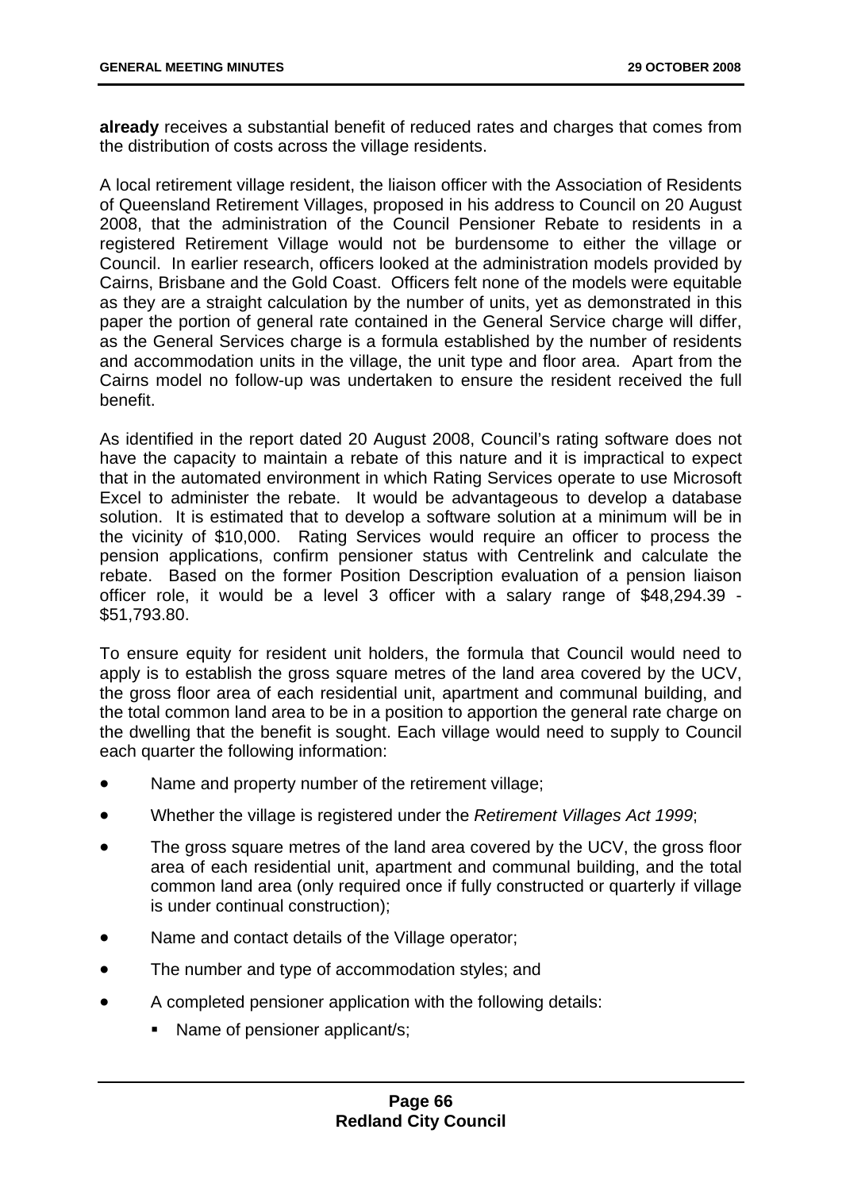**already** receives a substantial benefit of reduced rates and charges that comes from the distribution of costs across the village residents.

A local retirement village resident, the liaison officer with the Association of Residents of Queensland Retirement Villages, proposed in his address to Council on 20 August 2008, that the administration of the Council Pensioner Rebate to residents in a registered Retirement Village would not be burdensome to either the village or Council. In earlier research, officers looked at the administration models provided by Cairns, Brisbane and the Gold Coast. Officers felt none of the models were equitable as they are a straight calculation by the number of units, yet as demonstrated in this paper the portion of general rate contained in the General Service charge will differ, as the General Services charge is a formula established by the number of residents and accommodation units in the village, the unit type and floor area. Apart from the Cairns model no follow-up was undertaken to ensure the resident received the full benefit.

As identified in the report dated 20 August 2008, Council's rating software does not have the capacity to maintain a rebate of this nature and it is impractical to expect that in the automated environment in which Rating Services operate to use Microsoft Excel to administer the rebate. It would be advantageous to develop a database solution. It is estimated that to develop a software solution at a minimum will be in the vicinity of $10,000. Rating Services would require an officer to process the pension applications, confirm pensioner status with Centrelink and calculate the rebate. Based on the former Position Description evaluation of a pension liaison officer role, it would be a level 3 officer with a salary range of $48,294.39 - $51,793.80.

To ensure equity for resident unit holders, the formula that Council would need to apply is to establish the gross square metres of the land area covered by the UCV, the gross floor area of each residential unit, apartment and communal building, and the total common land area to be in a position to apportion the general rate charge on the dwelling that the benefit is sought. Each village would need to supply to Council each quarter the following information:

- Name and property number of the retirement village;
- Whether the village is registered under the *Retirement Villages Act 1999*;
- The gross square metres of the land area covered by the UCV, the gross floor area of each residential unit, apartment and communal building, and the total common land area (only required once if fully constructed or quarterly if village is under continual construction);
- Name and contact details of the Village operator;
- The number and type of accommodation styles; and
- A completed pensioner application with the following details:
  - Name of pensioner applicant/s;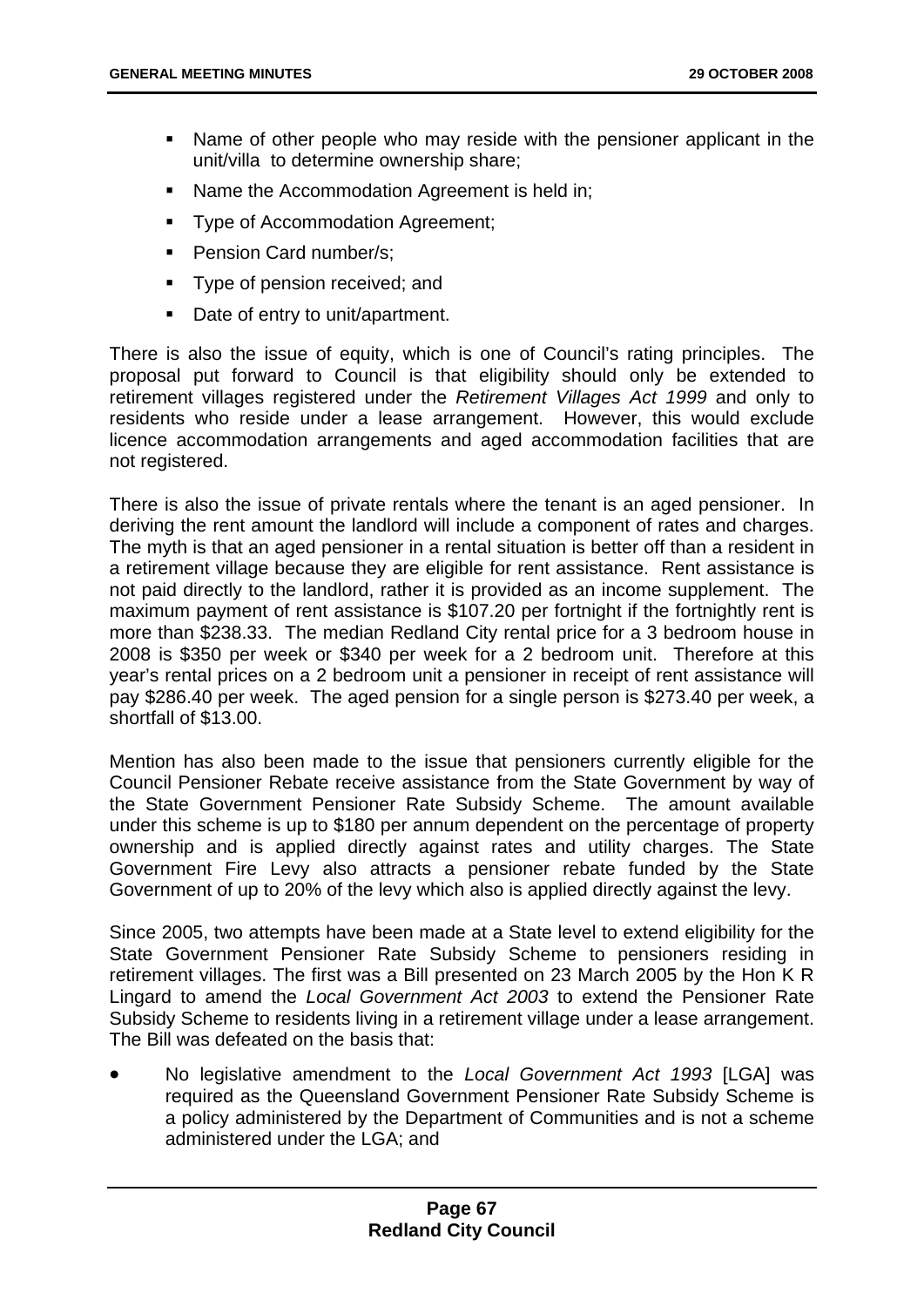- Name of other people who may reside with the pensioner applicant in the unit/villa to determine ownership share;
- Name the Accommodation Agreement is held in;
- Type of Accommodation Agreement;
- Pension Card number/s;
- Type of pension received; and
- Date of entry to unit/apartment.

There is also the issue of equity, which is one of Council's rating principles. The proposal put forward to Council is that eligibility should only be extended to retirement villages registered under the *Retirement Villages Act 1999* and only to residents who reside under a lease arrangement. However, this would exclude licence accommodation arrangements and aged accommodation facilities that are not registered.

There is also the issue of private rentals where the tenant is an aged pensioner. In deriving the rent amount the landlord will include a component of rates and charges. The myth is that an aged pensioner in a rental situation is better off than a resident in a retirement village because they are eligible for rent assistance. Rent assistance is not paid directly to the landlord, rather it is provided as an income supplement. The maximum payment of rent assistance is $107.20 per fortnight if the fortnightly rent is more than $238.33. The median Redland City rental price for a 3 bedroom house in 2008 is $350 per week or $340 per week for a 2 bedroom unit. Therefore at this year's rental prices on a 2 bedroom unit a pensioner in receipt of rent assistance will pay $286.40 per week. The aged pension for a single person is $273.40 per week, a shortfall of $13.00.

Mention has also been made to the issue that pensioners currently eligible for the Council Pensioner Rebate receive assistance from the State Government by way of the State Government Pensioner Rate Subsidy Scheme. The amount available under this scheme is up to $180 per annum dependent on the percentage of property ownership and is applied directly against rates and utility charges. The State Government Fire Levy also attracts a pensioner rebate funded by the State Government of up to 20% of the levy which also is applied directly against the levy.

Since 2005, two attempts have been made at a State level to extend eligibility for the State Government Pensioner Rate Subsidy Scheme to pensioners residing in retirement villages. The first was a Bill presented on 23 March 2005 by the Hon K R Lingard to amend the *Local Government Act 2003* to extend the Pensioner Rate Subsidy Scheme to residents living in a retirement village under a lease arrangement. The Bill was defeated on the basis that:

- No legislative amendment to the *Local Government Act 1993* [LGA] was required as the Queensland Government Pensioner Rate Subsidy Scheme is a policy administered by the Department of Communities and is not a scheme administered under the LGA; and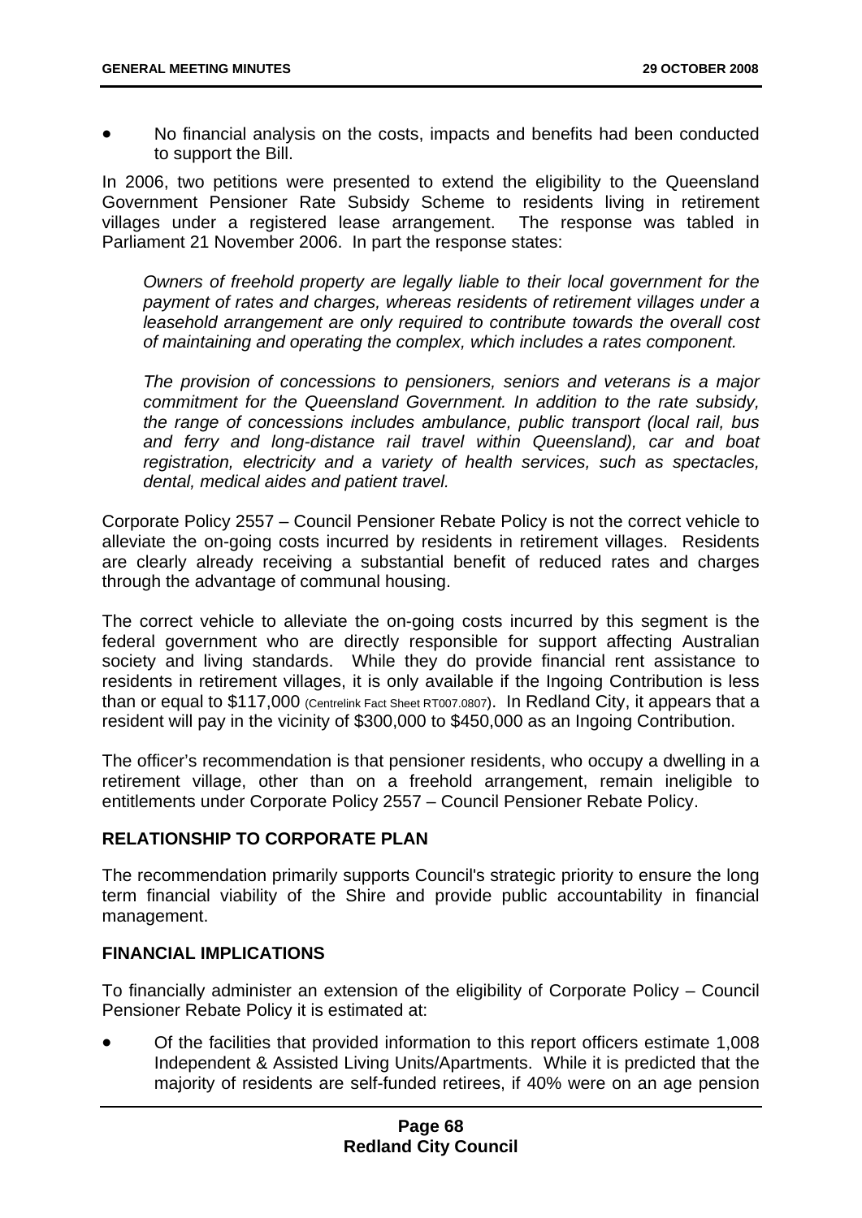- No financial analysis on the costs, impacts and benefits had been conducted to support the Bill.

In 2006, two petitions were presented to extend the eligibility to the Queensland Government Pensioner Rate Subsidy Scheme to residents living in retirement villages under a registered lease arrangement. The response was tabled in Parliament 21 November 2006. In part the response states:

> *Owners of freehold property are legally liable to their local government for the payment of rates and charges, whereas residents of retirement villages under a leasehold arrangement are only required to contribute towards the overall cost of maintaining and operating the complex, which includes a rates component.*
>
> *The provision of concessions to pensioners, seniors and veterans is a major commitment for the Queensland Government. In addition to the rate subsidy, the range of concessions includes ambulance, public transport (local rail, bus and ferry and long-distance rail travel within Queensland), car and boat registration, electricity and a variety of health services, such as spectacles, dental, medical aides and patient travel.*

Corporate Policy 2557 – Council Pensioner Rebate Policy is not the correct vehicle to alleviate the on-going costs incurred by residents in retirement villages. Residents are clearly already receiving a substantial benefit of reduced rates and charges through the advantage of communal housing.

The correct vehicle to alleviate the on-going costs incurred by this segment is the federal government who are directly responsible for support affecting Australian society and living standards. While they do provide financial rent assistance to residents in retirement villages, it is only available if the Ingoing Contribution is less than or equal to $117,000 (Centrelink Fact Sheet RT007.0807). In Redland City, it appears that a resident will pay in the vicinity of $300,000 to $450,000 as an Ingoing Contribution.

The officer's recommendation is that pensioner residents, who occupy a dwelling in a retirement village, other than on a freehold arrangement, remain ineligible to entitlements under Corporate Policy 2557 – Council Pensioner Rebate Policy.

## RELATIONSHIP TO CORPORATE PLAN

The recommendation primarily supports Council's strategic priority to ensure the long term financial viability of the Shire and provide public accountability in financial management.

## FINANCIAL IMPLICATIONS

To financially administer an extension of the eligibility of Corporate Policy – Council Pensioner Rebate Policy it is estimated at:

- Of the facilities that provided information to this report officers estimate 1,008 Independent & Assisted Living Units/Apartments. While it is predicted that the majority of residents are self-funded retirees, if 40% were on an age pension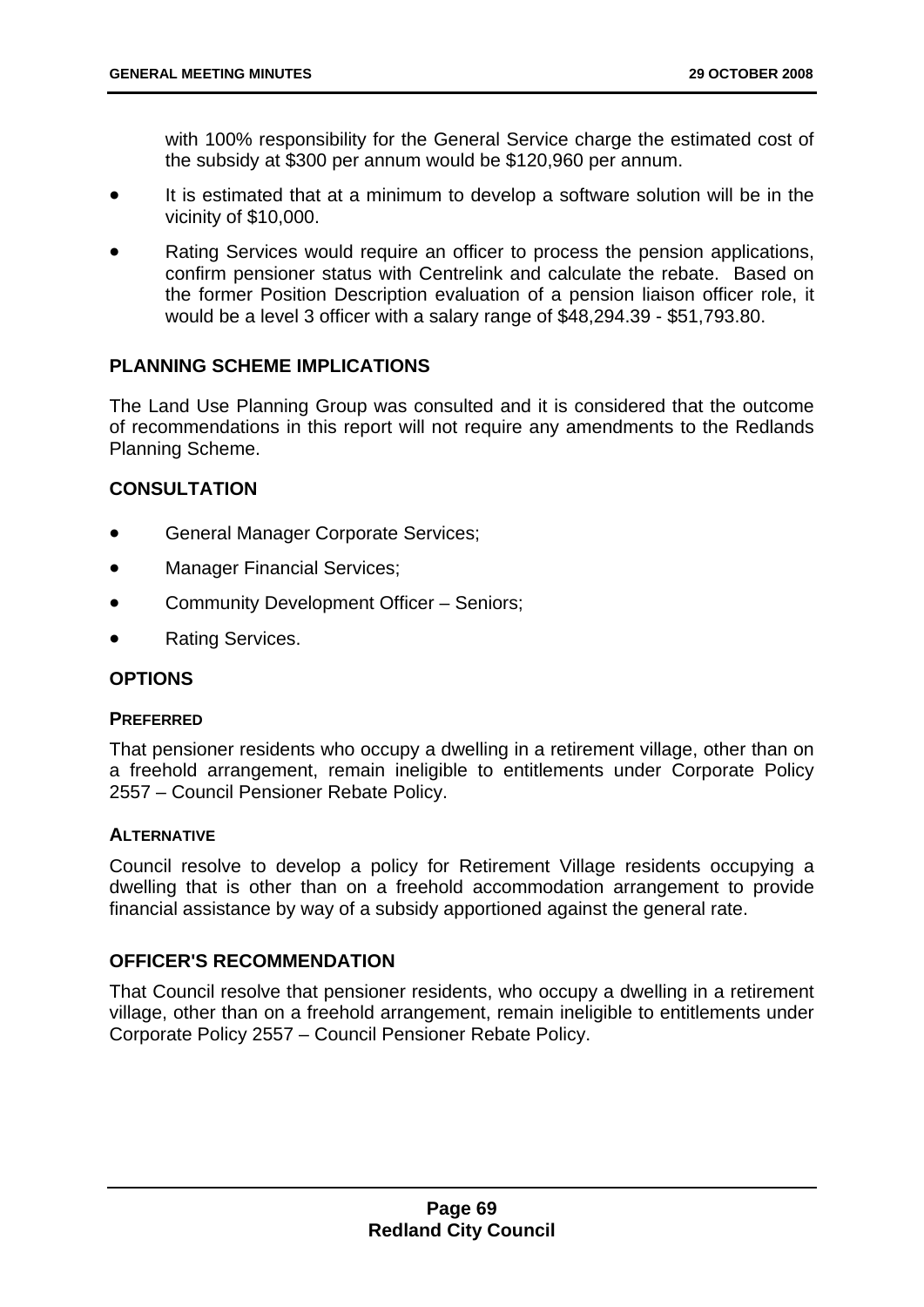with 100% responsibility for the General Service charge the estimated cost of the subsidy at $300 per annum would be $120,960 per annum.

- It is estimated that at a minimum to develop a software solution will be in the vicinity of $10,000.
- Rating Services would require an officer to process the pension applications, confirm pensioner status with Centrelink and calculate the rebate. Based on the former Position Description evaluation of a pension liaison officer role, it would be a level 3 officer with a salary range of $48,294.39 - $51,793.80.

## PLANNING SCHEME IMPLICATIONS

The Land Use Planning Group was consulted and it is considered that the outcome of recommendations in this report will not require any amendments to the Redlands Planning Scheme.

## CONSULTATION

- General Manager Corporate Services;
- Manager Financial Services;
- Community Development Officer – Seniors;
- Rating Services.

## OPTIONS

### PREFERRED

That pensioner residents who occupy a dwelling in a retirement village, other than on a freehold arrangement, remain ineligible to entitlements under Corporate Policy 2557 – Council Pensioner Rebate Policy.

### ALTERNATIVE

Council resolve to develop a policy for Retirement Village residents occupying a dwelling that is other than on a freehold accommodation arrangement to provide financial assistance by way of a subsidy apportioned against the general rate.

## OFFICER'S RECOMMENDATION

That Council resolve that pensioner residents, who occupy a dwelling in a retirement village, other than on a freehold arrangement, remain ineligible to entitlements under Corporate Policy 2557 – Council Pensioner Rebate Policy.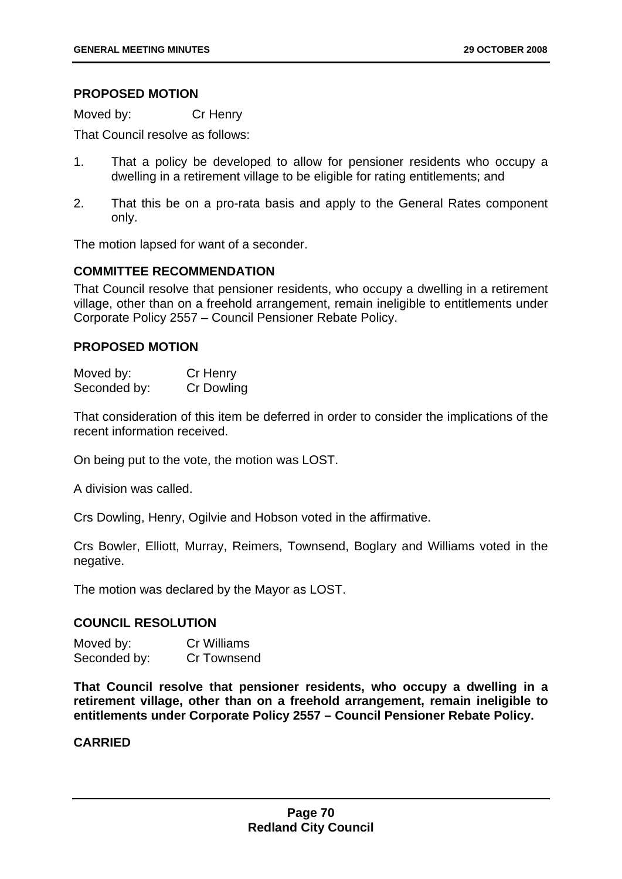### PROPOSED MOTION

Moved by: Cr Henry

That Council resolve as follows:

1. That a policy be developed to allow for pensioner residents who occupy a dwelling in a retirement village to be eligible for rating entitlements; and
2. That this be on a pro-rata basis and apply to the General Rates component only.

The motion lapsed for want of a seconder.

### COMMITTEE RECOMMENDATION

That Council resolve that pensioner residents, who occupy a dwelling in a retirement village, other than on a freehold arrangement, remain ineligible to entitlements under Corporate Policy 2557 – Council Pensioner Rebate Policy.

### PROPOSED MOTION

Moved by: Cr Henry
Seconded by: Cr Dowling

That consideration of this item be deferred in order to consider the implications of the recent information received.

On being put to the vote, the motion was LOST.

A division was called.

Crs Dowling, Henry, Ogilvie and Hobson voted in the affirmative.

Crs Bowler, Elliott, Murray, Reimers, Townsend, Boglary and Williams voted in the negative.

The motion was declared by the Mayor as LOST.

### COUNCIL RESOLUTION

Moved by: Cr Williams
Seconded by: Cr Townsend

**That Council resolve that pensioner residents, who occupy a dwelling in a retirement village, other than on a freehold arrangement, remain ineligible to entitlements under Corporate Policy 2557 – Council Pensioner Rebate Policy.**

**CARRIED**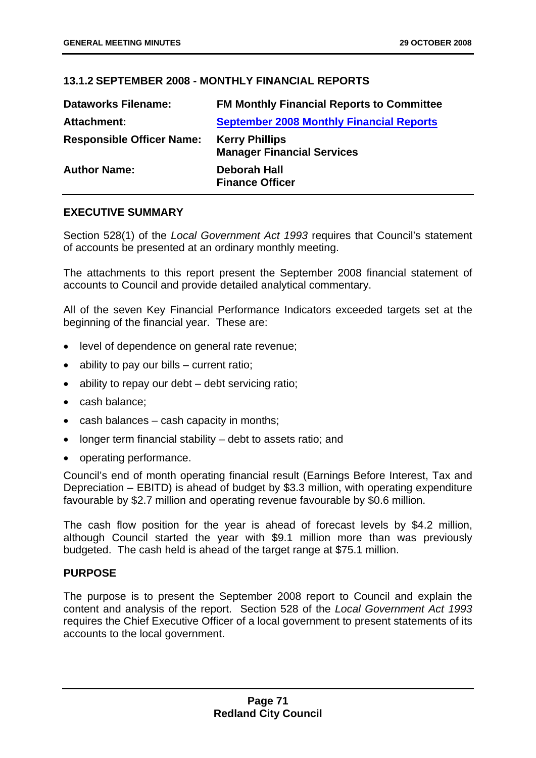## 13.1.2 SEPTEMBER 2008 - MONTHLY FINANCIAL REPORTS

| | |
|---|---|
| **Dataworks Filename:** | **FM Monthly Financial Reports to Committee** |
| **Attachment:** | **September 2008 Monthly Financial Reports** |
| **Responsible Officer Name:** | **Kerry Phillips**<br>**Manager Financial Services** |
| **Author Name:** | **Deborah Hall**<br>**Finance Officer** |

### EXECUTIVE SUMMARY

Section 528(1) of the *Local Government Act 1993* requires that Council's statement of accounts be presented at an ordinary monthly meeting.

The attachments to this report present the September 2008 financial statement of accounts to Council and provide detailed analytical commentary.

All of the seven Key Financial Performance Indicators exceeded targets set at the beginning of the financial year. These are:

- level of dependence on general rate revenue;
- ability to pay our bills – current ratio;
- ability to repay our debt – debt servicing ratio;
- cash balance;
- cash balances – cash capacity in months;
- longer term financial stability – debt to assets ratio; and
- operating performance.

Council's end of month operating financial result (Earnings Before Interest, Tax and Depreciation – EBITD) is ahead of budget by $3.3 million, with operating expenditure favourable by $2.7 million and operating revenue favourable by $0.6 million.

The cash flow position for the year is ahead of forecast levels by $4.2 million, although Council started the year with $9.1 million more than was previously budgeted. The cash held is ahead of the target range at $75.1 million.

### PURPOSE

The purpose is to present the September 2008 report to Council and explain the content and analysis of the report. Section 528 of the *Local Government Act 1993* requires the Chief Executive Officer of a local government to present statements of its accounts to the local government.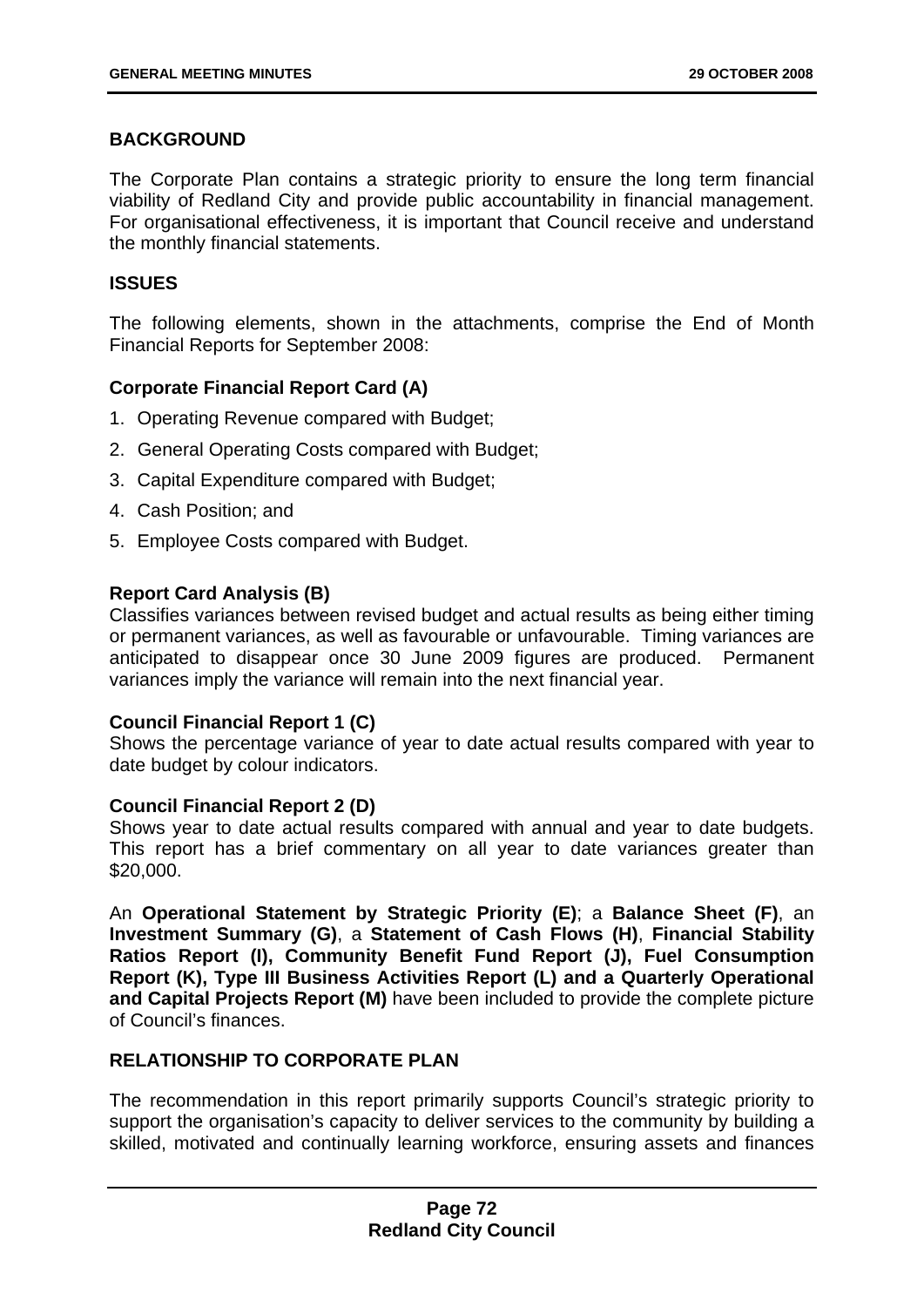## BACKGROUND

The Corporate Plan contains a strategic priority to ensure the long term financial viability of Redland City and provide public accountability in financial management. For organisational effectiveness, it is important that Council receive and understand the monthly financial statements.

## ISSUES

The following elements, shown in the attachments, comprise the End of Month Financial Reports for September 2008:

### Corporate Financial Report Card (A)

1. Operating Revenue compared with Budget;
2. General Operating Costs compared with Budget;
3. Capital Expenditure compared with Budget;
4. Cash Position; and
5. Employee Costs compared with Budget.

### Report Card Analysis (B)

Classifies variances between revised budget and actual results as being either timing or permanent variances, as well as favourable or unfavourable. Timing variances are anticipated to disappear once 30 June 2009 figures are produced. Permanent variances imply the variance will remain into the next financial year.

### Council Financial Report 1 (C)

Shows the percentage variance of year to date actual results compared with year to date budget by colour indicators.

### Council Financial Report 2 (D)

Shows year to date actual results compared with annual and year to date budgets. This report has a brief commentary on all year to date variances greater than $20,000.

An **Operational Statement by Strategic Priority (E)**; a **Balance Sheet (F)**, an **Investment Summary (G)**, a **Statement of Cash Flows (H)**, **Financial Stability Ratios Report (I), Community Benefit Fund Report (J), Fuel Consumption Report (K), Type III Business Activities Report (L) and a Quarterly Operational and Capital Projects Report (M)** have been included to provide the complete picture of Council's finances.

## RELATIONSHIP TO CORPORATE PLAN

The recommendation in this report primarily supports Council's strategic priority to support the organisation's capacity to deliver services to the community by building a skilled, motivated and continually learning workforce, ensuring assets and finances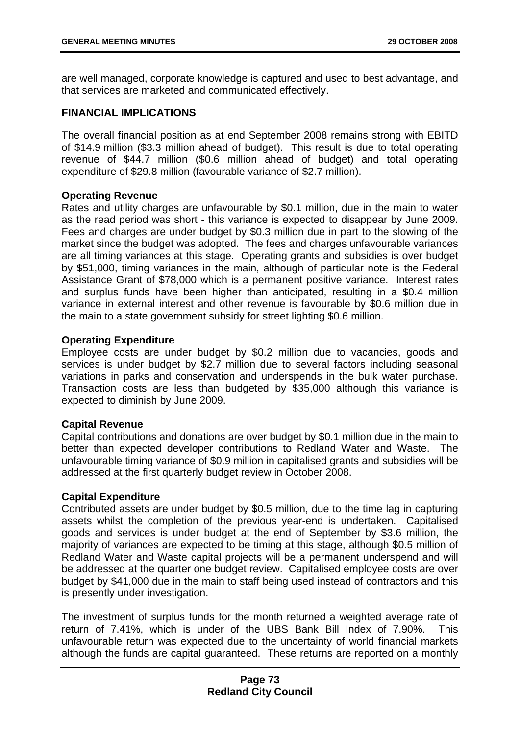are well managed, corporate knowledge is captured and used to best advantage, and that services are marketed and communicated effectively.

## FINANCIAL IMPLICATIONS

The overall financial position as at end September 2008 remains strong with EBITD of $14.9 million ($3.3 million ahead of budget). This result is due to total operating revenue of $44.7 million ($0.6 million ahead of budget) and total operating expenditure of $29.8 million (favourable variance of $2.7 million).

**Operating Revenue**
Rates and utility charges are unfavourable by $0.1 million, due in the main to water as the read period was short - this variance is expected to disappear by June 2009. Fees and charges are under budget by $0.3 million due in part to the slowing of the market since the budget was adopted. The fees and charges unfavourable variances are all timing variances at this stage. Operating grants and subsidies is over budget by $51,000, timing variances in the main, although of particular note is the Federal Assistance Grant of $78,000 which is a permanent positive variance. Interest rates and surplus funds have been higher than anticipated, resulting in a $0.4 million variance in external interest and other revenue is favourable by $0.6 million due in the main to a state government subsidy for street lighting $0.6 million.

**Operating Expenditure**
Employee costs are under budget by $0.2 million due to vacancies, goods and services is under budget by $2.7 million due to several factors including seasonal variations in parks and conservation and underspends in the bulk water purchase. Transaction costs are less than budgeted by $35,000 although this variance is expected to diminish by June 2009.

**Capital Revenue**
Capital contributions and donations are over budget by $0.1 million due in the main to better than expected developer contributions to Redland Water and Waste. The unfavourable timing variance of $0.9 million in capitalised grants and subsidies will be addressed at the first quarterly budget review in October 2008.

**Capital Expenditure**
Contributed assets are under budget by $0.5 million, due to the time lag in capturing assets whilst the completion of the previous year-end is undertaken. Capitalised goods and services is under budget at the end of September by $3.6 million, the majority of variances are expected to be timing at this stage, although $0.5 million of Redland Water and Waste capital projects will be a permanent underspend and will be addressed at the quarter one budget review. Capitalised employee costs are over budget by $41,000 due in the main to staff being used instead of contractors and this is presently under investigation.

The investment of surplus funds for the month returned a weighted average rate of return of 7.41%, which is under of the UBS Bank Bill Index of 7.90%. This unfavourable return was expected due to the uncertainty of world financial markets although the funds are capital guaranteed. These returns are reported on a monthly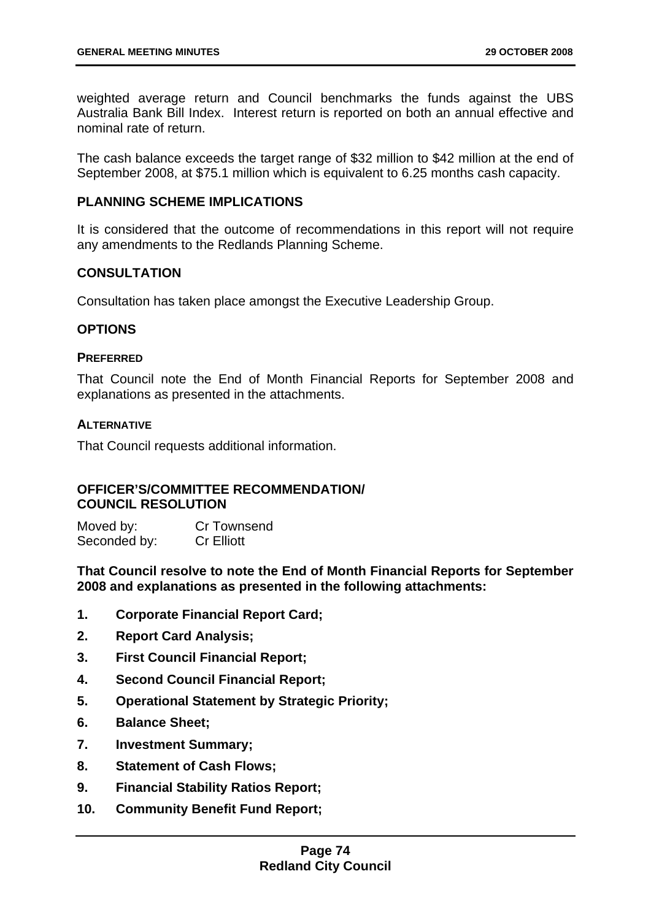weighted average return and Council benchmarks the funds against the UBS Australia Bank Bill Index. Interest return is reported on both an annual effective and nominal rate of return.

The cash balance exceeds the target range of $32 million to $42 million at the end of September 2008, at $75.1 million which is equivalent to 6.25 months cash capacity.

### PLANNING SCHEME IMPLICATIONS

It is considered that the outcome of recommendations in this report will not require any amendments to the Redlands Planning Scheme.

### CONSULTATION

Consultation has taken place amongst the Executive Leadership Group.

### OPTIONS

#### PREFERRED

That Council note the End of Month Financial Reports for September 2008 and explanations as presented in the attachments.

#### ALTERNATIVE

That Council requests additional information.

### OFFICER'S/COMMITTEE RECOMMENDATION/ COUNCIL RESOLUTION

Moved by: Cr Townsend
Seconded by: Cr Elliott

**That Council resolve to note the End of Month Financial Reports for September 2008 and explanations as presented in the following attachments:**

1. **Corporate Financial Report Card;**
2. **Report Card Analysis;**
3. **First Council Financial Report;**
4. **Second Council Financial Report;**
5. **Operational Statement by Strategic Priority;**
6. **Balance Sheet;**
7. **Investment Summary;**
8. **Statement of Cash Flows;**
9. **Financial Stability Ratios Report;**
10. **Community Benefit Fund Report;**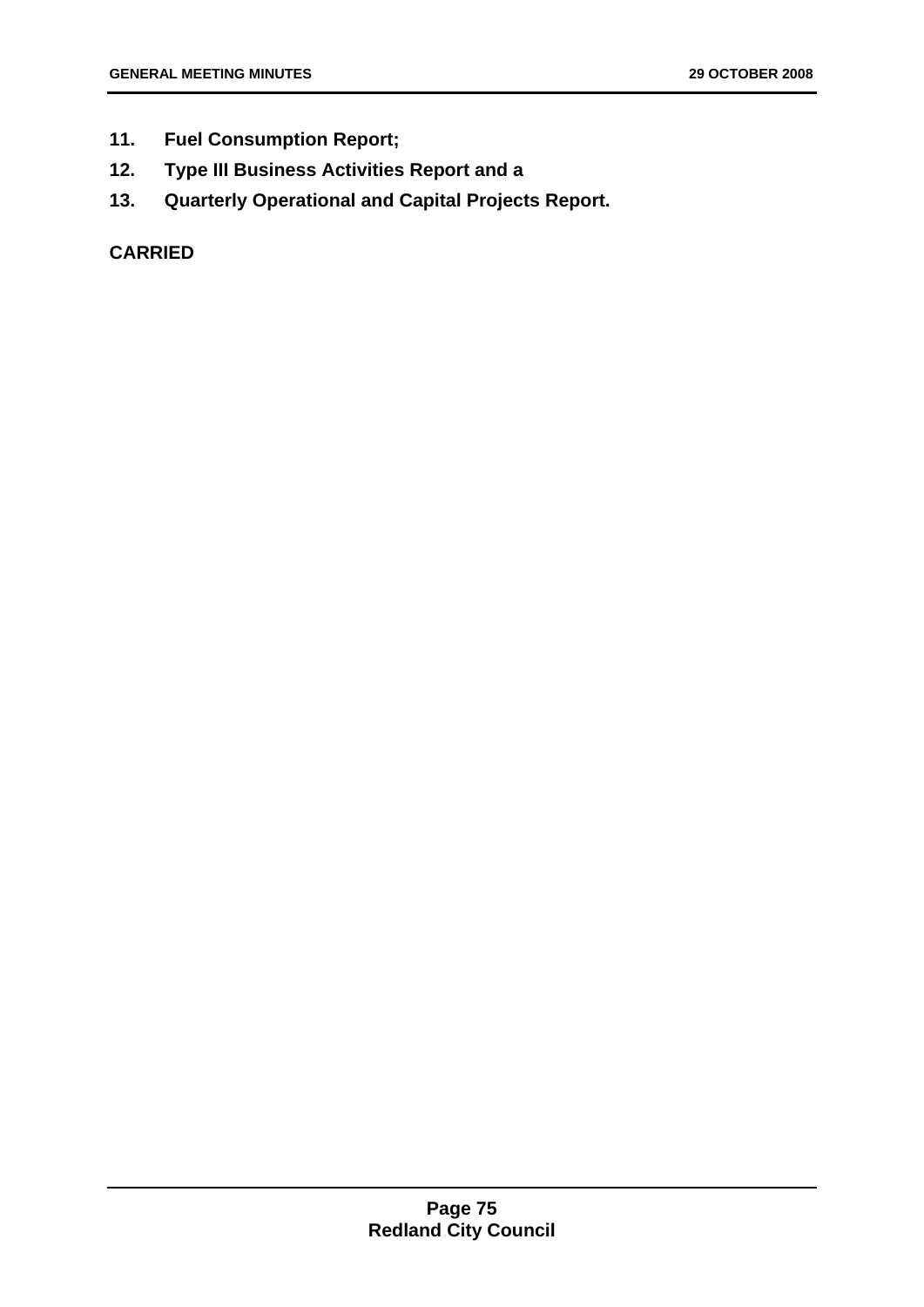**11. Fuel Consumption Report;**

**12. Type III Business Activities Report and a**

**13. Quarterly Operational and Capital Projects Report.**

**CARRIED**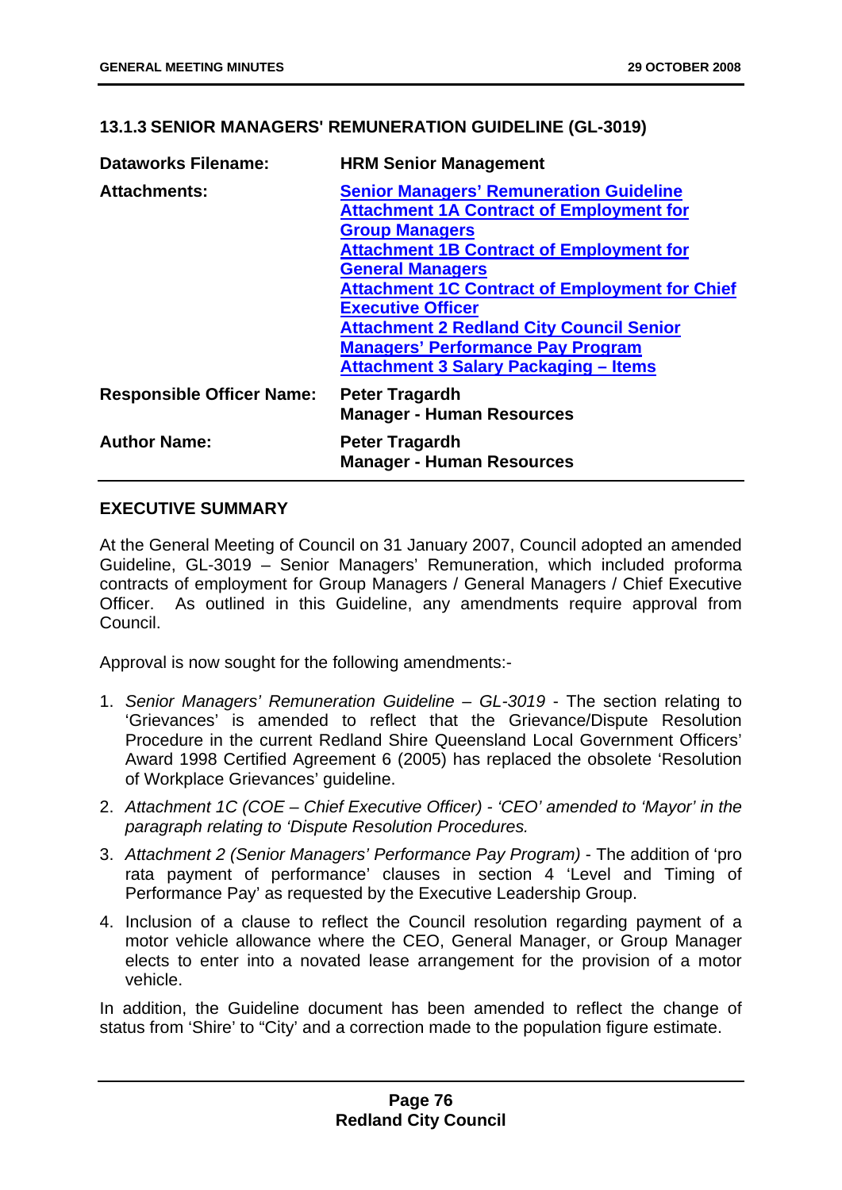## 13.1.3 SENIOR MANAGERS' REMUNERATION GUIDELINE (GL-3019)

| | |
|---|---|
| **Dataworks Filename:** | **HRM Senior Management** |
| **Attachments:** | **Senior Managers' Remuneration Guideline**<br>**Attachment 1A Contract of Employment for Group Managers**<br>**Attachment 1B Contract of Employment for General Managers**<br>**Attachment 1C Contract of Employment for Chief Executive Officer**<br>**Attachment 2 Redland City Council Senior Managers' Performance Pay Program**<br>**Attachment 3 Salary Packaging – Items** |
| **Responsible Officer Name:** | **Peter Tragardh**<br>**Manager - Human Resources** |
| **Author Name:** | **Peter Tragardh**<br>**Manager - Human Resources** |

### EXECUTIVE SUMMARY

At the General Meeting of Council on 31 January 2007, Council adopted an amended Guideline, GL-3019 – Senior Managers' Remuneration, which included proforma contracts of employment for Group Managers / General Managers / Chief Executive Officer. As outlined in this Guideline, any amendments require approval from Council.

Approval is now sought for the following amendments:-

1. *Senior Managers' Remuneration Guideline – GL-3019* - The section relating to 'Grievances' is amended to reflect that the Grievance/Dispute Resolution Procedure in the current Redland Shire Queensland Local Government Officers' Award 1998 Certified Agreement 6 (2005) has replaced the obsolete 'Resolution of Workplace Grievances' guideline.
2. *Attachment 1C (COE – Chief Executive Officer) - 'CEO' amended to 'Mayor' in the paragraph relating to 'Dispute Resolution Procedures.*
3. *Attachment 2 (Senior Managers' Performance Pay Program)* - The addition of 'pro rata payment of performance' clauses in section 4 'Level and Timing of Performance Pay' as requested by the Executive Leadership Group.
4. Inclusion of a clause to reflect the Council resolution regarding payment of a motor vehicle allowance where the CEO, General Manager, or Group Manager elects to enter into a novated lease arrangement for the provision of a motor vehicle.

In addition, the Guideline document has been amended to reflect the change of status from 'Shire' to "City' and a correction made to the population figure estimate.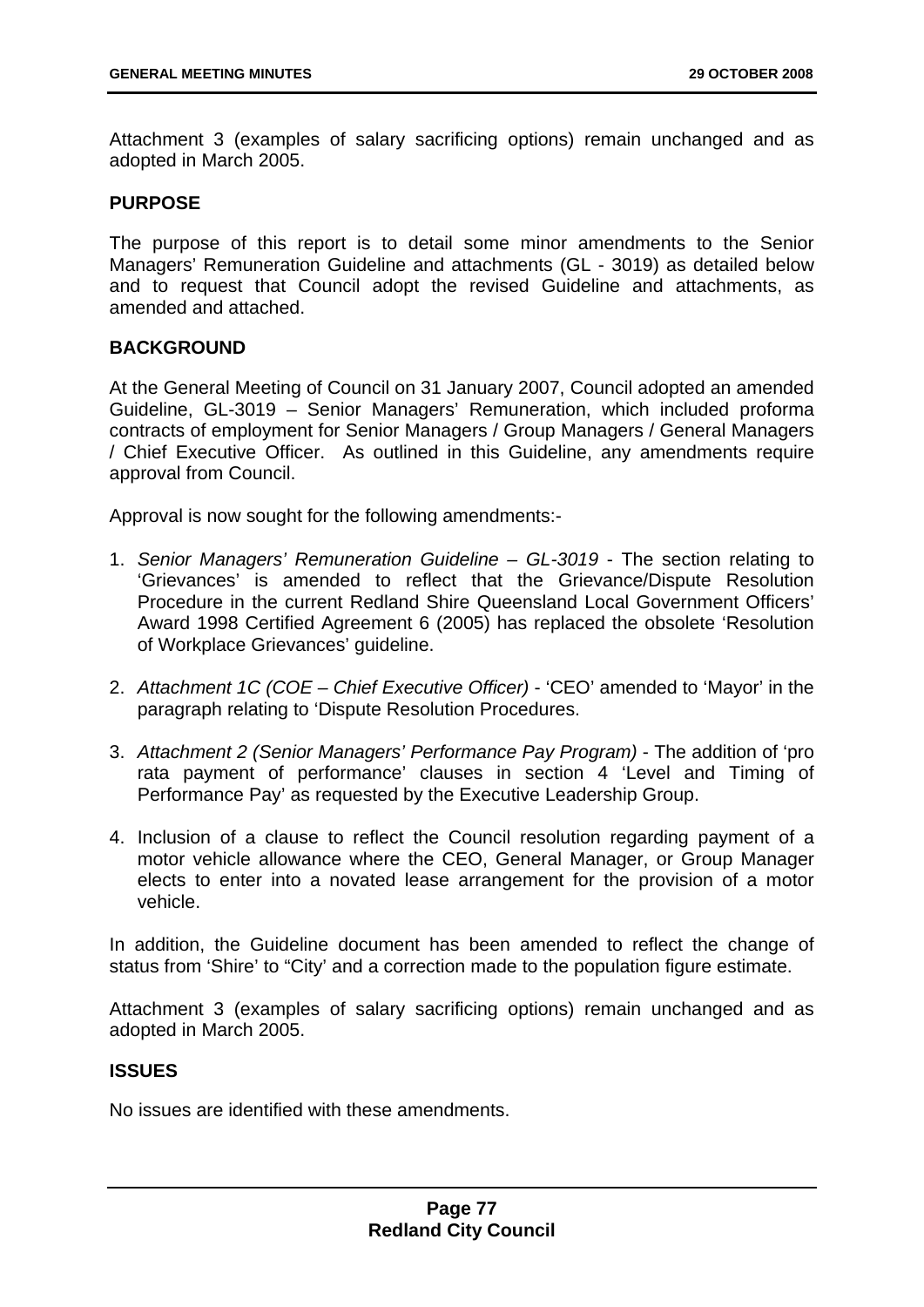Attachment 3 (examples of salary sacrificing options) remain unchanged and as adopted in March 2005.

**PURPOSE**

The purpose of this report is to detail some minor amendments to the Senior Managers' Remuneration Guideline and attachments (GL - 3019) as detailed below and to request that Council adopt the revised Guideline and attachments, as amended and attached.

**BACKGROUND**

At the General Meeting of Council on 31 January 2007, Council adopted an amended Guideline, GL-3019 – Senior Managers' Remuneration, which included proforma contracts of employment for Senior Managers / Group Managers / General Managers / Chief Executive Officer. As outlined in this Guideline, any amendments require approval from Council.

Approval is now sought for the following amendments:-

1. *Senior Managers' Remuneration Guideline – GL-3019* - The section relating to 'Grievances' is amended to reflect that the Grievance/Dispute Resolution Procedure in the current Redland Shire Queensland Local Government Officers' Award 1998 Certified Agreement 6 (2005) has replaced the obsolete 'Resolution of Workplace Grievances' guideline.

2. *Attachment 1C (COE – Chief Executive Officer)* - 'CEO' amended to 'Mayor' in the paragraph relating to 'Dispute Resolution Procedures.

3. *Attachment 2 (Senior Managers' Performance Pay Program)* - The addition of 'pro rata payment of performance' clauses in section 4 'Level and Timing of Performance Pay' as requested by the Executive Leadership Group.

4. Inclusion of a clause to reflect the Council resolution regarding payment of a motor vehicle allowance where the CEO, General Manager, or Group Manager elects to enter into a novated lease arrangement for the provision of a motor vehicle.

In addition, the Guideline document has been amended to reflect the change of status from 'Shire' to 'City' and a correction made to the population figure estimate.

Attachment 3 (examples of salary sacrificing options) remain unchanged and as adopted in March 2005.

**ISSUES**

No issues are identified with these amendments.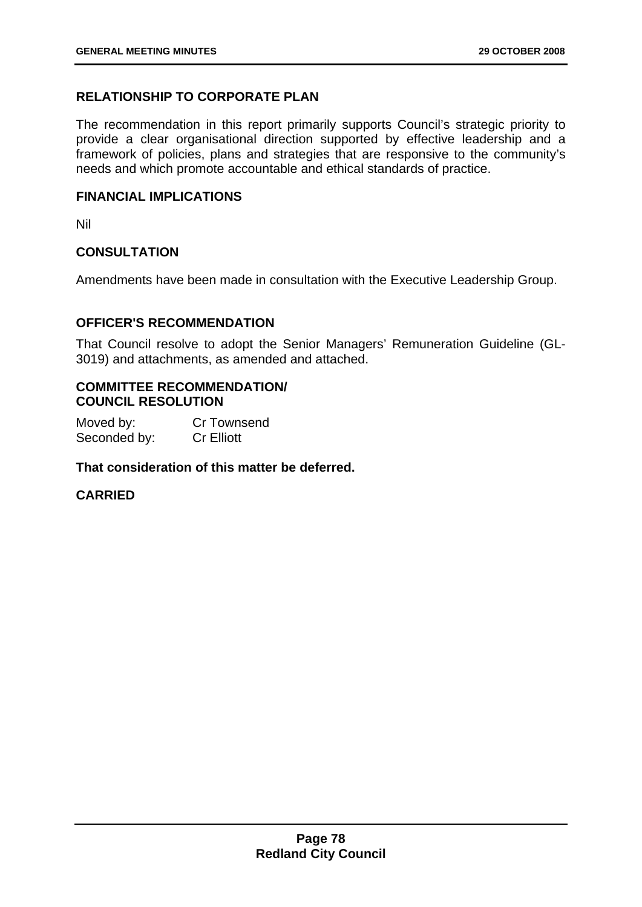## RELATIONSHIP TO CORPORATE PLAN

The recommendation in this report primarily supports Council's strategic priority to provide a clear organisational direction supported by effective leadership and a framework of policies, plans and strategies that are responsive to the community's needs and which promote accountable and ethical standards of practice.

## FINANCIAL IMPLICATIONS

Nil

## CONSULTATION

Amendments have been made in consultation with the Executive Leadership Group.

## OFFICER'S RECOMMENDATION

That Council resolve to adopt the Senior Managers' Remuneration Guideline (GL-3019) and attachments, as amended and attached.

## COMMITTEE RECOMMENDATION/ COUNCIL RESOLUTION

Moved by: Cr Townsend
Seconded by: Cr Elliott

**That consideration of this matter be deferred.**

**CARRIED**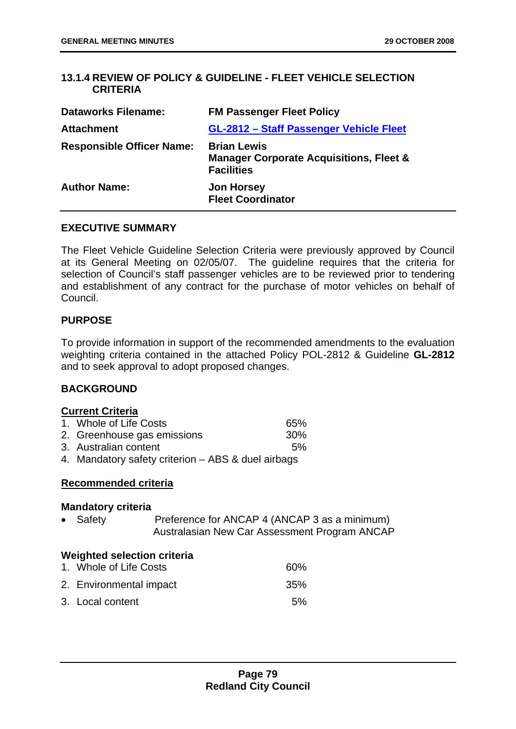## 13.1.4 REVIEW OF POLICY & GUIDELINE - FLEET VEHICLE SELECTION CRITERIA

| | |
|---|---|
| **Dataworks Filename:** | **FM Passenger Fleet Policy** |
| **Attachment** | **GL-2812 – Staff Passenger Vehicle Fleet** |
| **Responsible Officer Name:** | **Brian Lewis**<br>**Manager Corporate Acquisitions, Fleet & Facilities** |
| **Author Name:** | **Jon Horsey**<br>**Fleet Coordinator** |

### EXECUTIVE SUMMARY

The Fleet Vehicle Guideline Selection Criteria were previously approved by Council at its General Meeting on 02/05/07. The guideline requires that the criteria for selection of Council's staff passenger vehicles are to be reviewed prior to tendering and establishment of any contract for the purchase of motor vehicles on behalf of Council.

### PURPOSE

To provide information in support of the recommended amendments to the evaluation weighting criteria contained in the attached Policy POL-2812 & Guideline **GL-2812** and to seek approval to adopt proposed changes.

### BACKGROUND

**Current Criteria**

1. Whole of Life Costs 65%
2. Greenhouse gas emissions 30%
3. Australian content 5%
4. Mandatory safety criterion – ABS & duel airbags

**Recommended criteria**

**Mandatory criteria**

- Safety Preference for ANCAP 4 (ANCAP 3 as a minimum) Australasian New Car Assessment Program ANCAP

**Weighted selection criteria**

1. Whole of Life Costs 60%
2. Environmental impact 35%
3. Local content 5%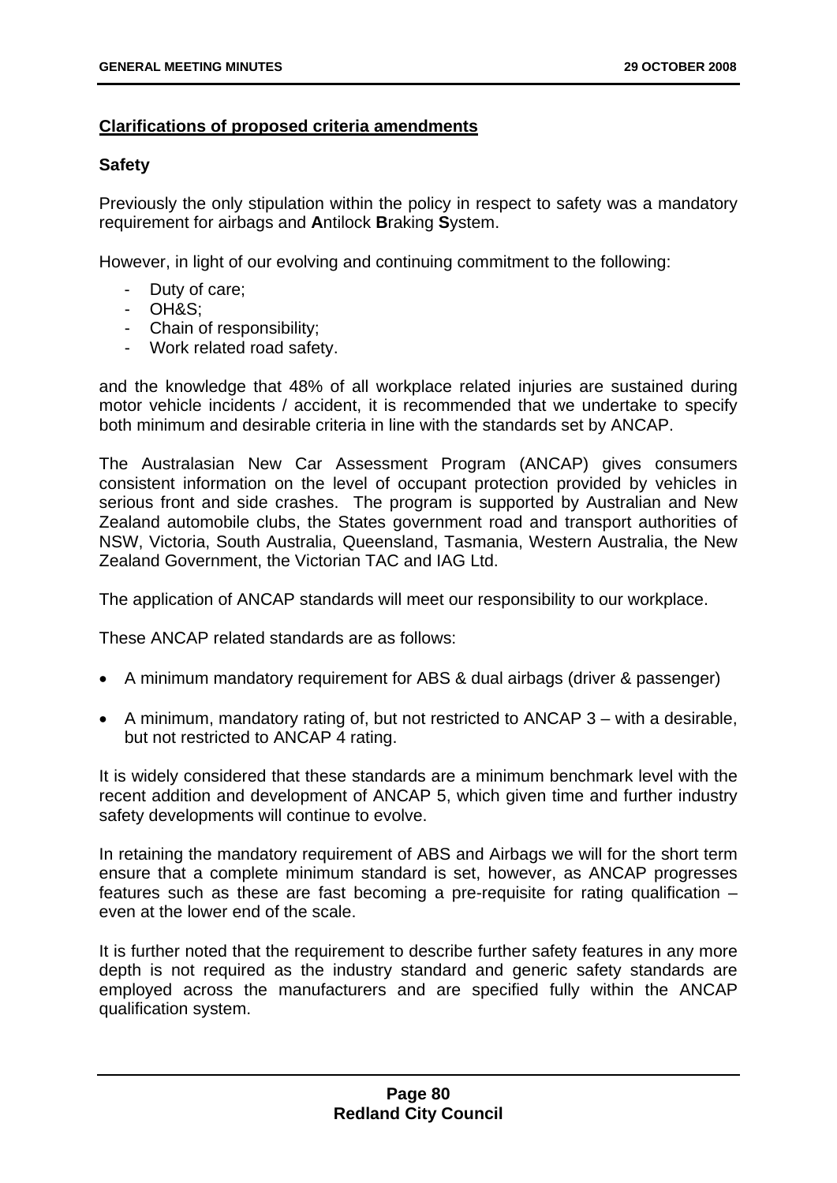**Clarifications of proposed criteria amendments**

**Safety**

Previously the only stipulation within the policy in respect to safety was a mandatory requirement for airbags and **A**ntilock **B**raking **S**ystem.

However, in light of our evolving and continuing commitment to the following:

- Duty of care;
- OH&S;
- Chain of responsibility;
- Work related road safety.

and the knowledge that 48% of all workplace related injuries are sustained during motor vehicle incidents / accident, it is recommended that we undertake to specify both minimum and desirable criteria in line with the standards set by ANCAP.

The Australasian New Car Assessment Program (ANCAP) gives consumers consistent information on the level of occupant protection provided by vehicles in serious front and side crashes. The program is supported by Australian and New Zealand automobile clubs, the States government road and transport authorities of NSW, Victoria, South Australia, Queensland, Tasmania, Western Australia, the New Zealand Government, the Victorian TAC and IAG Ltd.

The application of ANCAP standards will meet our responsibility to our workplace.

These ANCAP related standards are as follows:

- A minimum mandatory requirement for ABS & dual airbags (driver & passenger)
- A minimum, mandatory rating of, but not restricted to ANCAP 3 – with a desirable, but not restricted to ANCAP 4 rating.

It is widely considered that these standards are a minimum benchmark level with the recent addition and development of ANCAP 5, which given time and further industry safety developments will continue to evolve.

In retaining the mandatory requirement of ABS and Airbags we will for the short term ensure that a complete minimum standard is set, however, as ANCAP progresses features such as these are fast becoming a pre-requisite for rating qualification – even at the lower end of the scale.

It is further noted that the requirement to describe further safety features in any more depth is not required as the industry standard and generic safety standards are employed across the manufacturers and are specified fully within the ANCAP qualification system.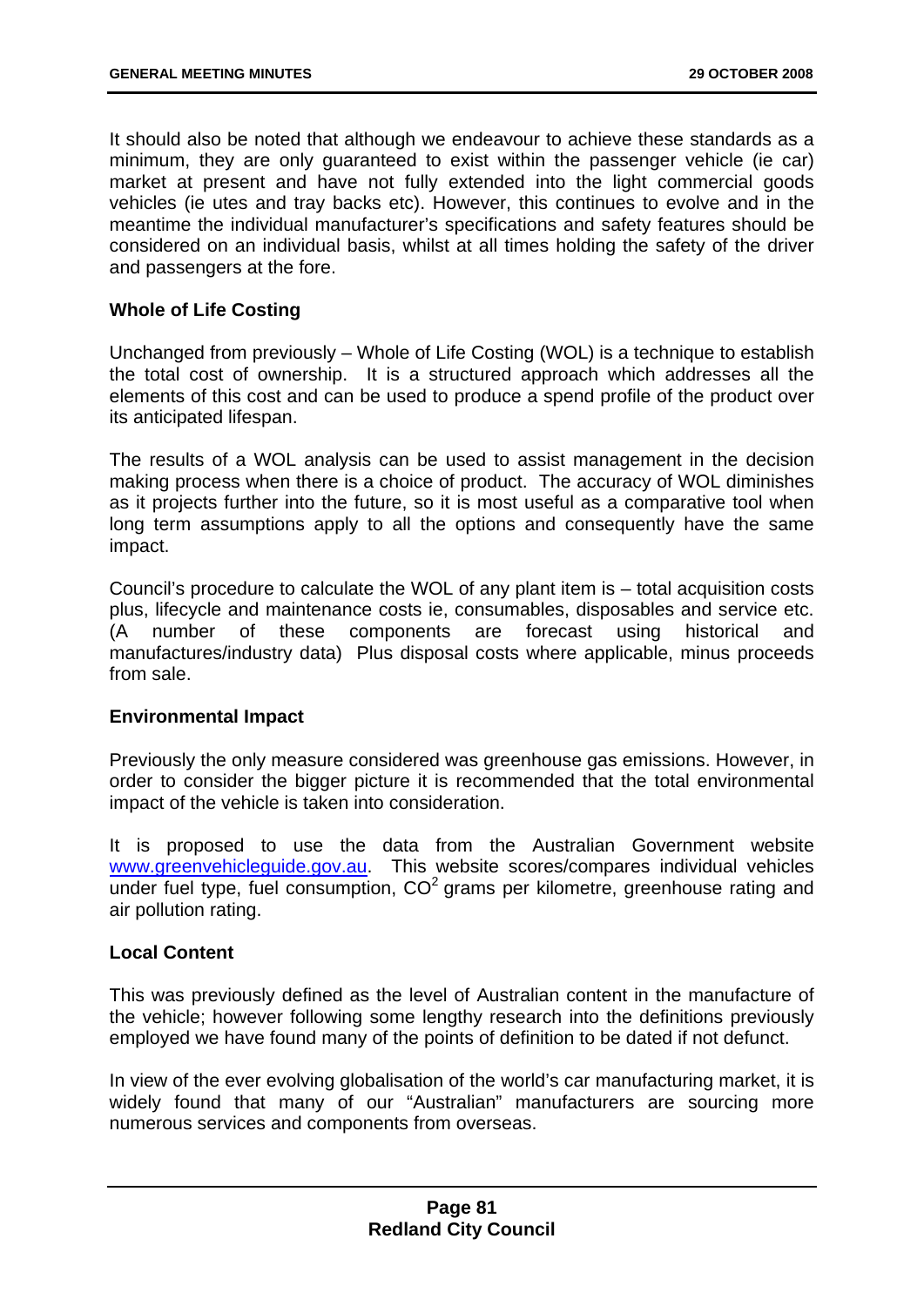It should also be noted that although we endeavour to achieve these standards as a minimum, they are only guaranteed to exist within the passenger vehicle (ie car) market at present and have not fully extended into the light commercial goods vehicles (ie utes and tray backs etc). However, this continues to evolve and in the meantime the individual manufacturer's specifications and safety features should be considered on an individual basis, whilst at all times holding the safety of the driver and passengers at the fore.

**Whole of Life Costing**

Unchanged from previously – Whole of Life Costing (WOL) is a technique to establish the total cost of ownership. It is a structured approach which addresses all the elements of this cost and can be used to produce a spend profile of the product over its anticipated lifespan.

The results of a WOL analysis can be used to assist management in the decision making process when there is a choice of product. The accuracy of WOL diminishes as it projects further into the future, so it is most useful as a comparative tool when long term assumptions apply to all the options and consequently have the same impact.

Council's procedure to calculate the WOL of any plant item is – total acquisition costs plus, lifecycle and maintenance costs ie, consumables, disposables and service etc. (A number of these components are forecast using historical and manufactures/industry data) Plus disposal costs where applicable, minus proceeds from sale.

**Environmental Impact**

Previously the only measure considered was greenhouse gas emissions. However, in order to consider the bigger picture it is recommended that the total environmental impact of the vehicle is taken into consideration.

It is proposed to use the data from the Australian Government website [www.greenvehicleguide.gov.au](http://www.greenvehicleguide.gov.au). This website scores/compares individual vehicles under fuel type, fuel consumption, $CO^2$ grams per kilometre, greenhouse rating and air pollution rating.

**Local Content**

This was previously defined as the level of Australian content in the manufacture of the vehicle; however following some lengthy research into the definitions previously employed we have found many of the points of definition to be dated if not defunct.

In view of the ever evolving globalisation of the world's car manufacturing market, it is widely found that many of our "Australian" manufacturers are sourcing more numerous services and components from overseas.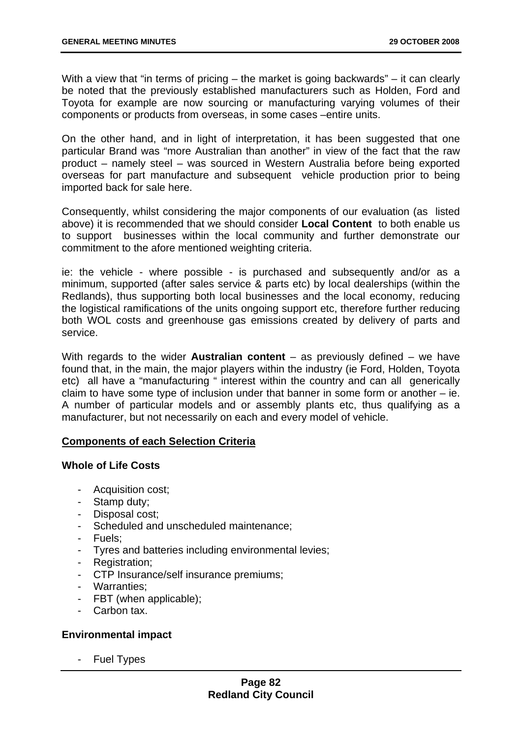With a view that "in terms of pricing – the market is going backwards" – it can clearly be noted that the previously established manufacturers such as Holden, Ford and Toyota for example are now sourcing or manufacturing varying volumes of their components or products from overseas, in some cases –entire units.

On the other hand, and in light of interpretation, it has been suggested that one particular Brand was "more Australian than another" in view of the fact that the raw product – namely steel – was sourced in Western Australia before being exported overseas for part manufacture and subsequent vehicle production prior to being imported back for sale here.

Consequently, whilst considering the major components of our evaluation (as listed above) it is recommended that we should consider **Local Content** to both enable us to support businesses within the local community and further demonstrate our commitment to the afore mentioned weighting criteria.

ie: the vehicle - where possible - is purchased and subsequently and/or as a minimum, supported (after sales service & parts etc) by local dealerships (within the Redlands), thus supporting both local businesses and the local economy, reducing the logistical ramifications of the units ongoing support etc, therefore further reducing both WOL costs and greenhouse gas emissions created by delivery of parts and service.

With regards to the wider **Australian content** – as previously defined – we have found that, in the main, the major players within the industry (ie Ford, Holden, Toyota etc) all have a "manufacturing " interest within the country and can all generically claim to have some type of inclusion under that banner in some form or another – ie. A number of particular models and or assembly plants etc, thus qualifying as a manufacturer, but not necessarily on each and every model of vehicle.

**Components of each Selection Criteria**

**Whole of Life Costs**

- Acquisition cost;
- Stamp duty;
- Disposal cost;
- Scheduled and unscheduled maintenance;
- Fuels;
- Tyres and batteries including environmental levies;
- Registration;
- CTP Insurance/self insurance premiums;
- Warranties;
- FBT (when applicable);
- Carbon tax.

**Environmental impact**

- Fuel Types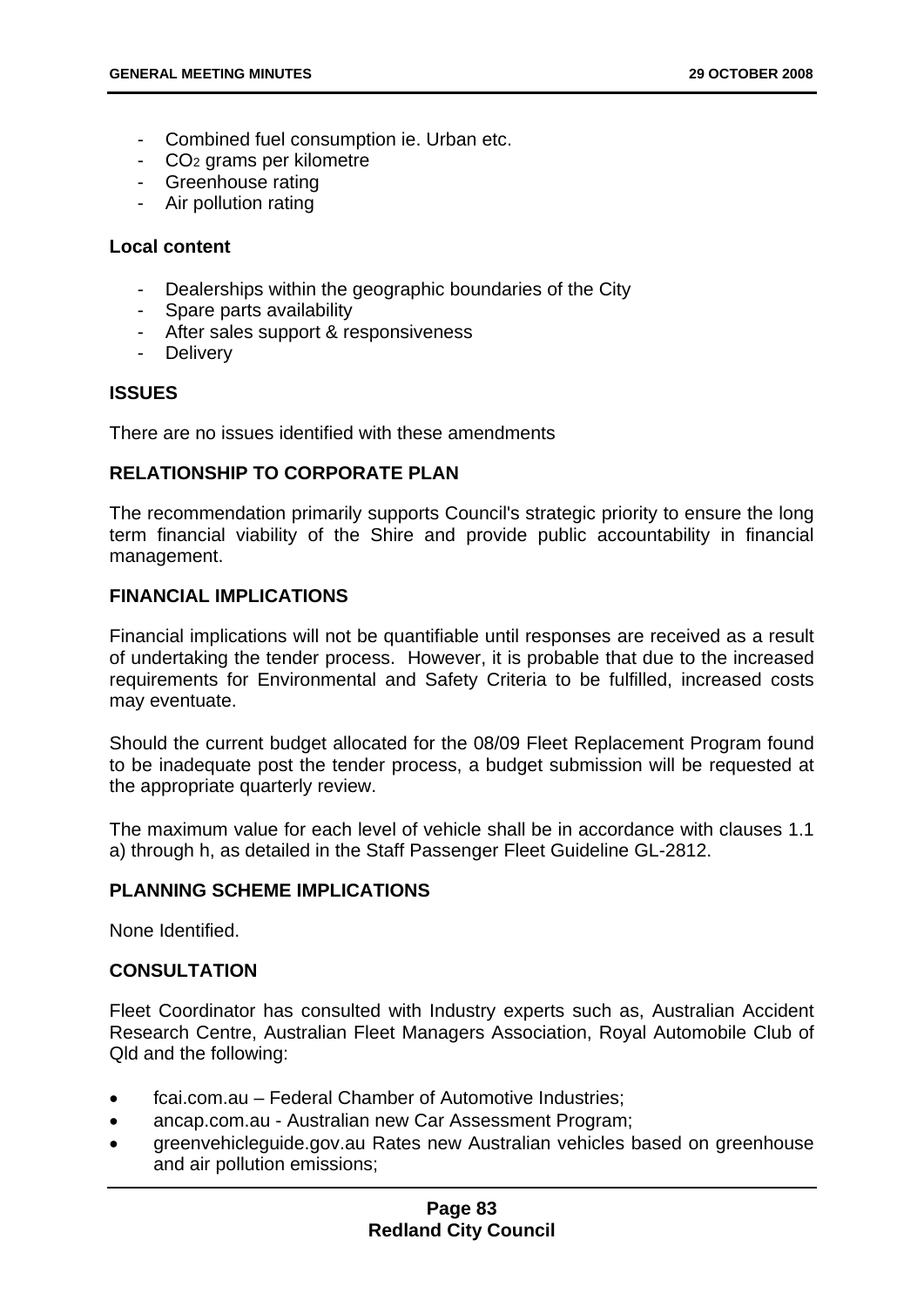- Combined fuel consumption ie. Urban etc.
- $CO_2$ grams per kilometre
- Greenhouse rating
- Air pollution rating

**Local content**

- Dealerships within the geographic boundaries of the City
- Spare parts availability
- After sales support & responsiveness
- Delivery

## ISSUES

There are no issues identified with these amendments

## RELATIONSHIP TO CORPORATE PLAN

The recommendation primarily supports Council's strategic priority to ensure the long term financial viability of the Shire and provide public accountability in financial management.

## FINANCIAL IMPLICATIONS

Financial implications will not be quantifiable until responses are received as a result of undertaking the tender process. However, it is probable that due to the increased requirements for Environmental and Safety Criteria to be fulfilled, increased costs may eventuate.

Should the current budget allocated for the 08/09 Fleet Replacement Program found to be inadequate post the tender process, a budget submission will be requested at the appropriate quarterly review.

The maximum value for each level of vehicle shall be in accordance with clauses 1.1 a) through h, as detailed in the Staff Passenger Fleet Guideline GL-2812.

## PLANNING SCHEME IMPLICATIONS

None Identified.

## CONSULTATION

Fleet Coordinator has consulted with Industry experts such as, Australian Accident Research Centre, Australian Fleet Managers Association, Royal Automobile Club of Qld and the following:

- fcai.com.au – Federal Chamber of Automotive Industries;
- ancap.com.au - Australian new Car Assessment Program;
- greenvehicleguide.gov.au Rates new Australian vehicles based on greenhouse and air pollution emissions;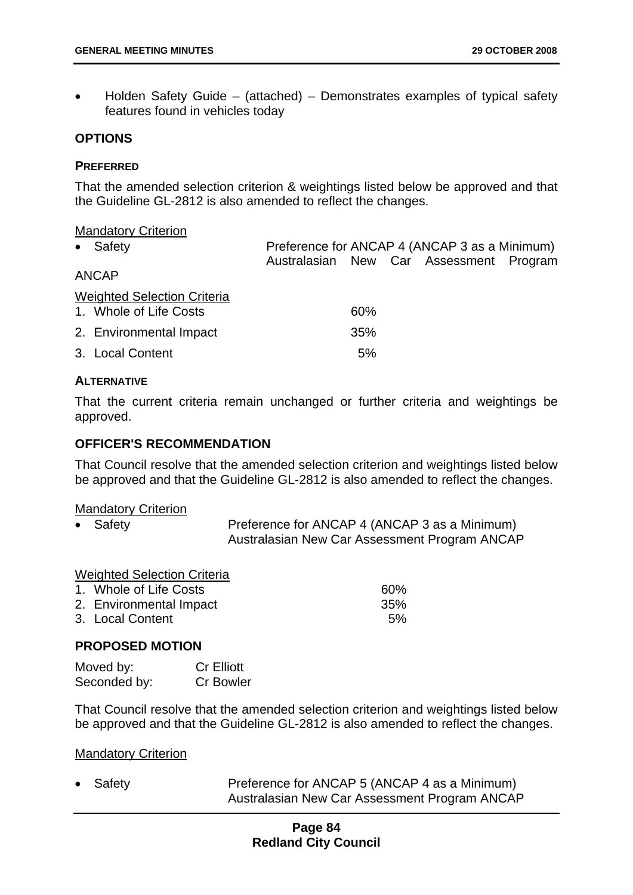- Holden Safety Guide – (attached) – Demonstrates examples of typical safety features found in vehicles today

**OPTIONS**

**PREFERRED**

That the amended selection criterion & weightings listed below be approved and that the Guideline GL-2812 is also amended to reflect the changes.

Mandatory Criterion

- Safety — Preference for ANCAP 4 (ANCAP 3 as a Minimum) Australasian New Car Assessment Program ANCAP

Weighted Selection Criteria

1. Whole of Life Costs — 60%
2. Environmental Impact — 35%
3. Local Content — 5%

**ALTERNATIVE**

That the current criteria remain unchanged or further criteria and weightings be approved.

**OFFICER'S RECOMMENDATION**

That Council resolve that the amended selection criterion and weightings listed below be approved and that the Guideline GL-2812 is also amended to reflect the changes.

Mandatory Criterion

- Safety — Preference for ANCAP 4 (ANCAP 3 as a Minimum) Australasian New Car Assessment Program ANCAP

Weighted Selection Criteria

1. Whole of Life Costs — 60%
2. Environmental Impact — 35%
3. Local Content — 5%

**PROPOSED MOTION**

Moved by: Cr Elliott
Seconded by: Cr Bowler

That Council resolve that the amended selection criterion and weightings listed below be approved and that the Guideline GL-2812 is also amended to reflect the changes.

Mandatory Criterion

- Safety — Preference for ANCAP 5 (ANCAP 4 as a Minimum) Australasian New Car Assessment Program ANCAP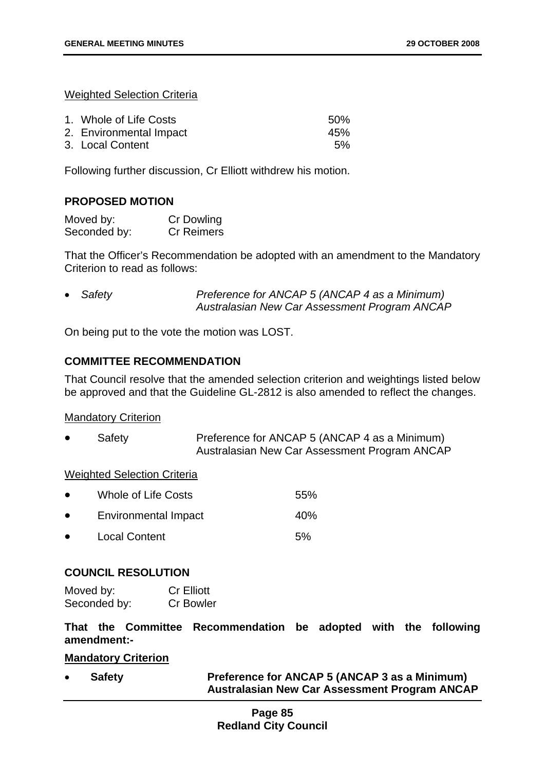Weighted Selection Criteria

1. Whole of Life Costs 50%
2. Environmental Impact 45%
3. Local Content 5%

Following further discussion, Cr Elliott withdrew his motion.

### PROPOSED MOTION

Moved by: Cr Dowling
Seconded by: Cr Reimers

That the Officer's Recommendation be adopted with an amendment to the Mandatory Criterion to read as follows:

- *Safety* *Preference for ANCAP 5 (ANCAP 4 as a Minimum) Australasian New Car Assessment Program ANCAP*

On being put to the vote the motion was LOST.

### COMMITTEE RECOMMENDATION

That Council resolve that the amended selection criterion and weightings listed below be approved and that the Guideline GL-2812 is also amended to reflect the changes.

Mandatory Criterion

- Safety Preference for ANCAP 5 (ANCAP 4 as a Minimum) Australasian New Car Assessment Program ANCAP

Weighted Selection Criteria

- Whole of Life Costs 55%
- Environmental Impact 40%
- Local Content 5%

### COUNCIL RESOLUTION

Moved by: Cr Elliott
Seconded by: Cr Bowler

**That the Committee Recommendation be adopted with the following amendment:-**

**Mandatory Criterion**

- **Safety** **Preference for ANCAP 5 (ANCAP 3 as a Minimum) Australasian New Car Assessment Program ANCAP**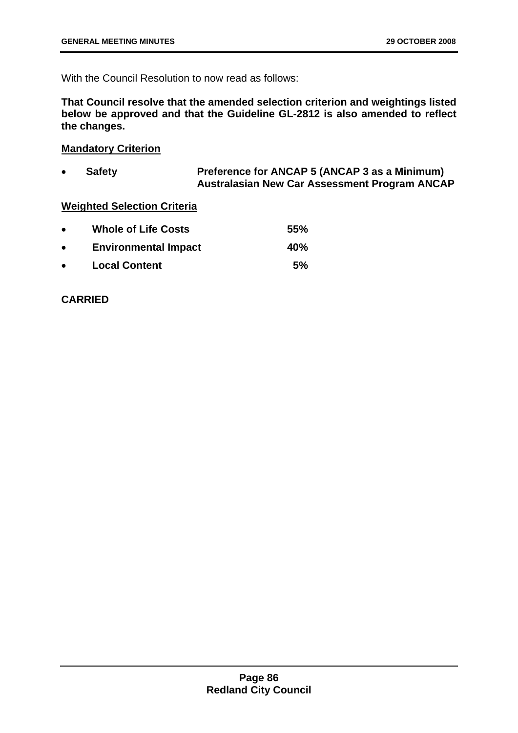With the Council Resolution to now read as follows:

**That Council resolve that the amended selection criterion and weightings listed below be approved and that the Guideline GL-2812 is also amended to reflect the changes.**

**Mandatory Criterion**

- **Safety** — **Preference for ANCAP 5 (ANCAP 3 as a Minimum) Australasian New Car Assessment Program ANCAP**

**Weighted Selection Criteria**

- **Whole of Life Costs** — **55%**
- **Environmental Impact** — **40%**
- **Local Content** — **5%**

**CARRIED**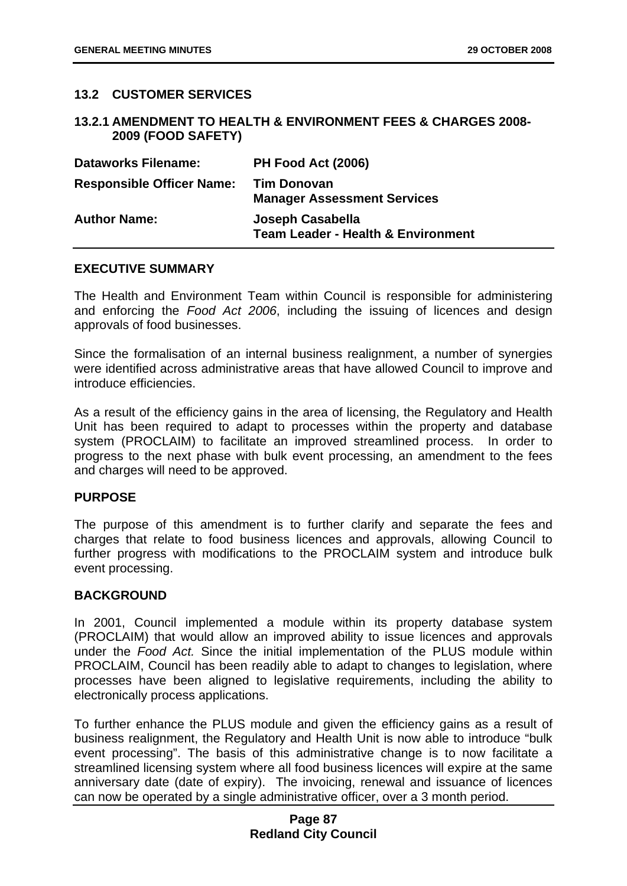## 13.2 CUSTOMER SERVICES

### 13.2.1 AMENDMENT TO HEALTH & ENVIRONMENT FEES & CHARGES 2008-2009 (FOOD SAFETY)

| | |
|---|---|
| **Dataworks Filename:** | **PH Food Act (2006)** |
| **Responsible Officer Name:** | **Tim Donovan**<br>**Manager Assessment Services** |
| **Author Name:** | **Joseph Casabella**<br>**Team Leader - Health & Environment** |

#### EXECUTIVE SUMMARY

The Health and Environment Team within Council is responsible for administering and enforcing the *Food Act 2006*, including the issuing of licences and design approvals of food businesses.

Since the formalisation of an internal business realignment, a number of synergies were identified across administrative areas that have allowed Council to improve and introduce efficiencies.

As a result of the efficiency gains in the area of licensing, the Regulatory and Health Unit has been required to adapt to processes within the property and database system (PROCLAIM) to facilitate an improved streamlined process. In order to progress to the next phase with bulk event processing, an amendment to the fees and charges will need to be approved.

#### PURPOSE

The purpose of this amendment is to further clarify and separate the fees and charges that relate to food business licences and approvals, allowing Council to further progress with modifications to the PROCLAIM system and introduce bulk event processing.

#### BACKGROUND

In 2001, Council implemented a module within its property database system (PROCLAIM) that would allow an improved ability to issue licences and approvals under the *Food Act.* Since the initial implementation of the PLUS module within PROCLAIM, Council has been readily able to adapt to changes to legislation, where processes have been aligned to legislative requirements, including the ability to electronically process applications.

To further enhance the PLUS module and given the efficiency gains as a result of business realignment, the Regulatory and Health Unit is now able to introduce "bulk event processing". The basis of this administrative change is to now facilitate a streamlined licensing system where all food business licences will expire at the same anniversary date (date of expiry). The invoicing, renewal and issuance of licences can now be operated by a single administrative officer, over a 3 month period.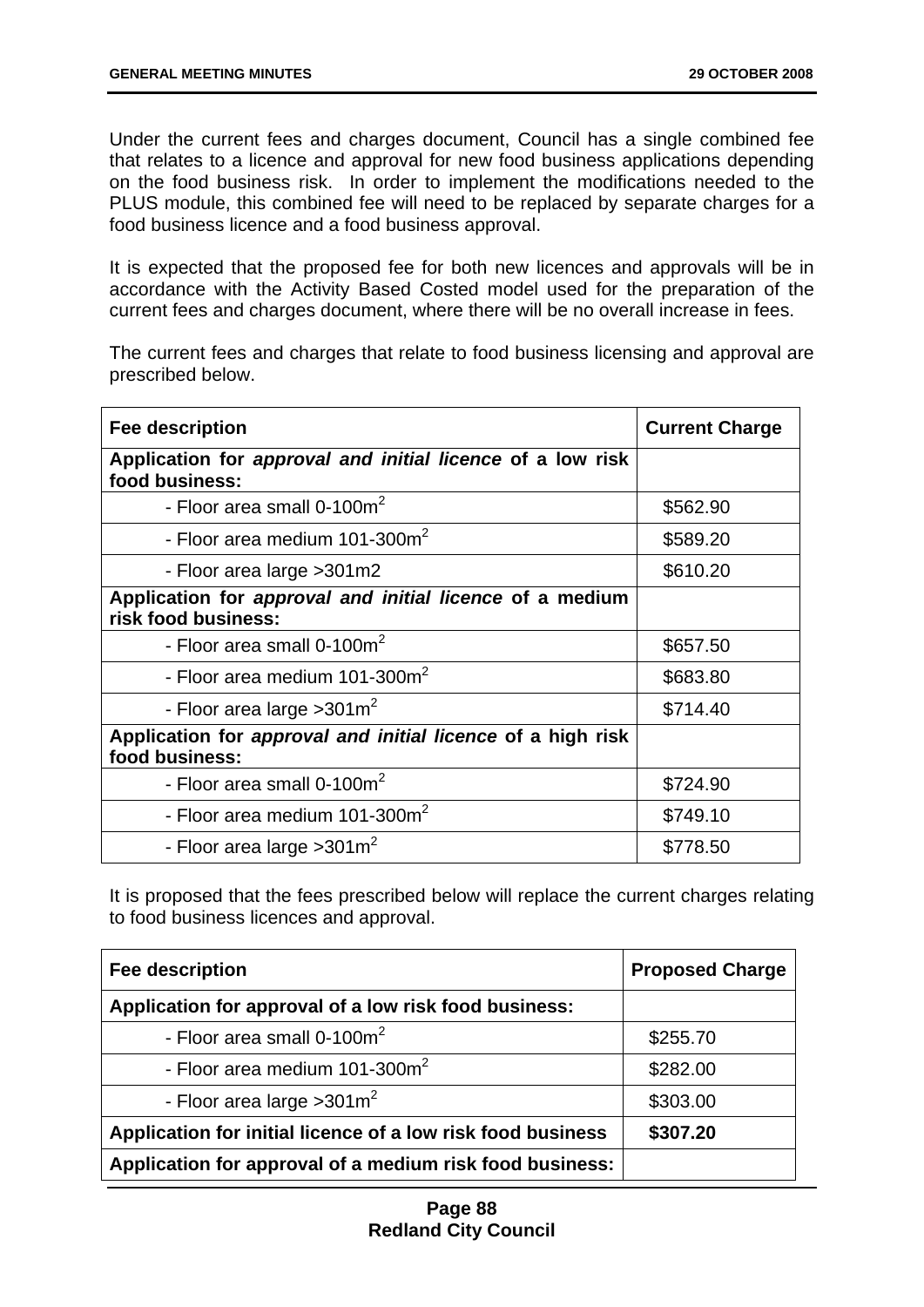Under the current fees and charges document, Council has a single combined fee that relates to a licence and approval for new food business applications depending on the food business risk. In order to implement the modifications needed to the PLUS module, this combined fee will need to be replaced by separate charges for a food business licence and a food business approval.

It is expected that the proposed fee for both new licences and approvals will be in accordance with the Activity Based Costed model used for the preparation of the current fees and charges document, where there will be no overall increase in fees.

The current fees and charges that relate to food business licensing and approval are prescribed below.

| Fee description | Current Charge |
|---|---|
| **Application for *approval and initial licence* of a low risk food business:** | |
| - Floor area small 0-100m$^2$ | \$562.90 |
| - Floor area medium 101-300m$^2$ | \$589.20 |
| - Floor area large >301m2 | \$610.20 |
| **Application for *approval and initial licence* of a medium risk food business:** | |
| - Floor area small 0-100m$^2$ | \$657.50 |
| - Floor area medium 101-300m$^2$ | \$683.80 |
| - Floor area large >301m$^2$ | \$714.40 |
| **Application for *approval and initial licence* of a high risk food business:** | |
| - Floor area small 0-100m$^2$ | \$724.90 |
| - Floor area medium 101-300m$^2$ | \$749.10 |
| - Floor area large >301m$^2$ | \$778.50 |

It is proposed that the fees prescribed below will replace the current charges relating to food business licences and approval.

| Fee description | Proposed Charge |
|---|---|
| **Application for approval of a low risk food business:** | |
| - Floor area small 0-100m$^2$ | \$255.70 |
| - Floor area medium 101-300m$^2$ | \$282.00 |
| - Floor area large >301m$^2$ | \$303.00 |
| **Application for initial licence of a low risk food business** | **\$307.20** |
| **Application for approval of a medium risk food business:** | |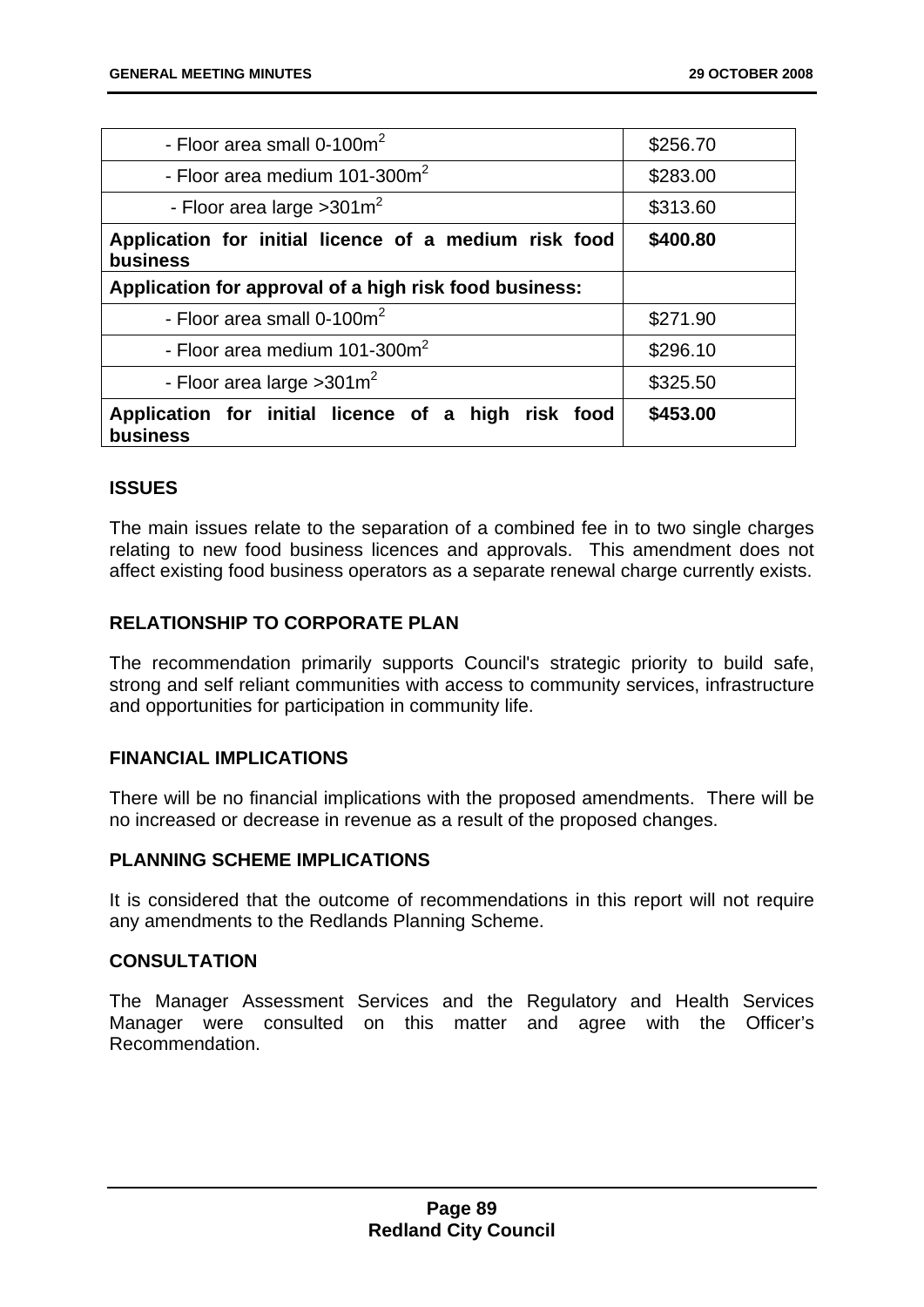| | |
|---|---|
| - Floor area small 0-100m$^2$ | \$256.70 |
| - Floor area medium 101-300m$^2$ | \$283.00 |
| - Floor area large >301m$^2$ | \$313.60 |
| **Application for initial licence of a medium risk food business** | **\$400.80** |
| **Application for approval of a high risk food business:** | |
| - Floor area small 0-100m$^2$ | \$271.90 |
| - Floor area medium 101-300m$^2$ | \$296.10 |
| - Floor area large >301m$^2$ | \$325.50 |
| **Application for initial licence of a high risk food business** | **\$453.00** |

### ISSUES

The main issues relate to the separation of a combined fee in to two single charges relating to new food business licences and approvals. This amendment does not affect existing food business operators as a separate renewal charge currently exists.

### RELATIONSHIP TO CORPORATE PLAN

The recommendation primarily supports Council's strategic priority to build safe, strong and self reliant communities with access to community services, infrastructure and opportunities for participation in community life.

### FINANCIAL IMPLICATIONS

There will be no financial implications with the proposed amendments. There will be no increased or decrease in revenue as a result of the proposed changes.

### PLANNING SCHEME IMPLICATIONS

It is considered that the outcome of recommendations in this report will not require any amendments to the Redlands Planning Scheme.

### CONSULTATION

The Manager Assessment Services and the Regulatory and Health Services Manager were consulted on this matter and agree with the Officer's Recommendation.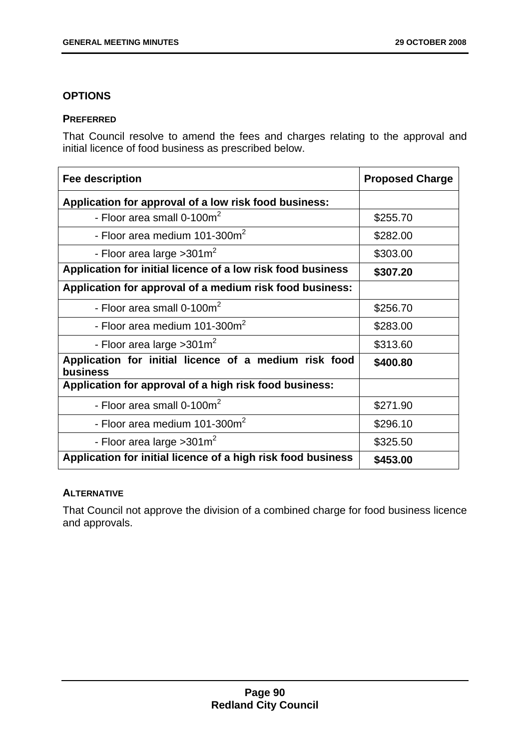## OPTIONS

### PREFERRED

That Council resolve to amend the fees and charges relating to the approval and initial licence of food business as prescribed below.

| Fee description | Proposed Charge |
|---|---|
| **Application for approval of a low risk food business:** | |
| - Floor area small 0-100m$^2$ | \$255.70 |
| - Floor area medium 101-300m$^2$ | \$282.00 |
| - Floor area large >301m$^2$ | \$303.00 |
| **Application for initial licence of a low risk food business** | **\$307.20** |
| **Application for approval of a medium risk food business:** | |
| - Floor area small 0-100m$^2$ | \$256.70 |
| - Floor area medium 101-300m$^2$ | \$283.00 |
| - Floor area large >301m$^2$ | \$313.60 |
| **Application for initial licence of a medium risk food business** | **\$400.80** |
| **Application for approval of a high risk food business:** | |
| - Floor area small 0-100m$^2$ | \$271.90 |
| - Floor area medium 101-300m$^2$ | \$296.10 |
| - Floor area large >301m$^2$ | \$325.50 |
| **Application for initial licence of a high risk food business** | **\$453.00** |

### ALTERNATIVE

That Council not approve the division of a combined charge for food business licence and approvals.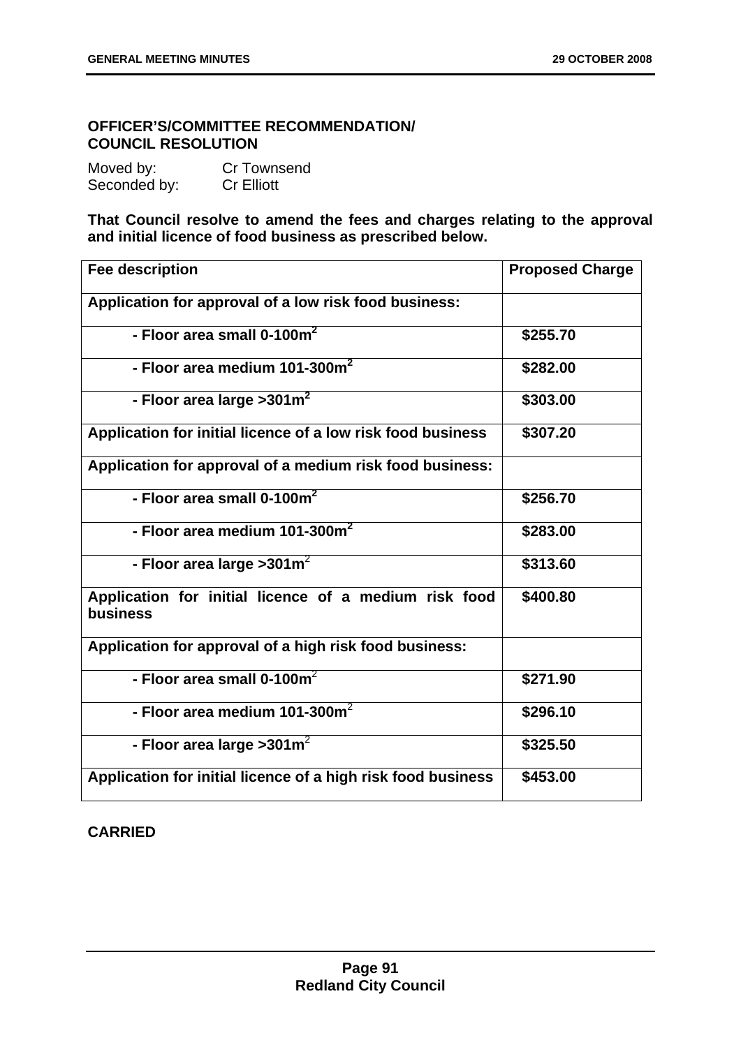**OFFICER'S/COMMITTEE RECOMMENDATION/ COUNCIL RESOLUTION**

Moved by: Cr Townsend
Seconded by: Cr Elliott

**That Council resolve to amend the fees and charges relating to the approval and initial licence of food business as prescribed below.**

| Fee description | Proposed Charge |
|---|---|
| **Application for approval of a low risk food business:** | |
| **- Floor area small 0-100m$^2$** | **\$255.70** |
| **- Floor area medium 101-300m$^2$** | **\$282.00** |
| **- Floor area large >301m$^2$** | **\$303.00** |
| **Application for initial licence of a low risk food business** | **\$307.20** |
| **Application for approval of a medium risk food business:** | |
| **- Floor area small 0-100m$^2$** | **\$256.70** |
| **- Floor area medium 101-300m$^2$** | **\$283.00** |
| **- Floor area large >301m$^2$** | **\$313.60** |
| **Application for initial licence of a medium risk food business** | **\$400.80** |
| **Application for approval of a high risk food business:** | |
| **- Floor area small 0-100m$^2$** | **\$271.90** |
| **- Floor area medium 101-300m$^2$** | **\$296.10** |
| **- Floor area large >301m$^2$** | **\$325.50** |
| **Application for initial licence of a high risk food business** | **\$453.00** |

**CARRIED**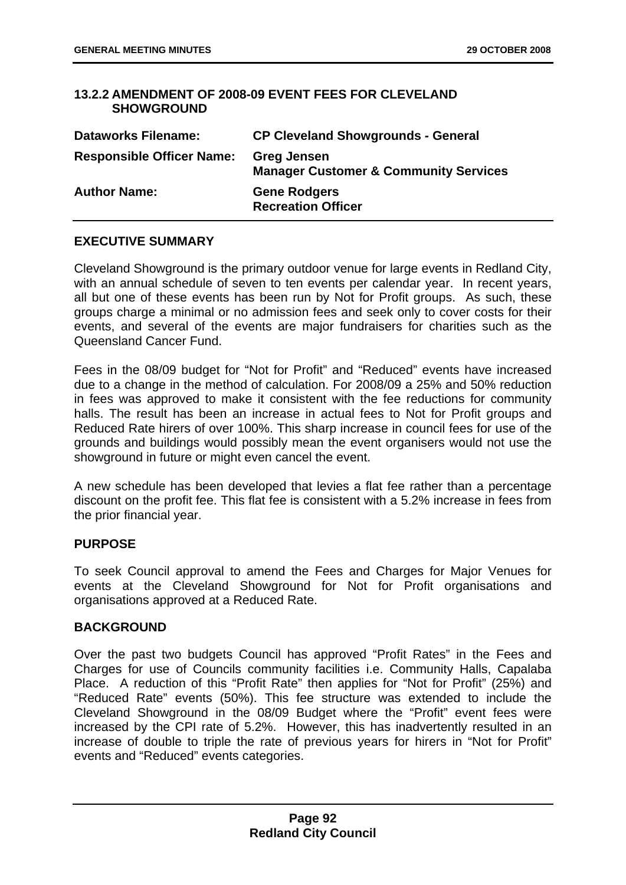### 13.2.2 AMENDMENT OF 2008-09 EVENT FEES FOR CLEVELAND SHOWGROUND

| | |
|---|---|
| **Dataworks Filename:** | **CP Cleveland Showgrounds - General** |
| **Responsible Officer Name:** | **Greg Jensen**<br>**Manager Customer & Community Services** |
| **Author Name:** | **Gene Rodgers**<br>**Recreation Officer** |

**EXECUTIVE SUMMARY**

Cleveland Showground is the primary outdoor venue for large events in Redland City, with an annual schedule of seven to ten events per calendar year. In recent years, all but one of these events has been run by Not for Profit groups. As such, these groups charge a minimal or no admission fees and seek only to cover costs for their events, and several of the events are major fundraisers for charities such as the Queensland Cancer Fund.

Fees in the 08/09 budget for "Not for Profit" and "Reduced" events have increased due to a change in the method of calculation. For 2008/09 a 25% and 50% reduction in fees was approved to make it consistent with the fee reductions for community halls. The result has been an increase in actual fees to Not for Profit groups and Reduced Rate hirers of over 100%. This sharp increase in council fees for use of the grounds and buildings would possibly mean the event organisers would not use the showground in future or might even cancel the event.

A new schedule has been developed that levies a flat fee rather than a percentage discount on the profit fee. This flat fee is consistent with a 5.2% increase in fees from the prior financial year.

**PURPOSE**

To seek Council approval to amend the Fees and Charges for Major Venues for events at the Cleveland Showground for Not for Profit organisations and organisations approved at a Reduced Rate.

**BACKGROUND**

Over the past two budgets Council has approved "Profit Rates" in the Fees and Charges for use of Councils community facilities i.e. Community Halls, Capalaba Place. A reduction of this "Profit Rate" then applies for "Not for Profit" (25%) and "Reduced Rate" events (50%). This fee structure was extended to include the Cleveland Showground in the 08/09 Budget where the "Profit" event fees were increased by the CPI rate of 5.2%. However, this has inadvertently resulted in an increase of double to triple the rate of previous years for hirers in "Not for Profit" events and "Reduced" events categories.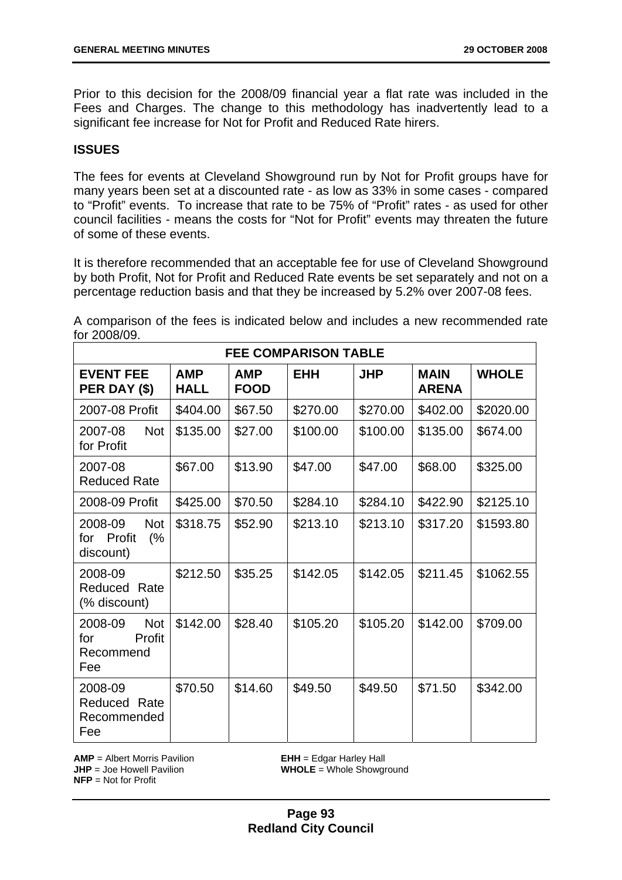Prior to this decision for the 2008/09 financial year a flat rate was included in the Fees and Charges. The change to this methodology has inadvertently lead to a significant fee increase for Not for Profit and Reduced Rate hirers.

**ISSUES**

The fees for events at Cleveland Showground run by Not for Profit groups have for many years been set at a discounted rate - as low as 33% in some cases - compared to "Profit" events. To increase that rate to be 75% of "Profit" rates - as used for other council facilities - means the costs for "Not for Profit" events may threaten the future of some of these events.

It is therefore recommended that an acceptable fee for use of Cleveland Showground by both Profit, Not for Profit and Reduced Rate events be set separately and not on a percentage reduction basis and that they be increased by 5.2% over 2007-08 fees.

A comparison of the fees is indicated below and includes a new recommended rate for 2008/09.

| FEE COMPARISON TABLE | | | | | | |
|---|---|---|---|---|---|---|
| **EVENT FEE PER DAY ($)** | **AMP HALL** | **AMP FOOD** | **EHH** | **JHP** | **MAIN ARENA** | **WHOLE** |
| 2007-08 Profit | $404.00 | $67.50 | $270.00 | $270.00 | $402.00 | $2020.00 |
| 2007-08 Not for Profit | $135.00 | $27.00 | $100.00 | $100.00 | $135.00 | $674.00 |
| 2007-08 Reduced Rate | $67.00 | $13.90 | $47.00 | $47.00 | $68.00 | $325.00 |
| 2008-09 Profit | $425.00 | $70.50 | $284.10 | $284.10 | $422.90 | $2125.10 |
| 2008-09 Not for Profit (% discount) | $318.75 | $52.90 | $213.10 | $213.10 | $317.20 | $1593.80 |
| 2008-09 Reduced Rate (% discount) | $212.50 | $35.25 | $142.05 | $142.05 | $211.45 | $1062.55 |
| 2008-09 Not for Profit Recommend Fee | $142.00 | $28.40 | $105.20 | $105.20 | $142.00 | $709.00 |
| 2008-09 Reduced Rate Recommended Fee | $70.50 | $14.60 | $49.50 | $49.50 | $71.50 | $342.00 |

**AMP** = Albert Morris Pavilion
**EHH** = Edgar Harley Hall
**JHP** = Joe Howell Pavilion
**WHOLE** = Whole Showground
**NFP** = Not for Profit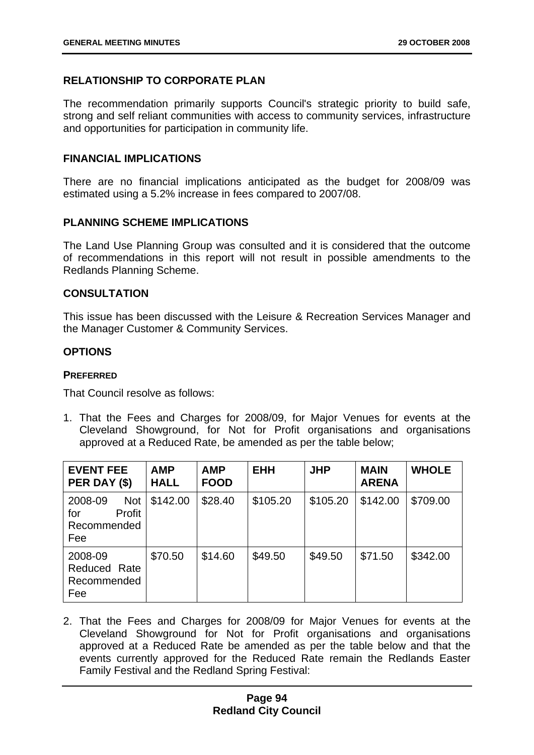## RELATIONSHIP TO CORPORATE PLAN

The recommendation primarily supports Council's strategic priority to build safe, strong and self reliant communities with access to community services, infrastructure and opportunities for participation in community life.

## FINANCIAL IMPLICATIONS

There are no financial implications anticipated as the budget for 2008/09 was estimated using a 5.2% increase in fees compared to 2007/08.

## PLANNING SCHEME IMPLICATIONS

The Land Use Planning Group was consulted and it is considered that the outcome of recommendations in this report will not result in possible amendments to the Redlands Planning Scheme.

## CONSULTATION

This issue has been discussed with the Leisure & Recreation Services Manager and the Manager Customer & Community Services.

## OPTIONS

### PREFERRED

That Council resolve as follows:

1. That the Fees and Charges for 2008/09, for Major Venues for events at the Cleveland Showground, for Not for Profit organisations and organisations approved at a Reduced Rate, be amended as per the table below;

| EVENT FEE PER DAY ($) | AMP HALL | AMP FOOD | EHH | JHP | MAIN ARENA | WHOLE |
|---|---|---|---|---|---|---|
| 2008-09 Not for Profit Recommended Fee | $142.00 | $28.40 | $105.20 | $105.20 | $142.00 | $709.00 |
| 2008-09 Reduced Rate Recommended Fee | $70.50 | $14.60 | $49.50 | $49.50 | $71.50 | $342.00 |

2. That the Fees and Charges for 2008/09 for Major Venues for events at the Cleveland Showground for Not for Profit organisations and organisations approved at a Reduced Rate be amended as per the table below and that the events currently approved for the Reduced Rate remain the Redlands Easter Family Festival and the Redland Spring Festival: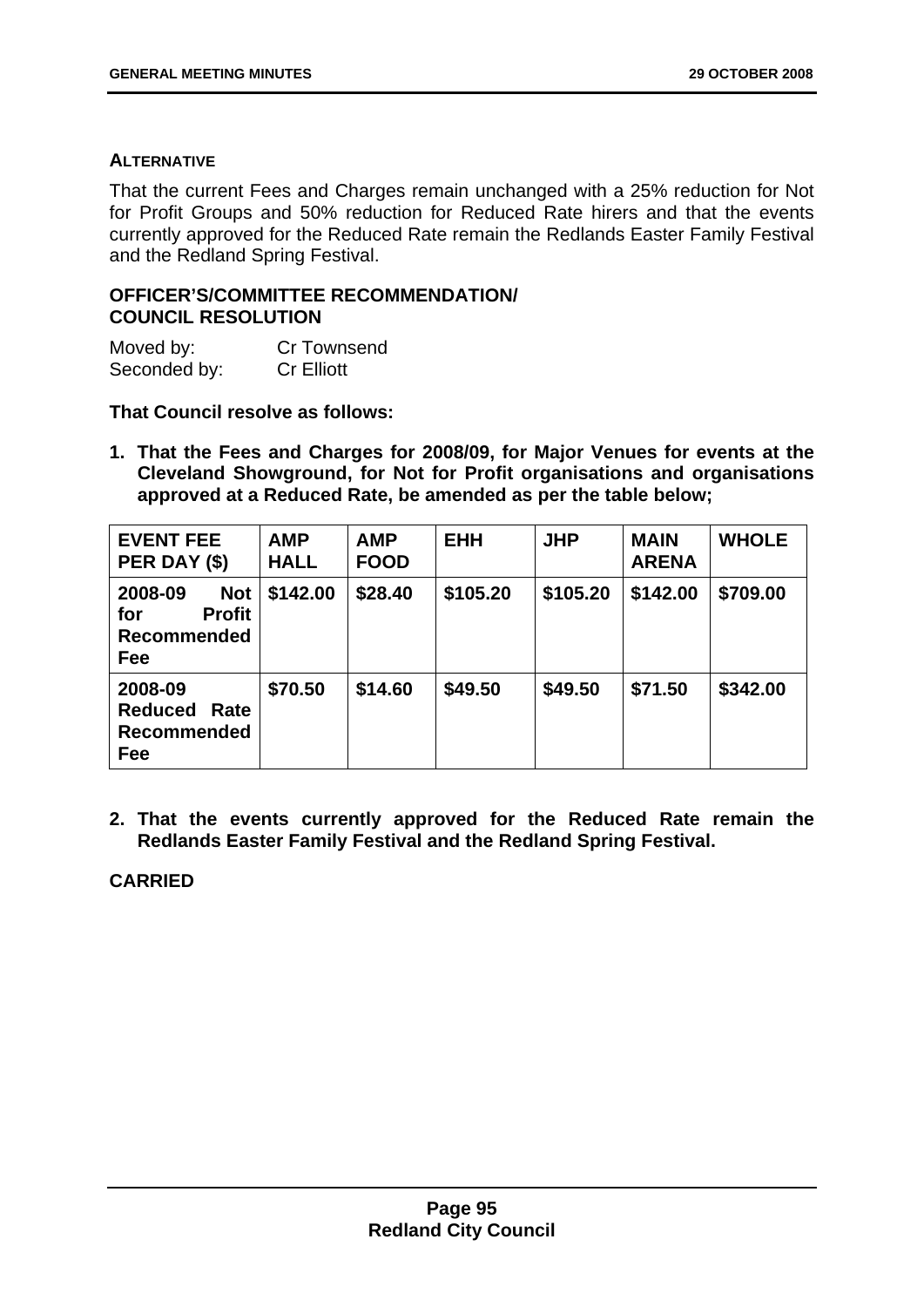**ALTERNATIVE**

That the current Fees and Charges remain unchanged with a 25% reduction for Not for Profit Groups and 50% reduction for Reduced Rate hirers and that the events currently approved for the Reduced Rate remain the Redlands Easter Family Festival and the Redland Spring Festival.

**OFFICER'S/COMMITTEE RECOMMENDATION/ COUNCIL RESOLUTION**

Moved by: Cr Townsend
Seconded by: Cr Elliott

**That Council resolve as follows:**

1. **That the Fees and Charges for 2008/09, for Major Venues for events at the Cleveland Showground, for Not for Profit organisations and organisations approved at a Reduced Rate, be amended as per the table below;**

| EVENT FEE PER DAY ($) | AMP HALL | AMP FOOD | EHH | JHP | MAIN ARENA | WHOLE |
|---|---|---|---|---|---|---|
| 2008-09 Not for Profit Recommended Fee | $142.00 | $28.40 | $105.20 | $105.20 | $142.00 | $709.00 |
| 2008-09 Reduced Rate Recommended Fee | $70.50 | $14.60 | $49.50 | $49.50 | $71.50 | $342.00 |

2. **That the events currently approved for the Reduced Rate remain the Redlands Easter Family Festival and the Redland Spring Festival.**

**CARRIED**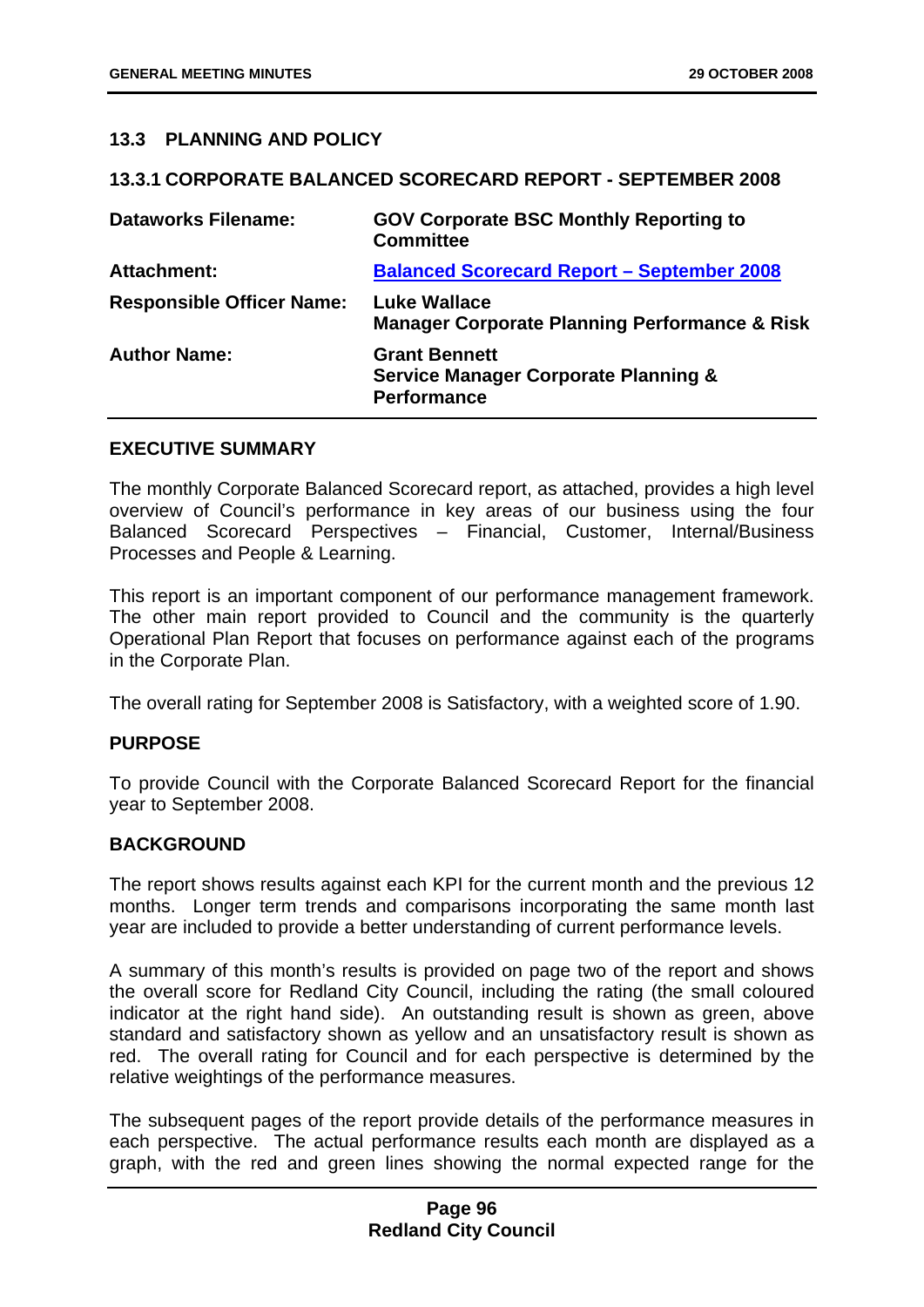## 13.3 PLANNING AND POLICY

### 13.3.1 CORPORATE BALANCED SCORECARD REPORT - SEPTEMBER 2008

| | |
|---|---|
| **Dataworks Filename:** | **GOV Corporate BSC Monthly Reporting to Committee** |
| **Attachment:** | **Balanced Scorecard Report – September 2008** |
| **Responsible Officer Name:** | **Luke Wallace**<br>**Manager Corporate Planning Performance & Risk** |
| **Author Name:** | **Grant Bennett**<br>**Service Manager Corporate Planning & Performance** |

**EXECUTIVE SUMMARY**

The monthly Corporate Balanced Scorecard report, as attached, provides a high level overview of Council's performance in key areas of our business using the four Balanced Scorecard Perspectives – Financial, Customer, Internal/Business Processes and People & Learning.

This report is an important component of our performance management framework. The other main report provided to Council and the community is the quarterly Operational Plan Report that focuses on performance against each of the programs in the Corporate Plan.

The overall rating for September 2008 is Satisfactory, with a weighted score of 1.90.

**PURPOSE**

To provide Council with the Corporate Balanced Scorecard Report for the financial year to September 2008.

**BACKGROUND**

The report shows results against each KPI for the current month and the previous 12 months. Longer term trends and comparisons incorporating the same month last year are included to provide a better understanding of current performance levels.

A summary of this month's results is provided on page two of the report and shows the overall score for Redland City Council, including the rating (the small coloured indicator at the right hand side). An outstanding result is shown as green, above standard and satisfactory shown as yellow and an unsatisfactory result is shown as red. The overall rating for Council and for each perspective is determined by the relative weightings of the performance measures.

The subsequent pages of the report provide details of the performance measures in each perspective. The actual performance results each month are displayed as a graph, with the red and green lines showing the normal expected range for the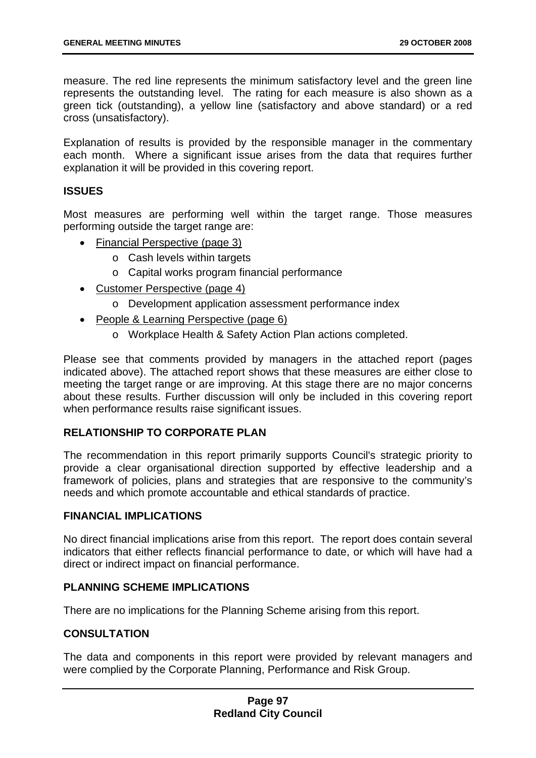measure. The red line represents the minimum satisfactory level and the green line represents the outstanding level. The rating for each measure is also shown as a green tick (outstanding), a yellow line (satisfactory and above standard) or a red cross (unsatisfactory).

Explanation of results is provided by the responsible manager in the commentary each month. Where a significant issue arises from the data that requires further explanation it will be provided in this covering report.

## ISSUES

Most measures are performing well within the target range. Those measures performing outside the target range are:

- Financial Perspective (page 3)
  - Cash levels within targets
  - Capital works program financial performance
- Customer Perspective (page 4)
  - Development application assessment performance index
- People & Learning Perspective (page 6)
  - Workplace Health & Safety Action Plan actions completed.

Please see that comments provided by managers in the attached report (pages indicated above). The attached report shows that these measures are either close to meeting the target range or are improving. At this stage there are no major concerns about these results. Further discussion will only be included in this covering report when performance results raise significant issues.

## RELATIONSHIP TO CORPORATE PLAN

The recommendation in this report primarily supports Council's strategic priority to provide a clear organisational direction supported by effective leadership and a framework of policies, plans and strategies that are responsive to the community's needs and which promote accountable and ethical standards of practice.

## FINANCIAL IMPLICATIONS

No direct financial implications arise from this report. The report does contain several indicators that either reflects financial performance to date, or which will have had a direct or indirect impact on financial performance.

## PLANNING SCHEME IMPLICATIONS

There are no implications for the Planning Scheme arising from this report.

## CONSULTATION

The data and components in this report were provided by relevant managers and were complied by the Corporate Planning, Performance and Risk Group.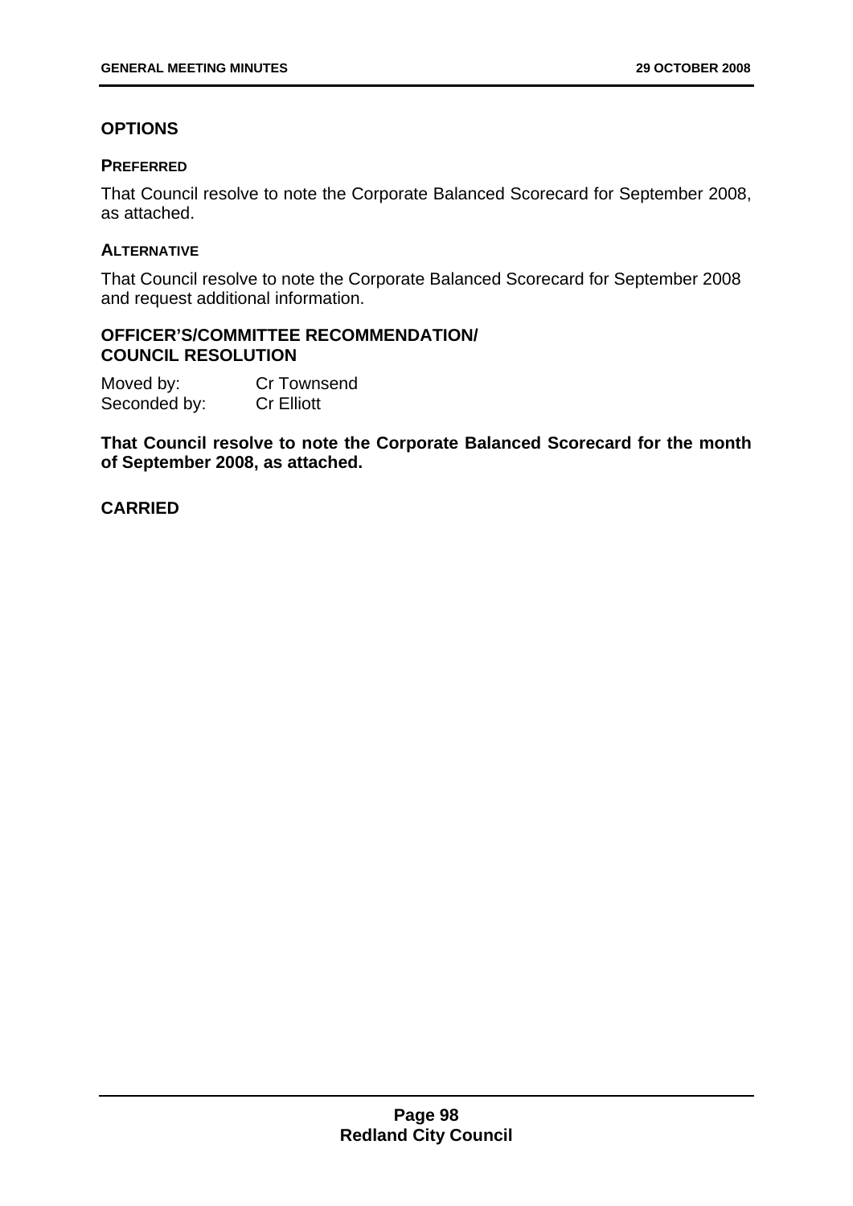## OPTIONS

### PREFERRED

That Council resolve to note the Corporate Balanced Scorecard for September 2008, as attached.

### ALTERNATIVE

That Council resolve to note the Corporate Balanced Scorecard for September 2008 and request additional information.

## OFFICER'S/COMMITTEE RECOMMENDATION/ COUNCIL RESOLUTION

Moved by: Cr Townsend
Seconded by: Cr Elliott

**That Council resolve to note the Corporate Balanced Scorecard for the month of September 2008, as attached.**

**CARRIED**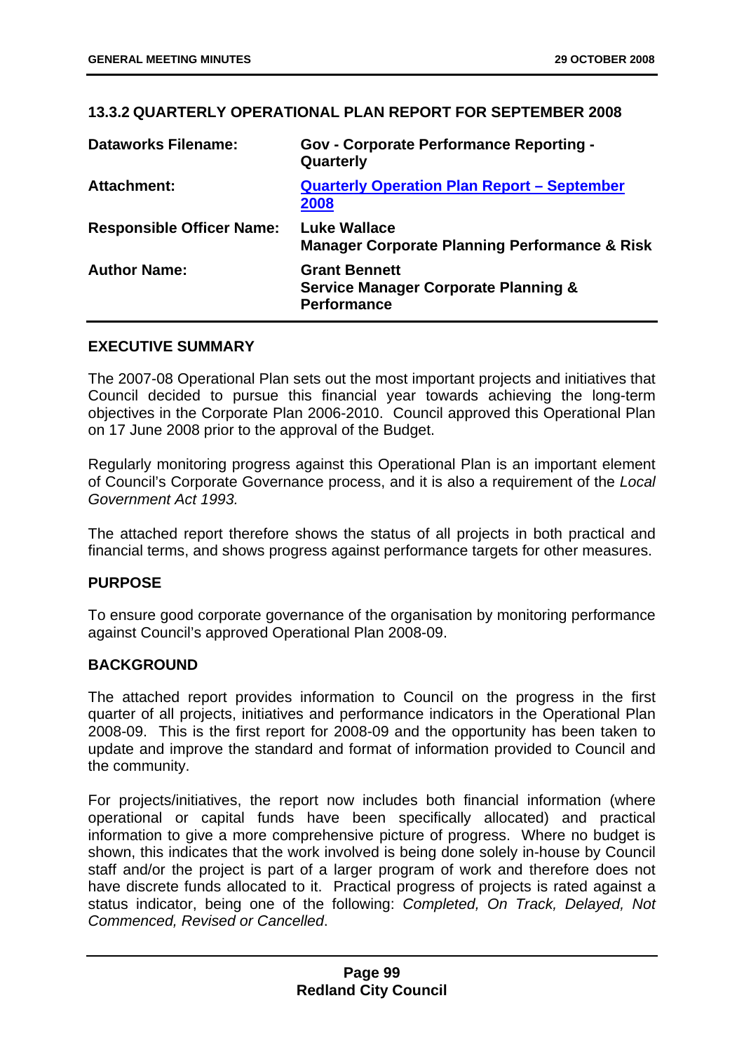## 13.3.2 QUARTERLY OPERATIONAL PLAN REPORT FOR SEPTEMBER 2008

| | |
|---|---|
| **Dataworks Filename:** | **Gov - Corporate Performance Reporting - Quarterly** |
| **Attachment:** | **Quarterly Operation Plan Report – September 2008** |
| **Responsible Officer Name:** | **Luke Wallace**<br>**Manager Corporate Planning Performance & Risk** |
| **Author Name:** | **Grant Bennett**<br>**Service Manager Corporate Planning & Performance** |

### EXECUTIVE SUMMARY

The 2007-08 Operational Plan sets out the most important projects and initiatives that Council decided to pursue this financial year towards achieving the long-term objectives in the Corporate Plan 2006-2010. Council approved this Operational Plan on 17 June 2008 prior to the approval of the Budget.

Regularly monitoring progress against this Operational Plan is an important element of Council's Corporate Governance process, and it is also a requirement of the *Local Government Act 1993.*

The attached report therefore shows the status of all projects in both practical and financial terms, and shows progress against performance targets for other measures.

### PURPOSE

To ensure good corporate governance of the organisation by monitoring performance against Council's approved Operational Plan 2008-09.

### BACKGROUND

The attached report provides information to Council on the progress in the first quarter of all projects, initiatives and performance indicators in the Operational Plan 2008-09. This is the first report for 2008-09 and the opportunity has been taken to update and improve the standard and format of information provided to Council and the community.

For projects/initiatives, the report now includes both financial information (where operational or capital funds have been specifically allocated) and practical information to give a more comprehensive picture of progress. Where no budget is shown, this indicates that the work involved is being done solely in-house by Council staff and/or the project is part of a larger program of work and therefore does not have discrete funds allocated to it. Practical progress of projects is rated against a status indicator, being one of the following: *Completed, On Track, Delayed, Not Commenced, Revised or Cancelled*.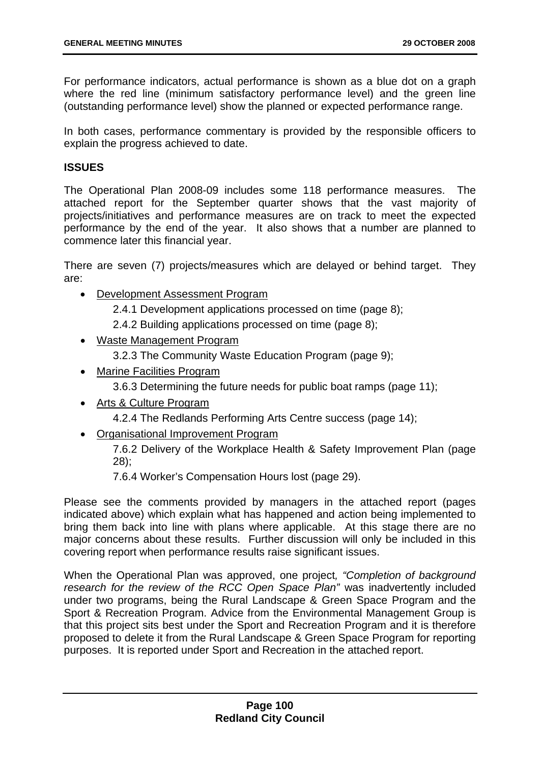For performance indicators, actual performance is shown as a blue dot on a graph where the red line (minimum satisfactory performance level) and the green line (outstanding performance level) show the planned or expected performance range.

In both cases, performance commentary is provided by the responsible officers to explain the progress achieved to date.

**ISSUES**

The Operational Plan 2008-09 includes some 118 performance measures. The attached report for the September quarter shows that the vast majority of projects/initiatives and performance measures are on track to meet the expected performance by the end of the year. It also shows that a number are planned to commence later this financial year.

There are seven (7) projects/measures which are delayed or behind target. They are:

- Development Assessment Program
  - 2.4.1 Development applications processed on time (page 8);
  - 2.4.2 Building applications processed on time (page 8);
- Waste Management Program
  - 3.2.3 The Community Waste Education Program (page 9);
- Marine Facilities Program
  - 3.6.3 Determining the future needs for public boat ramps (page 11);
- Arts & Culture Program
  - 4.2.4 The Redlands Performing Arts Centre success (page 14);
- Organisational Improvement Program
  - 7.6.2 Delivery of the Workplace Health & Safety Improvement Plan (page 28);
  - 7.6.4 Worker's Compensation Hours lost (page 29).

Please see the comments provided by managers in the attached report (pages indicated above) which explain what has happened and action being implemented to bring them back into line with plans where applicable. At this stage there are no major concerns about these results. Further discussion will only be included in this covering report when performance results raise significant issues.

When the Operational Plan was approved, one project*, "Completion of background research for the review of the RCC Open Space Plan"* was inadvertently included under two programs, being the Rural Landscape & Green Space Program and the Sport & Recreation Program. Advice from the Environmental Management Group is that this project sits best under the Sport and Recreation Program and it is therefore proposed to delete it from the Rural Landscape & Green Space Program for reporting purposes. It is reported under Sport and Recreation in the attached report.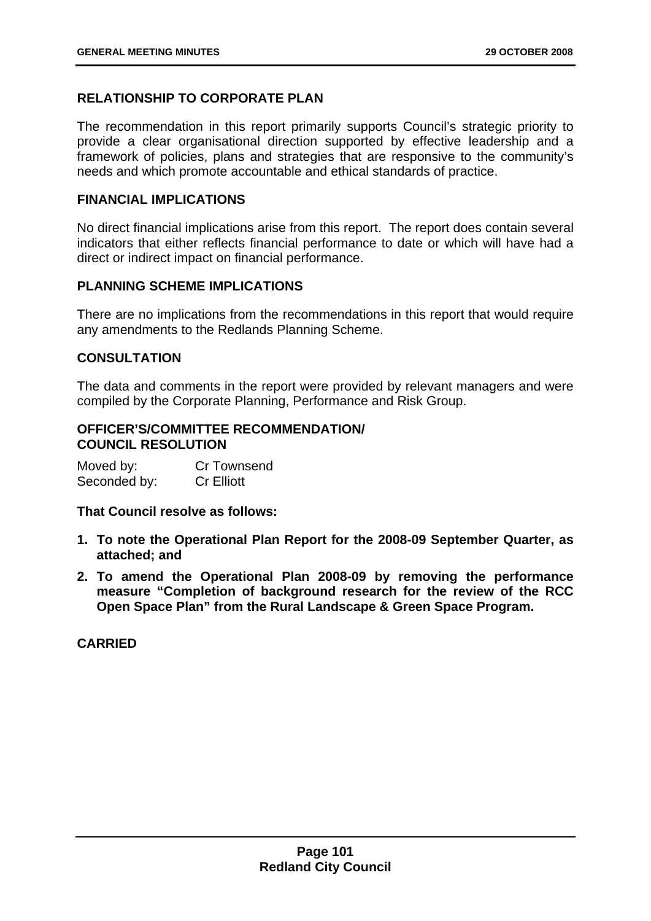## RELATIONSHIP TO CORPORATE PLAN

The recommendation in this report primarily supports Council's strategic priority to provide a clear organisational direction supported by effective leadership and a framework of policies, plans and strategies that are responsive to the community's needs and which promote accountable and ethical standards of practice.

## FINANCIAL IMPLICATIONS

No direct financial implications arise from this report. The report does contain several indicators that either reflects financial performance to date or which will have had a direct or indirect impact on financial performance.

## PLANNING SCHEME IMPLICATIONS

There are no implications from the recommendations in this report that would require any amendments to the Redlands Planning Scheme.

## CONSULTATION

The data and comments in the report were provided by relevant managers and were compiled by the Corporate Planning, Performance and Risk Group.

## OFFICER'S/COMMITTEE RECOMMENDATION/ COUNCIL RESOLUTION

Moved by: Cr Townsend
Seconded by: Cr Elliott

**That Council resolve as follows:**

1. **To note the Operational Plan Report for the 2008-09 September Quarter, as attached; and**
2. **To amend the Operational Plan 2008-09 by removing the performance measure "Completion of background research for the review of the RCC Open Space Plan" from the Rural Landscape & Green Space Program.**

**CARRIED**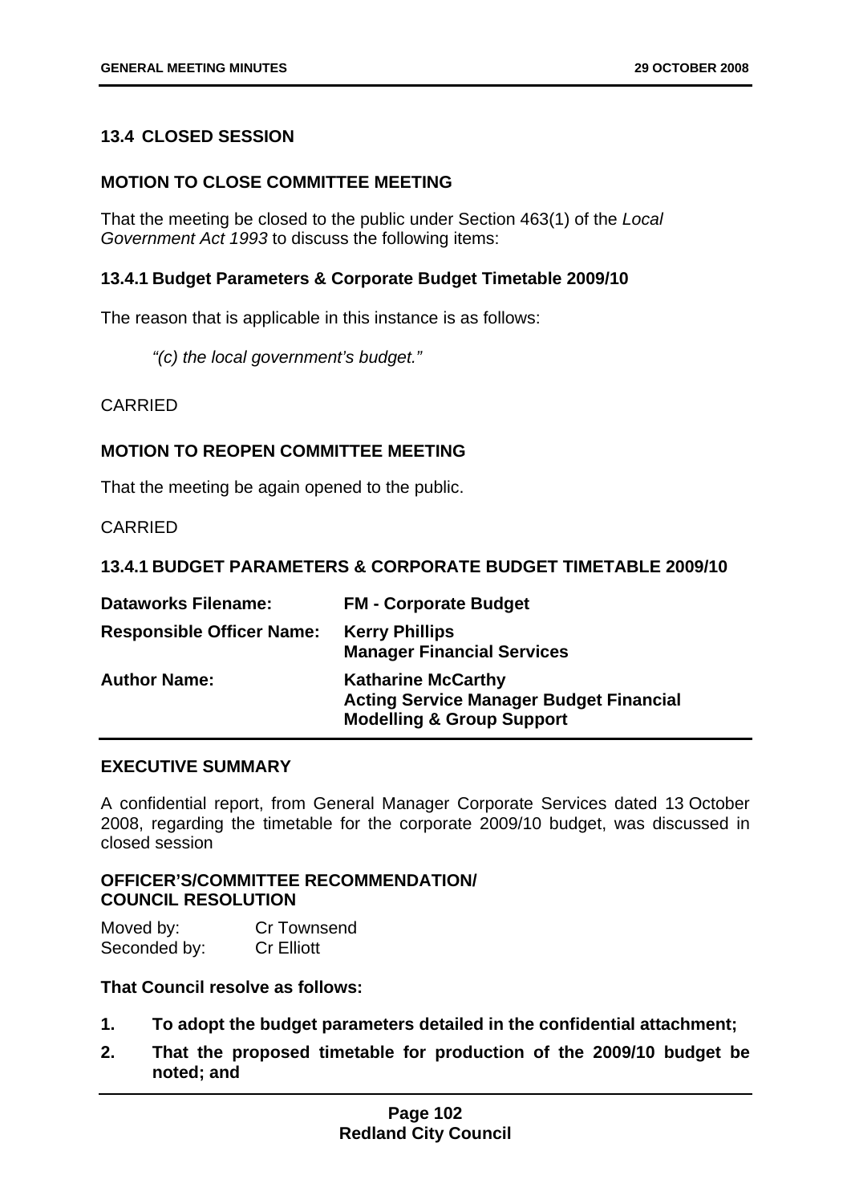### 13.4 CLOSED SESSION

**MOTION TO CLOSE COMMITTEE MEETING**

That the meeting be closed to the public under Section 463(1) of the *Local Government Act 1993* to discuss the following items:

**13.4.1 Budget Parameters & Corporate Budget Timetable 2009/10**

The reason that is applicable in this instance is as follows:

> *"(c) the local government's budget."*

CARRIED

**MOTION TO REOPEN COMMITTEE MEETING**

That the meeting be again opened to the public.

CARRIED

### 13.4.1 BUDGET PARAMETERS & CORPORATE BUDGET TIMETABLE 2009/10

| | |
|---|---|
| **Dataworks Filename:** | **FM - Corporate Budget** |
| **Responsible Officer Name:** | **Kerry Phillips**<br>**Manager Financial Services** |
| **Author Name:** | **Katharine McCarthy**<br>**Acting Service Manager Budget Financial Modelling & Group Support** |

**EXECUTIVE SUMMARY**

A confidential report, from General Manager Corporate Services dated 13 October 2008, regarding the timetable for the corporate 2009/10 budget, was discussed in closed session

**OFFICER'S/COMMITTEE RECOMMENDATION/ COUNCIL RESOLUTION**

Moved by: Cr Townsend
Seconded by: Cr Elliott

**That Council resolve as follows:**

1. **To adopt the budget parameters detailed in the confidential attachment;**
2. **That the proposed timetable for production of the 2009/10 budget be noted; and**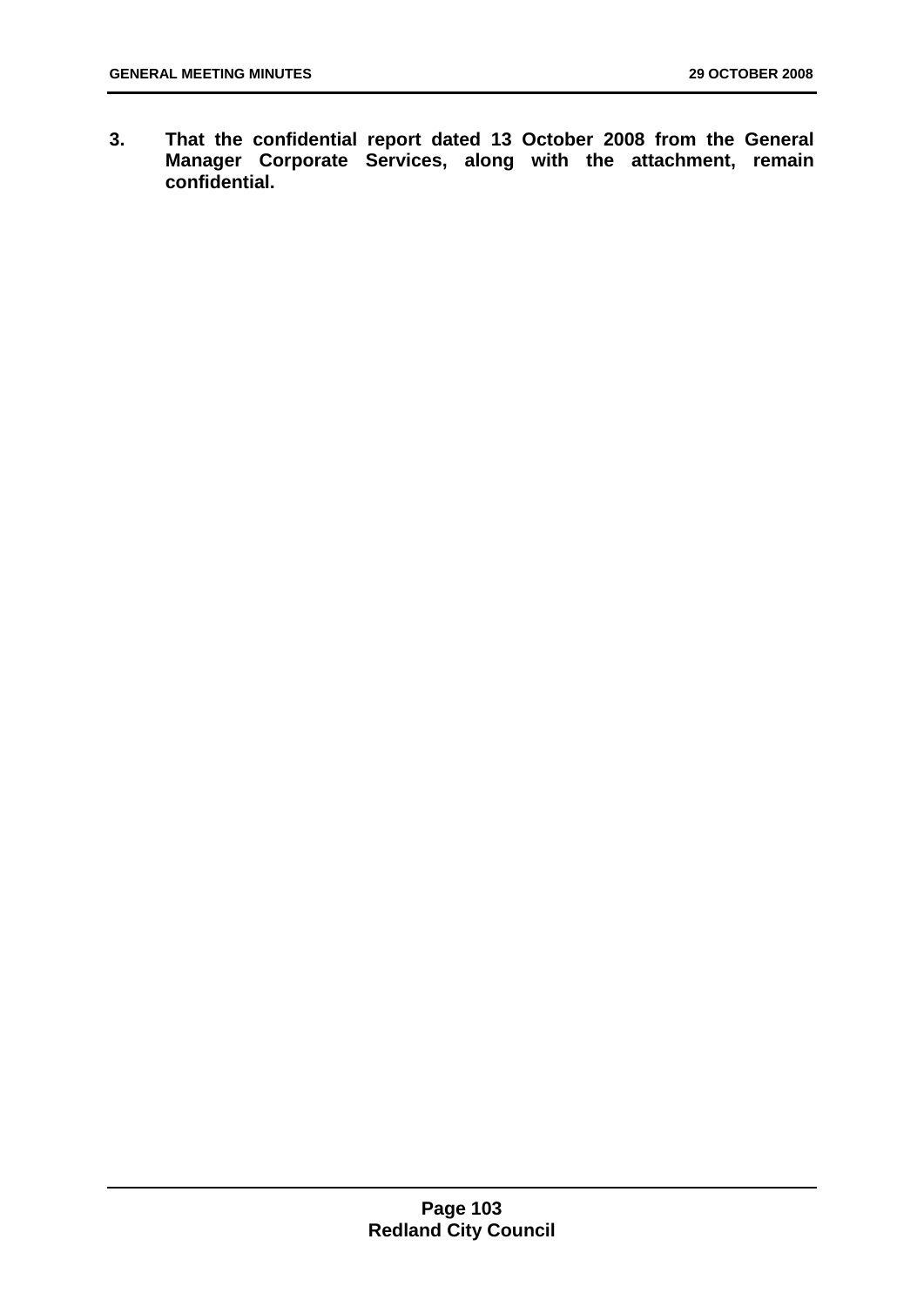**3. That the confidential report dated 13 October 2008 from the General Manager Corporate Services, along with the attachment, remain confidential.**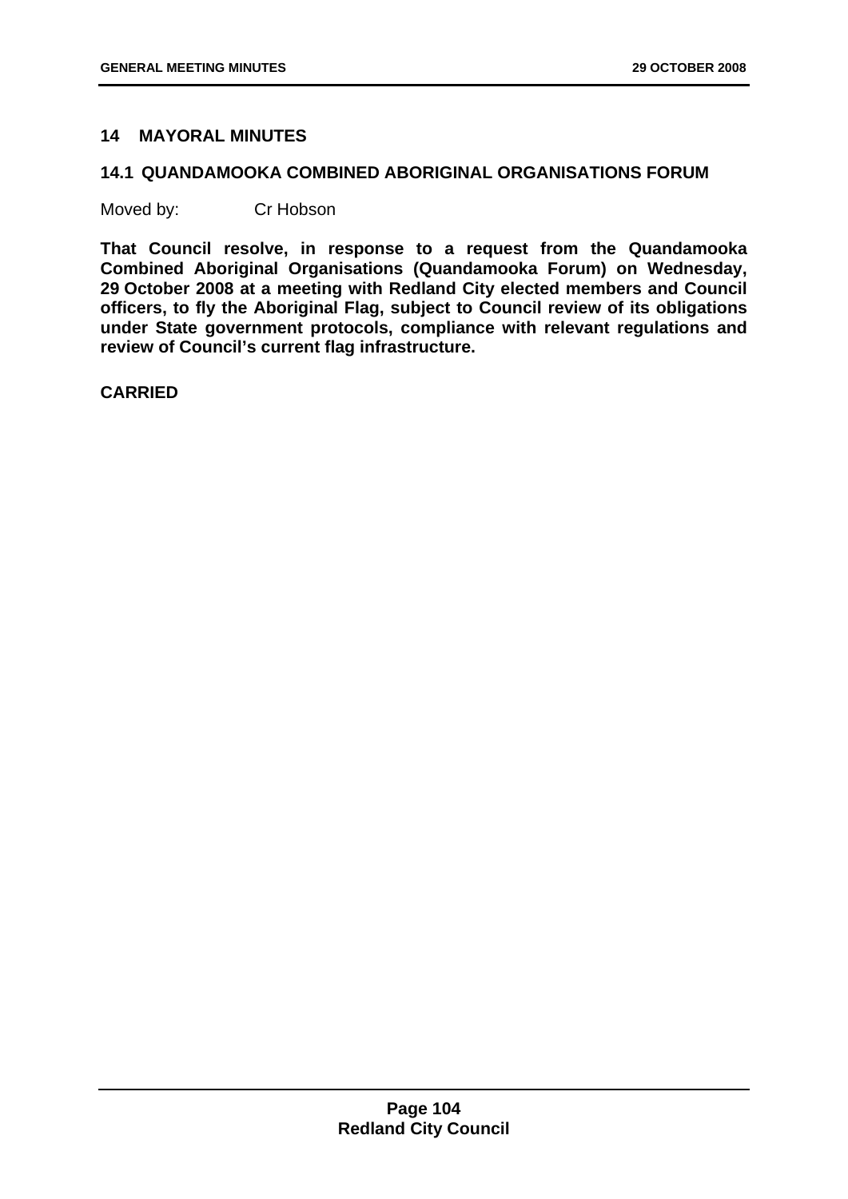## 14 MAYORAL MINUTES

### 14.1 QUANDAMOOKA COMBINED ABORIGINAL ORGANISATIONS FORUM

Moved by: Cr Hobson

**That Council resolve, in response to a request from the Quandamooka Combined Aboriginal Organisations (Quandamooka Forum) on Wednesday, 29 October 2008 at a meeting with Redland City elected members and Council officers, to fly the Aboriginal Flag, subject to Council review of its obligations under State government protocols, compliance with relevant regulations and review of Council's current flag infrastructure.**

**CARRIED**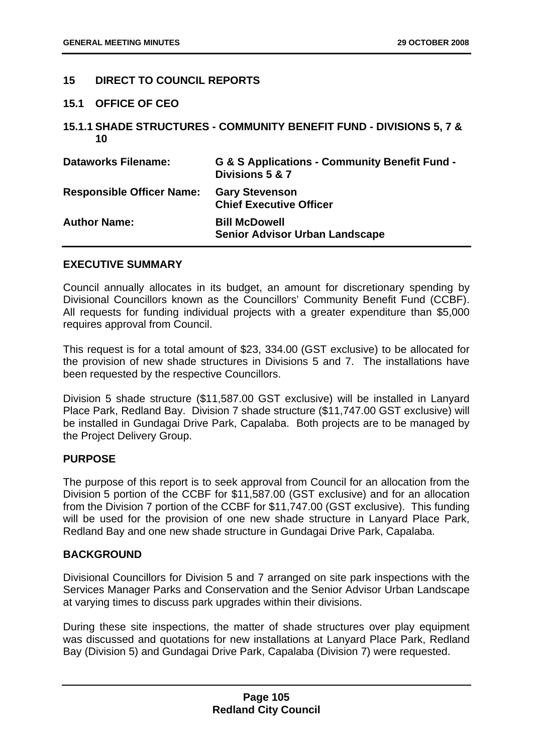## 15 DIRECT TO COUNCIL REPORTS

### 15.1 OFFICE OF CEO

#### 15.1.1 SHADE STRUCTURES - COMMUNITY BENEFIT FUND - DIVISIONS 5, 7 & 10

| | |
|---|---|
| **Dataworks Filename:** | **G & S Applications - Community Benefit Fund - Divisions 5 & 7** |
| **Responsible Officer Name:** | **Gary Stevenson**<br>**Chief Executive Officer** |
| **Author Name:** | **Bill McDowell**<br>**Senior Advisor Urban Landscape** |

**EXECUTIVE SUMMARY**

Council annually allocates in its budget, an amount for discretionary spending by Divisional Councillors known as the Councillors' Community Benefit Fund (CCBF). All requests for funding individual projects with a greater expenditure than $5,000 requires approval from Council.

This request is for a total amount of $23, 334.00 (GST exclusive) to be allocated for the provision of new shade structures in Divisions 5 and 7. The installations have been requested by the respective Councillors.

Division 5 shade structure ($11,587.00 GST exclusive) will be installed in Lanyard Place Park, Redland Bay. Division 7 shade structure ($11,747.00 GST exclusive) will be installed in Gundagai Drive Park, Capalaba. Both projects are to be managed by the Project Delivery Group.

**PURPOSE**

The purpose of this report is to seek approval from Council for an allocation from the Division 5 portion of the CCBF for $11,587.00 (GST exclusive) and for an allocation from the Division 7 portion of the CCBF for $11,747.00 (GST exclusive). This funding will be used for the provision of one new shade structure in Lanyard Place Park, Redland Bay and one new shade structure in Gundagai Drive Park, Capalaba.

**BACKGROUND**

Divisional Councillors for Division 5 and 7 arranged on site park inspections with the Services Manager Parks and Conservation and the Senior Advisor Urban Landscape at varying times to discuss park upgrades within their divisions.

During these site inspections, the matter of shade structures over play equipment was discussed and quotations for new installations at Lanyard Place Park, Redland Bay (Division 5) and Gundagai Drive Park, Capalaba (Division 7) were requested.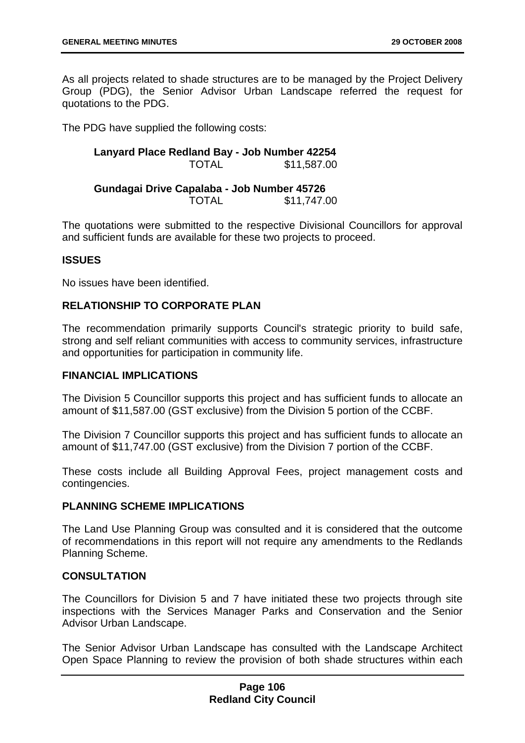As all projects related to shade structures are to be managed by the Project Delivery Group (PDG), the Senior Advisor Urban Landscape referred the request for quotations to the PDG.

The PDG have supplied the following costs:

**Lanyard Place Redland Bay - Job Number 42254**
TOTAL $11,587.00

**Gundagai Drive Capalaba - Job Number 45726**
TOTAL $11,747.00

The quotations were submitted to the respective Divisional Councillors for approval and sufficient funds are available for these two projects to proceed.

### ISSUES

No issues have been identified.

### RELATIONSHIP TO CORPORATE PLAN

The recommendation primarily supports Council's strategic priority to build safe, strong and self reliant communities with access to community services, infrastructure and opportunities for participation in community life.

### FINANCIAL IMPLICATIONS

The Division 5 Councillor supports this project and has sufficient funds to allocate an amount of $11,587.00 (GST exclusive) from the Division 5 portion of the CCBF.

The Division 7 Councillor supports this project and has sufficient funds to allocate an amount of $11,747.00 (GST exclusive) from the Division 7 portion of the CCBF.

These costs include all Building Approval Fees, project management costs and contingencies.

### PLANNING SCHEME IMPLICATIONS

The Land Use Planning Group was consulted and it is considered that the outcome of recommendations in this report will not require any amendments to the Redlands Planning Scheme.

### CONSULTATION

The Councillors for Division 5 and 7 have initiated these two projects through site inspections with the Services Manager Parks and Conservation and the Senior Advisor Urban Landscape.

The Senior Advisor Urban Landscape has consulted with the Landscape Architect Open Space Planning to review the provision of both shade structures within each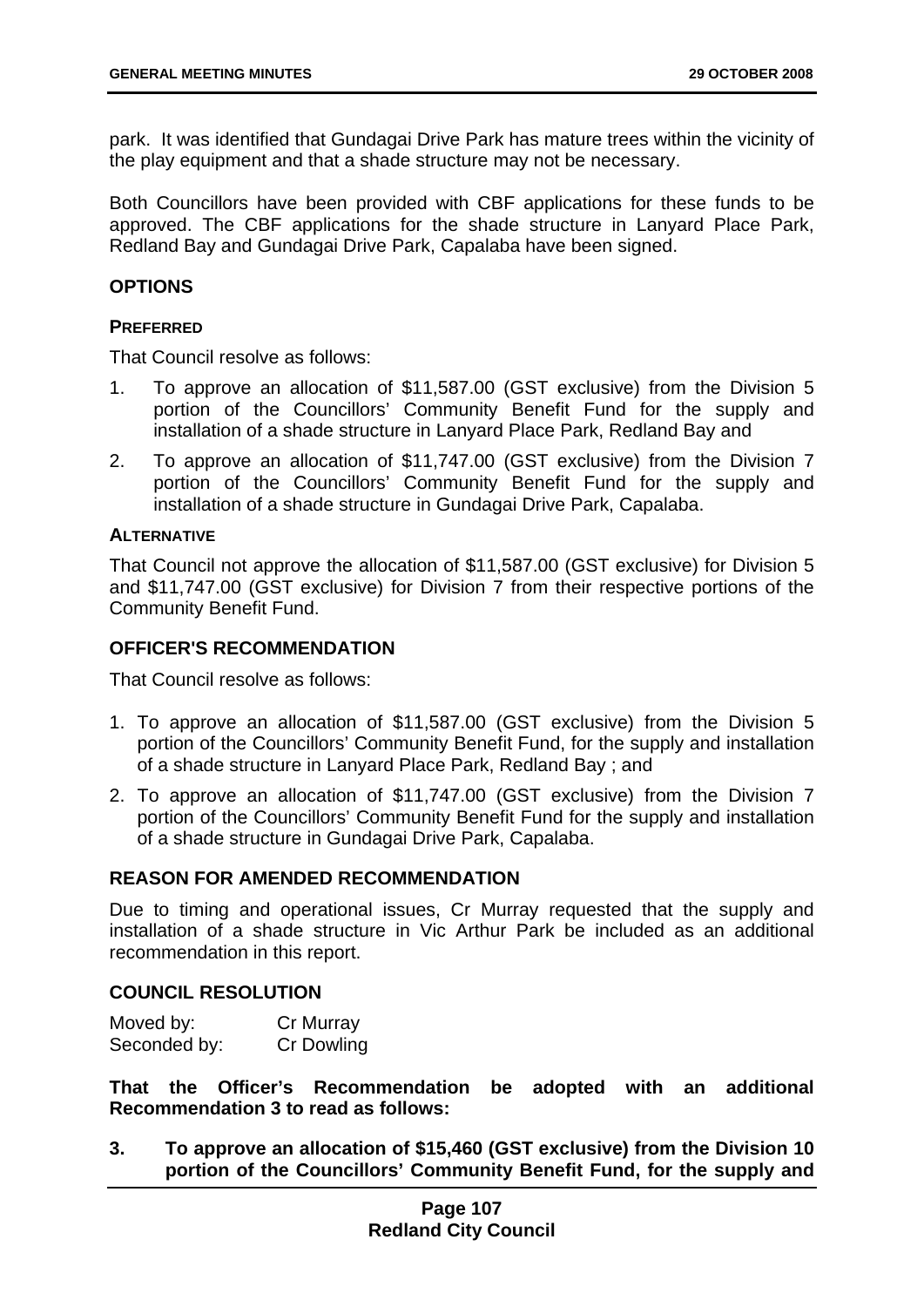park. It was identified that Gundagai Drive Park has mature trees within the vicinity of the play equipment and that a shade structure may not be necessary.

Both Councillors have been provided with CBF applications for these funds to be approved. The CBF applications for the shade structure in Lanyard Place Park, Redland Bay and Gundagai Drive Park, Capalaba have been signed.

## OPTIONS

### PREFERRED

That Council resolve as follows:

1. To approve an allocation of $11,587.00 (GST exclusive) from the Division 5 portion of the Councillors' Community Benefit Fund for the supply and installation of a shade structure in Lanyard Place Park, Redland Bay and
2. To approve an allocation of $11,747.00 (GST exclusive) from the Division 7 portion of the Councillors' Community Benefit Fund for the supply and installation of a shade structure in Gundagai Drive Park, Capalaba.

### ALTERNATIVE

That Council not approve the allocation of $11,587.00 (GST exclusive) for Division 5 and $11,747.00 (GST exclusive) for Division 7 from their respective portions of the Community Benefit Fund.

## OFFICER'S RECOMMENDATION

That Council resolve as follows:

1. To approve an allocation of $11,587.00 (GST exclusive) from the Division 5 portion of the Councillors' Community Benefit Fund, for the supply and installation of a shade structure in Lanyard Place Park, Redland Bay ; and
2. To approve an allocation of $11,747.00 (GST exclusive) from the Division 7 portion of the Councillors' Community Benefit Fund for the supply and installation of a shade structure in Gundagai Drive Park, Capalaba.

## REASON FOR AMENDED RECOMMENDATION

Due to timing and operational issues, Cr Murray requested that the supply and installation of a shade structure in Vic Arthur Park be included as an additional recommendation in this report.

## COUNCIL RESOLUTION

Moved by: Cr Murray
Seconded by: Cr Dowling

**That the Officer's Recommendation be adopted with an additional Recommendation 3 to read as follows:**

**3. To approve an allocation of $15,460 (GST exclusive) from the Division 10 portion of the Councillors' Community Benefit Fund, for the supply and**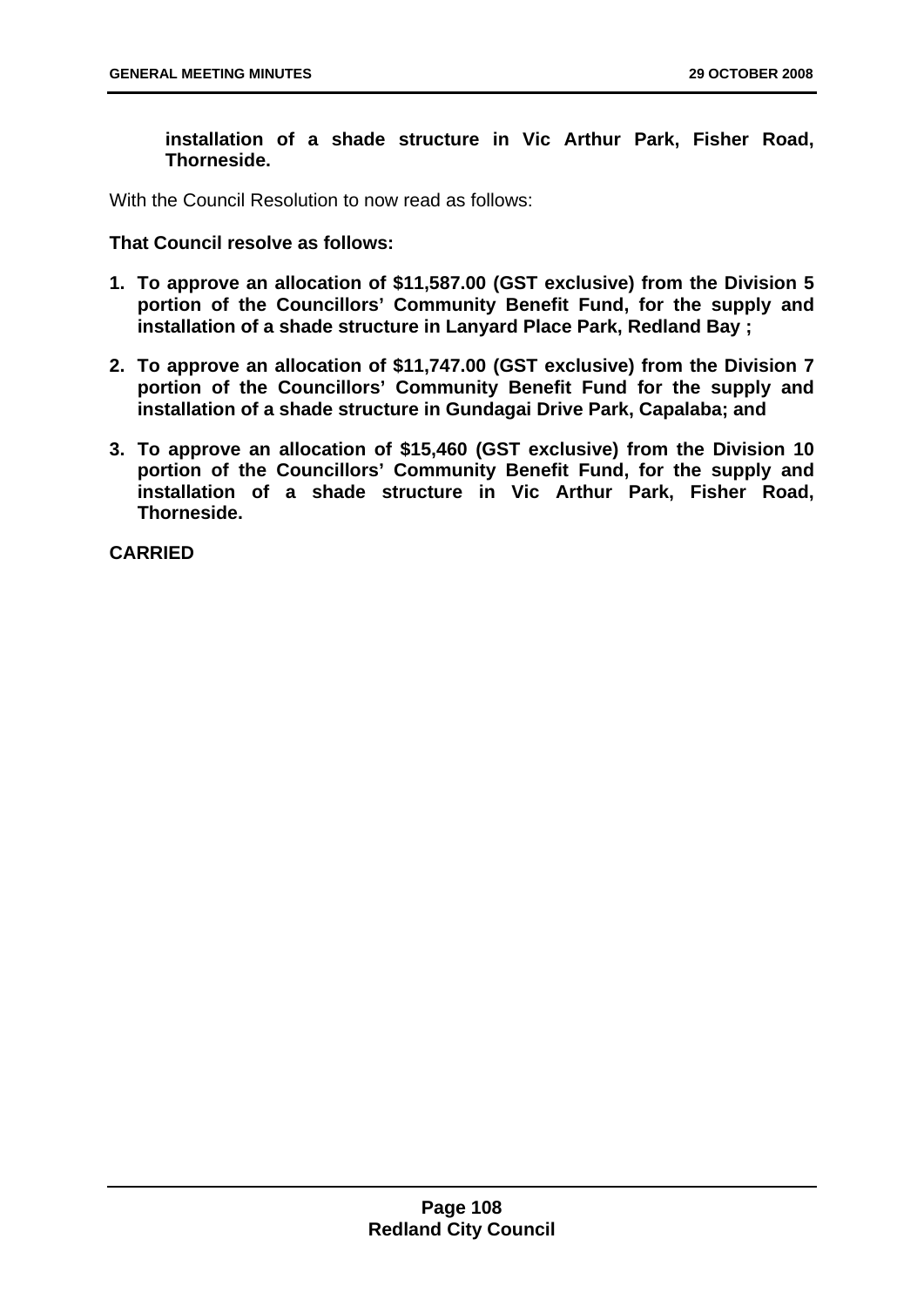**installation of a shade structure in Vic Arthur Park, Fisher Road, Thorneside.**

With the Council Resolution to now read as follows:

**That Council resolve as follows:**

1. **To approve an allocation of $11,587.00 (GST exclusive) from the Division 5 portion of the Councillors' Community Benefit Fund, for the supply and installation of a shade structure in Lanyard Place Park, Redland Bay ;**
2. **To approve an allocation of $11,747.00 (GST exclusive) from the Division 7 portion of the Councillors' Community Benefit Fund for the supply and installation of a shade structure in Gundagai Drive Park, Capalaba; and**
3. **To approve an allocation of $15,460 (GST exclusive) from the Division 10 portion of the Councillors' Community Benefit Fund, for the supply and installation of a shade structure in Vic Arthur Park, Fisher Road, Thorneside.**

**CARRIED**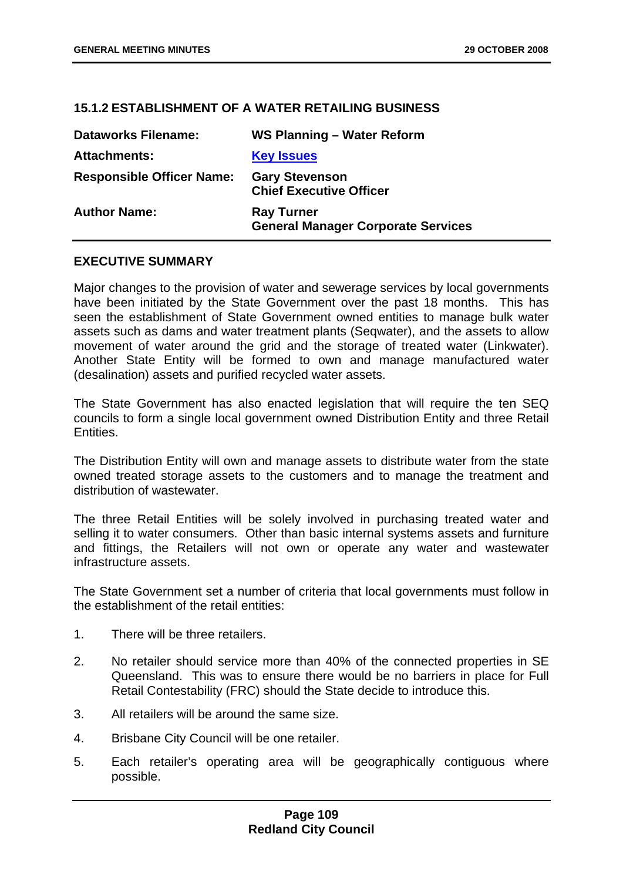### 15.1.2 ESTABLISHMENT OF A WATER RETAILING BUSINESS

| | |
|---|---|
| **Dataworks Filename:** | **WS Planning – Water Reform** |
| **Attachments:** | **Key Issues** |
| **Responsible Officer Name:** | **Gary Stevenson**<br>**Chief Executive Officer** |
| **Author Name:** | **Ray Turner**<br>**General Manager Corporate Services** |

#### EXECUTIVE SUMMARY

Major changes to the provision of water and sewerage services by local governments have been initiated by the State Government over the past 18 months. This has seen the establishment of State Government owned entities to manage bulk water assets such as dams and water treatment plants (Seqwater), and the assets to allow movement of water around the grid and the storage of treated water (Linkwater). Another State Entity will be formed to own and manage manufactured water (desalination) assets and purified recycled water assets.

The State Government has also enacted legislation that will require the ten SEQ councils to form a single local government owned Distribution Entity and three Retail Entities.

The Distribution Entity will own and manage assets to distribute water from the state owned treated storage assets to the customers and to manage the treatment and distribution of wastewater.

The three Retail Entities will be solely involved in purchasing treated water and selling it to water consumers. Other than basic internal systems assets and furniture and fittings, the Retailers will not own or operate any water and wastewater infrastructure assets.

The State Government set a number of criteria that local governments must follow in the establishment of the retail entities:

1. There will be three retailers.
2. No retailer should service more than 40% of the connected properties in SE Queensland. This was to ensure there would be no barriers in place for Full Retail Contestability (FRC) should the State decide to introduce this.
3. All retailers will be around the same size.
4. Brisbane City Council will be one retailer.
5. Each retailer's operating area will be geographically contiguous where possible.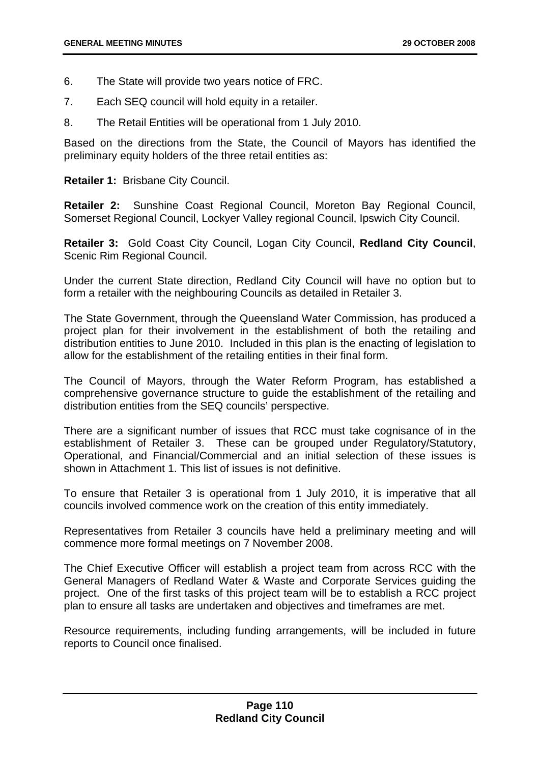6. The State will provide two years notice of FRC.

7. Each SEQ council will hold equity in a retailer.

8. The Retail Entities will be operational from 1 July 2010.

Based on the directions from the State, the Council of Mayors has identified the preliminary equity holders of the three retail entities as:

**Retailer 1:** Brisbane City Council.

**Retailer 2:** Sunshine Coast Regional Council, Moreton Bay Regional Council, Somerset Regional Council, Lockyer Valley regional Council, Ipswich City Council.

**Retailer 3:** Gold Coast City Council, Logan City Council, **Redland City Council**, Scenic Rim Regional Council.

Under the current State direction, Redland City Council will have no option but to form a retailer with the neighbouring Councils as detailed in Retailer 3.

The State Government, through the Queensland Water Commission, has produced a project plan for their involvement in the establishment of both the retailing and distribution entities to June 2010. Included in this plan is the enacting of legislation to allow for the establishment of the retailing entities in their final form.

The Council of Mayors, through the Water Reform Program, has established a comprehensive governance structure to guide the establishment of the retailing and distribution entities from the SEQ councils' perspective.

There are a significant number of issues that RCC must take cognisance of in the establishment of Retailer 3. These can be grouped under Regulatory/Statutory, Operational, and Financial/Commercial and an initial selection of these issues is shown in Attachment 1. This list of issues is not definitive.

To ensure that Retailer 3 is operational from 1 July 2010, it is imperative that all councils involved commence work on the creation of this entity immediately.

Representatives from Retailer 3 councils have held a preliminary meeting and will commence more formal meetings on 7 November 2008.

The Chief Executive Officer will establish a project team from across RCC with the General Managers of Redland Water & Waste and Corporate Services guiding the project. One of the first tasks of this project team will be to establish a RCC project plan to ensure all tasks are undertaken and objectives and timeframes are met.

Resource requirements, including funding arrangements, will be included in future reports to Council once finalised.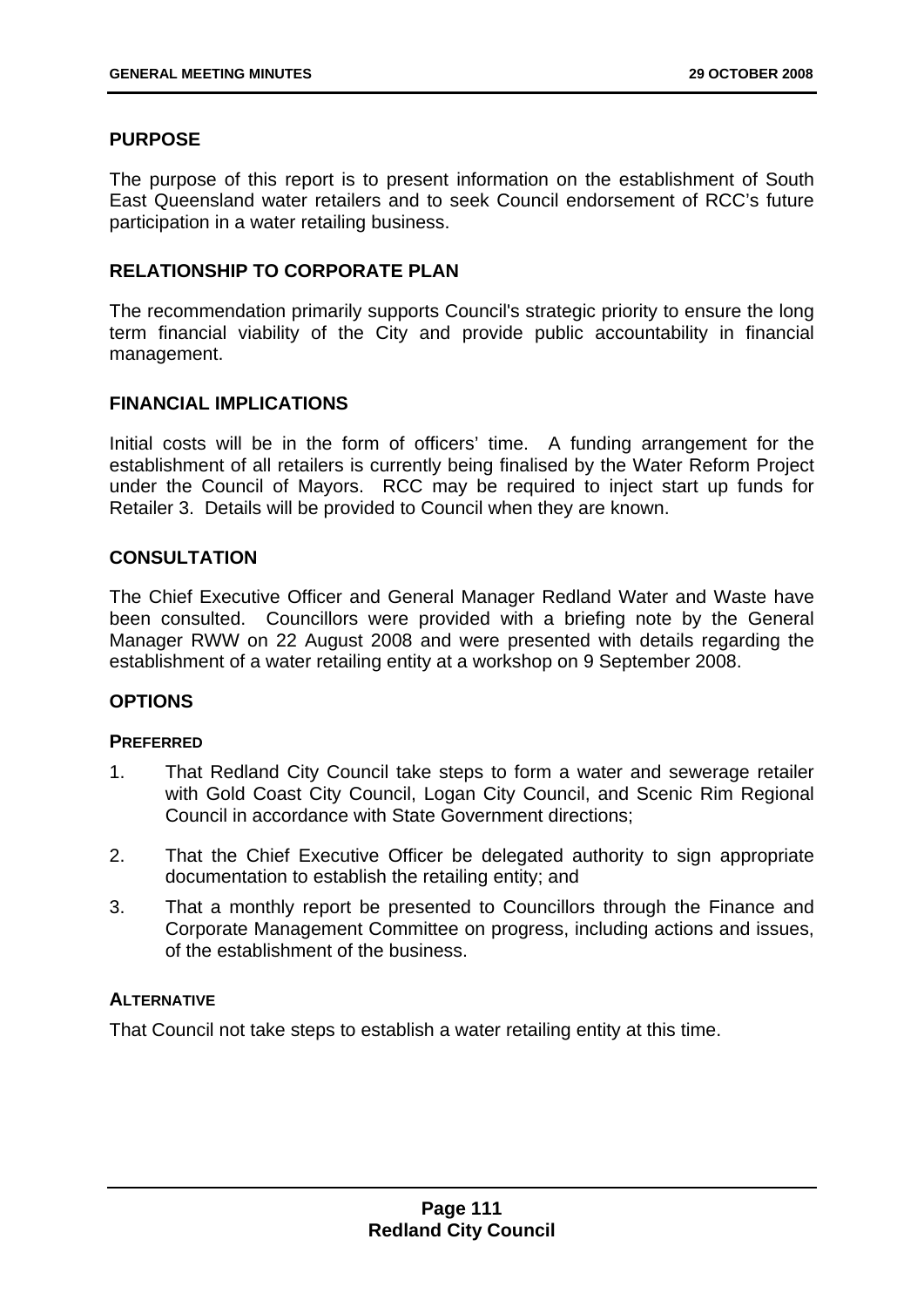## PURPOSE

The purpose of this report is to present information on the establishment of South East Queensland water retailers and to seek Council endorsement of RCC's future participation in a water retailing business.

## RELATIONSHIP TO CORPORATE PLAN

The recommendation primarily supports Council's strategic priority to ensure the long term financial viability of the City and provide public accountability in financial management.

## FINANCIAL IMPLICATIONS

Initial costs will be in the form of officers' time. A funding arrangement for the establishment of all retailers is currently being finalised by the Water Reform Project under the Council of Mayors. RCC may be required to inject start up funds for Retailer 3. Details will be provided to Council when they are known.

## CONSULTATION

The Chief Executive Officer and General Manager Redland Water and Waste have been consulted. Councillors were provided with a briefing note by the General Manager RWW on 22 August 2008 and were presented with details regarding the establishment of a water retailing entity at a workshop on 9 September 2008.

## OPTIONS

### PREFERRED

1. That Redland City Council take steps to form a water and sewerage retailer with Gold Coast City Council, Logan City Council, and Scenic Rim Regional Council in accordance with State Government directions;

2. That the Chief Executive Officer be delegated authority to sign appropriate documentation to establish the retailing entity; and

3. That a monthly report be presented to Councillors through the Finance and Corporate Management Committee on progress, including actions and issues, of the establishment of the business.

### ALTERNATIVE

That Council not take steps to establish a water retailing entity at this time.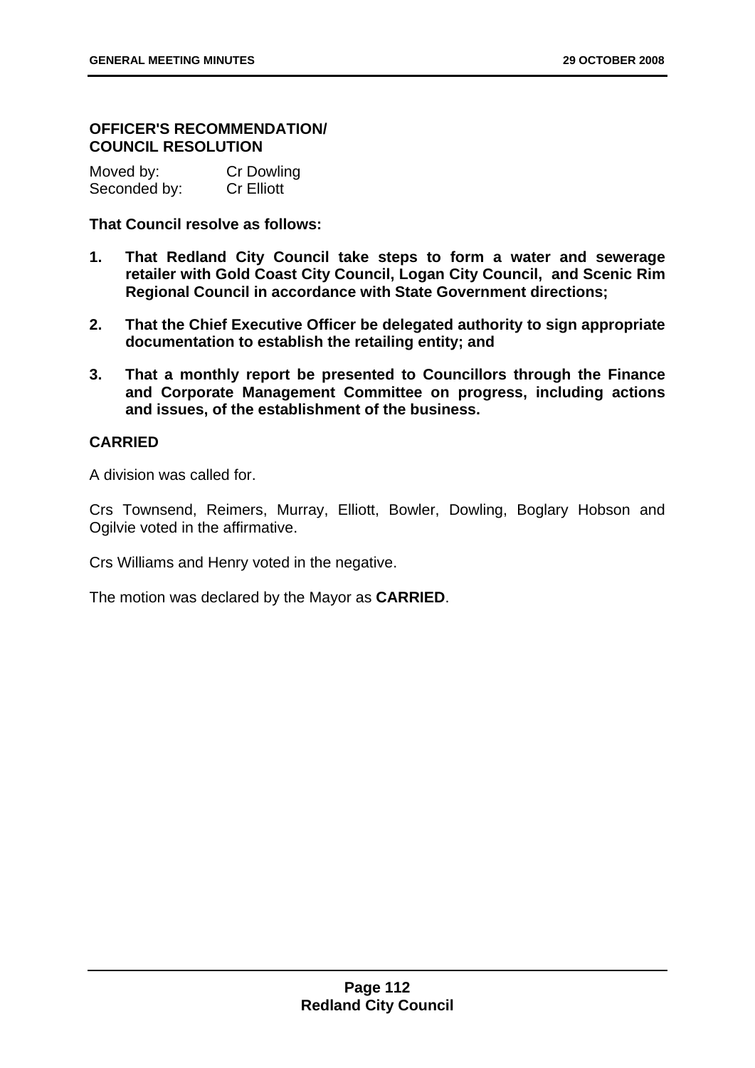**OFFICER'S RECOMMENDATION/ COUNCIL RESOLUTION**

| Moved by: | Cr Dowling |
| --- | --- |
| Seconded by: | Cr Elliott |

**That Council resolve as follows:**

1. **That Redland City Council take steps to form a water and sewerage retailer with Gold Coast City Council, Logan City Council, and Scenic Rim Regional Council in accordance with State Government directions;**
2. **That the Chief Executive Officer be delegated authority to sign appropriate documentation to establish the retailing entity; and**
3. **That a monthly report be presented to Councillors through the Finance and Corporate Management Committee on progress, including actions and issues, of the establishment of the business.**

**CARRIED**

A division was called for.

Crs Townsend, Reimers, Murray, Elliott, Bowler, Dowling, Boglary Hobson and Ogilvie voted in the affirmative.

Crs Williams and Henry voted in the negative.

The motion was declared by the Mayor as **CARRIED**.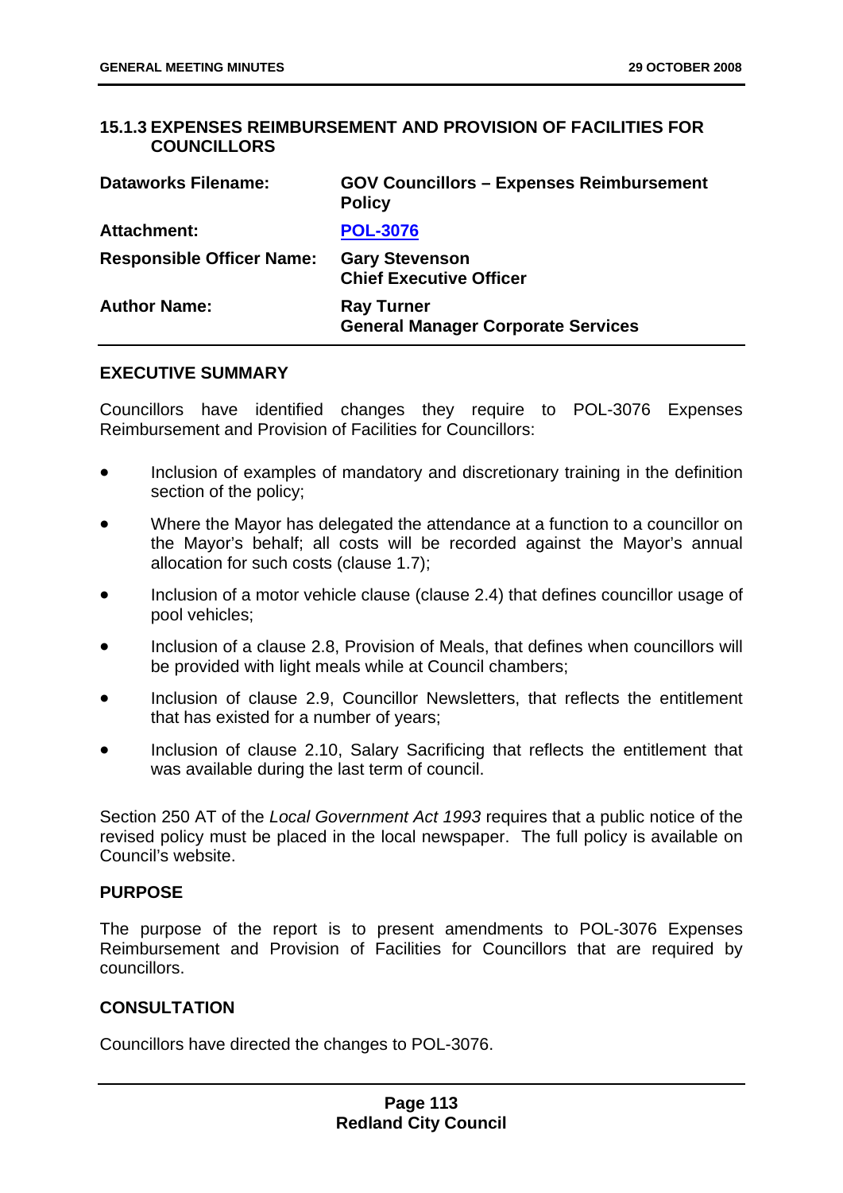### 15.1.3 EXPENSES REIMBURSEMENT AND PROVISION OF FACILITIES FOR COUNCILLORS

| | |
|---|---|
| **Dataworks Filename:** | **GOV Councillors – Expenses Reimbursement Policy** |
| **Attachment:** | **POL-3076** |
| **Responsible Officer Name:** | **Gary Stevenson**<br>**Chief Executive Officer** |
| **Author Name:** | **Ray Turner**<br>**General Manager Corporate Services** |

#### EXECUTIVE SUMMARY

Councillors have identified changes they require to POL-3076 Expenses Reimbursement and Provision of Facilities for Councillors:

- Inclusion of examples of mandatory and discretionary training in the definition section of the policy;
- Where the Mayor has delegated the attendance at a function to a councillor on the Mayor's behalf; all costs will be recorded against the Mayor's annual allocation for such costs (clause 1.7);
- Inclusion of a motor vehicle clause (clause 2.4) that defines councillor usage of pool vehicles;
- Inclusion of a clause 2.8, Provision of Meals, that defines when councillors will be provided with light meals while at Council chambers;
- Inclusion of clause 2.9, Councillor Newsletters, that reflects the entitlement that has existed for a number of years;
- Inclusion of clause 2.10, Salary Sacrificing that reflects the entitlement that was available during the last term of council.

Section 250 AT of the *Local Government Act 1993* requires that a public notice of the revised policy must be placed in the local newspaper. The full policy is available on Council's website.

#### PURPOSE

The purpose of the report is to present amendments to POL-3076 Expenses Reimbursement and Provision of Facilities for Councillors that are required by councillors.

#### CONSULTATION

Councillors have directed the changes to POL-3076.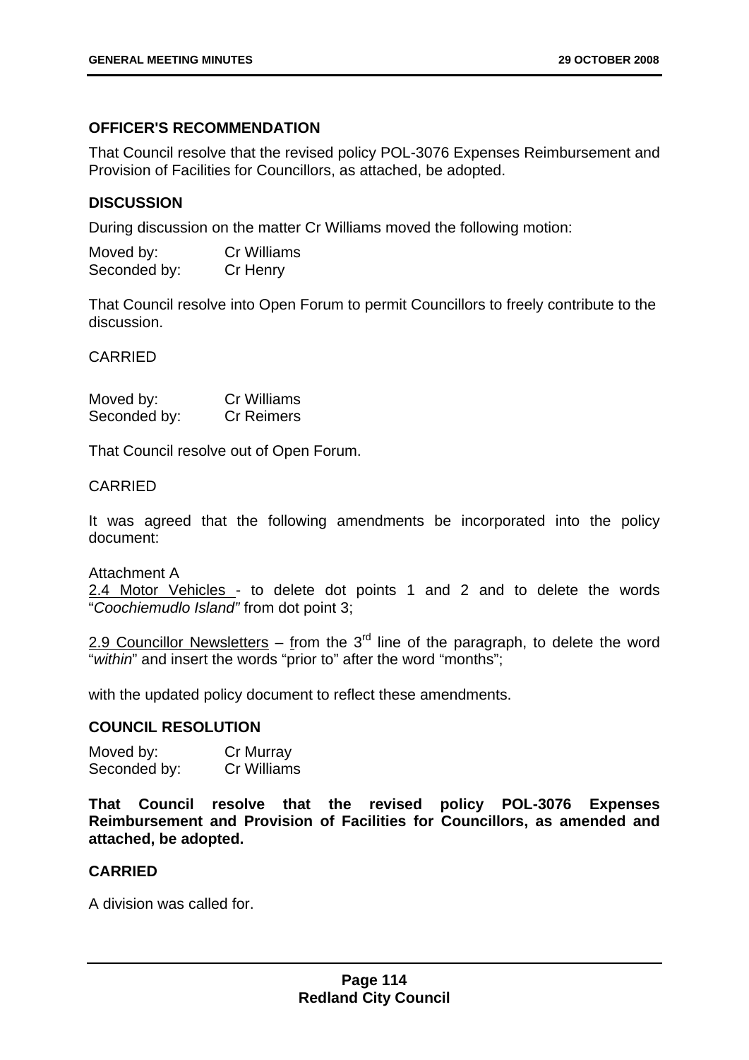### OFFICER'S RECOMMENDATION

That Council resolve that the revised policy POL-3076 Expenses Reimbursement and Provision of Facilities for Councillors, as attached, be adopted.

### DISCUSSION

During discussion on the matter Cr Williams moved the following motion:

Moved by: Cr Williams
Seconded by: Cr Henry

That Council resolve into Open Forum to permit Councillors to freely contribute to the discussion.

CARRIED

Moved by: Cr Williams
Seconded by: Cr Reimers

That Council resolve out of Open Forum.

CARRIED

It was agreed that the following amendments be incorporated into the policy document:

Attachment A
2.4 Motor Vehicles - to delete dot points 1 and 2 and to delete the words "*Coochiemudlo Island"* from dot point 3;

2.9 Councillor Newsletters – from the 3rd line of the paragraph, to delete the word "*within*" and insert the words "prior to" after the word "months";

with the updated policy document to reflect these amendments.

### COUNCIL RESOLUTION

Moved by: Cr Murray
Seconded by: Cr Williams

**That Council resolve that the revised policy POL-3076 Expenses Reimbursement and Provision of Facilities for Councillors, as amended and attached, be adopted.**

**CARRIED**

A division was called for.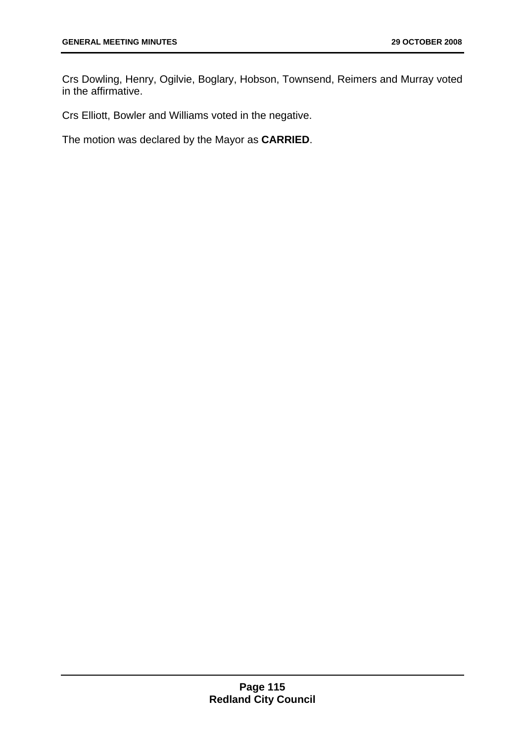Crs Dowling, Henry, Ogilvie, Boglary, Hobson, Townsend, Reimers and Murray voted in the affirmative.

Crs Elliott, Bowler and Williams voted in the negative.

The motion was declared by the Mayor as **CARRIED**.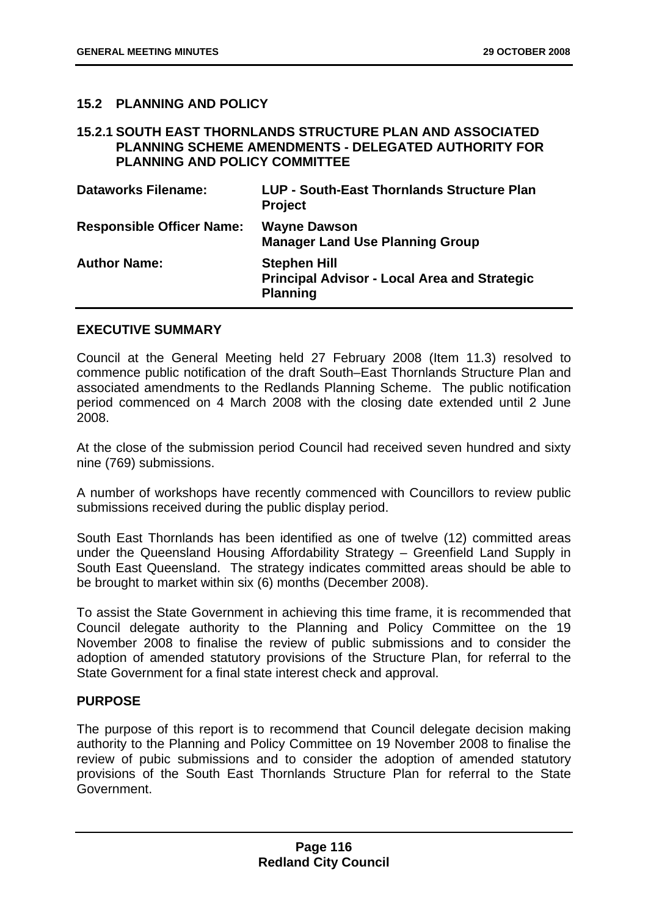## 15.2 PLANNING AND POLICY

### 15.2.1 SOUTH EAST THORNLANDS STRUCTURE PLAN AND ASSOCIATED PLANNING SCHEME AMENDMENTS - DELEGATED AUTHORITY FOR PLANNING AND POLICY COMMITTEE

| | |
|---|---|
| **Dataworks Filename:** | **LUP - South-East Thornlands Structure Plan Project** |
| **Responsible Officer Name:** | **Wayne Dawson**<br>**Manager Land Use Planning Group** |
| **Author Name:** | **Stephen Hill**<br>**Principal Advisor - Local Area and Strategic Planning** |

**EXECUTIVE SUMMARY**

Council at the General Meeting held 27 February 2008 (Item 11.3) resolved to commence public notification of the draft South–East Thornlands Structure Plan and associated amendments to the Redlands Planning Scheme. The public notification period commenced on 4 March 2008 with the closing date extended until 2 June 2008.

At the close of the submission period Council had received seven hundred and sixty nine (769) submissions.

A number of workshops have recently commenced with Councillors to review public submissions received during the public display period.

South East Thornlands has been identified as one of twelve (12) committed areas under the Queensland Housing Affordability Strategy – Greenfield Land Supply in South East Queensland. The strategy indicates committed areas should be able to be brought to market within six (6) months (December 2008).

To assist the State Government in achieving this time frame, it is recommended that Council delegate authority to the Planning and Policy Committee on the 19 November 2008 to finalise the review of public submissions and to consider the adoption of amended statutory provisions of the Structure Plan, for referral to the State Government for a final state interest check and approval.

**PURPOSE**

The purpose of this report is to recommend that Council delegate decision making authority to the Planning and Policy Committee on 19 November 2008 to finalise the review of pubic submissions and to consider the adoption of amended statutory provisions of the South East Thornlands Structure Plan for referral to the State Government.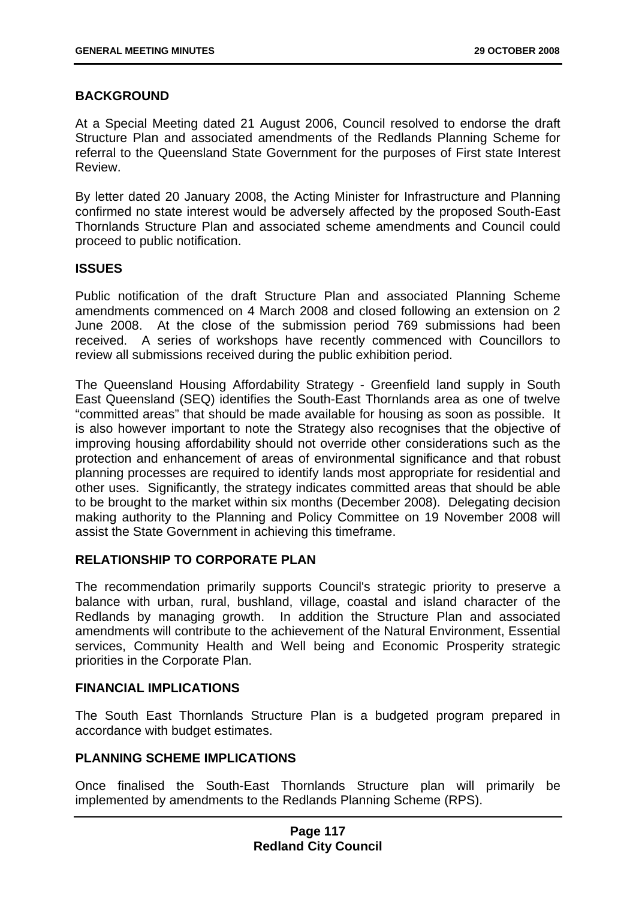## BACKGROUND

At a Special Meeting dated 21 August 2006, Council resolved to endorse the draft Structure Plan and associated amendments of the Redlands Planning Scheme for referral to the Queensland State Government for the purposes of First state Interest Review.

By letter dated 20 January 2008, the Acting Minister for Infrastructure and Planning confirmed no state interest would be adversely affected by the proposed South-East Thornlands Structure Plan and associated scheme amendments and Council could proceed to public notification.

## ISSUES

Public notification of the draft Structure Plan and associated Planning Scheme amendments commenced on 4 March 2008 and closed following an extension on 2 June 2008. At the close of the submission period 769 submissions had been received. A series of workshops have recently commenced with Councillors to review all submissions received during the public exhibition period.

The Queensland Housing Affordability Strategy - Greenfield land supply in South East Queensland (SEQ) identifies the South-East Thornlands area as one of twelve "committed areas" that should be made available for housing as soon as possible. It is also however important to note the Strategy also recognises that the objective of improving housing affordability should not override other considerations such as the protection and enhancement of areas of environmental significance and that robust planning processes are required to identify lands most appropriate for residential and other uses. Significantly, the strategy indicates committed areas that should be able to be brought to the market within six months (December 2008). Delegating decision making authority to the Planning and Policy Committee on 19 November 2008 will assist the State Government in achieving this timeframe.

## RELATIONSHIP TO CORPORATE PLAN

The recommendation primarily supports Council's strategic priority to preserve a balance with urban, rural, bushland, village, coastal and island character of the Redlands by managing growth. In addition the Structure Plan and associated amendments will contribute to the achievement of the Natural Environment, Essential services, Community Health and Well being and Economic Prosperity strategic priorities in the Corporate Plan.

## FINANCIAL IMPLICATIONS

The South East Thornlands Structure Plan is a budgeted program prepared in accordance with budget estimates.

## PLANNING SCHEME IMPLICATIONS

Once finalised the South-East Thornlands Structure plan will primarily be implemented by amendments to the Redlands Planning Scheme (RPS).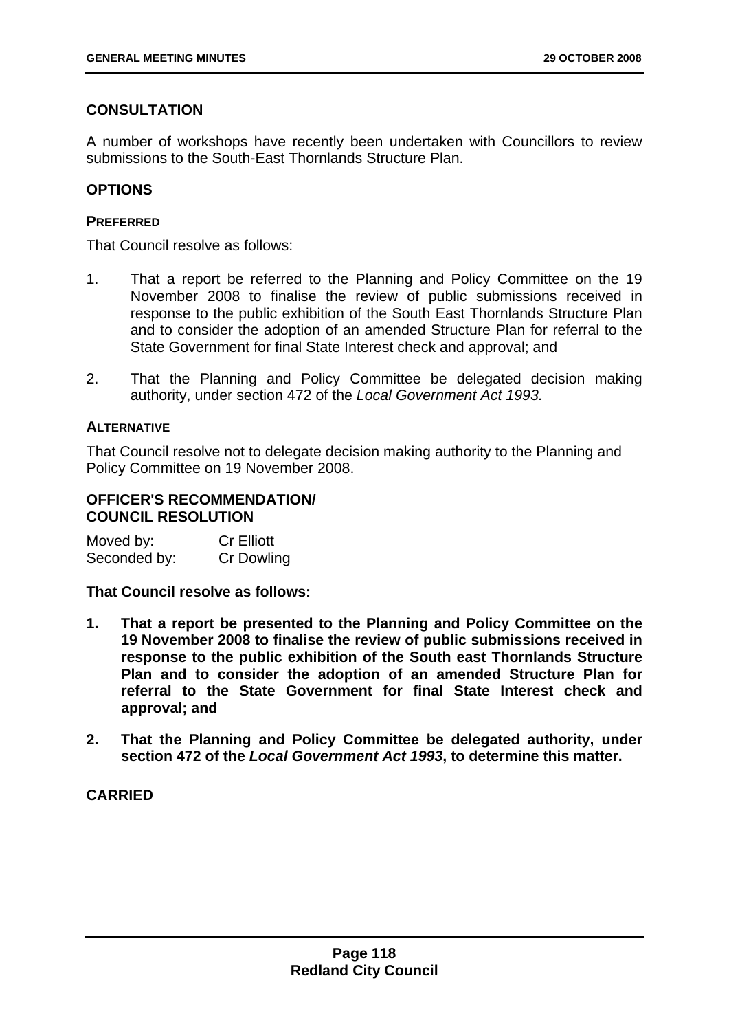## CONSULTATION

A number of workshops have recently been undertaken with Councillors to review submissions to the South-East Thornlands Structure Plan.

## OPTIONS

### PREFERRED

That Council resolve as follows:

1. That a report be referred to the Planning and Policy Committee on the 19 November 2008 to finalise the review of public submissions received in response to the public exhibition of the South East Thornlands Structure Plan and to consider the adoption of an amended Structure Plan for referral to the State Government for final State Interest check and approval; and

2. That the Planning and Policy Committee be delegated decision making authority, under section 472 of the *Local Government Act 1993.*

### ALTERNATIVE

That Council resolve not to delegate decision making authority to the Planning and Policy Committee on 19 November 2008.

## OFFICER'S RECOMMENDATION/ COUNCIL RESOLUTION

Moved by: Cr Elliott
Seconded by: Cr Dowling

**That Council resolve as follows:**

1. **That a report be presented to the Planning and Policy Committee on the 19 November 2008 to finalise the review of public submissions received in response to the public exhibition of the South east Thornlands Structure Plan and to consider the adoption of an amended Structure Plan for referral to the State Government for final State Interest check and approval; and**

2. **That the Planning and Policy Committee be delegated authority, under section 472 of the *Local Government Act 1993*, to determine this matter.**

**CARRIED**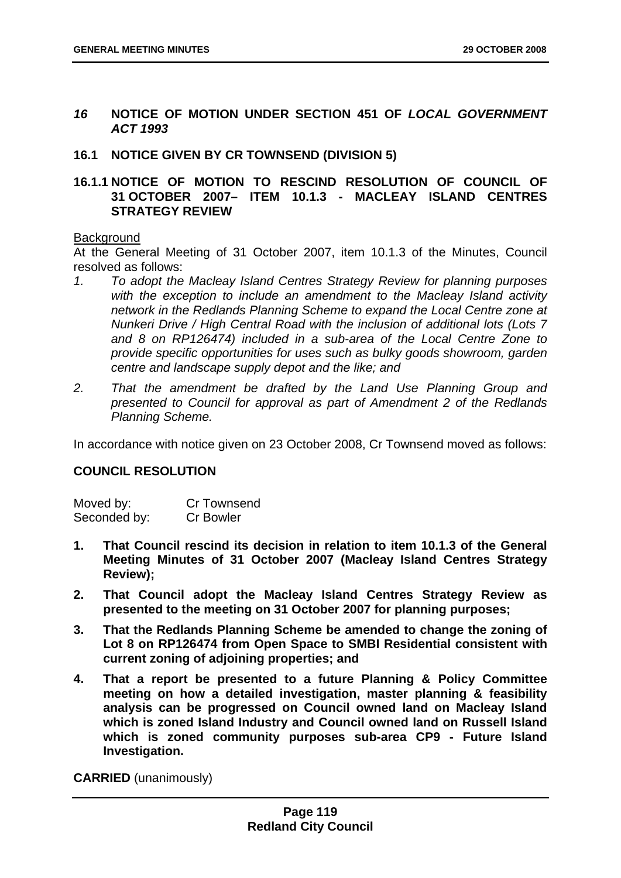## *16* NOTICE OF MOTION UNDER SECTION 451 OF *LOCAL GOVERNMENT ACT 1993*

### 16.1 NOTICE GIVEN BY CR TOWNSEND (DIVISION 5)

### 16.1.1 NOTICE OF MOTION TO RESCIND RESOLUTION OF COUNCIL OF 31 OCTOBER 2007– ITEM 10.1.3 - MACLEAY ISLAND CENTRES STRATEGY REVIEW

Background

At the General Meeting of 31 October 2007, item 10.1.3 of the Minutes, Council resolved as follows:

1. *To adopt the Macleay Island Centres Strategy Review for planning purposes with the exception to include an amendment to the Macleay Island activity network in the Redlands Planning Scheme to expand the Local Centre zone at Nunkeri Drive / High Central Road with the inclusion of additional lots (Lots 7 and 8 on RP126474) included in a sub-area of the Local Centre Zone to provide specific opportunities for uses such as bulky goods showroom, garden centre and landscape supply depot and the like; and*
2. *That the amendment be drafted by the Land Use Planning Group and presented to Council for approval as part of Amendment 2 of the Redlands Planning Scheme.*

In accordance with notice given on 23 October 2008, Cr Townsend moved as follows:

**COUNCIL RESOLUTION**

| Moved by: | Cr Townsend |
|---|---|
| Seconded by: | Cr Bowler |

1. **That Council rescind its decision in relation to item 10.1.3 of the General Meeting Minutes of 31 October 2007 (Macleay Island Centres Strategy Review);**
2. **That Council adopt the Macleay Island Centres Strategy Review as presented to the meeting on 31 October 2007 for planning purposes;**
3. **That the Redlands Planning Scheme be amended to change the zoning of Lot 8 on RP126474 from Open Space to SMBI Residential consistent with current zoning of adjoining properties; and**
4. **That a report be presented to a future Planning & Policy Committee meeting on how a detailed investigation, master planning & feasibility analysis can be progressed on Council owned land on Macleay Island which is zoned Island Industry and Council owned land on Russell Island which is zoned community purposes sub-area CP9 - Future Island Investigation.**

**CARRIED** (unanimously)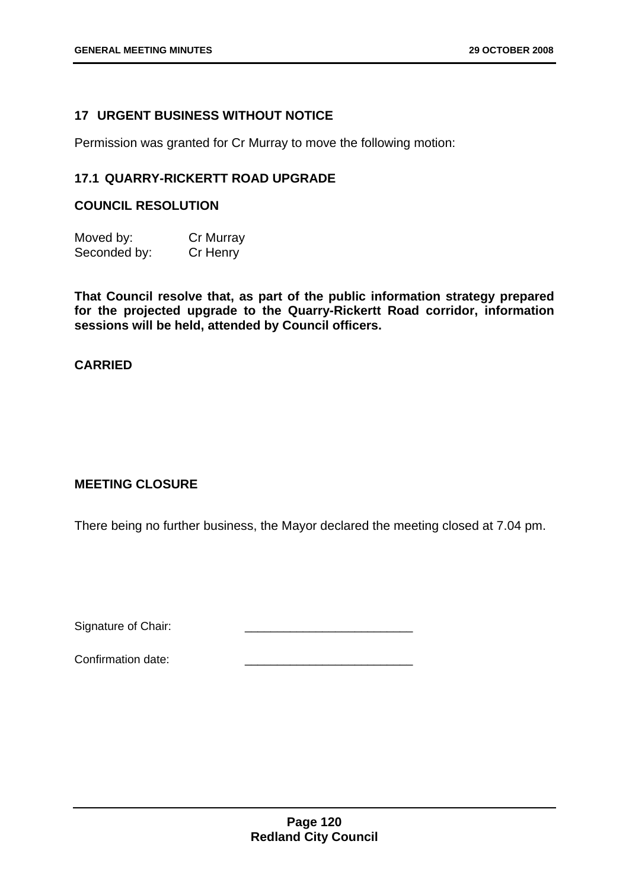## 17 URGENT BUSINESS WITHOUT NOTICE

Permission was granted for Cr Murray to move the following motion:

### 17.1 QUARRY-RICKERTT ROAD UPGRADE

**COUNCIL RESOLUTION**

Moved by: Cr Murray
Seconded by: Cr Henry

**That Council resolve that, as part of the public information strategy prepared for the projected upgrade to the Quarry-Rickertt Road corridor, information sessions will be held, attended by Council officers.**

**CARRIED**

## MEETING CLOSURE

There being no further business, the Mayor declared the meeting closed at 7.04 pm.

Signature of Chair: \_\_\_\_\_\_\_\_\_\_\_\_\_\_\_\_\_\_\_\_\_\_\_\_\_\_

Confirmation date: \_\_\_\_\_\_\_\_\_\_\_\_\_\_\_\_\_\_\_\_\_\_\_\_\_\_